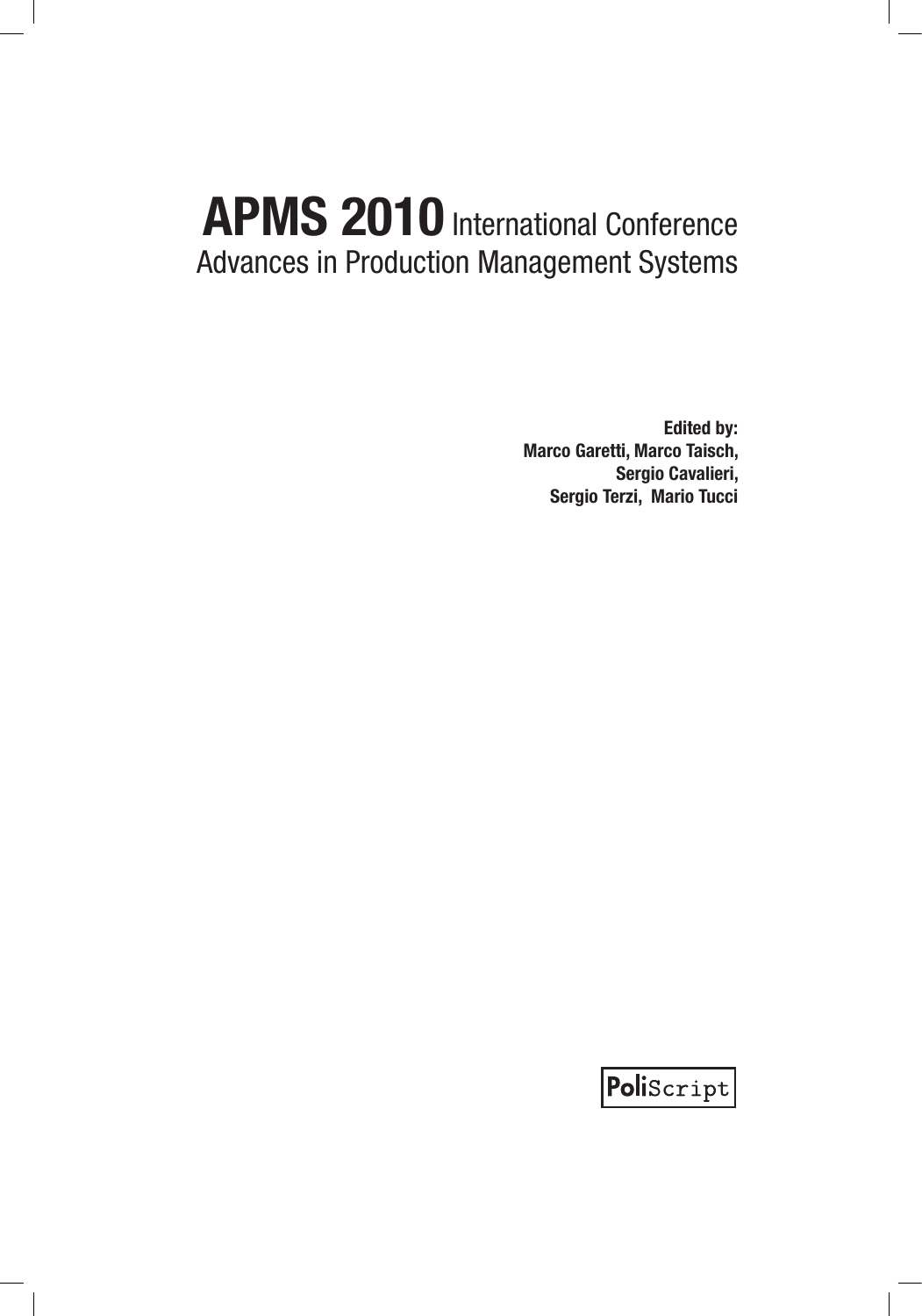# APMS 2010 International Conference
## Advances in Production Management Systems

**Edited by:**
**Marco Garetti, Marco Taisch,**
**Sergio Cavalieri,**
**Sergio Terzi, Mario Tucci**

**Poli**Script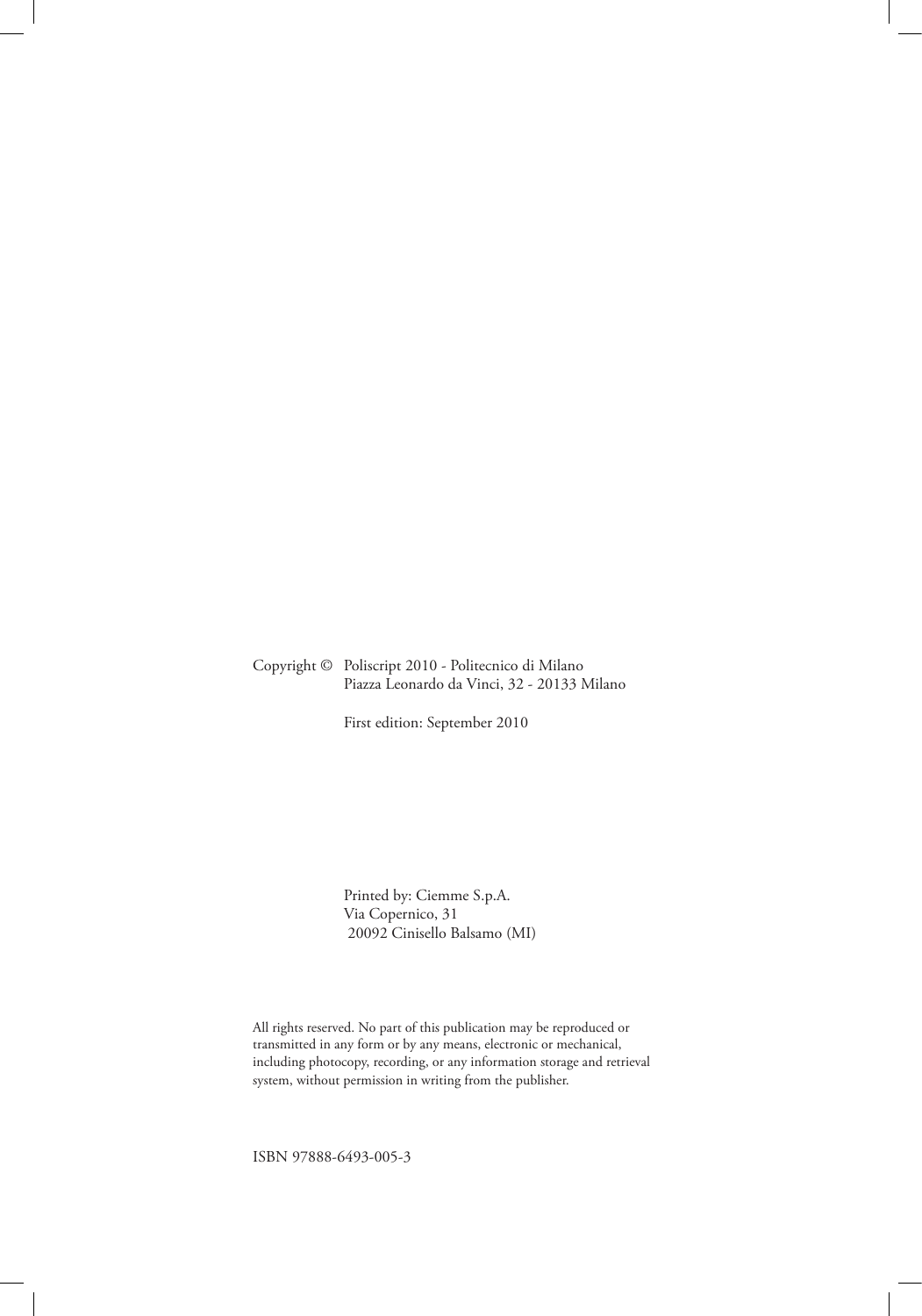Copyright © Poliscript 2010 - Politecnico di Milano
Piazza Leonardo da Vinci, 32 - 20133 Milano

First edition: September 2010

Printed by: Ciemme S.p.A.
Via Copernico, 31
20092 Cinisello Balsamo (MI)

All rights reserved. No part of this publication may be reproduced or transmitted in any form or by any means, electronic or mechanical, including photocopy, recording, or any information storage and retrieval system, without permission in writing from the publisher.

ISBN 97888-6493-005-3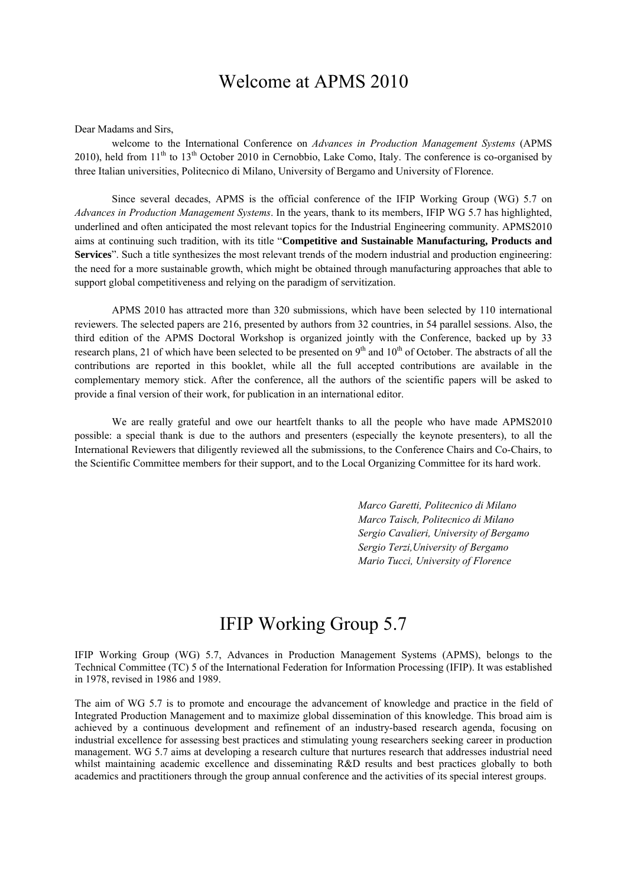# Welcome at APMS 2010

Dear Madams and Sirs,

welcome to the International Conference on *Advances in Production Management Systems* (APMS 2010), held from 11th to 13th October 2010 in Cernobbio, Lake Como, Italy. The conference is co-organised by three Italian universities, Politecnico di Milano, University of Bergamo and University of Florence.

Since several decades, APMS is the official conference of the IFIP Working Group (WG) 5.7 on *Advances in Production Management Systems*. In the years, thank to its members, IFIP WG 5.7 has highlighted, underlined and often anticipated the most relevant topics for the Industrial Engineering community. APMS2010 aims at continuing such tradition, with its title "**Competitive and Sustainable Manufacturing, Products and Services**". Such a title synthesizes the most relevant trends of the modern industrial and production engineering: the need for a more sustainable growth, which might be obtained through manufacturing approaches that able to support global competitiveness and relying on the paradigm of servitization.

APMS 2010 has attracted more than 320 submissions, which have been selected by 110 international reviewers. The selected papers are 216, presented by authors from 32 countries, in 54 parallel sessions. Also, the third edition of the APMS Doctoral Workshop is organized jointly with the Conference, backed up by 33 research plans, 21 of which have been selected to be presented on 9th and 10th of October. The abstracts of all the contributions are reported in this booklet, while all the full accepted contributions are available in the complementary memory stick. After the conference, all the authors of the scientific papers will be asked to provide a final version of their work, for publication in an international editor.

We are really grateful and owe our heartfelt thanks to all the people who have made APMS2010 possible: a special thank is due to the authors and presenters (especially the keynote presenters), to all the International Reviewers that diligently reviewed all the submissions, to the Conference Chairs and Co-Chairs, to the Scientific Committee members for their support, and to the Local Organizing Committee for its hard work.

*Marco Garetti, Politecnico di Milano*
*Marco Taisch, Politecnico di Milano*
*Sergio Cavalieri, University of Bergamo*
*Sergio Terzi,University of Bergamo*
*Mario Tucci, University of Florence*

# IFIP Working Group 5.7

IFIP Working Group (WG) 5.7, Advances in Production Management Systems (APMS), belongs to the Technical Committee (TC) 5 of the International Federation for Information Processing (IFIP). It was established in 1978, revised in 1986 and 1989.

The aim of WG 5.7 is to promote and encourage the advancement of knowledge and practice in the field of Integrated Production Management and to maximize global dissemination of this knowledge. This broad aim is achieved by a continuous development and refinement of an industry-based research agenda, focusing on industrial excellence for assessing best practices and stimulating young researchers seeking career in production management. WG 5.7 aims at developing a research culture that nurtures research that addresses industrial need whilst maintaining academic excellence and disseminating R&D results and best practices globally to both academics and practitioners through the group annual conference and the activities of its special interest groups.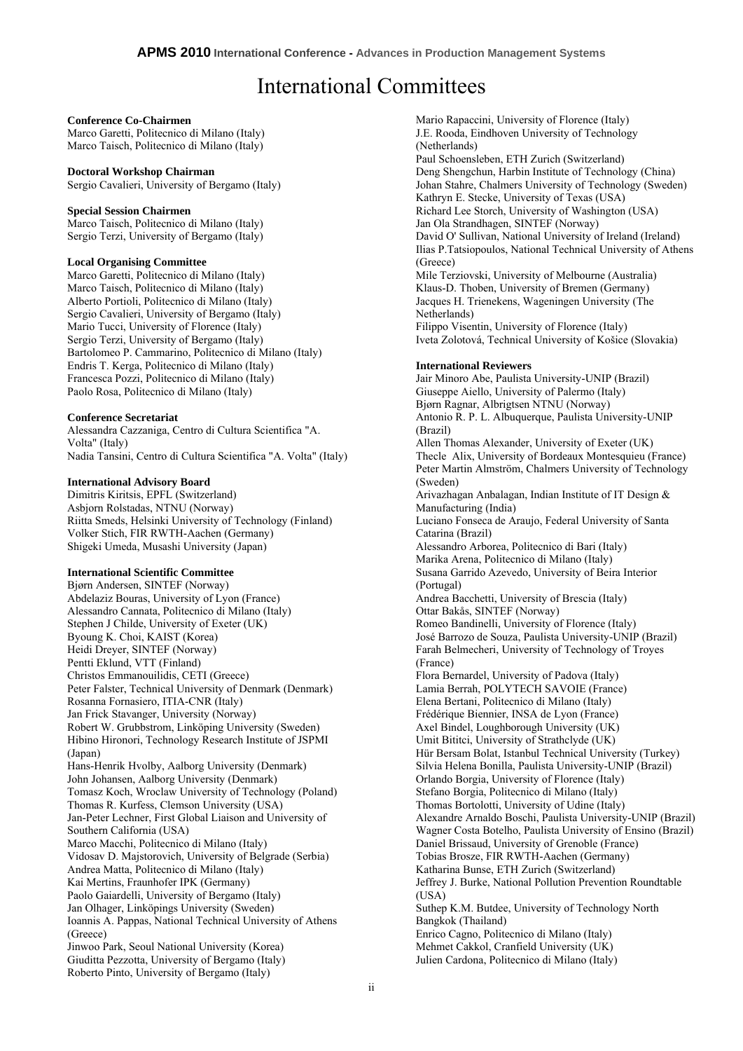# International Committees

**Conference Co-Chairmen**
Marco Garetti, Politecnico di Milano (Italy)
Marco Taisch, Politecnico di Milano (Italy)

**Doctoral Workshop Chairman**
Sergio Cavalieri, University of Bergamo (Italy)

**Special Session Chairmen**
Marco Taisch, Politecnico di Milano (Italy)
Sergio Terzi, University of Bergamo (Italy)

**Local Organising Committee**
Marco Garetti, Politecnico di Milano (Italy)
Marco Taisch, Politecnico di Milano (Italy)
Alberto Portioli, Politecnico di Milano (Italy)
Sergio Cavalieri, University of Bergamo (Italy)
Mario Tucci, University of Florence (Italy)
Sergio Terzi, University of Bergamo (Italy)
Bartolomeo P. Cammarino, Politecnico di Milano (Italy)
Endris T. Kerga, Politecnico di Milano (Italy)
Francesca Pozzi, Politecnico di Milano (Italy)
Paolo Rosa, Politecnico di Milano (Italy)

**Conference Secretariat**
Alessandra Cazzaniga, Centro di Cultura Scientifica "A. Volta" (Italy)
Nadia Tansini, Centro di Cultura Scientifica "A. Volta" (Italy)

**International Advisory Board**
Dimitris Kiritsis, EPFL (Switzerland)
Asbjorn Rolstadas, NTNU (Norway)
Riitta Smeds, Helsinki University of Technology (Finland)
Volker Stich, FIR RWTH-Aachen (Germany)
Shigeki Umeda, Musashi University (Japan)

**International Scientific Committee**
Bjørn Andersen, SINTEF (Norway)
Abdelaziz Bouras, University of Lyon (France)
Alessandro Cannata, Politecnico di Milano (Italy)
Stephen J Childe, University of Exeter (UK)
Byoung K. Choi, KAIST (Korea)
Heidi Dreyer, SINTEF (Norway)
Pentti Eklund, VTT (Finland)
Christos Emmanouilidis, CETI (Greece)
Peter Falster, Technical University of Denmark (Denmark)
Rosanna Fornasiero, ITIA-CNR (Italy)
Jan Frick Stavanger, University (Norway)
Robert W. Grubbstrom, Linköping University (Sweden)
Hibino Hironori, Technology Research Institute of JSPMI (Japan)
Hans-Henrik Hvolby, Aalborg University (Denmark)
John Johansen, Aalborg University (Denmark)
Tomasz Koch, Wroclaw University of Technology (Poland)
Thomas R. Kurfess, Clemson University (USA)
Jan-Peter Lechner, First Global Liaison and University of Southern California (USA)
Marco Macchi, Politecnico di Milano (Italy)
Vidosav D. Majstorovich, University of Belgrade (Serbia)
Andrea Matta, Politecnico di Milano (Italy)
Kai Mertins, Fraunhofer IPK (Germany)
Paolo Gaiardelli, University of Bergamo (Italy)
Jan Olhager, Linköpings University (Sweden)
Ioannis A. Pappas, National Technical University of Athens (Greece)
Jinwoo Park, Seoul National University (Korea)
Giuditta Pezzotta, University of Bergamo (Italy)
Roberto Pinto, University of Bergamo (Italy)
Mario Rapaccini, University of Florence (Italy)
J.E. Rooda, Eindhoven University of Technology (Netherlands)
Paul Schoensleben, ETH Zurich (Switzerland)
Deng Shengchun, Harbin Institute of Technology (China)
Johan Stahre, Chalmers University of Technology (Sweden)
Kathryn E. Stecke, University of Texas (USA)
Richard Lee Storch, University of Washington (USA)
Jan Ola Strandhagen, SINTEF (Norway)
David O' Sullivan, National University of Ireland (Ireland)
Ilias P.Tatsiopoulos, National Technical University of Athens (Greece)
Mile Terziovski, University of Melbourne (Australia)
Klaus-D. Thoben, University of Bremen (Germany)
Jacques H. Trienekens, Wageningen University (The Netherlands)
Filippo Visentin, University of Florence (Italy)
Iveta Zolotová, Technical University of Košice (Slovakia)

**International Reviewers**
Jair Minoro Abe, Paulista University-UNIP (Brazil)
Giuseppe Aiello, University of Palermo (Italy)
Bjørn Ragnar, Albrigtsen NTNU (Norway)
Antonio R. P. L. Albuquerque, Paulista University-UNIP (Brazil)
Allen Thomas Alexander, University of Exeter (UK)
Thecle Alix, University of Bordeaux Montesquieu (France)
Peter Martin Almström, Chalmers University of Technology (Sweden)
Arivazhagan Anbalagan, Indian Institute of IT Design & Manufacturing (India)
Luciano Fonseca de Araujo, Federal University of Santa Catarina (Brazil)
Alessandro Arborea, Politecnico di Bari (Italy)
Marika Arena, Politecnico di Milano (Italy)
Susana Garrido Azevedo, University of Beira Interior (Portugal)
Andrea Bacchetti, University of Brescia (Italy)
Ottar Bakås, SINTEF (Norway)
Romeo Bandinelli, University of Florence (Italy)
José Barrozo de Souza, Paulista University-UNIP (Brazil)
Farah Belmecheri, University of Technology of Troyes (France)
Flora Bernardel, University of Padova (Italy)
Lamia Berrah, POLYTECH SAVOIE (France)
Elena Bertani, Politecnico di Milano (Italy)
Frédérique Biennier, INSA de Lyon (France)
Axel Bindel, Loughborough University (UK)
Umit Bititci, University of Strathclyde (UK)
Hür Bersam Bolat, Istanbul Technical University (Turkey)
Silvia Helena Bonilla, Paulista University-UNIP (Brazil)
Orlando Borgia, University of Florence (Italy)
Stefano Borgia, Politecnico di Milano (Italy)
Thomas Bortolotti, University of Udine (Italy)
Alexandre Arnaldo Boschi, Paulista University-UNIP (Brazil)
Wagner Costa Botelho, Paulista University of Ensino (Brazil)
Daniel Brissaud, University of Grenoble (France)
Tobias Brosze, FIR RWTH-Aachen (Germany)
Katharina Bunse, ETH Zurich (Switzerland)
Jeffrey J. Burke, National Pollution Prevention Roundtable (USA)
Suthep K.M. Butdee, University of Technology North Bangkok (Thailand)
Enrico Cagno, Politecnico di Milano (Italy)
Mehmet Cakkol, Cranfield University (UK)
Julien Cardona, Politecnico di Milano (Italy)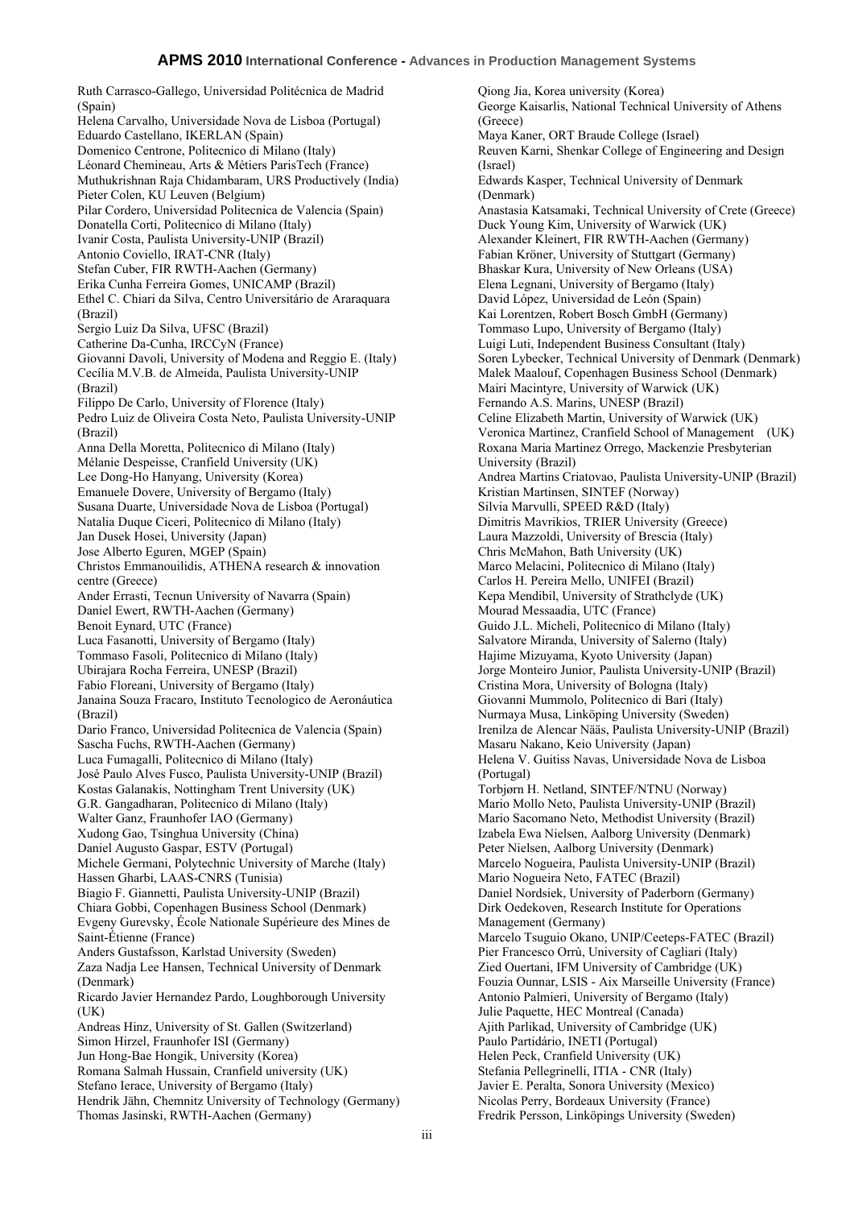Ruth Carrasco-Gallego, Universidad Politécnica de Madrid (Spain)
Helena Carvalho, Universidade Nova de Lisboa (Portugal)
Eduardo Castellano, IKERLAN (Spain)
Domenico Centrone, Politecnico di Milano (Italy)
Léonard Chemineau, Arts & Métiers ParisTech (France)
Muthukrishnan Raja Chidambaram, URS Productively (India)
Pieter Colen, KU Leuven (Belgium)
Pilar Cordero, Universidad Politecnica de Valencia (Spain)
Donatella Corti, Politecnico di Milano (Italy)
Ivanir Costa, Paulista University-UNIP (Brazil)
Antonio Coviello, IRAT-CNR (Italy)
Stefan Cuber, FIR RWTH-Aachen (Germany)
Erika Cunha Ferreira Gomes, UNICAMP (Brazil)
Ethel C. Chiari da Silva, Centro Universitário de Araraquara (Brazil)
Sergio Luiz Da Silva, UFSC (Brazil)
Catherine Da-Cunha, IRCCyN (France)
Giovanni Davoli, University of Modena and Reggio E. (Italy)
Cecília M.V.B. de Almeida, Paulista University-UNIP (Brazil)
Filippo De Carlo, University of Florence (Italy)
Pedro Luiz de Oliveira Costa Neto, Paulista University-UNIP (Brazil)
Anna Della Moretta, Politecnico di Milano (Italy)
Mélanie Despeisse, Cranfield University (UK)
Lee Dong-Ho Hanyang, University (Korea)
Emanuele Dovere, University of Bergamo (Italy)
Susana Duarte, Universidade Nova de Lisboa (Portugal)
Natalia Duque Ciceri, Politecnico di Milano (Italy)
Jan Dusek Hosei, University (Japan)
Jose Alberto Eguren, MGEP (Spain)
Christos Emmanouilidis, ATHENA research & innovation centre (Greece)
Ander Errasti, Tecnun University of Navarra (Spain)
Daniel Ewert, RWTH-Aachen (Germany)
Benoit Eynard, UTC (France)
Luca Fasanotti, University of Bergamo (Italy)
Tommaso Fasoli, Politecnico di Milano (Italy)
Ubirajara Rocha Ferreira, UNESP (Brazil)
Fabio Floreani, University of Bergamo (Italy)
Janaina Souza Fracaro, Instituto Tecnologico de Aeronáutica (Brazil)
Dario Franco, Universidad Politecnica de Valencia (Spain)
Sascha Fuchs, RWTH-Aachen (Germany)
Luca Fumagalli, Politecnico di Milano (Italy)
José Paulo Alves Fusco, Paulista University-UNIP (Brazil)
Kostas Galanakis, Nottingham Trent University (UK)
G.R. Gangadharan, Politecnico di Milano (Italy)
Walter Ganz, Fraunhofer IAO (Germany)
Xudong Gao, Tsinghua University (China)
Daniel Augusto Gaspar, ESTV (Portugal)
Michele Germani, Polytechnic University of Marche (Italy)
Hassen Gharbi, LAAS-CNRS (Tunisia)
Biagio F. Giannetti, Paulista University-UNIP (Brazil)
Chiara Gobbi, Copenhagen Business School (Denmark)
Evgeny Gurevsky, École Nationale Supérieure des Mines de Saint-Étienne (France)
Anders Gustafsson, Karlstad University (Sweden)
Zaza Nadja Lee Hansen, Technical University of Denmark (Denmark)
Ricardo Javier Hernandez Pardo, Loughborough University (UK)
Andreas Hinz, University of St. Gallen (Switzerland)
Simon Hirzel, Fraunhofer ISI (Germany)
Jun Hong-Bae Hongik, University (Korea)
Romana Salmah Hussain, Cranfield university (UK)
Stefano Ierace, University of Bergamo (Italy)
Hendrik Jähn, Chemnitz University of Technology (Germany)
Thomas Jasinski, RWTH-Aachen (Germany)
Qiong Jia, Korea university (Korea)
George Kaisarlis, National Technical University of Athens (Greece)
Maya Kaner, ORT Braude College (Israel)
Reuven Karni, Shenkar College of Engineering and Design (Israel)
Edwards Kasper, Technical University of Denmark (Denmark)
Anastasia Katsamaki, Technical University of Crete (Greece)
Duck Young Kim, University of Warwick (UK)
Alexander Kleinert, FIR RWTH-Aachen (Germany)
Fabian Kröner, University of Stuttgart (Germany)
Bhaskar Kura, University of New Orleans (USA)
Elena Legnani, University of Bergamo (Italy)
David López, Universidad de León (Spain)
Kai Lorentzen, Robert Bosch GmbH (Germany)
Tommaso Lupo, University of Bergamo (Italy)
Luigi Luti, Independent Business Consultant (Italy)
Soren Lybecker, Technical University of Denmark (Denmark)
Malek Maalouf, Copenhagen Business School (Denmark)
Mairi Macintyre, University of Warwick (UK)
Fernando A.S. Marins, UNESP (Brazil)
Celine Elizabeth Martin, University of Warwick (UK)
Veronica Martinez, Cranfield School of Management (UK)
Roxana Maria Martinez Orrego, Mackenzie Presbyterian University (Brazil)
Andrea Martins Criatovao, Paulista University-UNIP (Brazil)
Kristian Martinsen, SINTEF (Norway)
Silvia Marvulli, SPEED R&D (Italy)
Dimitris Mavrikios, TRIER University (Greece)
Laura Mazzoldi, University of Brescia (Italy)
Chris McMahon, Bath University (UK)
Marco Melacini, Politecnico di Milano (Italy)
Carlos H. Pereira Mello, UNIFEI (Brazil)
Kepa Mendibil, University of Strathclyde (UK)
Mourad Messaadia, UTC (France)
Guido J.L. Micheli, Politecnico di Milano (Italy)
Salvatore Miranda, University of Salerno (Italy)
Hajime Mizuyama, Kyoto University (Japan)
Jorge Monteiro Junior, Paulista University-UNIP (Brazil)
Cristina Mora, University of Bologna (Italy)
Giovanni Mummolo, Politecnico di Bari (Italy)
Nurmaya Musa, Linköping University (Sweden)
Irenilza de Alencar Nääs, Paulista University-UNIP (Brazil)
Masaru Nakano, Keio University (Japan)
Helena V. Guitiss Navas, Universidade Nova de Lisboa (Portugal)
Torbjørn H. Netland, SINTEF/NTNU (Norway)
Mario Mollo Neto, Paulista University-UNIP (Brazil)
Mario Sacomano Neto, Methodist University (Brazil)
Izabela Ewa Nielsen, Aalborg University (Denmark)
Peter Nielsen, Aalborg University (Denmark)
Marcelo Nogueira, Paulista University-UNIP (Brazil)
Mario Nogueira Neto, FATEC (Brazil)
Daniel Nordsiek, University of Paderborn (Germany)
Dirk Oedekoven, Research Institute for Operations Management (Germany)
Marcelo Tsuguio Okano, UNIP/Ceeteps-FATEC (Brazil)
Pier Francesco Orrù, University of Cagliari (Italy)
Zied Ouertani, IFM University of Cambridge (UK)
Fouzia Ounnar, LSIS - Aix Marseille University (France)
Antonio Palmieri, University of Bergamo (Italy)
Julie Paquette, HEC Montreal (Canada)
Ajith Parlikad, University of Cambridge (UK)
Paulo Partidário, INETI (Portugal)
Helen Peck, Cranfield University (UK)
Stefania Pellegrinelli, ITIA - CNR (Italy)
Javier E. Peralta, Sonora University (Mexico)
Nicolas Perry, Bordeaux University (France)
Fredrik Persson, Linköpings University (Sweden)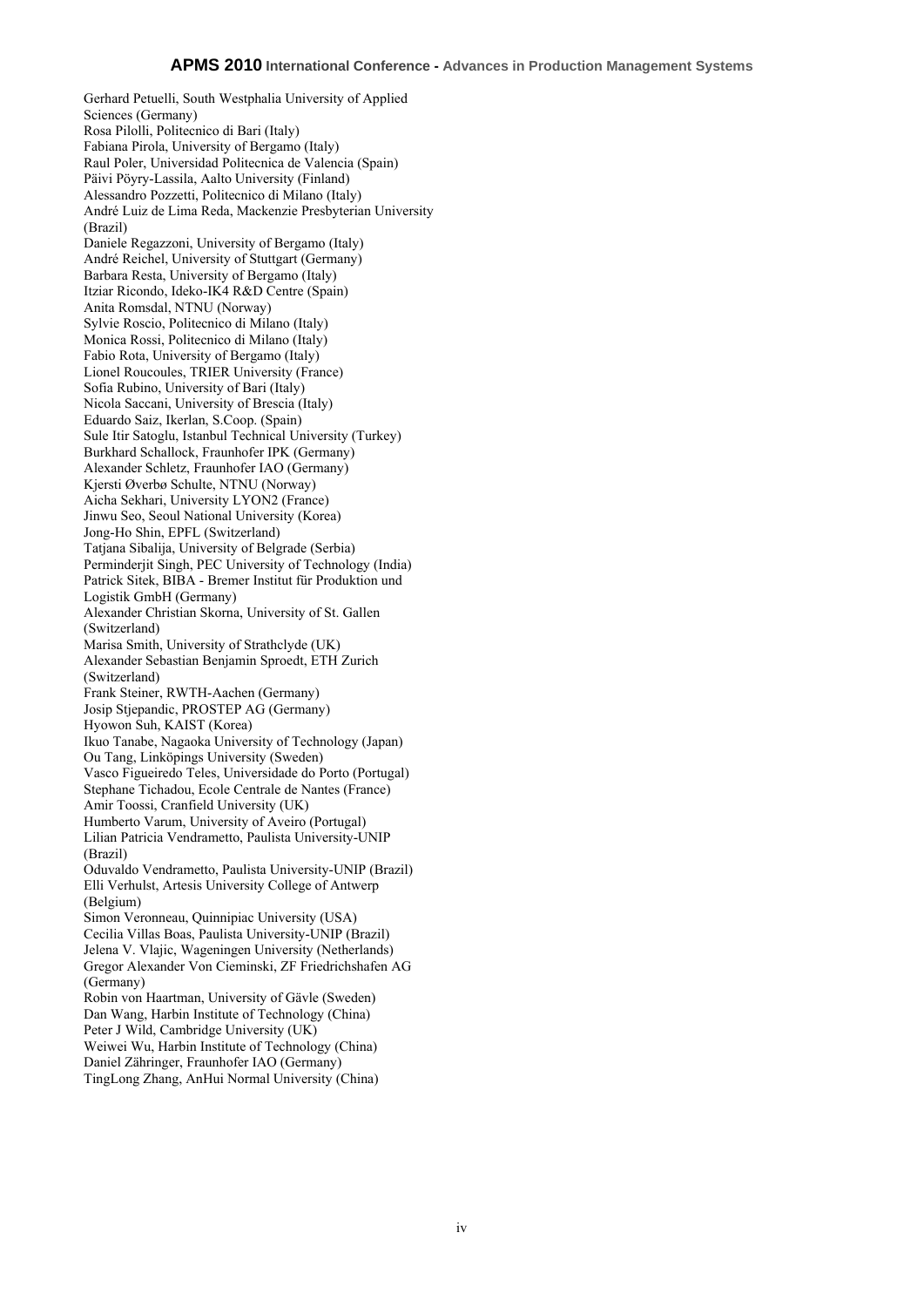Gerhard Petuelli, South Westphalia University of Applied Sciences (Germany)
Rosa Pilolli, Politecnico di Bari (Italy)
Fabiana Pirola, University of Bergamo (Italy)
Raul Poler, Universidad Politecnica de Valencia (Spain)
Päivi Pöyry-Lassila, Aalto University (Finland)
Alessandro Pozzetti, Politecnico di Milano (Italy)
André Luiz de Lima Reda, Mackenzie Presbyterian University (Brazil)
Daniele Regazzoni, University of Bergamo (Italy)
André Reichel, University of Stuttgart (Germany)
Barbara Resta, University of Bergamo (Italy)
Itziar Ricondo, Ideko-IK4 R&D Centre (Spain)
Anita Romsdal, NTNU (Norway)
Sylvie Roscio, Politecnico di Milano (Italy)
Monica Rossi, Politecnico di Milano (Italy)
Fabio Rota, University of Bergamo (Italy)
Lionel Roucoules, TRIER University (France)
Sofia Rubino, University of Bari (Italy)
Nicola Saccani, University of Brescia (Italy)
Eduardo Saiz, Ikerlan, S.Coop. (Spain)
Sule Itir Satoglu, Istanbul Technical University (Turkey)
Burkhard Schallock, Fraunhofer IPK (Germany)
Alexander Schletz, Fraunhofer IAO (Germany)
Kjersti Øverbø Schulte, NTNU (Norway)
Aicha Sekhari, University LYON2 (France)
Jinwu Seo, Seoul National University (Korea)
Jong-Ho Shin, EPFL (Switzerland)
Tatjana Sibalija, University of Belgrade (Serbia)
Perminderjit Singh, PEC University of Technology (India)
Patrick Sitek, BIBA - Bremer Institut für Produktion und Logistik GmbH (Germany)
Alexander Christian Skorna, University of St. Gallen (Switzerland)
Marisa Smith, University of Strathclyde (UK)
Alexander Sebastian Benjamin Sproedt, ETH Zurich (Switzerland)
Frank Steiner, RWTH-Aachen (Germany)
Josip Stjepandic, PROSTEP AG (Germany)
Hyowon Suh, KAIST (Korea)
Ikuo Tanabe, Nagaoka University of Technology (Japan)
Ou Tang, Linköpings University (Sweden)
Vasco Figueiredo Teles, Universidade do Porto (Portugal)
Stephane Tichadou, Ecole Centrale de Nantes (France)
Amir Toossi, Cranfield University (UK)
Humberto Varum, University of Aveiro (Portugal)
Lilian Patricia Vendrametto, Paulista University-UNIP (Brazil)
Oduvaldo Vendrametto, Paulista University-UNIP (Brazil)
Elli Verhulst, Artesis University College of Antwerp (Belgium)
Simon Veronneau, Quinnipiac University (USA)
Cecilia Villas Boas, Paulista University-UNIP (Brazil)
Jelena V. Vlajic, Wageningen University (Netherlands)
Gregor Alexander Von Cieminski, ZF Friedrichshafen AG (Germany)
Robin von Haartman, University of Gävle (Sweden)
Dan Wang, Harbin Institute of Technology (China)
Peter J Wild, Cambridge University (UK)
Weiwei Wu, Harbin Institute of Technology (China)
Daniel Zähringer, Fraunhofer IAO (Germany)
TingLong Zhang, AnHui Normal University (China)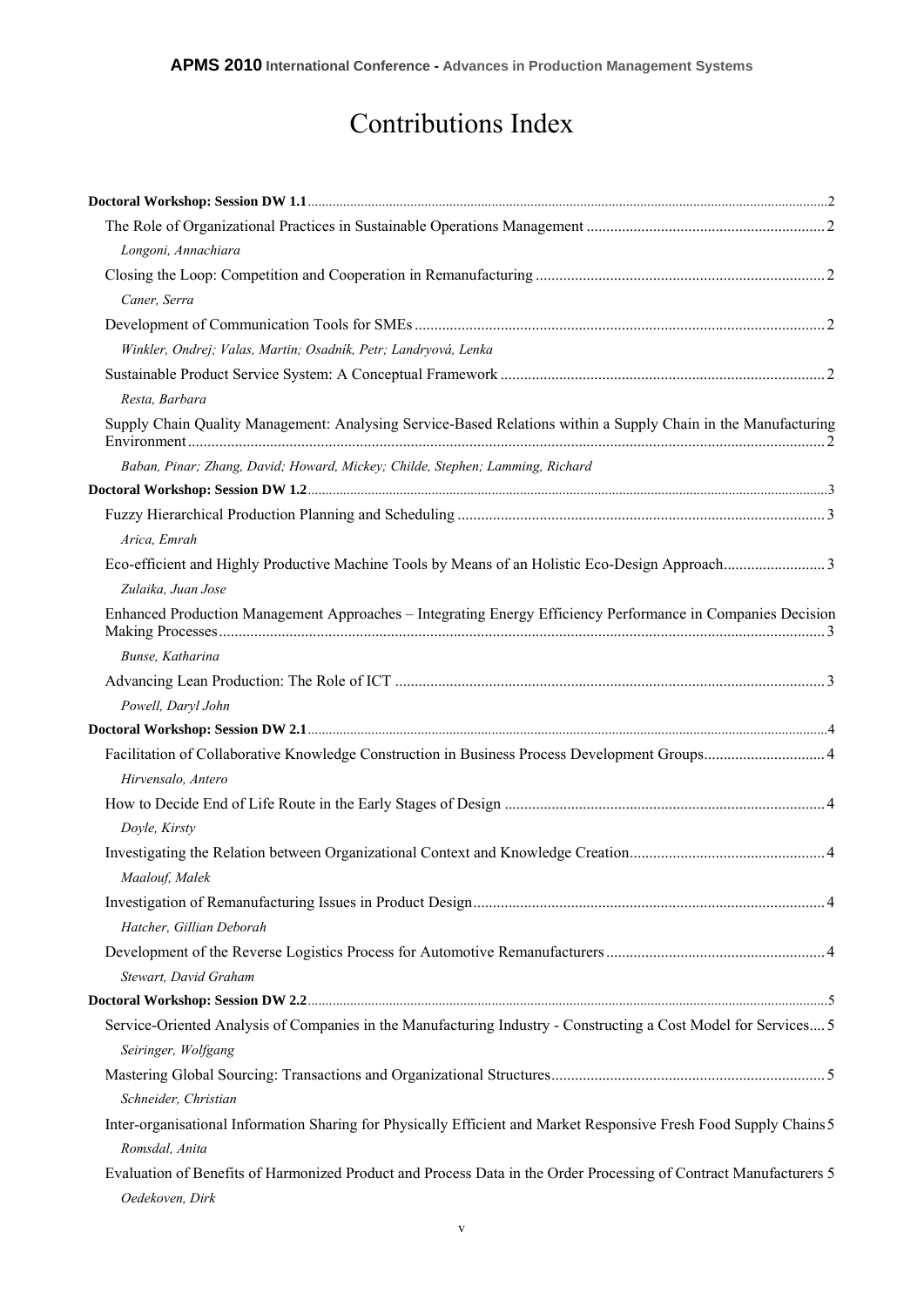# Contributions Index

**Doctoral Workshop: Session DW 1.1** ... 2

The Role of Organizational Practices in Sustainable Operations Management ... 2

*Longoni, Annachiara*

Closing the Loop: Competition and Cooperation in Remanufacturing ... 2

*Caner, Serra*

Development of Communication Tools for SMEs ... 2

*Winkler, Ondrej; Valas, Martin; Osadník, Petr; Landryová, Lenka*

Sustainable Product Service System: A Conceptual Framework ... 2

*Resta, Barbara*

Supply Chain Quality Management: Analysing Service-Based Relations within a Supply Chain in the Manufacturing Environment ... 2

*Baban, Pinar; Zhang, David; Howard, Mickey; Childe, Stephen; Lamming, Richard*

**Doctoral Workshop: Session DW 1.2** ... 3

Fuzzy Hierarchical Production Planning and Scheduling ... 3

*Arica, Emrah*

Eco-efficient and Highly Productive Machine Tools by Means of an Holistic Eco-Design Approach ... 3

*Zulaika, Juan Jose*

Enhanced Production Management Approaches – Integrating Energy Efficiency Performance in Companies Decision Making Processes ... 3

*Bunse, Katharina*

Advancing Lean Production: The Role of ICT ... 3

*Powell, Daryl John*

**Doctoral Workshop: Session DW 2.1** ... 4

Facilitation of Collaborative Knowledge Construction in Business Process Development Groups ... 4

*Hirvensalo, Antero*

How to Decide End of Life Route in the Early Stages of Design ... 4

*Doyle, Kirsty*

Investigating the Relation between Organizational Context and Knowledge Creation ... 4

*Maalouf, Malek*

Investigation of Remanufacturing Issues in Product Design ... 4

*Hatcher, Gillian Deborah*

Development of the Reverse Logistics Process for Automotive Remanufacturers ... 4

*Stewart, David Graham*

**Doctoral Workshop: Session DW 2.2** ... 5

Service-Oriented Analysis of Companies in the Manufacturing Industry - Constructing a Cost Model for Services ... 5

*Seiringer, Wolfgang*

Mastering Global Sourcing: Transactions and Organizational Structures ... 5

*Schneider, Christian*

Inter-organisational Information Sharing for Physically Efficient and Market Responsive Fresh Food Supply Chains 5

*Romsdal, Anita*

Evaluation of Benefits of Harmonized Product and Process Data in the Order Processing of Contract Manufacturers 5

*Oedekoven, Dirk*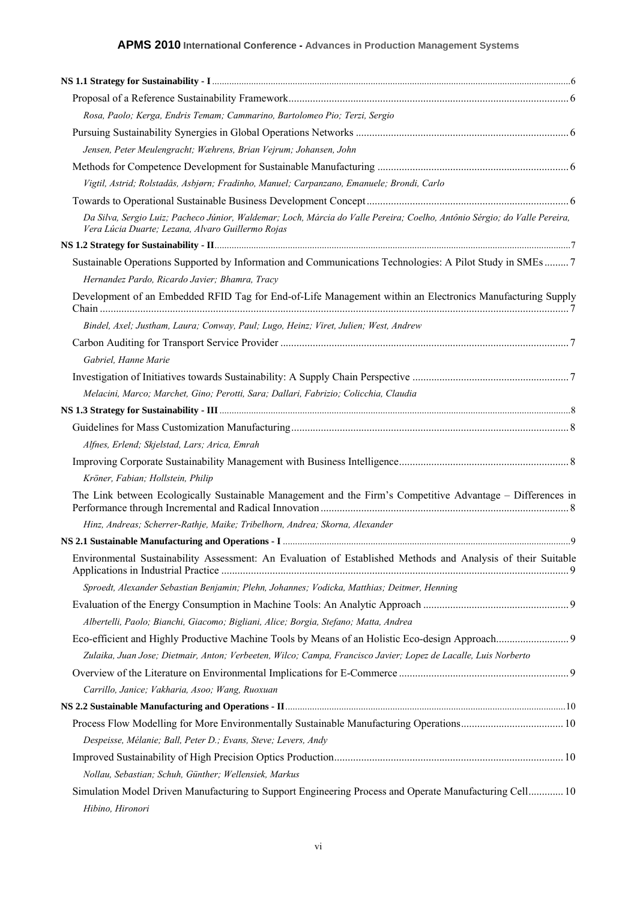**NS 1.1 Strategy for Sustainability - I** .......... 6

Proposal of a Reference Sustainability Framework .......... 6

*Rosa, Paolo; Kerga, Endris Temam; Cammarino, Bartolomeo Pio; Terzi, Sergio*

Pursuing Sustainability Synergies in Global Operations Networks .......... 6

*Jensen, Peter Meulengracht; Wæhrens, Brian Vejrum; Johansen, John*

Methods for Competence Development for Sustainable Manufacturing .......... 6

*Vigtil, Astrid; Rolstadås, Asbjørn; Fradinho, Manuel; Carpanzano, Emanuele; Brondi, Carlo*

Towards to Operational Sustainable Business Development Concept .......... 6

*Da Silva, Sergio Luiz; Pacheco Júnior, Waldemar; Loch, Márcia do Valle Pereira; Coelho, Antônio Sérgio; do Valle Pereira, Vera Lúcia Duarte; Lezana, Alvaro Guillermo Rojas*

**NS 1.2 Strategy for Sustainability - II** .......... 7

Sustainable Operations Supported by Information and Communications Technologies: A Pilot Study in SMEs .......... 7

*Hernandez Pardo, Ricardo Javier; Bhamra, Tracy*

Development of an Embedded RFID Tag for End-of-Life Management within an Electronics Manufacturing Supply Chain .......... 7

*Bindel, Axel; Justham, Laura; Conway, Paul; Lugo, Heinz; Viret, Julien; West, Andrew*

Carbon Auditing for Transport Service Provider .......... 7

*Gabriel, Hanne Marie*

Investigation of Initiatives towards Sustainability: A Supply Chain Perspective .......... 7

*Melacini, Marco; Marchet, Gino; Perotti, Sara; Dallari, Fabrizio; Colicchia, Claudia*

**NS 1.3 Strategy for Sustainability - III** .......... 8

Guidelines for Mass Customization Manufacturing .......... 8

*Alfnes, Erlend; Skjelstad, Lars; Arica, Emrah*

Improving Corporate Sustainability Management with Business Intelligence .......... 8

*Kröner, Fabian; Hollstein, Philip*

The Link between Ecologically Sustainable Management and the Firm's Competitive Advantage – Differences in Performance through Incremental and Radical Innovation .......... 8

*Hinz, Andreas; Scherrer-Rathje, Maike; Tribelhorn, Andrea; Skorna, Alexander*

**NS 2.1 Sustainable Manufacturing and Operations - I** .......... 9

Environmental Sustainability Assessment: An Evaluation of Established Methods and Analysis of their Suitable Applications in Industrial Practice .......... 9

*Sproedt, Alexander Sebastian Benjamin; Plehn, Johannes; Vodicka, Matthias; Deitmer, Henning*

Evaluation of the Energy Consumption in Machine Tools: An Analytic Approach .......... 9

*Albertelli, Paolo; Bianchi, Giacomo; Bigliani, Alice; Borgia, Stefano; Matta, Andrea*

Eco-efficient and Highly Productive Machine Tools by Means of an Holistic Eco-design Approach .......... 9

*Zulaika, Juan Jose; Dietmair, Anton; Verbeeten, Wilco; Campa, Francisco Javier; Lopez de Lacalle, Luis Norberto*

Overview of the Literature on Environmental Implications for E-Commerce .......... 9

*Carrillo, Janice; Vakharia, Asoo; Wang, Ruoxuan*

**NS 2.2 Sustainable Manufacturing and Operations - II** .......... 10

Process Flow Modelling for More Environmentally Sustainable Manufacturing Operations .......... 10

*Despeisse, Mélanie; Ball, Peter D.; Evans, Steve; Levers, Andy*

Improved Sustainability of High Precision Optics Production .......... 10

*Nollau, Sebastian; Schuh, Günther; Wellensiek, Markus*

Simulation Model Driven Manufacturing to Support Engineering Process and Operate Manufacturing Cell .......... 10

*Hibino, Hironori*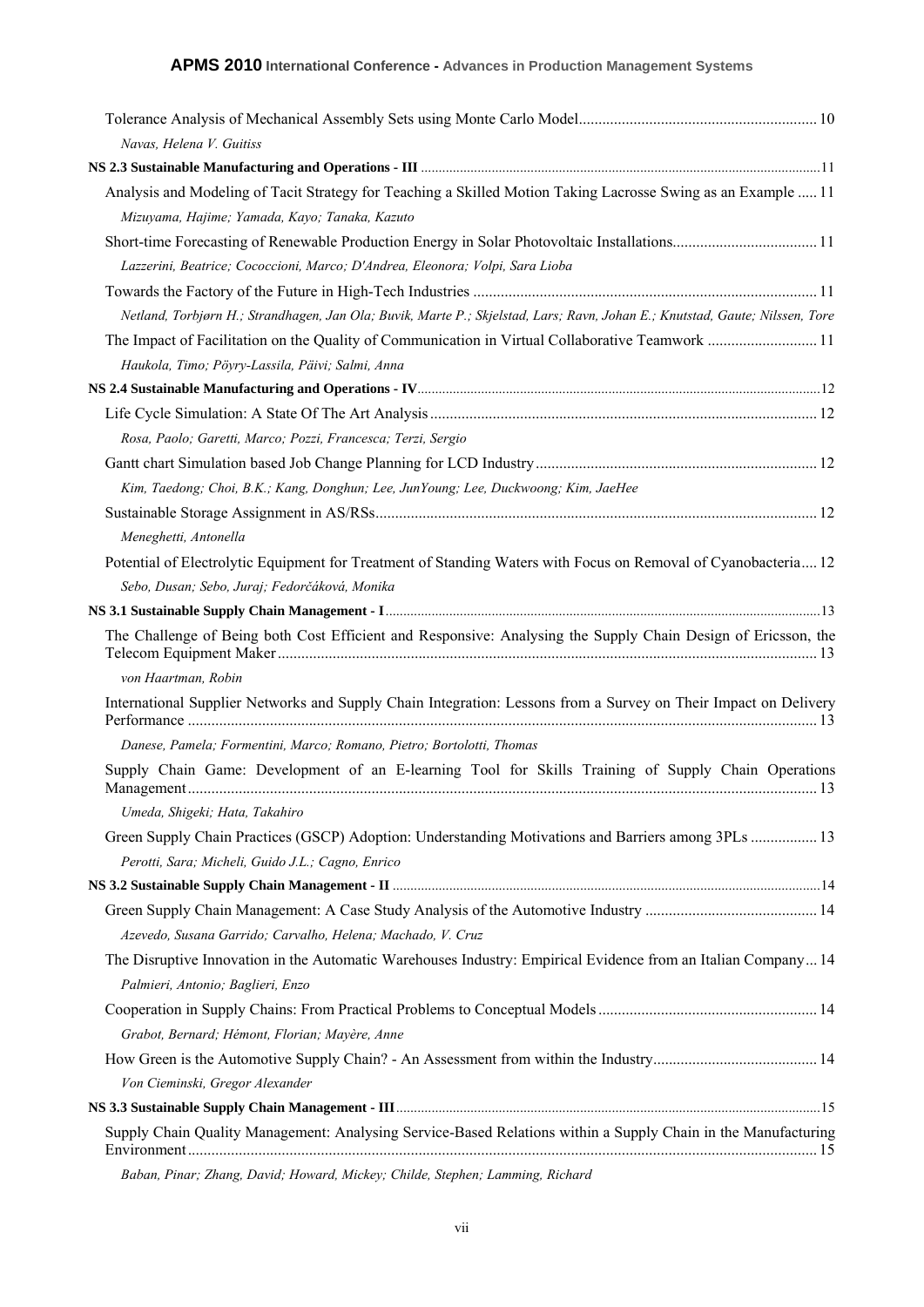Tolerance Analysis of Mechanical Assembly Sets using Monte Carlo Model ........ 10

*Navas, Helena V. Guitiss*

**NS 2.3 Sustainable Manufacturing and Operations - III** ........ 11

Analysis and Modeling of Tacit Strategy for Teaching a Skilled Motion Taking Lacrosse Swing as an Example ........ 11

*Mizuyama, Hajime; Yamada, Kayo; Tanaka, Kazuto*

Short-time Forecasting of Renewable Production Energy in Solar Photovoltaic Installations ........ 11

*Lazzerini, Beatrice; Cococcioni, Marco; D'Andrea, Eleonora; Volpi, Sara Lioba*

Towards the Factory of the Future in High-Tech Industries ........ 11

*Netland, Torbjørn H.; Strandhagen, Jan Ola; Buvik, Marte P.; Skjelstad, Lars; Ravn, Johan E.; Knutstad, Gaute; Nilssen, Tore*

The Impact of Facilitation on the Quality of Communication in Virtual Collaborative Teamwork ........ 11

*Haukola, Timo; Pöyry-Lassila, Päivi; Salmi, Anna*

**NS 2.4 Sustainable Manufacturing and Operations - IV** ........ 12

Life Cycle Simulation: A State Of The Art Analysis ........ 12

*Rosa, Paolo; Garetti, Marco; Pozzi, Francesca; Terzi, Sergio*

Gantt chart Simulation based Job Change Planning for LCD Industry ........ 12

*Kim, Taedong; Choi, B.K.; Kang, Donghun; Lee, JunYoung; Lee, Duckwoong; Kim, JaeHee*

Sustainable Storage Assignment in AS/RSs ........ 12

*Meneghetti, Antonella*

Potential of Electrolytic Equipment for Treatment of Standing Waters with Focus on Removal of Cyanobacteria ........ 12

*Sebo, Dusan; Sebo, Juraj; Fedorčáková, Monika*

**NS 3.1 Sustainable Supply Chain Management - I** ........ 13

The Challenge of Being both Cost Efficient and Responsive: Analysing the Supply Chain Design of Ericsson, the Telecom Equipment Maker ........ 13

*von Haartman, Robin*

International Supplier Networks and Supply Chain Integration: Lessons from a Survey on Their Impact on Delivery Performance ........ 13

*Danese, Pamela; Formentini, Marco; Romano, Pietro; Bortolotti, Thomas*

Supply Chain Game: Development of an E-learning Tool for Skills Training of Supply Chain Operations Management ........ 13

*Umeda, Shigeki; Hata, Takahiro*

Green Supply Chain Practices (GSCP) Adoption: Understanding Motivations and Barriers among 3PLs ........ 13

*Perotti, Sara; Micheli, Guido J.L.; Cagno, Enrico*

**NS 3.2 Sustainable Supply Chain Management - II** ........ 14

Green Supply Chain Management: A Case Study Analysis of the Automotive Industry ........ 14

*Azevedo, Susana Garrido; Carvalho, Helena; Machado, V. Cruz*

The Disruptive Innovation in the Automatic Warehouses Industry: Empirical Evidence from an Italian Company ... 14

*Palmieri, Antonio; Baglieri, Enzo*

Cooperation in Supply Chains: From Practical Problems to Conceptual Models ........ 14

*Grabot, Bernard; Hémont, Florian; Mayère, Anne*

How Green is the Automotive Supply Chain? - An Assessment from within the Industry ........ 14

*Von Cieminski, Gregor Alexander*

**NS 3.3 Sustainable Supply Chain Management - III** ........ 15

Supply Chain Quality Management: Analysing Service-Based Relations within a Supply Chain in the Manufacturing Environment ........ 15

*Baban, Pinar; Zhang, David; Howard, Mickey; Childe, Stephen; Lamming, Richard*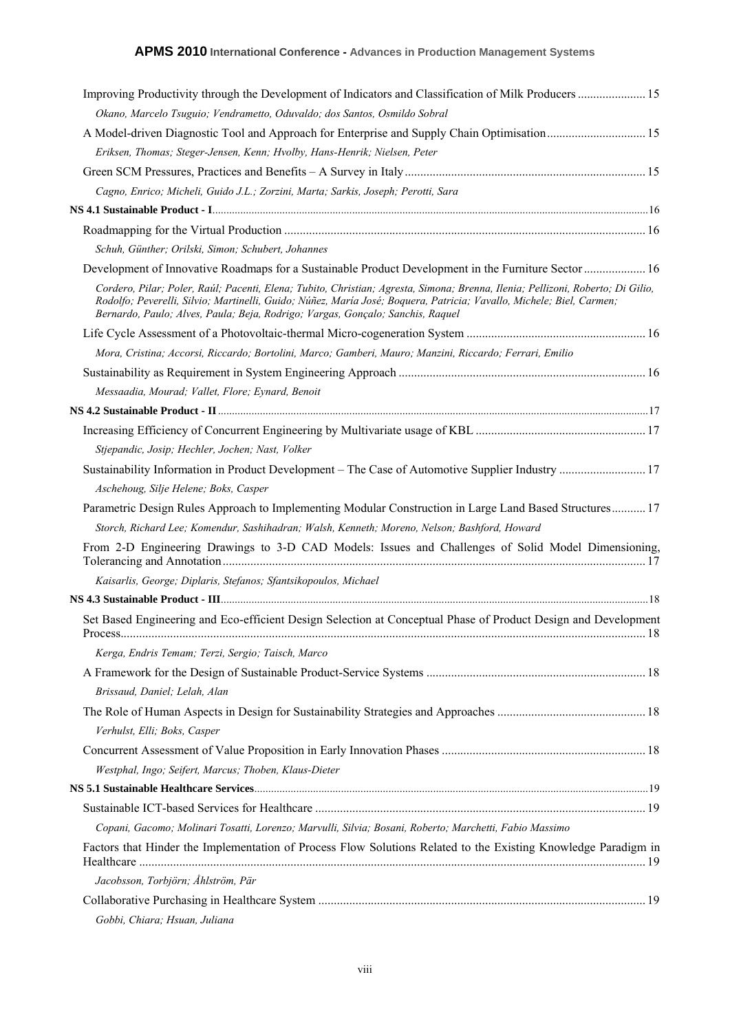Improving Productivity through the Development of Indicators and Classification of Milk Producers ...................... 15

*Okano, Marcelo Tsuguio; Vendrametto, Oduvaldo; dos Santos, Osmildo Sobral*

A Model-driven Diagnostic Tool and Approach for Enterprise and Supply Chain Optimisation ................................ 15

*Eriksen, Thomas; Steger-Jensen, Kenn; Hvolby, Hans-Henrik; Nielsen, Peter*

Green SCM Pressures, Practices and Benefits – A Survey in Italy ............................................................................. 15

*Cagno, Enrico; Micheli, Guido J.L.; Zorzini, Marta; Sarkis, Joseph; Perotti, Sara*

**NS 4.1 Sustainable Product - I** ........................................................................................................................................ 16

Roadmapping for the Virtual Production ..................................................................................................................... 16

*Schuh, Günther; Orilski, Simon; Schubert, Johannes*

Development of Innovative Roadmaps for a Sustainable Product Development in the Furniture Sector .................... 16

*Cordero, Pilar; Poler, Raúl; Pacenti, Elena; Tubito, Christian; Agresta, Simona; Brenna, Ilenia; Pellizoni, Roberto; Di Gilio, Rodolfo; Peverelli, Silvio; Martinelli, Guido; Núñez, María José; Boquera, Patricia; Vavallo, Michele; Biel, Carmen; Bernardo, Paulo; Alves, Paula; Beja, Rodrigo; Vargas, Gonçalo; Sanchis, Raquel*

Life Cycle Assessment of a Photovoltaic-thermal Micro-cogeneration System .......................................................... 16

*Mora, Cristina; Accorsi, Riccardo; Bortolini, Marco; Gamberi, Mauro; Manzini, Riccardo; Ferrari, Emilio*

Sustainability as Requirement in System Engineering Approach ............................................................................... 16

*Messaadia, Mourad; Vallet, Flore; Eynard, Benoit*

**NS 4.2 Sustainable Product - II** ....................................................................................................................................... 17

Increasing Efficiency of Concurrent Engineering by Multivariate usage of KBL ....................................................... 17

*Stjepandic, Josip; Hechler, Jochen; Nast, Volker*

Sustainability Information in Product Development – The Case of Automotive Supplier Industry ............................ 17

*Aschehoug, Silje Helene; Boks, Casper*

Parametric Design Rules Approach to Implementing Modular Construction in Large Land Based Structures ........... 17

*Storch, Richard Lee; Komendur, Sashihadran; Walsh, Kenneth; Moreno, Nelson; Bashford, Howard*

From 2-D Engineering Drawings to 3-D CAD Models: Issues and Challenges of Solid Model Dimensioning, Tolerancing and Annotation ........................................................................................................................................ 17

*Kaisarlis, George; Diplaris, Stefanos; Sfantsikopoulos, Michael*

**NS 4.3 Sustainable Product - III** ...................................................................................................................................... 18

Set Based Engineering and Eco-efficient Design Selection at Conceptual Phase of Product Design and Development Process ......................................................................................................................................................................... 18

*Kerga, Endris Temam; Terzi, Sergio; Taisch, Marco*

A Framework for the Design of Sustainable Product-Service Systems ...................................................................... 18

*Brissaud, Daniel; Lelah, Alan*

The Role of Human Aspects in Design for Sustainability Strategies and Approaches ............................................... 18

*Verhulst, Elli; Boks, Casper*

Concurrent Assessment of Value Proposition in Early Innovation Phases ................................................................. 18

*Westphal, Ingo; Seifert, Marcus; Thoben, Klaus-Dieter*

**NS 5.1 Sustainable Healthcare Services** ......................................................................................................................... 19

Sustainable ICT-based Services for Healthcare .......................................................................................................... 19

*Copani, Gacomo; Molinari Tosatti, Lorenzo; Marvulli, Silvia; Bosani, Roberto; Marchetti, Fabio Massimo*

Factors that Hinder the Implementation of Process Flow Solutions Related to the Existing Knowledge Paradigm in Healthcare .................................................................................................................................................................. 19

*Jacobsson, Torbjörn; Åhlström, Pär*

Collaborative Purchasing in Healthcare System ......................................................................................................... 19

*Gobbi, Chiara; Hsuan, Juliana*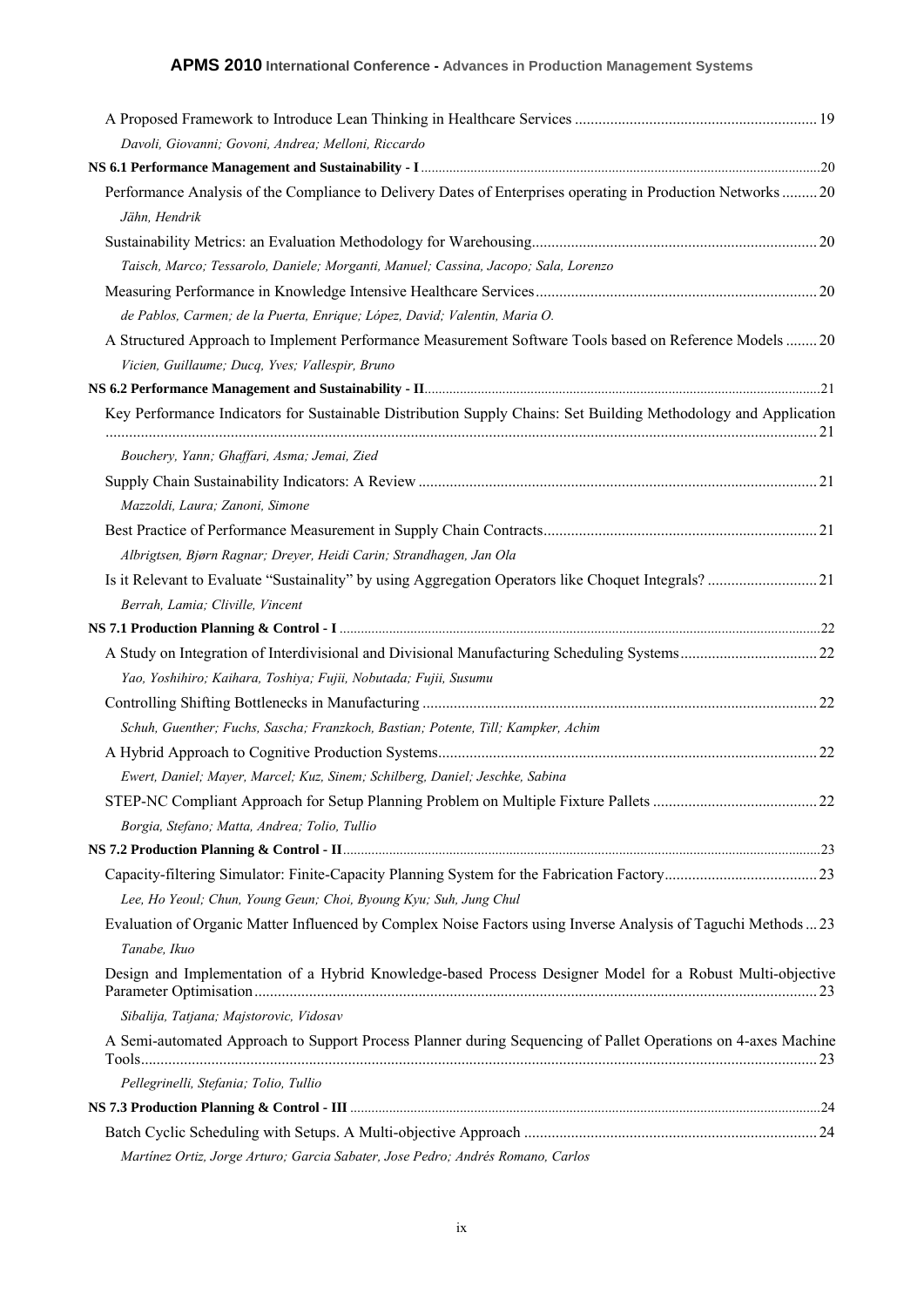A Proposed Framework to Introduce Lean Thinking in Healthcare Services ............................................................. 19

*Davoli, Giovanni; Govoni, Andrea; Melloni, Riccardo*

**NS 6.1 Performance Management and Sustainability - I** ............................................................................................................... 20

Performance Analysis of the Compliance to Delivery Dates of Enterprises operating in Production Networks ......... 20

*Jähn, Hendrik*

Sustainability Metrics: an Evaluation Methodology for Warehousing........................................................................ 20

*Taisch, Marco; Tessarolo, Daniele; Morganti, Manuel; Cassina, Jacopo; Sala, Lorenzo*

Measuring Performance in Knowledge Intensive Healthcare Services....................................................................... 20

*de Pablos, Carmen; de la Puerta, Enrique; López, David; Valentin, Maria O.*

A Structured Approach to Implement Performance Measurement Software Tools based on Reference Models ........ 20

*Vicien, Guillaume; Ducq, Yves; Vallespir, Bruno*

**NS 6.2 Performance Management and Sustainability - II**............................................................................................................. 21

Key Performance Indicators for Sustainable Distribution Supply Chains: Set Building Methodology and Application .................................................................................................................................................................... 21

*Bouchery, Yann; Ghaffari, Asma; Jemai, Zied*

Supply Chain Sustainability Indicators: A Review ..................................................................................................... 21

*Mazzoldi, Laura; Zanoni, Simone*

Best Practice of Performance Measurement in Supply Chain Contracts...................................................................... 21

*Albrigtsen, Bjørn Ragnar; Dreyer, Heidi Carin; Strandhagen, Jan Ola*

Is it Relevant to Evaluate “Sustainality” by using Aggregation Operators like Choquet Integrals? ............................ 21

*Berrah, Lamia; Cliville, Vincent*

**NS 7.1 Production Planning & Control - I** ...................................................................................................................................... 22

A Study on Integration of Interdivisional and Divisional Manufacturing Scheduling Systems................................... 22

*Yao, Yoshihiro; Kaihara, Toshiya; Fujii, Nobutada; Fujii, Susumu*

Controlling Shifting Bottlenecks in Manufacturing .................................................................................................... 22

*Schuh, Guenther; Fuchs, Sascha; Franzkoch, Bastian; Potente, Till; Kampker, Achim*

A Hybrid Approach to Cognitive Production Systems................................................................................................ 22

*Ewert, Daniel; Mayer, Marcel; Kuz, Sinem; Schilberg, Daniel; Jeschke, Sabina*

STEP-NC Compliant Approach for Setup Planning Problem on Multiple Fixture Pallets .......................................... 22

*Borgia, Stefano; Matta, Andrea; Tolio, Tullio*

**NS 7.2 Production Planning & Control - II**..................................................................................................................................... 23

Capacity-filtering Simulator: Finite-Capacity Planning System for the Fabrication Factory....................................... 23

*Lee, Ho Yeoul; Chun, Young Geun; Choi, Byoung Kyu; Suh, Jung Chul*

Evaluation of Organic Matter Influenced by Complex Noise Factors using Inverse Analysis of Taguchi Methods ... 23

*Tanabe, Ikuo*

Design and Implementation of a Hybrid Knowledge-based Process Designer Model for a Robust Multi-objective Parameter Optimisation................................................................................................................................................ 23

*Sibalija, Tatjana; Majstorovic, Vidosav*

A Semi-automated Approach to Support Process Planner during Sequencing of Pallet Operations on 4-axes Machine Tools........................................................................................................................................................................... 23

*Pellegrinelli, Stefania; Tolio, Tullio*

**NS 7.3 Production Planning & Control - III** .................................................................................................................................... 24

Batch Cyclic Scheduling with Setups. A Multi-objective Approach .......................................................................... 24

*Martínez Ortiz, Jorge Arturo; Garcia Sabater, Jose Pedro; Andrés Romano, Carlos*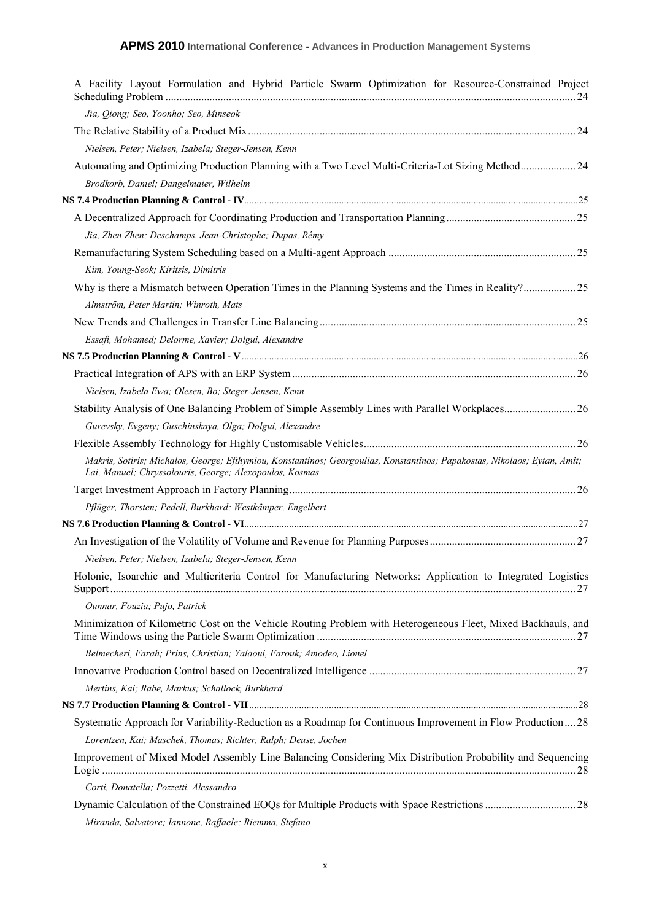A Facility Layout Formulation and Hybrid Particle Swarm Optimization for Resource-Constrained Project Scheduling Problem ........ 24

*Jia, Qiong; Seo, Yoonho; Seo, Minseok*

The Relative Stability of a Product Mix ........ 24

*Nielsen, Peter; Nielsen, Izabela; Steger-Jensen, Kenn*

Automating and Optimizing Production Planning with a Two Level Multi-Criteria-Lot Sizing Method ........ 24

*Brodkorb, Daniel; Dangelmaier, Wilhelm*

**NS 7.4 Production Planning & Control - IV** ........ 25

A Decentralized Approach for Coordinating Production and Transportation Planning ........ 25

*Jia, Zhen Zhen; Deschamps, Jean-Christophe; Dupas, Rémy*

Remanufacturing System Scheduling based on a Multi-agent Approach ........ 25

*Kim, Young-Seok; Kiritsis, Dimitris*

Why is there a Mismatch between Operation Times in the Planning Systems and the Times in Reality? ........ 25

*Almström, Peter Martin; Winroth, Mats*

New Trends and Challenges in Transfer Line Balancing ........ 25

*Essafi, Mohamed; Delorme, Xavier; Dolgui, Alexandre*

**NS 7.5 Production Planning & Control - V** ........ 26

Practical Integration of APS with an ERP System ........ 26

*Nielsen, Izabela Ewa; Olesen, Bo; Steger-Jensen, Kenn*

Stability Analysis of One Balancing Problem of Simple Assembly Lines with Parallel Workplaces ........ 26

*Gurevsky, Evgeny; Guschinskaya, Olga; Dolgui, Alexandre*

Flexible Assembly Technology for Highly Customisable Vehicles ........ 26

*Makris, Sotiris; Michalos, George; Efthymiou, Konstantinos; Georgoulias, Konstantinos; Papakostas, Nikolaos; Eytan, Amit; Lai, Manuel; Chryssolouris, George; Alexopoulos, Kosmas*

Target Investment Approach in Factory Planning ........ 26

*Pflüger, Thorsten; Pedell, Burkhard; Westkämper, Engelbert*

**NS 7.6 Production Planning & Control - VI** ........ 27

An Investigation of the Volatility of Volume and Revenue for Planning Purposes ........ 27

*Nielsen, Peter; Nielsen, Izabela; Steger-Jensen, Kenn*

Holonic, Isoarchic and Multicriteria Control for Manufacturing Networks: Application to Integrated Logistics Support ........ 27

*Ounnar, Fouzia; Pujo, Patrick*

Minimization of Kilometric Cost on the Vehicle Routing Problem with Heterogeneous Fleet, Mixed Backhauls, and Time Windows using the Particle Swarm Optimization ........ 27

*Belmecheri, Farah; Prins, Christian; Yalaoui, Farouk; Amodeo, Lionel*

Innovative Production Control based on Decentralized Intelligence ........ 27

*Mertins, Kai; Rabe, Markus; Schallock, Burkhard*

**NS 7.7 Production Planning & Control - VII** ........ 28

Systematic Approach for Variability-Reduction as a Roadmap for Continuous Improvement in Flow Production ........ 28

*Lorentzen, Kai; Maschek, Thomas; Richter, Ralph; Deuse, Jochen*

Improvement of Mixed Model Assembly Line Balancing Considering Mix Distribution Probability and Sequencing Logic ........ 28

*Corti, Donatella; Pozzetti, Alessandro*

Dynamic Calculation of the Constrained EOQs for Multiple Products with Space Restrictions ........ 28

*Miranda, Salvatore; Iannone, Raffaele; Riemma, Stefano*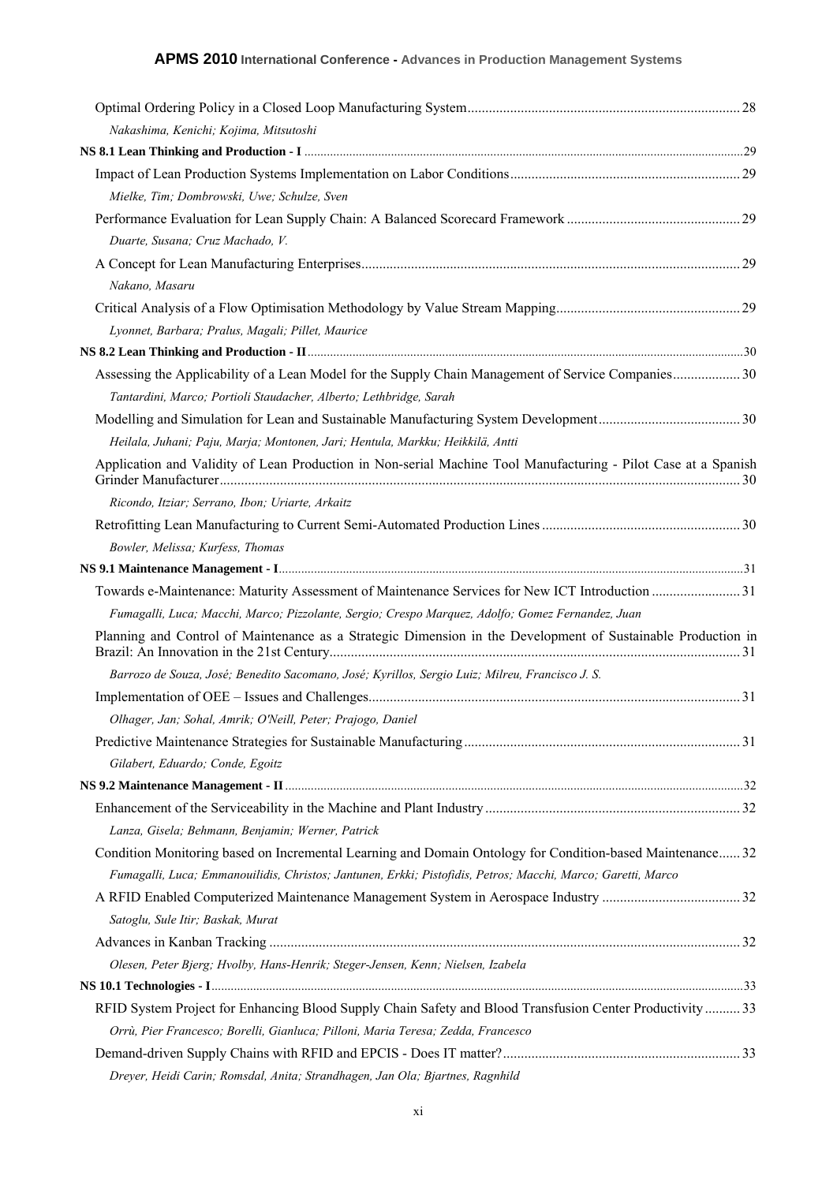Optimal Ordering Policy in a Closed Loop Manufacturing System ............................................................................ 28

*Nakashima, Kenichi; Kojima, Mitsutoshi*

**NS 8.1 Lean Thinking and Production - I** ........................................................................................................ 29

Impact of Lean Production Systems Implementation on Labor Conditions ................................................................. 29

*Mielke, Tim; Dombrowski, Uwe; Schulze, Sven*

Performance Evaluation for Lean Supply Chain: A Balanced Scorecard Framework ................................................. 29

*Duarte, Susana; Cruz Machado, V.*

A Concept for Lean Manufacturing Enterprises .......................................................................................................... 29

*Nakano, Masaru*

Critical Analysis of a Flow Optimisation Methodology by Value Stream Mapping ................................................... 29

*Lyonnet, Barbara; Pralus, Magali; Pillet, Maurice*

**NS 8.2 Lean Thinking and Production - II** ...................................................................................................... 30

Assessing the Applicability of a Lean Model for the Supply Chain Management of Service Companies ................... 30

*Tantardini, Marco; Portioli Staudacher, Alberto; Lethbridge, Sarah*

Modelling and Simulation for Lean and Sustainable Manufacturing System Development ........................................ 30

*Heilala, Juhani; Paju, Marja; Montonen, Jari; Hentula, Markku; Heikkilä, Antti*

Application and Validity of Lean Production in Non-serial Machine Tool Manufacturing - Pilot Case at a Spanish Grinder Manufacturer ................................................................................................................................................. 30

*Ricondo, Itziar; Serrano, Ibon; Uriarte, Arkaitz*

Retrofitting Lean Manufacturing to Current Semi-Automated Production Lines ........................................................ 30

*Bowler, Melissa; Kurfess, Thomas*

**NS 9.1 Maintenance Management - I** ............................................................................................................... 31

Towards e-Maintenance: Maturity Assessment of Maintenance Services for New ICT Introduction ......................... 31

*Fumagalli, Luca; Macchi, Marco; Pizzolante, Sergio; Crespo Marquez, Adolfo; Gomez Fernandez, Juan*

Planning and Control of Maintenance as a Strategic Dimension in the Development of Sustainable Production in Brazil: An Innovation in the 21st Century ................................................................................................................... 31

*Barrozo de Souza, José; Benedito Sacomano, José; Kyrillos, Sergio Luiz; Milreu, Francisco J. S.*

Implementation of OEE – Issues and Challenges ........................................................................................................ 31

*Olhager, Jan; Sohal, Amrik; O'Neill, Peter; Prajogo, Daniel*

Predictive Maintenance Strategies for Sustainable Manufacturing ............................................................................. 31

*Gilabert, Eduardo; Conde, Egoitz*

**NS 9.2 Maintenance Management - II** .............................................................................................................. 32

Enhancement of the Serviceability in the Machine and Plant Industry ........................................................................ 32

*Lanza, Gisela; Behmann, Benjamin; Werner, Patrick*

Condition Monitoring based on Incremental Learning and Domain Ontology for Condition-based Maintenance ...... 32

*Fumagalli, Luca; Emmanouilidis, Christos; Jantunen, Erkki; Pistofidis, Petros; Macchi, Marco; Garetti, Marco*

A RFID Enabled Computerized Maintenance Management System in Aerospace Industry ....................................... 32

*Satoglu, Sule Itir; Baskak, Murat*

Advances in Kanban Tracking ..................................................................................................................................... 32

*Olesen, Peter Bjerg; Hvolby, Hans-Henrik; Steger-Jensen, Kenn; Nielsen, Izabela*

**NS 10.1 Technologies - I** .................................................................................................................................... 33

RFID System Project for Enhancing Blood Supply Chain Safety and Blood Transfusion Center Productivity .......... 33

*Orrù, Pier Francesco; Borelli, Gianluca; Pilloni, Maria Teresa; Zedda, Francesco*

Demand-driven Supply Chains with RFID and EPCIS - Does IT matter? ................................................................... 33

*Dreyer, Heidi Carin; Romsdal, Anita; Strandhagen, Jan Ola; Bjartnes, Ragnhild*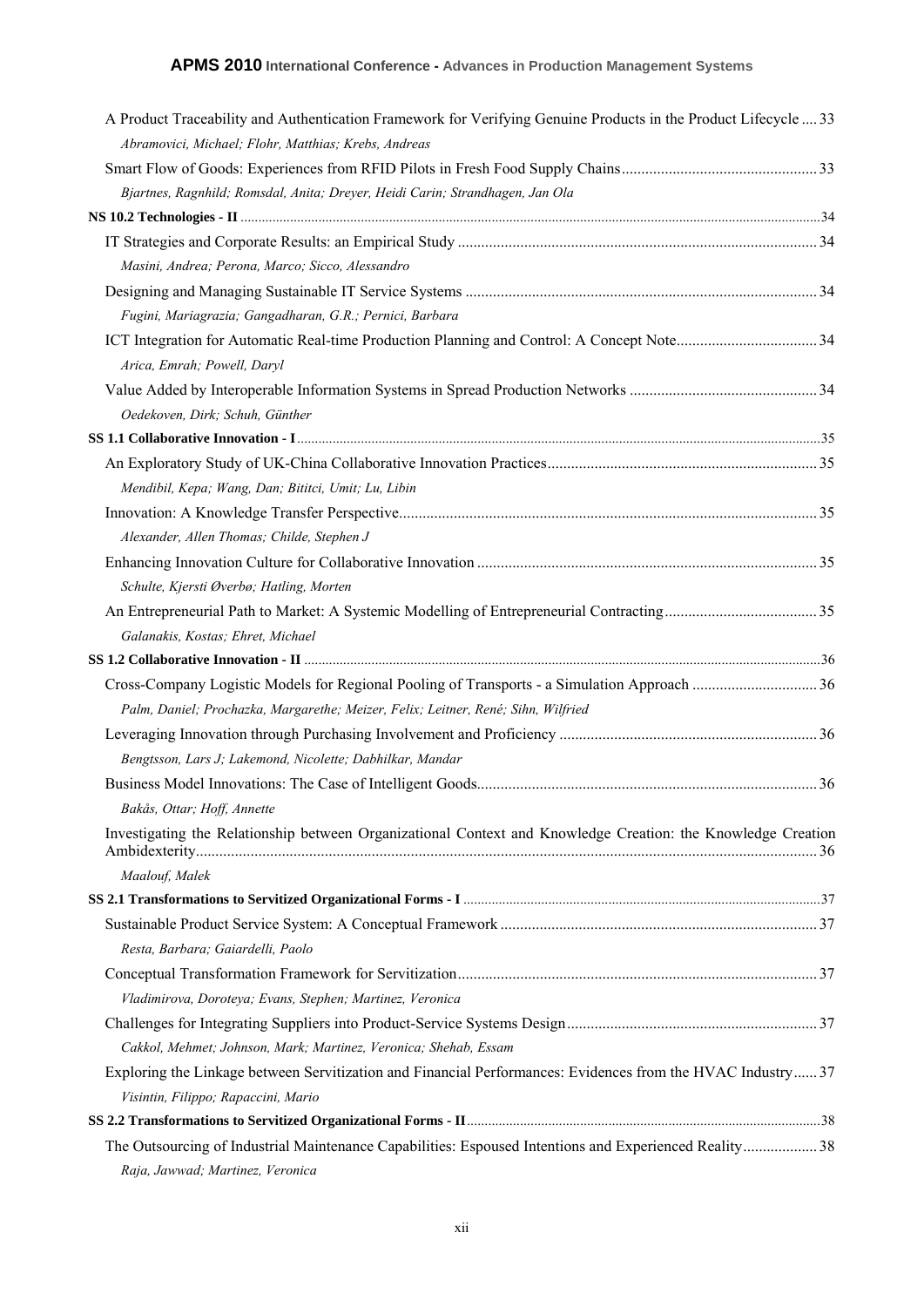A Product Traceability and Authentication Framework for Verifying Genuine Products in the Product Lifecycle .... 33

*Abramovici, Michael; Flohr, Matthias; Krebs, Andreas*

Smart Flow of Goods: Experiences from RFID Pilots in Fresh Food Supply Chains .... 33

*Bjartnes, Ragnhild; Romsdal, Anita; Dreyer, Heidi Carin; Strandhagen, Jan Ola*

**NS 10.2 Technologies - II** .... 34

IT Strategies and Corporate Results: an Empirical Study .... 34

*Masini, Andrea; Perona, Marco; Sicco, Alessandro*

Designing and Managing Sustainable IT Service Systems .... 34

*Fugini, Mariagrazia; Gangadharan, G.R.; Pernici, Barbara*

ICT Integration for Automatic Real-time Production Planning and Control: A Concept Note .... 34

*Arica, Emrah; Powell, Daryl*

Value Added by Interoperable Information Systems in Spread Production Networks .... 34

*Oedekoven, Dirk; Schuh, Günther*

**SS 1.1 Collaborative Innovation - I** .... 35

An Exploratory Study of UK-China Collaborative Innovation Practices .... 35

*Mendibil, Kepa; Wang, Dan; Bititci, Umit; Lu, Libin*

Innovation: A Knowledge Transfer Perspective .... 35

*Alexander, Allen Thomas; Childe, Stephen J*

Enhancing Innovation Culture for Collaborative Innovation .... 35

*Schulte, Kjersti Øverbø; Hatling, Morten*

An Entrepreneurial Path to Market: A Systemic Modelling of Entrepreneurial Contracting .... 35

*Galanakis, Kostas; Ehret, Michael*

**SS 1.2 Collaborative Innovation - II** .... 36

Cross-Company Logistic Models for Regional Pooling of Transports - a Simulation Approach .... 36

*Palm, Daniel; Prochazka, Margarethe; Meizer, Felix; Leitner, René; Sihn, Wilfried*

Leveraging Innovation through Purchasing Involvement and Proficiency .... 36

*Bengtsson, Lars J; Lakemond, Nicolette; Dabhilkar, Mandar*

Business Model Innovations: The Case of Intelligent Goods .... 36

*Bakås, Ottar; Hoff, Annette*

Investigating the Relationship between Organizational Context and Knowledge Creation: the Knowledge Creation Ambidexterity .... 36

*Maalouf, Malek*

**SS 2.1 Transformations to Servitized Organizational Forms - I** .... 37

Sustainable Product Service System: A Conceptual Framework .... 37

*Resta, Barbara; Gaiardelli, Paolo*

Conceptual Transformation Framework for Servitization .... 37

*Vladimirova, Doroteya; Evans, Stephen; Martinez, Veronica*

Challenges for Integrating Suppliers into Product-Service Systems Design .... 37

*Cakkol, Mehmet; Johnson, Mark; Martinez, Veronica; Shehab, Essam*

Exploring the Linkage between Servitization and Financial Performances: Evidences from the HVAC Industry .... 37

*Visintin, Filippo; Rapaccini, Mario*

**SS 2.2 Transformations to Servitized Organizational Forms - II** .... 38

The Outsourcing of Industrial Maintenance Capabilities: Espoused Intentions and Experienced Reality .... 38

*Raja, Jawwad; Martinez, Veronica*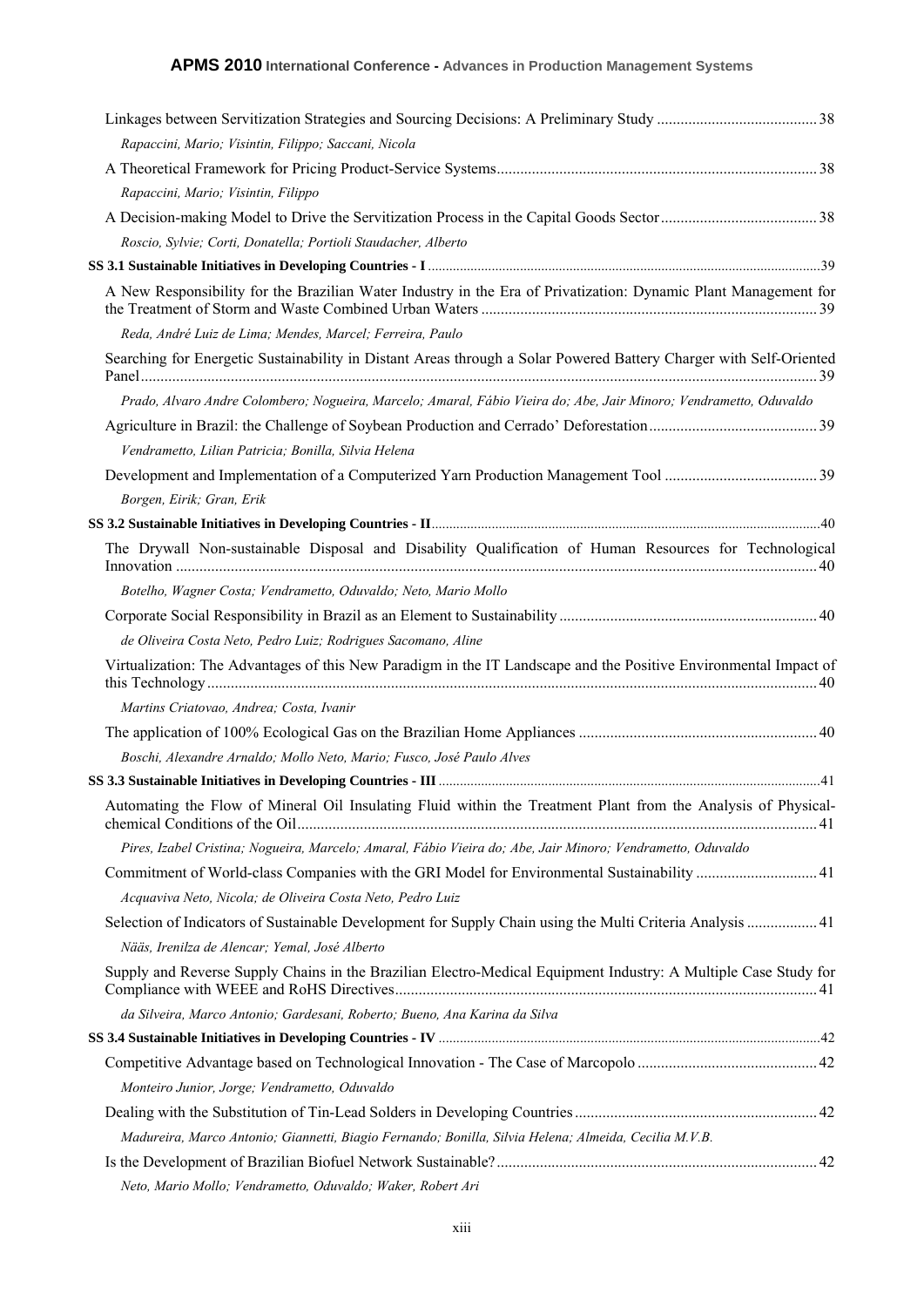Linkages between Servitization Strategies and Sourcing Decisions: A Preliminary Study ......................................... 38

*Rapaccini, Mario; Visintin, Filippo; Saccani, Nicola*

A Theoretical Framework for Pricing Product-Service Systems................................................................................. 38

*Rapaccini, Mario; Visintin, Filippo*

A Decision-making Model to Drive the Servitization Process in the Capital Goods Sector........................................ 38

*Roscio, Sylvie; Corti, Donatella; Portioli Staudacher, Alberto*

**SS 3.1 Sustainable Initiatives in Developing Countries - I** .............................................................................................................39

A New Responsibility for the Brazilian Water Industry in the Era of Privatization: Dynamic Plant Management for the Treatment of Storm and Waste Combined Urban Waters ..................................................................................... 39

*Reda, André Luiz de Lima; Mendes, Marcel; Ferreira, Paulo*

Searching for Energetic Sustainability in Distant Areas through a Solar Powered Battery Charger with Self-Oriented Panel........................................................................................................................................................................... 39

*Prado, Alvaro Andre Colombero; Nogueira, Marcelo; Amaral, Fábio Vieira do; Abe, Jair Minoro; Vendrametto, Oduvaldo*

Agriculture in Brazil: the Challenge of Soybean Production and Cerrado' Deforestation........................................... 39

*Vendrametto, Lilian Patricia; Bonilla, Silvia Helena*

Development and Implementation of a Computerized Yarn Production Management Tool ....................................... 39

*Borgen, Eirik; Gran, Erik*

**SS 3.2 Sustainable Initiatives in Developing Countries - II**............................................................................................................40

The Drywall Non-sustainable Disposal and Disability Qualification of Human Resources for Technological Innovation .................................................................................................................................................................. 40

*Botelho, Wagner Costa; Vendrametto, Oduvaldo; Neto, Mario Mollo*

Corporate Social Responsibility in Brazil as an Element to Sustainability ................................................................. 40

*de Oliveira Costa Neto, Pedro Luiz; Rodrigues Sacomano, Aline*

Virtualization: The Advantages of this New Paradigm in the IT Landscape and the Positive Environmental Impact of this Technology .......................................................................................................................................................... 40

*Martins Criatovao, Andrea; Costa, Ivanir*

The application of 100% Ecological Gas on the Brazilian Home Appliances ............................................................. 40

*Boschi, Alexandre Arnaldo; Mollo Neto, Mario; Fusco, José Paulo Alves*

**SS 3.3 Sustainable Initiatives in Developing Countries - III** ...........................................................................................................41

Automating the Flow of Mineral Oil Insulating Fluid within the Treatment Plant from the Analysis of Physical-chemical Conditions of the Oil..................................................................................................................................... 41

*Pires, Izabel Cristina; Nogueira, Marcelo; Amaral, Fábio Vieira do; Abe, Jair Minoro; Vendrametto, Oduvaldo*

Commitment of World-class Companies with the GRI Model for Environmental Sustainability ............................... 41

*Acquaviva Neto, Nicola; de Oliveira Costa Neto, Pedro Luiz*

Selection of Indicators of Sustainable Development for Supply Chain using the Multi Criteria Analysis .................. 41

*Nääs, Irenilza de Alencar; Yemal, José Alberto*

Supply and Reverse Supply Chains in the Brazilian Electro-Medical Equipment Industry: A Multiple Case Study for Compliance with WEEE and RoHS Directives........................................................................................................... 41

*da Silveira, Marco Antonio; Gardesani, Roberto; Bueno, Ana Karina da Silva*

**SS 3.4 Sustainable Initiatives in Developing Countries - IV** ...........................................................................................................42

Competitive Advantage based on Technological Innovation - The Case of Marcopolo ............................................. 42

*Monteiro Junior, Jorge; Vendrametto, Oduvaldo*

Dealing with the Substitution of Tin-Lead Solders in Developing Countries ............................................................. 42

*Madureira, Marco Antonio; Giannetti, Biagio Fernando; Bonilla, Silvia Helena; Almeida, Cecilia M.V.B.*

Is the Development of Brazilian Biofuel Network Sustainable?................................................................................. 42

*Neto, Mario Mollo; Vendrametto, Oduvaldo; Waker, Robert Ari*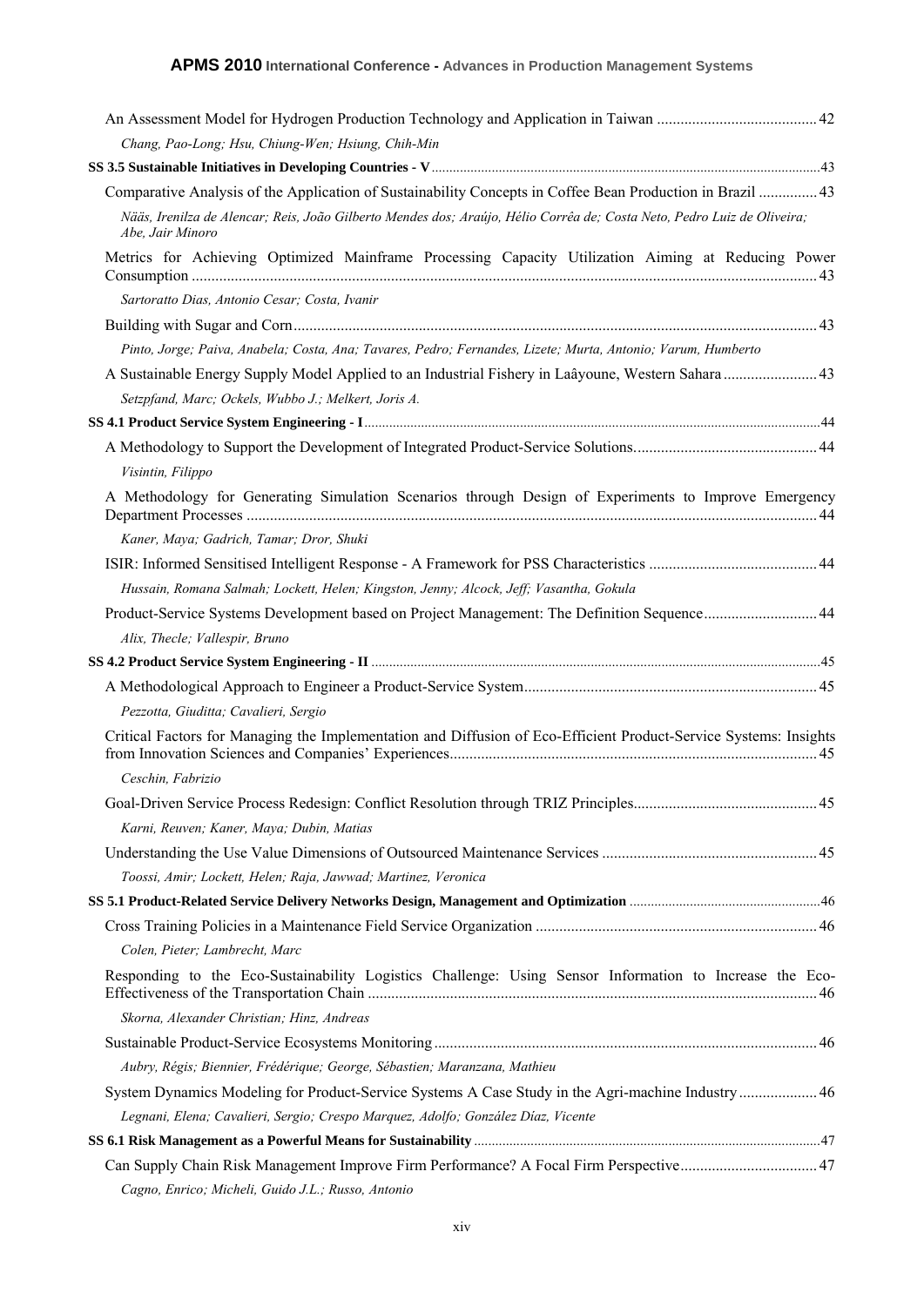An Assessment Model for Hydrogen Production Technology and Application in Taiwan ......................................... 42

*Chang, Pao-Long; Hsu, Chiung-Wen; Hsiung, Chih-Min*

**SS 3.5 Sustainable Initiatives in Developing Countries - V** ........................................................................................................... 43

Comparative Analysis of the Application of Sustainability Concepts in Coffee Bean Production in Brazil ............... 43

*Nääs, Irenilza de Alencar; Reis, João Gilberto Mendes dos; Araújo, Hélio Corrêa de; Costa Neto, Pedro Luiz de Oliveira; Abe, Jair Minoro*

Metrics for Achieving Optimized Mainframe Processing Capacity Utilization Aiming at Reducing Power Consumption ............................................................................................................................................................. 43

*Sartoratto Dias, Antonio Cesar; Costa, Ivanir*

Building with Sugar and Corn..................................................................................................................................... 43

*Pinto, Jorge; Paiva, Anabela; Costa, Ana; Tavares, Pedro; Fernandes, Lizete; Murta, Antonio; Varum, Humberto*

A Sustainable Energy Supply Model Applied to an Industrial Fishery in Laâyoune, Western Sahara ........................ 43

*Setzpfand, Marc; Ockels, Wubbo J.; Melkert, Joris A.*

**SS 4.1 Product Service System Engineering - I** ................................................................................................................................ 44

A Methodology to Support the Development of Integrated Product-Service Solutions............................................... 44

*Visintin, Filippo*

A Methodology for Generating Simulation Scenarios through Design of Experiments to Improve Emergency Department Processes ................................................................................................................................................. 44

*Kaner, Maya; Gadrich, Tamar; Dror, Shuki*

ISIR: Informed Sensitised Intelligent Response - A Framework for PSS Characteristics ........................................... 44

*Hussain, Romana Salmah; Lockett, Helen; Kingston, Jenny; Alcock, Jeff; Vasantha, Gokula*

Product-Service Systems Development based on Project Management: The Definition Sequence............................. 44

*Alix, Thecle; Vallespir, Bruno*

**SS 4.2 Product Service System Engineering - II** ............................................................................................................................... 45

A Methodological Approach to Engineer a Product-Service System........................................................................... 45

*Pezzotta, Giuditta; Cavalieri, Sergio*

Critical Factors for Managing the Implementation and Diffusion of Eco-Efficient Product-Service Systems: Insights from Innovation Sciences and Companies' Experiences.............................................................................................. 45

*Ceschin, Fabrizio*

Goal-Driven Service Process Redesign: Conflict Resolution through TRIZ Principles.............................................. 45

*Karni, Reuven; Kaner, Maya; Dubin, Matias*

Understanding the Use Value Dimensions of Outsourced Maintenance Services ....................................................... 45

*Toossi, Amir; Lockett, Helen; Raja, Jawwad; Martinez, Veronica*

**SS 5.1 Product-Related Service Delivery Networks Design, Management and Optimization** ..................................................... 46

Cross Training Policies in a Maintenance Field Service Organization ....................................................................... 46

*Colen, Pieter; Lambrecht, Marc*

Responding to the Eco-Sustainability Logistics Challenge: Using Sensor Information to Increase the Eco-Effectiveness of the Transportation Chain .................................................................................................................. 46

*Skorna, Alexander Christian; Hinz, Andreas*

Sustainable Product-Service Ecosystems Monitoring ................................................................................................. 46

*Aubry, Régis; Biennier, Frédérique; George, Sébastien; Maranzana, Mathieu*

System Dynamics Modeling for Product-Service Systems A Case Study in the Agri-machine Industry .................... 46

*Legnani, Elena; Cavalieri, Sergio; Crespo Marquez, Adolfo; González Díaz, Vicente*

**SS 6.1 Risk Management as a Powerful Means for Sustainability** .................................................................................................. 47

Can Supply Chain Risk Management Improve Firm Performance? A Focal Firm Perspective................................... 47

*Cagno, Enrico; Micheli, Guido J.L.; Russo, Antonio*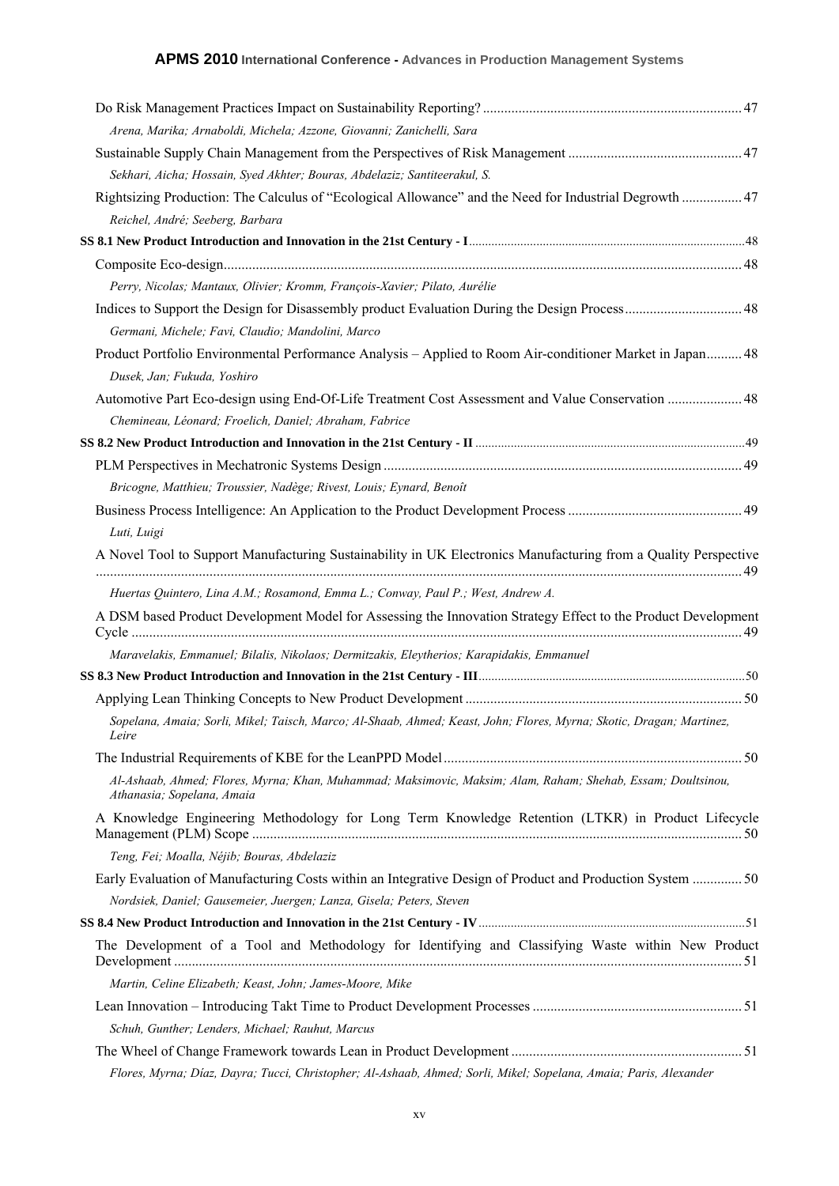Do Risk Management Practices Impact on Sustainability Reporting? ........................................................................ 47

*Arena, Marika; Arnaboldi, Michela; Azzone, Giovanni; Zanichelli, Sara*

Sustainable Supply Chain Management from the Perspectives of Risk Management ................................................ 47

*Sekhari, Aicha; Hossain, Syed Akhter; Bouras, Abdelaziz; Santiteerakul, S.*

Rightsizing Production: The Calculus of "Ecological Allowance" and the Need for Industrial Degrowth ................. 47

*Reichel, André; Seeberg, Barbara*

**SS 8.1 New Product Introduction and Innovation in the 21st Century - I** ..................................................................................... 48

Composite Eco-design................................................................................................................................................. 48

*Perry, Nicolas; Mantaux, Olivier; Kromm, François-Xavier; Pilato, Aurélie*

Indices to Support the Design for Disassembly product Evaluation During the Design Process................................ 48

*Germani, Michele; Favi, Claudio; Mandolini, Marco*

Product Portfolio Environmental Performance Analysis – Applied to Room Air-conditioner Market in Japan.......... 48

*Dusek, Jan; Fukuda, Yoshiro*

Automotive Part Eco-design using End-Of-Life Treatment Cost Assessment and Value Conservation ..................... 48

*Chemineau, Léonard; Froelich, Daniel; Abraham, Fabrice*

**SS 8.2 New Product Introduction and Innovation in the 21st Century - II** ................................................................................... 49

PLM Perspectives in Mechatronic Systems Design .................................................................................................... 49

*Bricogne, Matthieu; Troussier, Nadège; Rivest, Louis; Eynard, Benoît*

Business Process Intelligence: An Application to the Product Development Process ................................................ 49

*Luti, Luigi*

A Novel Tool to Support Manufacturing Sustainability in UK Electronics Manufacturing from a Quality Perspective ................................................................................................................................................................................ 49

*Huertas Quintero, Lina A.M.; Rosamond, Emma L.; Conway, Paul P.; West, Andrew A.*

A DSM based Product Development Model for Assessing the Innovation Strategy Effect to the Product Development Cycle ......................................................................................................................................................................... 49

*Maravelakis, Emmanuel; Bilalis, Nikolaos; Dermitzakis, Eleytherios; Karapidakis, Emmanuel*

**SS 8.3 New Product Introduction and Innovation in the 21st Century - III**.................................................................................. 50

Applying Lean Thinking Concepts to New Product Development ............................................................................. 50

*Sopelana, Amaia; Sorli, Mikel; Taisch, Marco; Al-Shaab, Ahmed; Keast, John; Flores, Myrna; Skotic, Dragan; Martinez, Leire*

The Industrial Requirements of KBE for the LeanPPD Model................................................................................... 50

*Al-Ashaab, Ahmed; Flores, Myrna; Khan, Muhammad; Maksimovic, Maksim; Alam, Raham; Shehab, Essam; Doultsinou, Athanasia; Sopelana, Amaia*

A Knowledge Engineering Methodology for Long Term Knowledge Retention (LTKR) in Product Lifecycle Management (PLM) Scope ......................................................................................................................................... 50

*Teng, Fei; Moalla, Néjib; Bouras, Abdelaziz*

Early Evaluation of Manufacturing Costs within an Integrative Design of Product and Production System .............. 50

*Nordsiek, Daniel; Gausemeier, Juergen; Lanza, Gisela; Peters, Steven*

**SS 8.4 New Product Introduction and Innovation in the 21st Century - IV**.................................................................................. 51

The Development of a Tool and Methodology for Identifying and Classifying Waste within New Product Development ............................................................................................................................................................. 51

*Martin, Celine Elizabeth; Keast, John; James-Moore, Mike*

Lean Innovation – Introducing Takt Time to Product Development Processes .......................................................... 51

*Schuh, Gunther; Lenders, Michael; Rauhut, Marcus*

The Wheel of Change Framework towards Lean in Product Development ................................................................ 51

*Flores, Myrna; Díaz, Dayra; Tucci, Christopher; Al-Ashaab, Ahmed; Sorli, Mikel; Sopelana, Amaia; Paris, Alexander*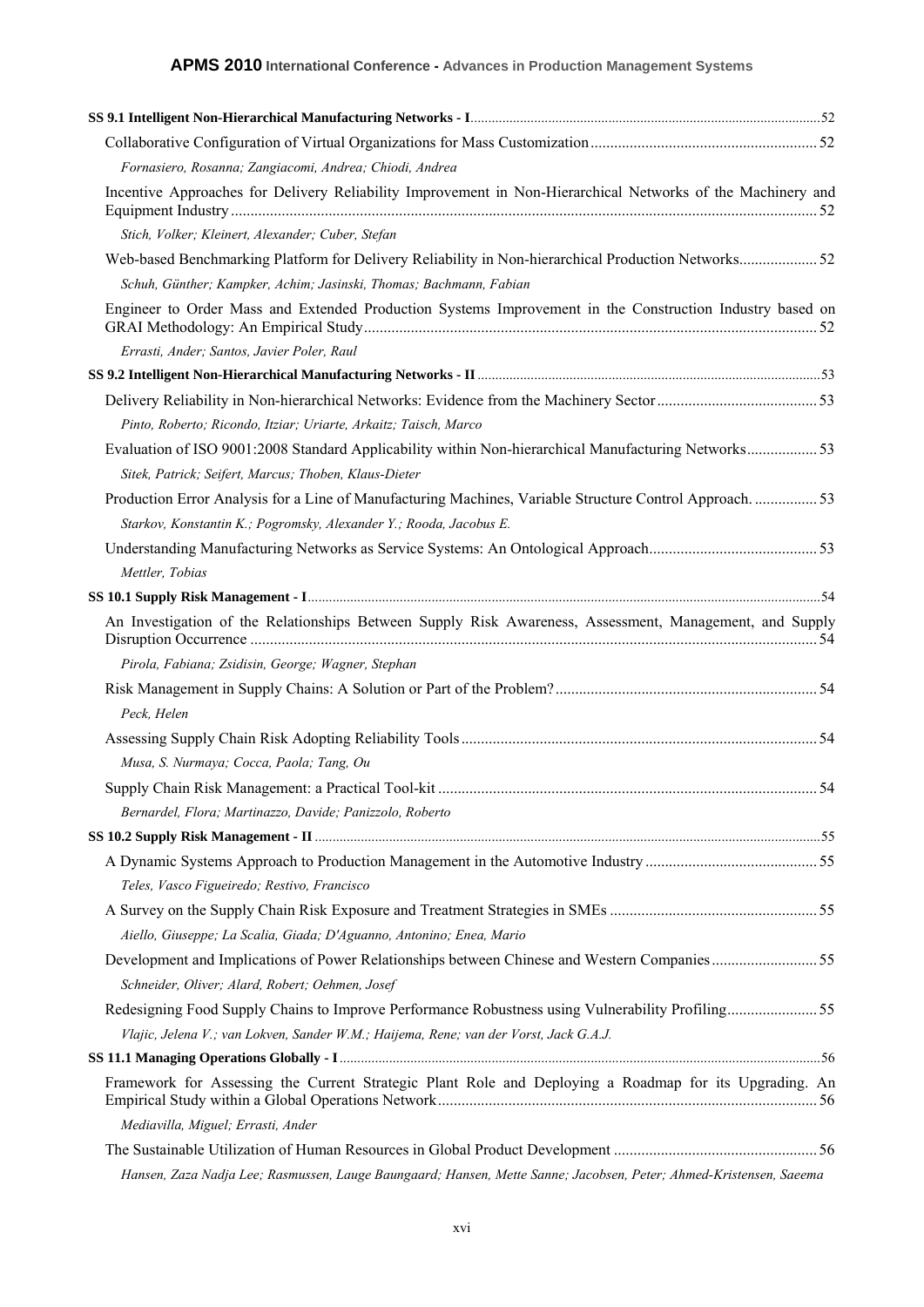**SS 9.1 Intelligent Non-Hierarchical Manufacturing Networks - I** .......... 52

Collaborative Configuration of Virtual Organizations for Mass Customization .......... 52

*Fornasiero, Rosanna; Zangiacomi, Andrea; Chiodi, Andrea*

Incentive Approaches for Delivery Reliability Improvement in Non-Hierarchical Networks of the Machinery and Equipment Industry .......... 52

*Stich, Volker; Kleinert, Alexander; Cuber, Stefan*

Web-based Benchmarking Platform for Delivery Reliability in Non-hierarchical Production Networks .......... 52

*Schuh, Günther; Kampker, Achim; Jasinski, Thomas; Bachmann, Fabian*

Engineer to Order Mass and Extended Production Systems Improvement in the Construction Industry based on GRAI Methodology: An Empirical Study .......... 52

*Errasti, Ander; Santos, Javier Poler, Raul*

**SS 9.2 Intelligent Non-Hierarchical Manufacturing Networks - II** .......... 53

Delivery Reliability in Non-hierarchical Networks: Evidence from the Machinery Sector .......... 53

*Pinto, Roberto; Ricondo, Itziar; Uriarte, Arkaitz; Taisch, Marco*

Evaluation of ISO 9001:2008 Standard Applicability within Non-hierarchical Manufacturing Networks .......... 53

*Sitek, Patrick; Seifert, Marcus; Thoben, Klaus-Dieter*

Production Error Analysis for a Line of Manufacturing Machines, Variable Structure Control Approach. .......... 53

*Starkov, Konstantin K.; Pogromsky, Alexander Y.; Rooda, Jacobus E.*

Understanding Manufacturing Networks as Service Systems: An Ontological Approach .......... 53

*Mettler, Tobias*

**SS 10.1 Supply Risk Management - I** .......... 54

An Investigation of the Relationships Between Supply Risk Awareness, Assessment, Management, and Supply Disruption Occurrence .......... 54

*Pirola, Fabiana; Zsidisin, George; Wagner, Stephan*

Risk Management in Supply Chains: A Solution or Part of the Problem? .......... 54

*Peck, Helen*

Assessing Supply Chain Risk Adopting Reliability Tools .......... 54

*Musa, S. Nurmaya; Cocca, Paola; Tang, Ou*

Supply Chain Risk Management: a Practical Tool-kit .......... 54

*Bernardel, Flora; Martinazzo, Davide; Panizzolo, Roberto*

**SS 10.2 Supply Risk Management - II** .......... 55

A Dynamic Systems Approach to Production Management in the Automotive Industry .......... 55

*Teles, Vasco Figueiredo; Restivo, Francisco*

A Survey on the Supply Chain Risk Exposure and Treatment Strategies in SMEs .......... 55

*Aiello, Giuseppe; La Scalia, Giada; D'Aguanno, Antonino; Enea, Mario*

Development and Implications of Power Relationships between Chinese and Western Companies .......... 55

*Schneider, Oliver; Alard, Robert; Oehmen, Josef*

Redesigning Food Supply Chains to Improve Performance Robustness using Vulnerability Profiling .......... 55

*Vlajic, Jelena V.; van Lokven, Sander W.M.; Haijema, Rene; van der Vorst, Jack G.A.J.*

**SS 11.1 Managing Operations Globally - I** .......... 56

Framework for Assessing the Current Strategic Plant Role and Deploying a Roadmap for its Upgrading. An Empirical Study within a Global Operations Network .......... 56

*Mediavilla, Miguel; Errasti, Ander*

The Sustainable Utilization of Human Resources in Global Product Development .......... 56

*Hansen, Zaza Nadja Lee; Rasmussen, Lauge Baungaard; Hansen, Mette Sanne; Jacobsen, Peter; Ahmed-Kristensen, Saeema*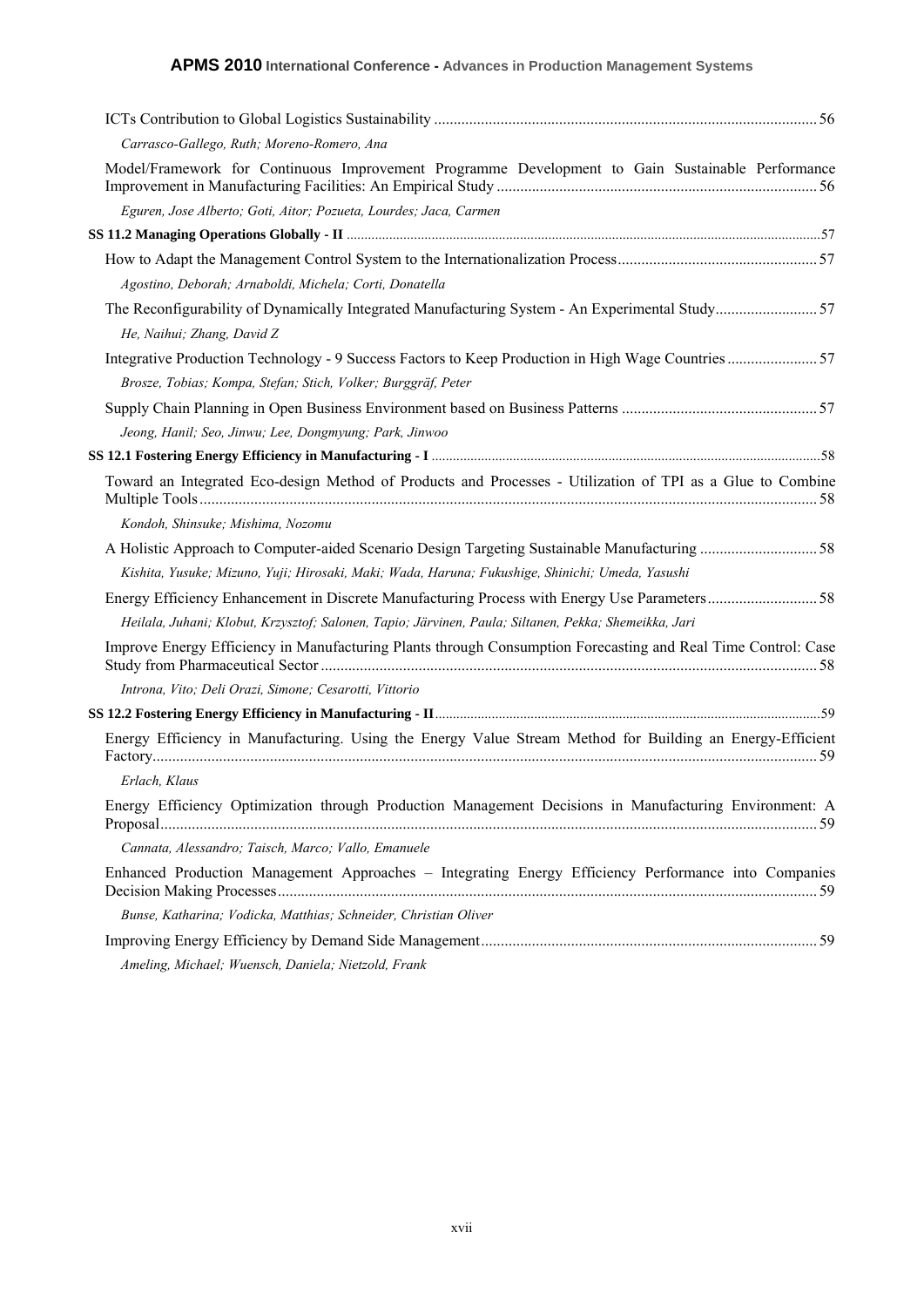ICTs Contribution to Global Logistics Sustainability ........................................................................................ 56

*Carrasco-Gallego, Ruth; Moreno-Romero, Ana*

Model/Framework for Continuous Improvement Programme Development to Gain Sustainable Performance Improvement in Manufacturing Facilities: An Empirical Study ........................................................................ 56

*Eguren, Jose Alberto; Goti, Aitor; Pozueta, Lourdes; Jaca, Carmen*

**SS 11.2 Managing Operations Globally - II** ........................................................................................................................57

How to Adapt the Management Control System to the Internationalization Process.................................................. 57

*Agostino, Deborah; Arnaboldi, Michela; Corti, Donatella*

The Reconfigurability of Dynamically Integrated Manufacturing System - An Experimental Study.......................... 57

*He, Naihui; Zhang, David Z*

Integrative Production Technology - 9 Success Factors to Keep Production in High Wage Countries ....................... 57

*Brosze, Tobias; Kompa, Stefan; Stich, Volker; Burggräf, Peter*

Supply Chain Planning in Open Business Environment based on Business Patterns ................................................. 57

*Jeong, Hanil; Seo, Jinwu; Lee, Dongmyung; Park, Jinwoo*

**SS 12.1 Fostering Energy Efficiency in Manufacturing - I** .......................................................................................................58

Toward an Integrated Eco-design Method of Products and Processes - Utilization of TPI as a Glue to Combine Multiple Tools............................................................................................................................................ 58

*Kondoh, Shinsuke; Mishima, Nozomu*

A Holistic Approach to Computer-aided Scenario Design Targeting Sustainable Manufacturing ............................. 58

*Kishita, Yusuke; Mizuno, Yuji; Hirosaki, Maki; Wada, Haruna; Fukushige, Shinichi; Umeda, Yasushi*

Energy Efficiency Enhancement in Discrete Manufacturing Process with Energy Use Parameters............................ 58

*Heilala, Juhani; Klobut, Krzysztof; Salonen, Tapio; Järvinen, Paula; Siltanen, Pekka; Shemeikka, Jari*

Improve Energy Efficiency in Manufacturing Plants through Consumption Forecasting and Real Time Control: Case Study from Pharmaceutical Sector .............................................................................................................. 58

*Introna, Vito; Deli Orazi, Simone; Cesarotti, Vittorio*

**SS 12.2 Fostering Energy Efficiency in Manufacturing - II**.......................................................................................................59

Energy Efficiency in Manufacturing. Using the Energy Value Stream Method for Building an Energy-Efficient Factory........................................................................................................................................................ 59

*Erlach, Klaus*

Energy Efficiency Optimization through Production Management Decisions in Manufacturing Environment: A Proposal...................................................................................................................................................... 59

*Cannata, Alessandro; Taisch, Marco; Vallo, Emanuele*

Enhanced Production Management Approaches – Integrating Energy Efficiency Performance into Companies Decision Making Processes........................................................................................................................ 59

*Bunse, Katharina; Vodicka, Matthias; Schneider, Christian Oliver*

Improving Energy Efficiency by Demand Side Management..................................................................................... 59

*Ameling, Michael; Wuensch, Daniela; Nietzold, Frank*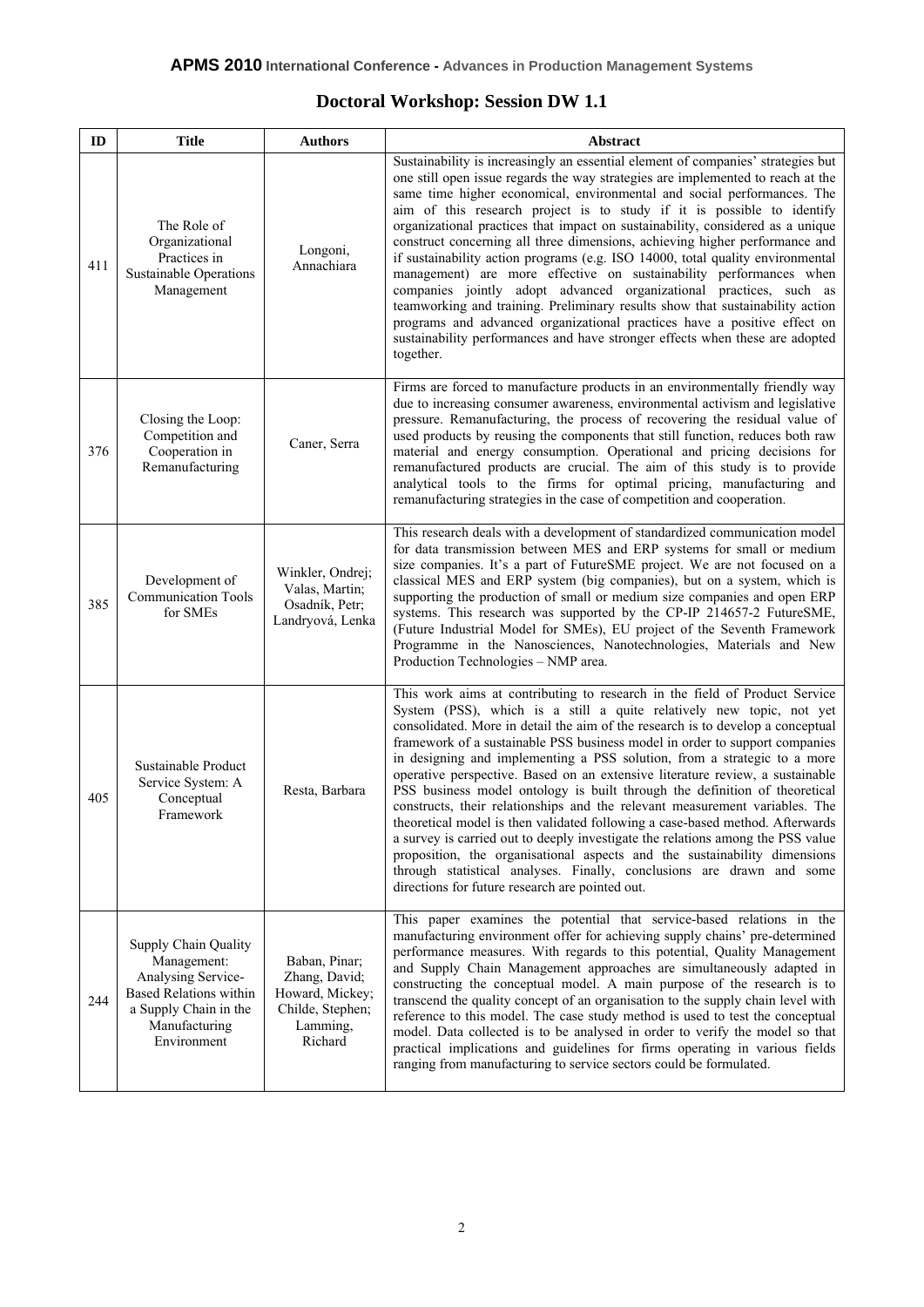## Doctoral Workshop: Session DW 1.1

| ID | Title | Authors | Abstract |
|---|---|---|---|
| 411 | The Role of Organizational Practices in Sustainable Operations Management | Longoni, Annachiara | Sustainability is increasingly an essential element of companies' strategies but one still open issue regards the way strategies are implemented to reach at the same time higher economical, environmental and social performances. The aim of this research project is to study if it is possible to identify organizational practices that impact on sustainability, considered as a unique construct concerning all three dimensions, achieving higher performance and if sustainability action programs (e.g. ISO 14000, total quality environmental management) are more effective on sustainability performances when companies jointly adopt advanced organizational practices, such as teamworking and training. Preliminary results show that sustainability action programs and advanced organizational practices have a positive effect on sustainability performances and have stronger effects when these are adopted together. |
| 376 | Closing the Loop: Competition and Cooperation in Remanufacturing | Caner, Serra | Firms are forced to manufacture products in an environmentally friendly way due to increasing consumer awareness, environmental activism and legislative pressure. Remanufacturing, the process of recovering the residual value of used products by reusing the components that still function, reduces both raw material and energy consumption. Operational and pricing decisions for remanufactured products are crucial. The aim of this study is to provide analytical tools to the firms for optimal pricing, manufacturing and remanufacturing strategies in the case of competition and cooperation. |
| 385 | Development of Communication Tools for SMEs | Winkler, Ondrej; Valas, Martin; Osadník, Petr; Landryová, Lenka | This research deals with a development of standardized communication model for data transmission between MES and ERP systems for small or medium size companies. It's a part of FutureSME project. We are not focused on a classical MES and ERP system (big companies), but on a system, which is supporting the production of small or medium size companies and open ERP systems. This research was supported by the CP-IP 214657-2 FutureSME, (Future Industrial Model for SMEs), EU project of the Seventh Framework Programme in the Nanosciences, Nanotechnologies, Materials and New Production Technologies – NMP area. |
| 405 | Sustainable Product Service System: A Conceptual Framework | Resta, Barbara | This work aims at contributing to research in the field of Product Service System (PSS), which is a still a quite relatively new topic, not yet consolidated. More in detail the aim of the research is to develop a conceptual framework of a sustainable PSS business model in order to support companies in designing and implementing a PSS solution, from a strategic to a more operative perspective. Based on an extensive literature review, a sustainable PSS business model ontology is built through the definition of theoretical constructs, their relationships and the relevant measurement variables. The theoretical model is then validated following a case-based method. Afterwards a survey is carried out to deeply investigate the relations among the PSS value proposition, the organisational aspects and the sustainability dimensions through statistical analyses. Finally, conclusions are drawn and some directions for future research are pointed out. |
| 244 | Supply Chain Quality Management: Analysing Service-Based Relations within a Supply Chain in the Manufacturing Environment | Baban, Pinar; Zhang, David; Howard, Mickey; Childe, Stephen; Lamming, Richard | This paper examines the potential that service-based relations in the manufacturing environment offer for achieving supply chains' pre-determined performance measures. With regards to this potential, Quality Management and Supply Chain Management approaches are simultaneously adapted in constructing the conceptual model. A main purpose of the research is to transcend the quality concept of an organisation to the supply chain level with reference to this model. The case study method is used to test the conceptual model. Data collected is to be analysed in order to verify the model so that practical implications and guidelines for firms operating in various fields ranging from manufacturing to service sectors could be formulated. |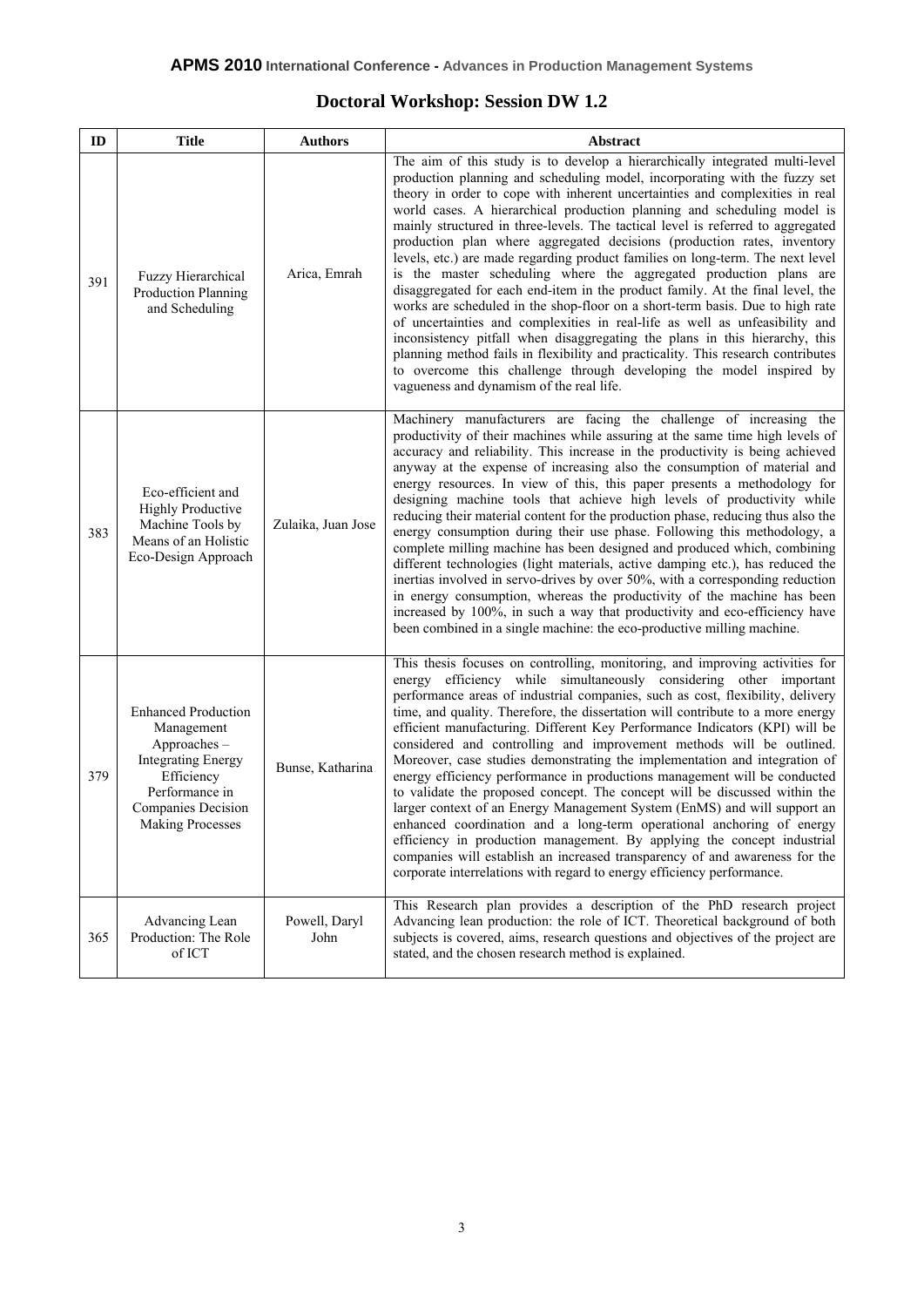## Doctoral Workshop: Session DW 1.2

| ID | Title | Authors | Abstract |
|---|---|---|---|
| 391 | Fuzzy Hierarchical Production Planning and Scheduling | Arica, Emrah | The aim of this study is to develop a hierarchically integrated multi-level production planning and scheduling model, incorporating with the fuzzy set theory in order to cope with inherent uncertainties and complexities in real world cases. A hierarchical production planning and scheduling model is mainly structured in three-levels. The tactical level is referred to aggregated production plan where aggregated decisions (production rates, inventory levels, etc.) are made regarding product families on long-term. The next level is the master scheduling where the aggregated production plans are disaggregated for each end-item in the product family. At the final level, the works are scheduled in the shop-floor on a short-term basis. Due to high rate of uncertainties and complexities in real-life as well as unfeasibility and inconsistency pitfall when disaggregating the plans in this hierarchy, this planning method fails in flexibility and practicality. This research contributes to overcome this challenge through developing the model inspired by vagueness and dynamism of the real life. |
| 383 | Eco-efficient and Highly Productive Machine Tools by Means of an Holistic Eco-Design Approach | Zulaika, Juan Jose | Machinery manufacturers are facing the challenge of increasing the productivity of their machines while assuring at the same time high levels of accuracy and reliability. This increase in the productivity is being achieved anyway at the expense of increasing also the consumption of material and energy resources. In view of this, this paper presents a methodology for designing machine tools that achieve high levels of productivity while reducing their material content for the production phase, reducing thus also the energy consumption during their use phase. Following this methodology, a complete milling machine has been designed and produced which, combining different technologies (light materials, active damping etc.), has reduced the inertias involved in servo-drives by over 50%, with a corresponding reduction in energy consumption, whereas the productivity of the machine has been increased by 100%, in such a way that productivity and eco-efficiency have been combined in a single machine: the eco-productive milling machine. |
| 379 | Enhanced Production Management Approaches – Integrating Energy Efficiency Performance in Companies Decision Making Processes | Bunse, Katharina | This thesis focuses on controlling, monitoring, and improving activities for energy efficiency while simultaneously considering other important performance areas of industrial companies, such as cost, flexibility, delivery time, and quality. Therefore, the dissertation will contribute to a more energy efficient manufacturing. Different Key Performance Indicators (KPI) will be considered and controlling and improvement methods will be outlined. Moreover, case studies demonstrating the implementation and integration of energy efficiency performance in productions management will be conducted to validate the proposed concept. The concept will be discussed within the larger context of an Energy Management System (EnMS) and will support an enhanced coordination and a long-term operational anchoring of energy efficiency in production management. By applying the concept industrial companies will establish an increased transparency of and awareness for the corporate interrelations with regard to energy efficiency performance. |
| 365 | Advancing Lean Production: The Role of ICT | Powell, Daryl John | This Research plan provides a description of the PhD research project Advancing lean production: the role of ICT. Theoretical background of both subjects is covered, aims, research questions and objectives of the project are stated, and the chosen research method is explained. |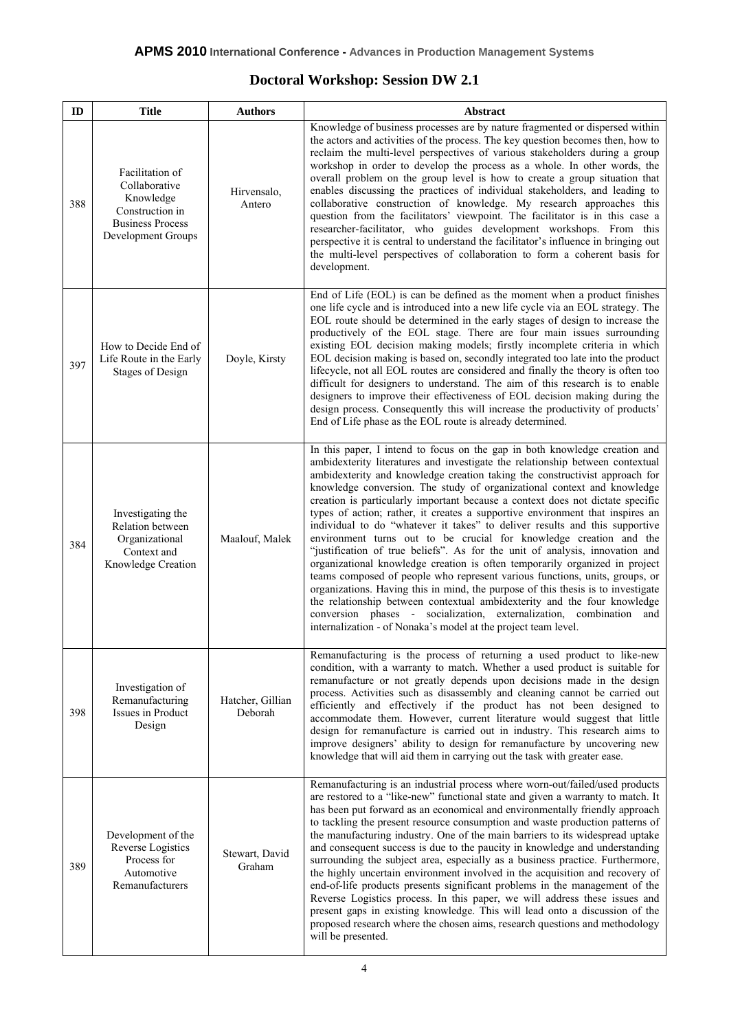## Doctoral Workshop: Session DW 2.1

| ID | Title | Authors | Abstract |
|---|---|---|---|
| 388 | Facilitation of Collaborative Knowledge Construction in Business Process Development Groups | Hirvensalo, Antero | Knowledge of business processes are by nature fragmented or dispersed within the actors and activities of the process. The key question becomes then, how to reclaim the multi-level perspectives of various stakeholders during a group workshop in order to develop the process as a whole. In other words, the overall problem on the group level is how to create a group situation that enables discussing the practices of individual stakeholders, and leading to collaborative construction of knowledge. My research approaches this question from the facilitators' viewpoint. The facilitator is in this case a researcher-facilitator, who guides development workshops. From this perspective it is central to understand the facilitator's influence in bringing out the multi-level perspectives of collaboration to form a coherent basis for development. |
| 397 | How to Decide End of Life Route in the Early Stages of Design | Doyle, Kirsty | End of Life (EOL) is can be defined as the moment when a product finishes one life cycle and is introduced into a new life cycle via an EOL strategy. The EOL route should be determined in the early stages of design to increase the productively of the EOL stage. There are four main issues surrounding existing EOL decision making models; firstly incomplete criteria in which EOL decision making is based on, secondly integrated too late into the product lifecycle, not all EOL routes are considered and finally the theory is often too difficult for designers to understand. The aim of this research is to enable designers to improve their effectiveness of EOL decision making during the design process. Consequently this will increase the productivity of products' End of Life phase as the EOL route is already determined. |
| 384 | Investigating the Relation between Organizational Context and Knowledge Creation | Maalouf, Malek | In this paper, I intend to focus on the gap in both knowledge creation and ambidexterity literatures and investigate the relationship between contextual ambidexterity and knowledge creation taking the constructivist approach for knowledge conversion. The study of organizational context and knowledge creation is particularly important because a context does not dictate specific types of action; rather, it creates a supportive environment that inspires an individual to do "whatever it takes" to deliver results and this supportive environment turns out to be crucial for knowledge creation and the "justification of true beliefs". As for the unit of analysis, innovation and organizational knowledge creation is often temporarily organized in project teams composed of people who represent various functions, units, groups, or organizations. Having this in mind, the purpose of this thesis is to investigate the relationship between contextual ambidexterity and the four knowledge conversion phases - socialization, externalization, combination and internalization - of Nonaka's model at the project team level. |
| 398 | Investigation of Remanufacturing Issues in Product Design | Hatcher, Gillian Deborah | Remanufacturing is the process of returning a used product to like-new condition, with a warranty to match. Whether a used product is suitable for remanufacture or not greatly depends upon decisions made in the design process. Activities such as disassembly and cleaning cannot be carried out efficiently and effectively if the product has not been designed to accommodate them. However, current literature would suggest that little design for remanufacture is carried out in industry. This research aims to improve designers' ability to design for remanufacture by uncovering new knowledge that will aid them in carrying out the task with greater ease. |
| 389 | Development of the Reverse Logistics Process for Automotive Remanufacturers | Stewart, David Graham | Remanufacturing is an industrial process where worn-out/failed/used products are restored to a "like-new" functional state and given a warranty to match. It has been put forward as an economical and environmentally friendly approach to tackling the present resource consumption and waste production patterns of the manufacturing industry. One of the main barriers to its widespread uptake and consequent success is due to the paucity in knowledge and understanding surrounding the subject area, especially as a business practice. Furthermore, the highly uncertain environment involved in the acquisition and recovery of end-of-life products presents significant problems in the management of the Reverse Logistics process. In this paper, we will address these issues and present gaps in existing knowledge. This will lead onto a discussion of the proposed research where the chosen aims, research questions and methodology will be presented. |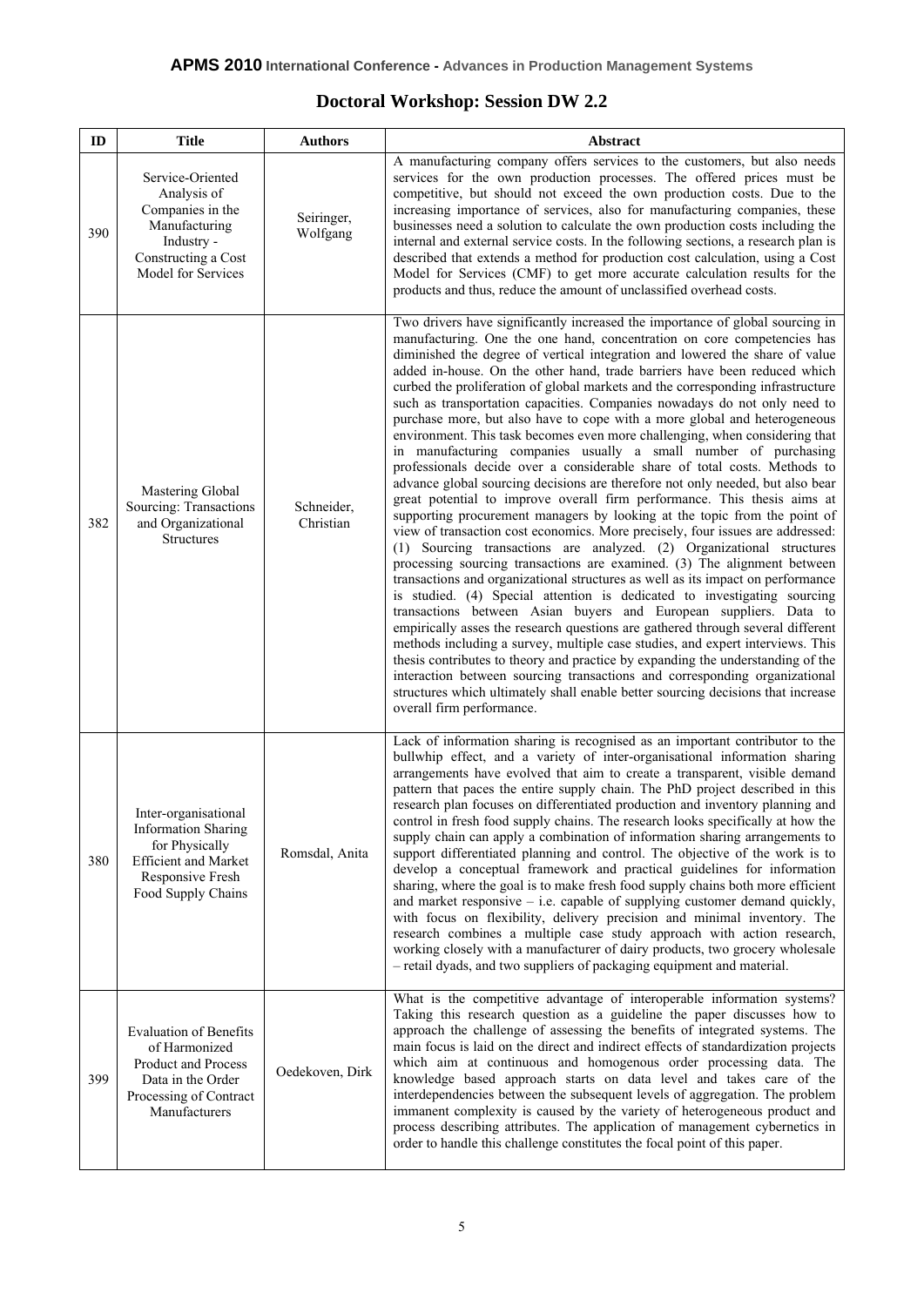## Doctoral Workshop: Session DW 2.2

| ID | Title | Authors | Abstract |
|---|---|---|---|
| 390 | Service-Oriented Analysis of Companies in the Manufacturing Industry - Constructing a Cost Model for Services | Seiringer, Wolfgang | A manufacturing company offers services to the customers, but also needs services for the own production processes. The offered prices must be competitive, but should not exceed the own production costs. Due to the increasing importance of services, also for manufacturing companies, these businesses need a solution to calculate the own production costs including the internal and external service costs. In the following sections, a research plan is described that extends a method for production cost calculation, using a Cost Model for Services (CMF) to get more accurate calculation results for the products and thus, reduce the amount of unclassified overhead costs. |
| 382 | Mastering Global Sourcing: Transactions and Organizational Structures | Schneider, Christian | Two drivers have significantly increased the importance of global sourcing in manufacturing. One the one hand, concentration on core competencies has diminished the degree of vertical integration and lowered the share of value added in-house. On the other hand, trade barriers have been reduced which curbed the proliferation of global markets and the corresponding infrastructure such as transportation capacities. Companies nowadays do not only need to purchase more, but also have to cope with a more global and heterogeneous environment. This task becomes even more challenging, when considering that in manufacturing companies usually a small number of purchasing professionals decide over a considerable share of total costs. Methods to advance global sourcing decisions are therefore not only needed, but also bear great potential to improve overall firm performance. This thesis aims at supporting procurement managers by looking at the topic from the point of view of transaction cost economics. More precisely, four issues are addressed: (1) Sourcing transactions are analyzed. (2) Organizational structures processing sourcing transactions are examined. (3) The alignment between transactions and organizational structures as well as its impact on performance is studied. (4) Special attention is dedicated to investigating sourcing transactions between Asian buyers and European suppliers. Data to empirically asses the research questions are gathered through several different methods including a survey, multiple case studies, and expert interviews. This thesis contributes to theory and practice by expanding the understanding of the interaction between sourcing transactions and corresponding organizational structures which ultimately shall enable better sourcing decisions that increase overall firm performance. |
| 380 | Inter-organisational Information Sharing for Physically Efficient and Market Responsive Fresh Food Supply Chains | Romsdal, Anita | Lack of information sharing is recognised as an important contributor to the bullwhip effect, and a variety of inter-organisational information sharing arrangements have evolved that aim to create a transparent, visible demand pattern that paces the entire supply chain. The PhD project described in this research plan focuses on differentiated production and inventory planning and control in fresh food supply chains. The research looks specifically at how the supply chain can apply a combination of information sharing arrangements to support differentiated planning and control. The objective of the work is to develop a conceptual framework and practical guidelines for information sharing, where the goal is to make fresh food supply chains both more efficient and market responsive – i.e. capable of supplying customer demand quickly, with focus on flexibility, delivery precision and minimal inventory. The research combines a multiple case study approach with action research, working closely with a manufacturer of dairy products, two grocery wholesale – retail dyads, and two suppliers of packaging equipment and material. |
| 399 | Evaluation of Benefits of Harmonized Product and Process Data in the Order Processing of Contract Manufacturers | Oedekoven, Dirk | What is the competitive advantage of interoperable information systems? Taking this research question as a guideline the paper discusses how to approach the challenge of assessing the benefits of integrated systems. The main focus is laid on the direct and indirect effects of standardization projects which aim at continuous and homogenous order processing data. The knowledge based approach starts on data level and takes care of the interdependencies between the subsequent levels of aggregation. The problem immanent complexity is caused by the variety of heterogeneous product and process describing attributes. The application of management cybernetics in order to handle this challenge constitutes the focal point of this paper. |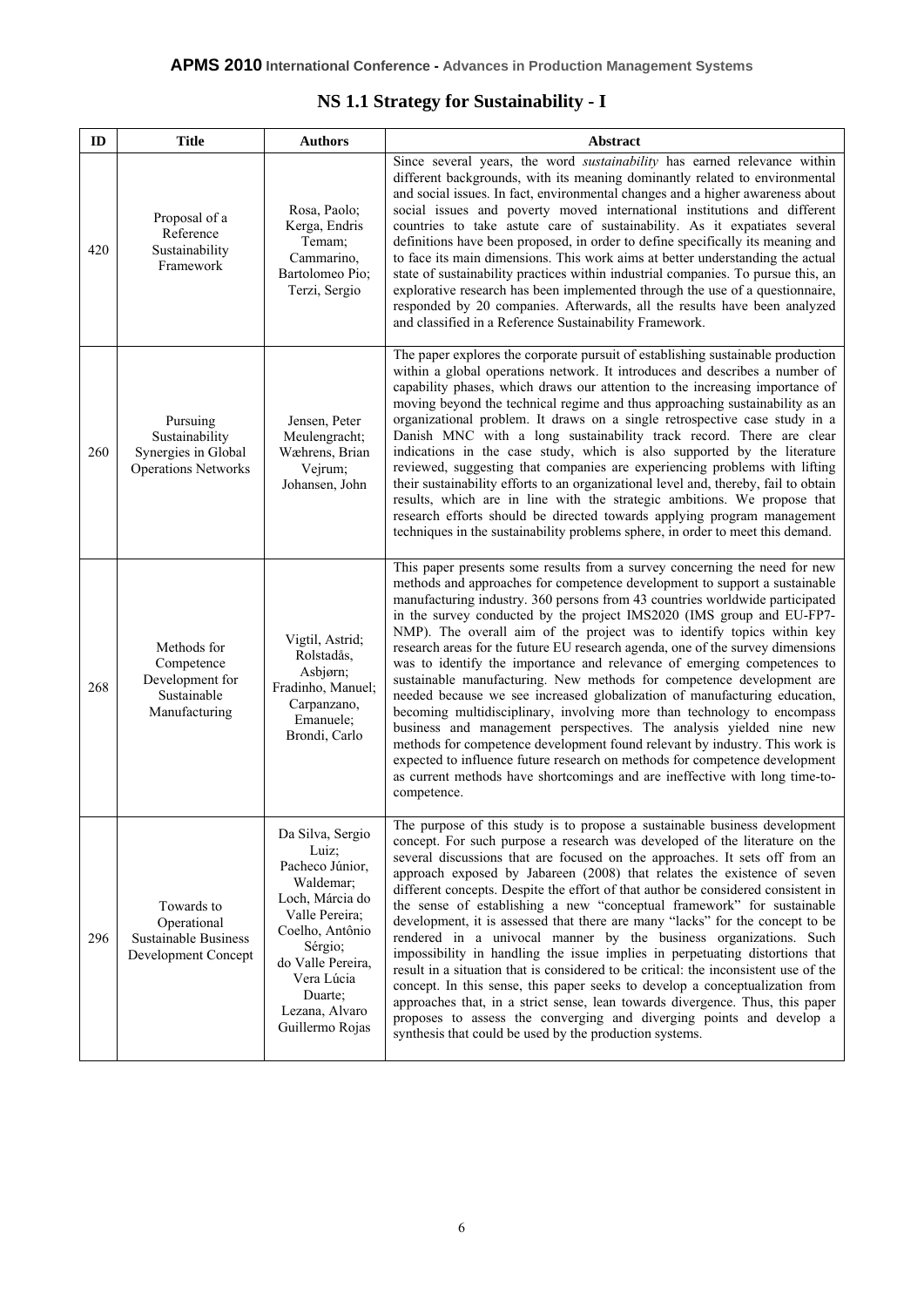## NS 1.1 Strategy for Sustainability - I

| ID | Title | Authors | Abstract |
|---|---|---|---|
| 420 | Proposal of a Reference Sustainability Framework | Rosa, Paolo; Kerga, Endris Temam; Cammarino, Bartolomeo Pio; Terzi, Sergio | Since several years, the word *sustainability* has earned relevance within different backgrounds, with its meaning dominantly related to environmental and social issues. In fact, environmental changes and a higher awareness about social issues and poverty moved international institutions and different countries to take astute care of sustainability. As it expatiates several definitions have been proposed, in order to define specifically its meaning and to face its main dimensions. This work aims at better understanding the actual state of sustainability practices within industrial companies. To pursue this, an explorative research has been implemented through the use of a questionnaire, responded by 20 companies. Afterwards, all the results have been analyzed and classified in a Reference Sustainability Framework. |
| 260 | Pursuing Sustainability Synergies in Global Operations Networks | Jensen, Peter Meulengracht; Wæhrens, Brian Vejrum; Johansen, John | The paper explores the corporate pursuit of establishing sustainable production within a global operations network. It introduces and describes a number of capability phases, which draws our attention to the increasing importance of moving beyond the technical regime and thus approaching sustainability as an organizational problem. It draws on a single retrospective case study in a Danish MNC with a long sustainability track record. There are clear indications in the case study, which is also supported by the literature reviewed, suggesting that companies are experiencing problems with lifting their sustainability efforts to an organizational level and, thereby, fail to obtain results, which are in line with the strategic ambitions. We propose that research efforts should be directed towards applying program management techniques in the sustainability problems sphere, in order to meet this demand. |
| 268 | Methods for Competence Development for Sustainable Manufacturing | Vigtil, Astrid; Rolstadås, Asbjørn; Fradinho, Manuel; Carpanzano, Emanuele; Brondi, Carlo | This paper presents some results from a survey concerning the need for new methods and approaches for competence development to support a sustainable manufacturing industry. 360 persons from 43 countries worldwide participated in the survey conducted by the project IMS2020 (IMS group and EU-FP7-NMP). The overall aim of the project was to identify topics within key research areas for the future EU research agenda, one of the survey dimensions was to identify the importance and relevance of emerging competences to sustainable manufacturing. New methods for competence development are needed because we see increased globalization of manufacturing education, becoming multidisciplinary, involving more than technology to encompass business and management perspectives. The analysis yielded nine new methods for competence development found relevant by industry. This work is expected to influence future research on methods for competence development as current methods have shortcomings and are ineffective with long time-to-competence. |
| 296 | Towards to Operational Sustainable Business Development Concept | Da Silva, Sergio Luiz; Pacheco Júnior, Waldemar; Loch, Márcia do Valle Pereira; Coelho, Antônio Sérgio; do Valle Pereira, Vera Lúcia Duarte; Lezana, Alvaro Guillermo Rojas | The purpose of this study is to propose a sustainable business development concept. For such purpose a research was developed of the literature on the several discussions that are focused on the approaches. It sets off from an approach exposed by Jabareen (2008) that relates the existence of seven different concepts. Despite the effort of that author be considered consistent in the sense of establishing a new "conceptual framework" for sustainable development, it is assessed that there are many "lacks" for the concept to be rendered in a univocal manner by the business organizations. Such impossibility in handling the issue implies in perpetuating distortions that result in a situation that is considered to be critical: the inconsistent use of the concept. In this sense, this paper seeks to develop a conceptualization from approaches that, in a strict sense, lean towards divergence. Thus, this paper proposes to assess the converging and diverging points and develop a synthesis that could be used by the production systems. |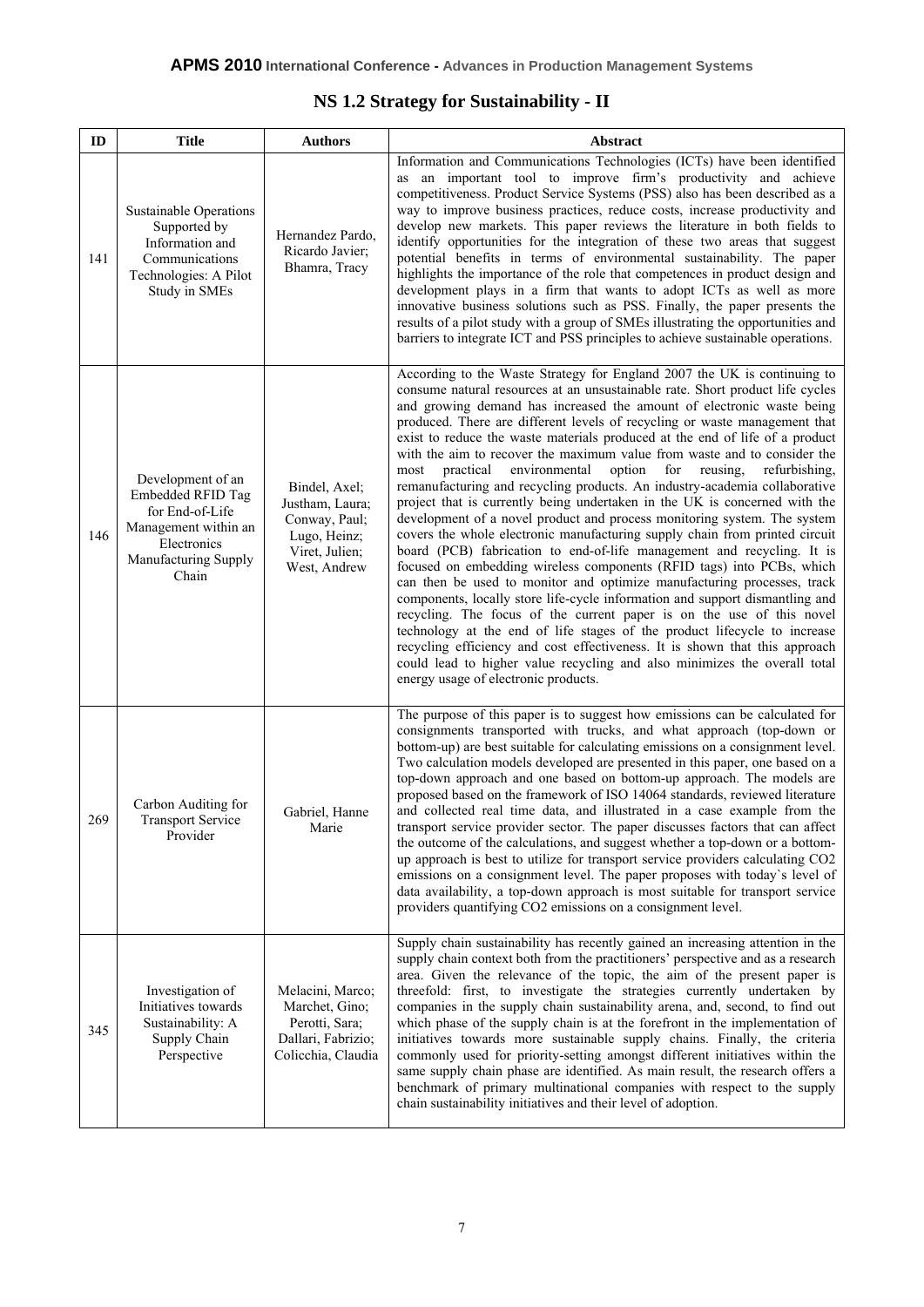## NS 1.2 Strategy for Sustainability - II

| ID | Title | Authors | Abstract |
|---|---|---|---|
| 141 | Sustainable Operations Supported by Information and Communications Technologies: A Pilot Study in SMEs | Hernandez Pardo, Ricardo Javier; Bhamra, Tracy | Information and Communications Technologies (ICTs) have been identified as an important tool to improve firm's productivity and achieve competitiveness. Product Service Systems (PSS) also has been described as a way to improve business practices, reduce costs, increase productivity and develop new markets. This paper reviews the literature in both fields to identify opportunities for the integration of these two areas that suggest potential benefits in terms of environmental sustainability. The paper highlights the importance of the role that competences in product design and development plays in a firm that wants to adopt ICTs as well as more innovative business solutions such as PSS. Finally, the paper presents the results of a pilot study with a group of SMEs illustrating the opportunities and barriers to integrate ICT and PSS principles to achieve sustainable operations. |
| 146 | Development of an Embedded RFID Tag for End-of-Life Management within an Electronics Manufacturing Supply Chain | Bindel, Axel; Justham, Laura; Conway, Paul; Lugo, Heinz; Viret, Julien; West, Andrew | According to the Waste Strategy for England 2007 the UK is continuing to consume natural resources at an unsustainable rate. Short product life cycles and growing demand has increased the amount of electronic waste being produced. There are different levels of recycling or waste management that exist to reduce the waste materials produced at the end of life of a product with the aim to recover the maximum value from waste and to consider the most practical environmental option for reusing, refurbishing, remanufacturing and recycling products. An industry-academia collaborative project that is currently being undertaken in the UK is concerned with the development of a novel product and process monitoring system. The system covers the whole electronic manufacturing supply chain from printed circuit board (PCB) fabrication to end-of-life management and recycling. It is focused on embedding wireless components (RFID tags) into PCBs, which can then be used to monitor and optimize manufacturing processes, track components, locally store life-cycle information and support dismantling and recycling. The focus of the current paper is on the use of this novel technology at the end of life stages of the product lifecycle to increase recycling efficiency and cost effectiveness. It is shown that this approach could lead to higher value recycling and also minimizes the overall total energy usage of electronic products. |
| 269 | Carbon Auditing for Transport Service Provider | Gabriel, Hanne Marie | The purpose of this paper is to suggest how emissions can be calculated for consignments transported with trucks, and what approach (top-down or bottom-up) are best suitable for calculating emissions on a consignment level. Two calculation models developed are presented in this paper, one based on a top-down approach and one based on bottom-up approach. The models are proposed based on the framework of ISO 14064 standards, reviewed literature and collected real time data, and illustrated in a case example from the transport service provider sector. The paper discusses factors that can affect the outcome of the calculations, and suggest whether a top-down or a bottom-up approach is best to utilize for transport service providers calculating $CO_2$ emissions on a consignment level. The paper proposes with today`s level of data availability, a top-down approach is most suitable for transport service providers quantifying $CO_2$ emissions on a consignment level. |
| 345 | Investigation of Initiatives towards Sustainability: A Supply Chain Perspective | Melacini, Marco; Marchet, Gino; Perotti, Sara; Dallari, Fabrizio; Colicchia, Claudia | Supply chain sustainability has recently gained an increasing attention in the supply chain context both from the practitioners' perspective and as a research area. Given the relevance of the topic, the aim of the present paper is threefold: first, to investigate the strategies currently undertaken by companies in the supply chain sustainability arena, and, second, to find out which phase of the supply chain is at the forefront in the implementation of initiatives towards more sustainable supply chains. Finally, the criteria commonly used for priority-setting amongst different initiatives within the same supply chain phase are identified. As main result, the research offers a benchmark of primary multinational companies with respect to the supply chain sustainability initiatives and their level of adoption. |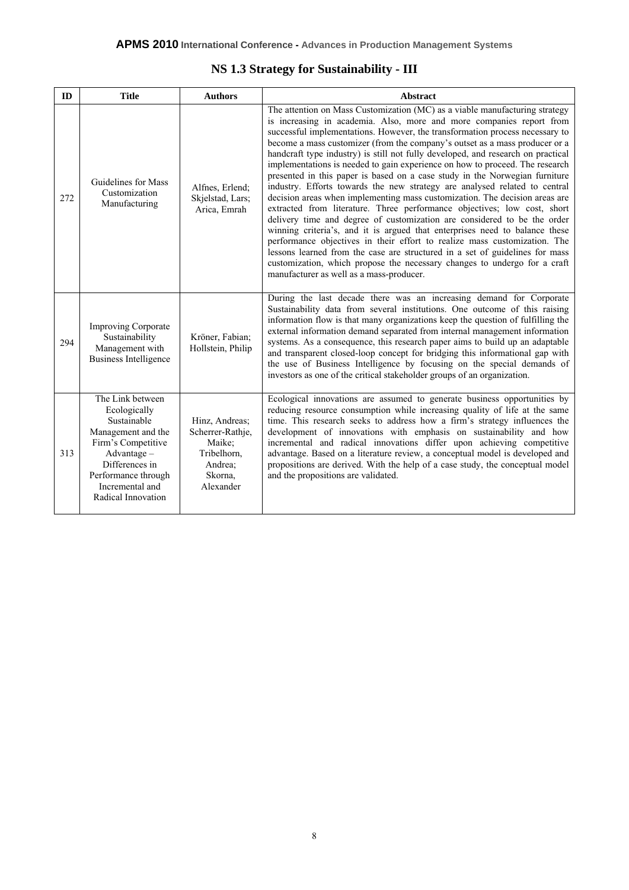## NS 1.3 Strategy for Sustainability - III

| ID | Title | Authors | Abstract |
|---|---|---|---|
| 272 | Guidelines for Mass Customization Manufacturing | Alfnes, Erlend; Skjelstad, Lars; Arica, Emrah | The attention on Mass Customization (MC) as a viable manufacturing strategy is increasing in academia. Also, more and more companies report from successful implementations. However, the transformation process necessary to become a mass customizer (from the company's outset as a mass producer or a handcraft type industry) is still not fully developed, and research on practical implementations is needed to gain experience on how to proceed. The research presented in this paper is based on a case study in the Norwegian furniture industry. Efforts towards the new strategy are analysed related to central decision areas when implementing mass customization. The decision areas are extracted from literature. Three performance objectives; low cost, short delivery time and degree of customization are considered to be the order winning criteria's, and it is argued that enterprises need to balance these performance objectives in their effort to realize mass customization. The lessons learned from the case are structured in a set of guidelines for mass customization, which propose the necessary changes to undergo for a craft manufacturer as well as a mass-producer. |
| 294 | Improving Corporate Sustainability Management with Business Intelligence | Kröner, Fabian; Hollstein, Philip | During the last decade there was an increasing demand for Corporate Sustainability data from several institutions. One outcome of this raising information flow is that many organizations keep the question of fulfilling the external information demand separated from internal management information systems. As a consequence, this research paper aims to build up an adaptable and transparent closed-loop concept for bridging this informational gap with the use of Business Intelligence by focusing on the special demands of investors as one of the critical stakeholder groups of an organization. |
| 313 | The Link between Ecologically Sustainable Management and the Firm's Competitive Advantage – Differences in Performance through Incremental and Radical Innovation | Hinz, Andreas; Scherrer-Rathje, Maike; Tribelhorn, Andrea; Skorna, Alexander | Ecological innovations are assumed to generate business opportunities by reducing resource consumption while increasing quality of life at the same time. This research seeks to address how a firm's strategy influences the development of innovations with emphasis on sustainability and how incremental and radical innovations differ upon achieving competitive advantage. Based on a literature review, a conceptual model is developed and propositions are derived. With the help of a case study, the conceptual model and the propositions are validated. |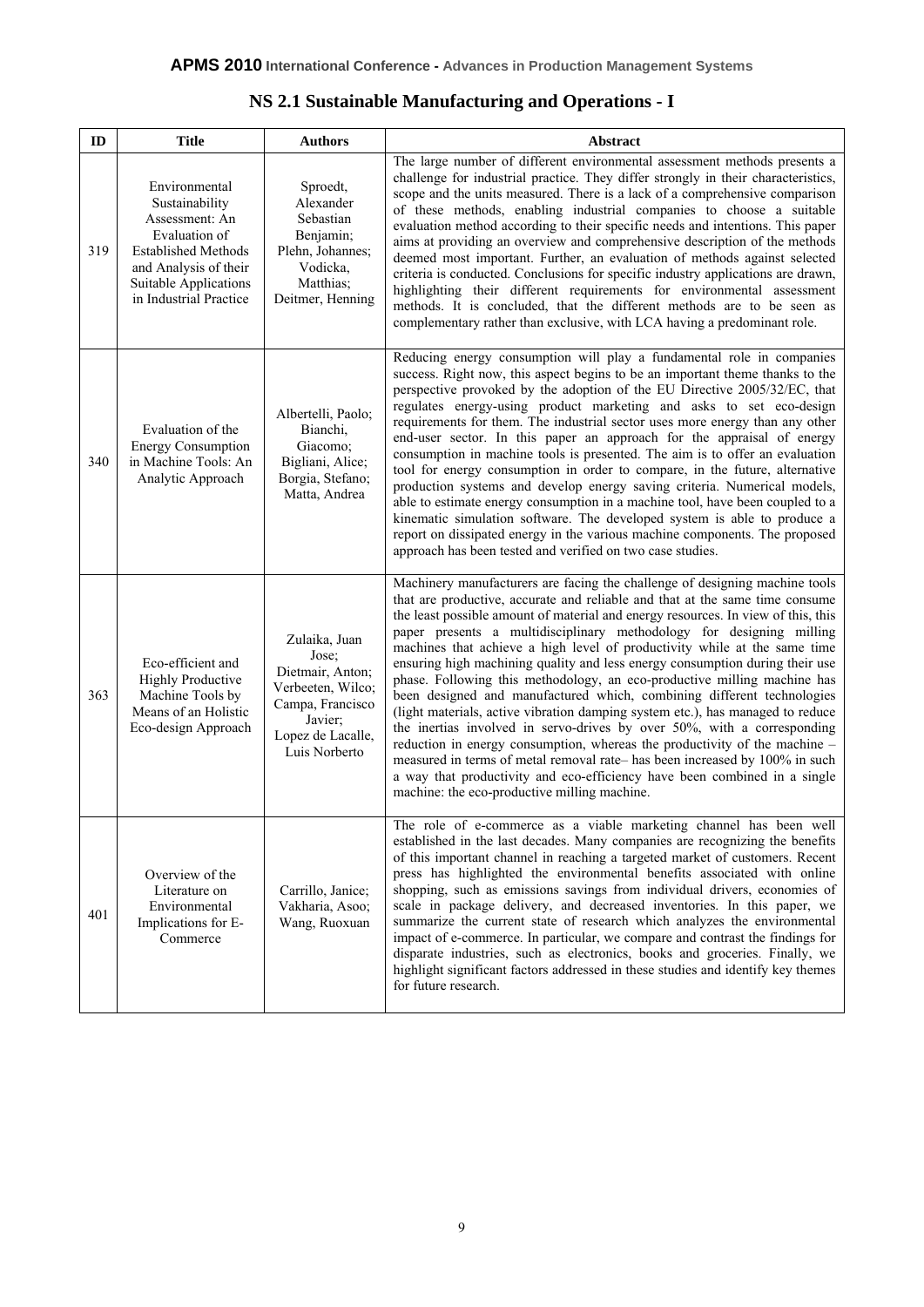## NS 2.1 Sustainable Manufacturing and Operations - I

| ID | Title | Authors | Abstract |
| --- | --- | --- | --- |
| 319 | Environmental Sustainability Assessment: An Evaluation of Established Methods and Analysis of their Suitable Applications in Industrial Practice | Sproedt, Alexander Sebastian Benjamin; Plehn, Johannes; Vodicka, Matthias; Deitmer, Henning | The large number of different environmental assessment methods presents a challenge for industrial practice. They differ strongly in their characteristics, scope and the units measured. There is a lack of a comprehensive comparison of these methods, enabling industrial companies to choose a suitable evaluation method according to their specific needs and intentions. This paper aims at providing an overview and comprehensive description of the methods deemed most important. Further, an evaluation of methods against selected criteria is conducted. Conclusions for specific industry applications are drawn, highlighting their different requirements for environmental assessment methods. It is concluded, that the different methods are to be seen as complementary rather than exclusive, with LCA having a predominant role. |
| 340 | Evaluation of the Energy Consumption in Machine Tools: An Analytic Approach | Albertelli, Paolo; Bianchi, Giacomo; Bigliani, Alice; Borgia, Stefano; Matta, Andrea | Reducing energy consumption will play a fundamental role in companies success. Right now, this aspect begins to be an important theme thanks to the perspective provoked by the adoption of the EU Directive 2005/32/EC, that regulates energy-using product marketing and asks to set eco-design requirements for them. The industrial sector uses more energy than any other end-user sector. In this paper an approach for the appraisal of energy consumption in machine tools is presented. The aim is to offer an evaluation tool for energy consumption in order to compare, in the future, alternative production systems and develop energy saving criteria. Numerical models, able to estimate energy consumption in a machine tool, have been coupled to a kinematic simulation software. The developed system is able to produce a report on dissipated energy in the various machine components. The proposed approach has been tested and verified on two case studies. |
| 363 | Eco-efficient and Highly Productive Machine Tools by Means of an Holistic Eco-design Approach | Zulaika, Juan Jose; Dietmair, Anton; Verbeeten, Wilco; Campa, Francisco Javier; Lopez de Lacalle, Luis Norberto | Machinery manufacturers are facing the challenge of designing machine tools that are productive, accurate and reliable and that at the same time consume the least possible amount of material and energy resources. In view of this, this paper presents a multidisciplinary methodology for designing milling machines that achieve a high level of productivity while at the same time ensuring high machining quality and less energy consumption during their use phase. Following this methodology, an eco-productive milling machine has been designed and manufactured which, combining different technologies (light materials, active vibration damping system etc.), has managed to reduce the inertias involved in servo-drives by over 50%, with a corresponding reduction in energy consumption, whereas the productivity of the machine – measured in terms of metal removal rate– has been increased by 100% in such a way that productivity and eco-efficiency have been combined in a single machine: the eco-productive milling machine. |
| 401 | Overview of the Literature on Environmental Implications for E-Commerce | Carrillo, Janice; Vakharia, Asoo; Wang, Ruoxuan | The role of e-commerce as a viable marketing channel has been well established in the last decades. Many companies are recognizing the benefits of this important channel in reaching a targeted market of customers. Recent press has highlighted the environmental benefits associated with online shopping, such as emissions savings from individual drivers, economies of scale in package delivery, and decreased inventories. In this paper, we summarize the current state of research which analyzes the environmental impact of e-commerce. In particular, we compare and contrast the findings for disparate industries, such as electronics, books and groceries. Finally, we highlight significant factors addressed in these studies and identify key themes for future research. |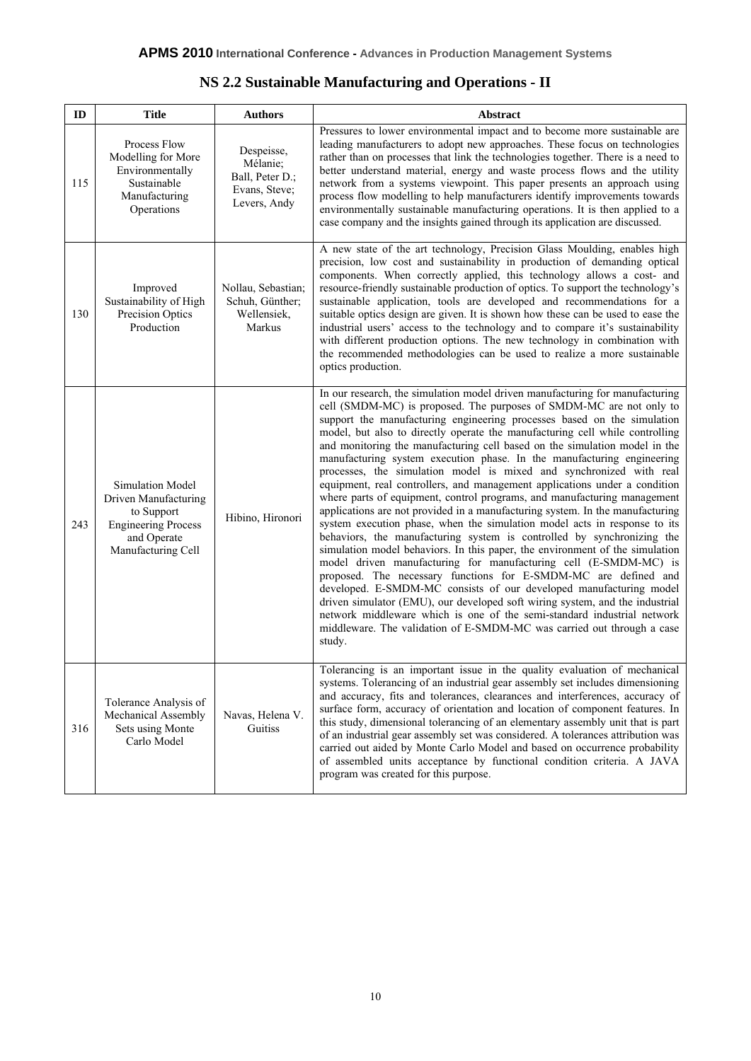## NS 2.2 Sustainable Manufacturing and Operations - II

| ID | Title | Authors | Abstract |
|---|---|---|---|
| 115 | Process Flow Modelling for More Environmentally Sustainable Manufacturing Operations | Despeisse, Mélanie; Ball, Peter D.; Evans, Steve; Levers, Andy | Pressures to lower environmental impact and to become more sustainable are leading manufacturers to adopt new approaches. These focus on technologies rather than on processes that link the technologies together. There is a need to better understand material, energy and waste process flows and the utility network from a systems viewpoint. This paper presents an approach using process flow modelling to help manufacturers identify improvements towards environmentally sustainable manufacturing operations. It is then applied to a case company and the insights gained through its application are discussed. |
| 130 | Improved Sustainability of High Precision Optics Production | Nollau, Sebastian; Schuh, Günther; Wellensiek, Markus | A new state of the art technology, Precision Glass Moulding, enables high precision, low cost and sustainability in production of demanding optical components. When correctly applied, this technology allows a cost- and resource-friendly sustainable production of optics. To support the technology's sustainable application, tools are developed and recommendations for a suitable optics design are given. It is shown how these can be used to ease the industrial users' access to the technology and to compare it's sustainability with different production options. The new technology in combination with the recommended methodologies can be used to realize a more sustainable optics production. |
| 243 | Simulation Model Driven Manufacturing to Support Engineering Process and Operate Manufacturing Cell | Hibino, Hironori | In our research, the simulation model driven manufacturing for manufacturing cell (SMDM-MC) is proposed. The purposes of SMDM-MC are not only to support the manufacturing engineering processes based on the simulation model, but also to directly operate the manufacturing cell while controlling and monitoring the manufacturing cell based on the simulation model in the manufacturing system execution phase. In the manufacturing engineering processes, the simulation model is mixed and synchronized with real equipment, real controllers, and management applications under a condition where parts of equipment, control programs, and manufacturing management applications are not provided in a manufacturing system. In the manufacturing system execution phase, when the simulation model acts in response to its behaviors, the manufacturing system is controlled by synchronizing the simulation model behaviors. In this paper, the environment of the simulation model driven manufacturing for manufacturing cell (E-SMDM-MC) is proposed. The necessary functions for E-SMDM-MC are defined and developed. E-SMDM-MC consists of our developed manufacturing model driven simulator (EMU), our developed soft wiring system, and the industrial network middleware which is one of the semi-standard industrial network middleware. The validation of E-SMDM-MC was carried out through a case study. |
| 316 | Tolerance Analysis of Mechanical Assembly Sets using Monte Carlo Model | Navas, Helena V. Guitiss | Tolerancing is an important issue in the quality evaluation of mechanical systems. Tolerancing of an industrial gear assembly set includes dimensioning and accuracy, fits and tolerances, clearances and interferences, accuracy of surface form, accuracy of orientation and location of component features. In this study, dimensional tolerancing of an elementary assembly unit that is part of an industrial gear assembly set was considered. A tolerances attribution was carried out aided by Monte Carlo Model and based on occurrence probability of assembled units acceptance by functional condition criteria. A JAVA program was created for this purpose. |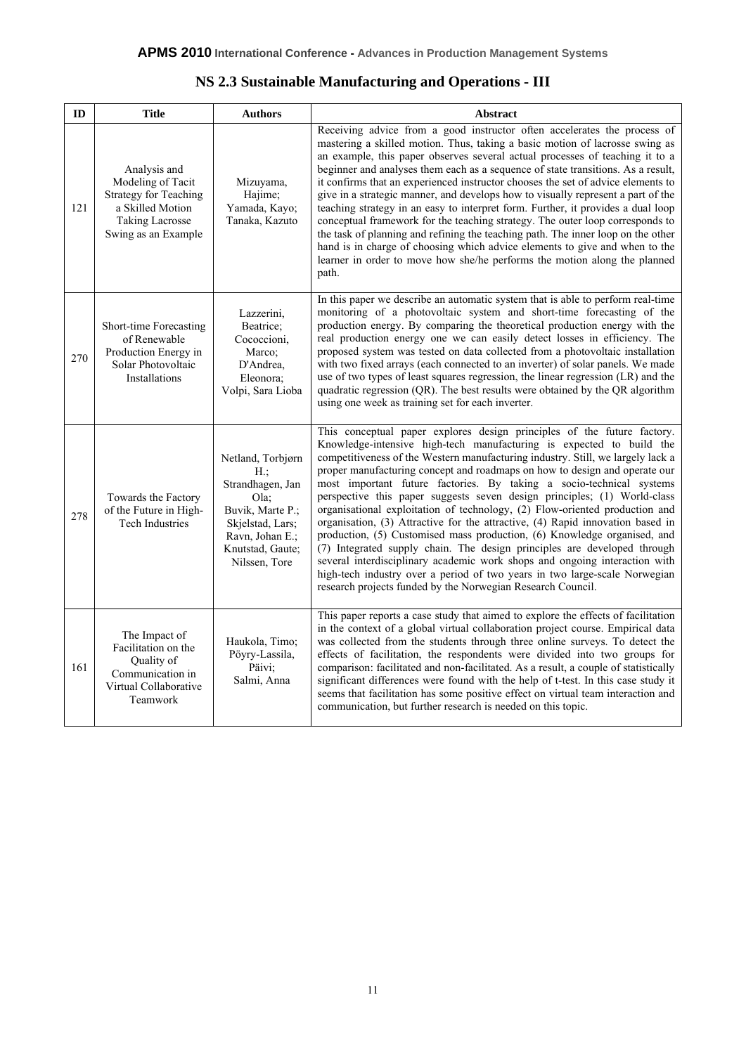## NS 2.3 Sustainable Manufacturing and Operations - III

| ID | Title | Authors | Abstract |
|---|---|---|---|
| 121 | Analysis and Modeling of Tacit Strategy for Teaching a Skilled Motion Taking Lacrosse Swing as an Example | Mizuyama, Hajime; Yamada, Kayo; Tanaka, Kazuto | Receiving advice from a good instructor often accelerates the process of mastering a skilled motion. Thus, taking a basic motion of lacrosse swing as an example, this paper observes several actual processes of teaching it to a beginner and analyses them each as a sequence of state transitions. As a result, it confirms that an experienced instructor chooses the set of advice elements to give in a strategic manner, and develops how to visually represent a part of the teaching strategy in an easy to interpret form. Further, it provides a dual loop conceptual framework for the teaching strategy. The outer loop corresponds to the task of planning and refining the teaching path. The inner loop on the other hand is in charge of choosing which advice elements to give and when to the learner in order to move how she/he performs the motion along the planned path. |
| 270 | Short-time Forecasting of Renewable Production Energy in Solar Photovoltaic Installations | Lazzerini, Beatrice; Cococcioni, Marco; D'Andrea, Eleonora; Volpi, Sara Lioba | In this paper we describe an automatic system that is able to perform real-time monitoring of a photovoltaic system and short-time forecasting of the production energy. By comparing the theoretical production energy with the real production energy one we can easily detect losses in efficiency. The proposed system was tested on data collected from a photovoltaic installation with two fixed arrays (each connected to an inverter) of solar panels. We made use of two types of least squares regression, the linear regression (LR) and the quadratic regression (QR). The best results were obtained by the QR algorithm using one week as training set for each inverter. |
| 278 | Towards the Factory of the Future in High-Tech Industries | Netland, Torbjørn H.; Strandhagen, Jan Ola; Buvik, Marte P.; Skjelstad, Lars; Ravn, Johan E.; Knutstad, Gaute; Nilssen, Tore | This conceptual paper explores design principles of the future factory. Knowledge-intensive high-tech manufacturing is expected to build the competitiveness of the Western manufacturing industry. Still, we largely lack a proper manufacturing concept and roadmaps on how to design and operate our most important future factories. By taking a socio-technical systems perspective this paper suggests seven design principles; (1) World-class organisational exploitation of technology, (2) Flow-oriented production and organisation, (3) Attractive for the attractive, (4) Rapid innovation based in production, (5) Customised mass production, (6) Knowledge organised, and (7) Integrated supply chain. The design principles are developed through several interdisciplinary academic work shops and ongoing interaction with high-tech industry over a period of two years in two large-scale Norwegian research projects funded by the Norwegian Research Council. |
| 161 | The Impact of Facilitation on the Quality of Communication in Virtual Collaborative Teamwork | Haukola, Timo; Pöyry-Lassila, Päivi; Salmi, Anna | This paper reports a case study that aimed to explore the effects of facilitation in the context of a global virtual collaboration project course. Empirical data was collected from the students through three online surveys. To detect the effects of facilitation, the respondents were divided into two groups for comparison: facilitated and non-facilitated. As a result, a couple of statistically significant differences were found with the help of t-test. In this case study it seems that facilitation has some positive effect on virtual team interaction and communication, but further research is needed on this topic. |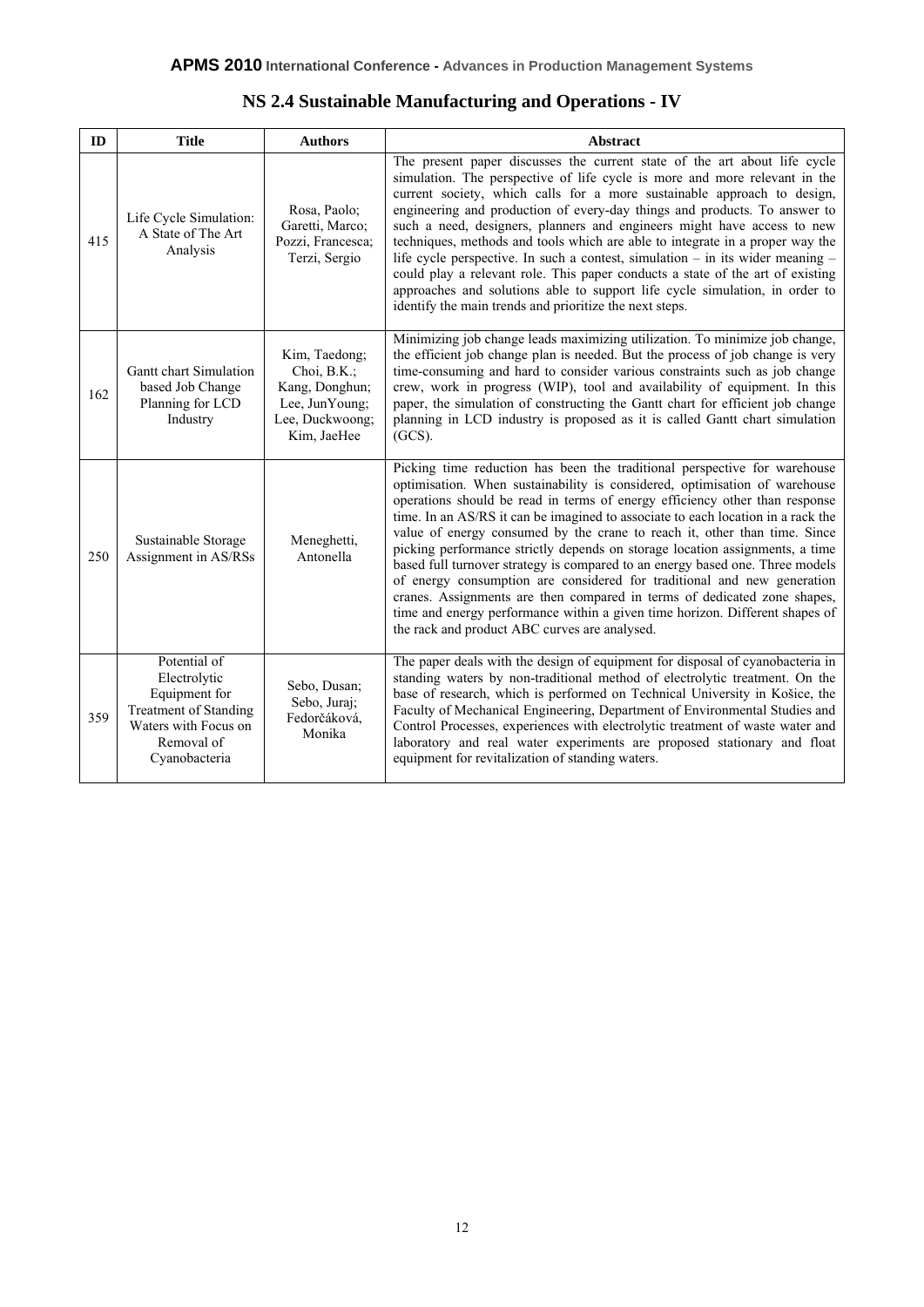## NS 2.4 Sustainable Manufacturing and Operations - IV

| ID | Title | Authors | Abstract |
| --- | --- | --- | --- |
| 415 | Life Cycle Simulation: A State of The Art Analysis | Rosa, Paolo; Garetti, Marco; Pozzi, Francesca; Terzi, Sergio | The present paper discusses the current state of the art about life cycle simulation. The perspective of life cycle is more and more relevant in the current society, which calls for a more sustainable approach to design, engineering and production of every-day things and products. To answer to such a need, designers, planners and engineers might have access to new techniques, methods and tools which are able to integrate in a proper way the life cycle perspective. In such a contest, simulation – in its wider meaning – could play a relevant role. This paper conducts a state of the art of existing approaches and solutions able to support life cycle simulation, in order to identify the main trends and prioritize the next steps. |
| 162 | Gantt chart Simulation based Job Change Planning for LCD Industry | Kim, Taedong; Choi, B.K.; Kang, Donghun; Lee, JunYoung; Lee, Duckwoong; Kim, JaeHee | Minimizing job change leads maximizing utilization. To minimize job change, the efficient job change plan is needed. But the process of job change is very time-consuming and hard to consider various constraints such as job change crew, work in progress (WIP), tool and availability of equipment. In this paper, the simulation of constructing the Gantt chart for efficient job change planning in LCD industry is proposed as it is called Gantt chart simulation (GCS). |
| 250 | Sustainable Storage Assignment in AS/RSs | Meneghetti, Antonella | Picking time reduction has been the traditional perspective for warehouse optimisation. When sustainability is considered, optimisation of warehouse operations should be read in terms of energy efficiency other than response time. In an AS/RS it can be imagined to associate to each location in a rack the value of energy consumed by the crane to reach it, other than time. Since picking performance strictly depends on storage location assignments, a time based full turnover strategy is compared to an energy based one. Three models of energy consumption are considered for traditional and new generation cranes. Assignments are then compared in terms of dedicated zone shapes, time and energy performance within a given time horizon. Different shapes of the rack and product ABC curves are analysed. |
| 359 | Potential of Electrolytic Equipment for Treatment of Standing Waters with Focus on Removal of Cyanobacteria | Sebo, Dusan; Sebo, Juraj; Fedorčáková, Monika | The paper deals with the design of equipment for disposal of cyanobacteria in standing waters by non-traditional method of electrolytic treatment. On the base of research, which is performed on Technical University in Košice, the Faculty of Mechanical Engineering, Department of Environmental Studies and Control Processes, experiences with electrolytic treatment of waste water and laboratory and real water experiments are proposed stationary and float equipment for revitalization of standing waters. |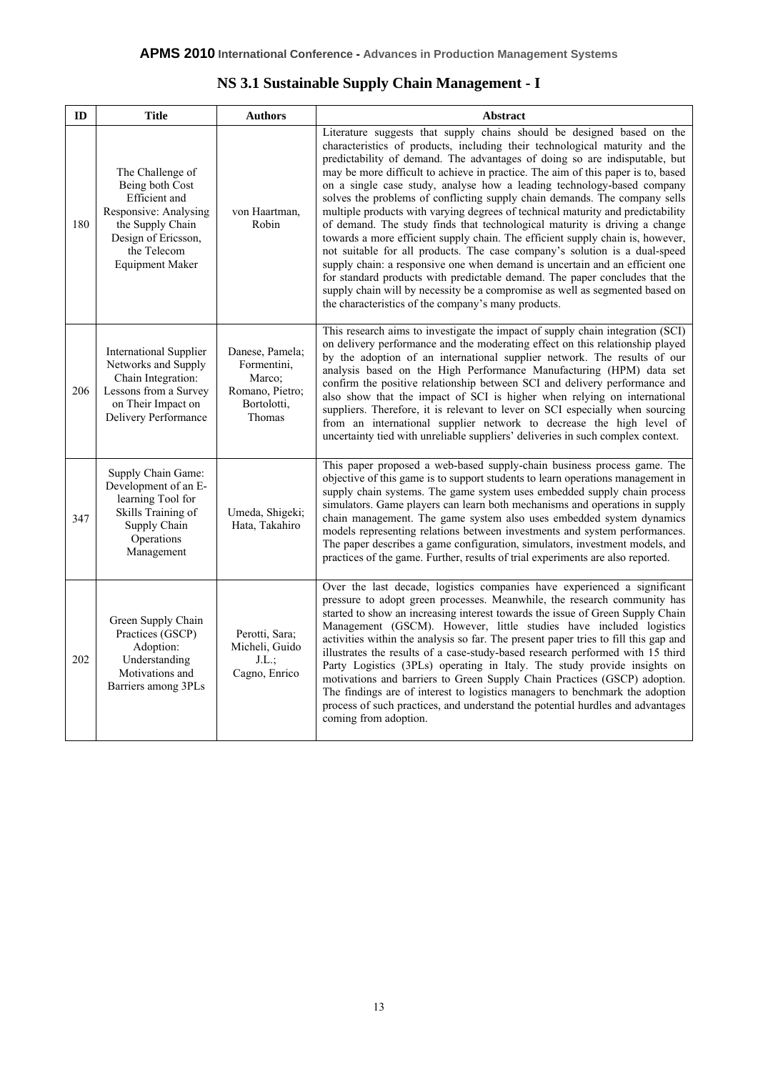## NS 3.1 Sustainable Supply Chain Management - I

| ID | Title | Authors | Abstract |
|---|---|---|---|
| 180 | The Challenge of Being both Cost Efficient and Responsive: Analysing the Supply Chain Design of Ericsson, the Telecom Equipment Maker | von Haartman, Robin | Literature suggests that supply chains should be designed based on the characteristics of products, including their technological maturity and the predictability of demand. The advantages of doing so are indisputable, but may be more difficult to achieve in practice. The aim of this paper is to, based on a single case study, analyse how a leading technology-based company solves the problems of conflicting supply chain demands. The company sells multiple products with varying degrees of technical maturity and predictability of demand. The study finds that technological maturity is driving a change towards a more efficient supply chain. The efficient supply chain is, however, not suitable for all products. The case company's solution is a dual-speed supply chain: a responsive one when demand is uncertain and an efficient one for standard products with predictable demand. The paper concludes that the supply chain will by necessity be a compromise as well as segmented based on the characteristics of the company's many products. |
| 206 | International Supplier Networks and Supply Chain Integration: Lessons from a Survey on Their Impact on Delivery Performance | Danese, Pamela; Formentini, Marco; Romano, Pietro; Bortolotti, Thomas | This research aims to investigate the impact of supply chain integration (SCI) on delivery performance and the moderating effect on this relationship played by the adoption of an international supplier network. The results of our analysis based on the High Performance Manufacturing (HPM) data set confirm the positive relationship between SCI and delivery performance and also show that the impact of SCI is higher when relying on international suppliers. Therefore, it is relevant to lever on SCI especially when sourcing from an international supplier network to decrease the high level of uncertainty tied with unreliable suppliers' deliveries in such complex context. |
| 347 | Supply Chain Game: Development of an E-learning Tool for Skills Training of Supply Chain Operations Management | Umeda, Shigeki; Hata, Takahiro | This paper proposed a web-based supply-chain business process game. The objective of this game is to support students to learn operations management in supply chain systems. The game system uses embedded supply chain process simulators. Game players can learn both mechanisms and operations in supply chain management. The game system also uses embedded system dynamics models representing relations between investments and system performances. The paper describes a game configuration, simulators, investment models, and practices of the game. Further, results of trial experiments are also reported. |
| 202 | Green Supply Chain Practices (GSCP) Adoption: Understanding Motivations and Barriers among 3PLs | Perotti, Sara; Micheli, Guido J.L.; Cagno, Enrico | Over the last decade, logistics companies have experienced a significant pressure to adopt green processes. Meanwhile, the research community has started to show an increasing interest towards the issue of Green Supply Chain Management (GSCM). However, little studies have included logistics activities within the analysis so far. The present paper tries to fill this gap and illustrates the results of a case-study-based research performed with 15 third Party Logistics (3PLs) operating in Italy. The study provide insights on motivations and barriers to Green Supply Chain Practices (GSCP) adoption. The findings are of interest to logistics managers to benchmark the adoption process of such practices, and understand the potential hurdles and advantages coming from adoption. |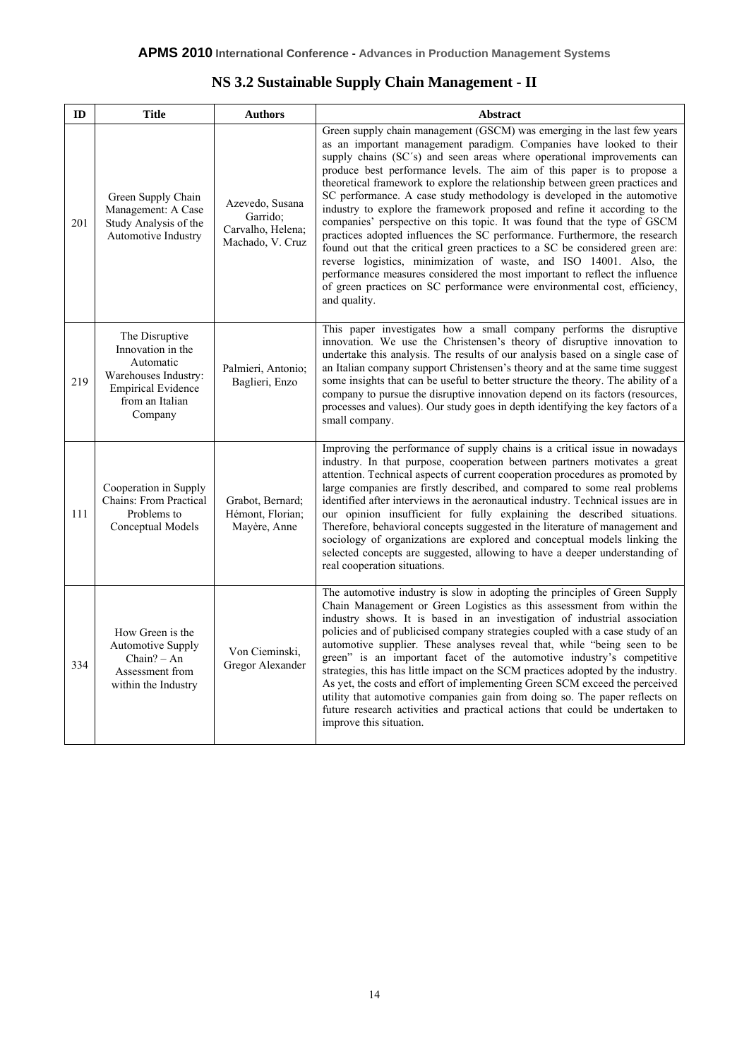## NS 3.2 Sustainable Supply Chain Management - II

| ID | Title | Authors | Abstract |
|---|---|---|---|
| 201 | Green Supply Chain Management: A Case Study Analysis of the Automotive Industry | Azevedo, Susana Garrido; Carvalho, Helena; Machado, V. Cruz | Green supply chain management (GSCM) was emerging in the last few years as an important management paradigm. Companies have looked to their supply chains (SC´s) and seen areas where operational improvements can produce best performance levels. The aim of this paper is to propose a theoretical framework to explore the relationship between green practices and SC performance. A case study methodology is developed in the automotive industry to explore the framework proposed and refine it according to the companies' perspective on this topic. It was found that the type of GSCM practices adopted influences the SC performance. Furthermore, the research found out that the critical green practices to a SC be considered green are: reverse logistics, minimization of waste, and ISO 14001. Also, the performance measures considered the most important to reflect the influence of green practices on SC performance were environmental cost, efficiency, and quality. |
| 219 | The Disruptive Innovation in the Automatic Warehouses Industry: Empirical Evidence from an Italian Company | Palmieri, Antonio; Baglieri, Enzo | This paper investigates how a small company performs the disruptive innovation. We use the Christensen's theory of disruptive innovation to undertake this analysis. The results of our analysis based on a single case of an Italian company support Christensen's theory and at the same time suggest some insights that can be useful to better structure the theory. The ability of a company to pursue the disruptive innovation depend on its factors (resources, processes and values). Our study goes in depth identifying the key factors of a small company. |
| 111 | Cooperation in Supply Chains: From Practical Problems to Conceptual Models | Grabot, Bernard; Hémont, Florian; Mayère, Anne | Improving the performance of supply chains is a critical issue in nowadays industry. In that purpose, cooperation between partners motivates a great attention. Technical aspects of current cooperation procedures as promoted by large companies are firstly described, and compared to some real problems identified after interviews in the aeronautical industry. Technical issues are in our opinion insufficient for fully explaining the described situations. Therefore, behavioral concepts suggested in the literature of management and sociology of organizations are explored and conceptual models linking the selected concepts are suggested, allowing to have a deeper understanding of real cooperation situations. |
| 334 | How Green is the Automotive Supply Chain? – An Assessment from within the Industry | Von Cieminski, Gregor Alexander | The automotive industry is slow in adopting the principles of Green Supply Chain Management or Green Logistics as this assessment from within the industry shows. It is based in an investigation of industrial association policies and of publicised company strategies coupled with a case study of an automotive supplier. These analyses reveal that, while "being seen to be green" is an important facet of the automotive industry's competitive strategies, this has little impact on the SCM practices adopted by the industry. As yet, the costs and effort of implementing Green SCM exceed the perceived utility that automotive companies gain from doing so. The paper reflects on future research activities and practical actions that could be undertaken to improve this situation. |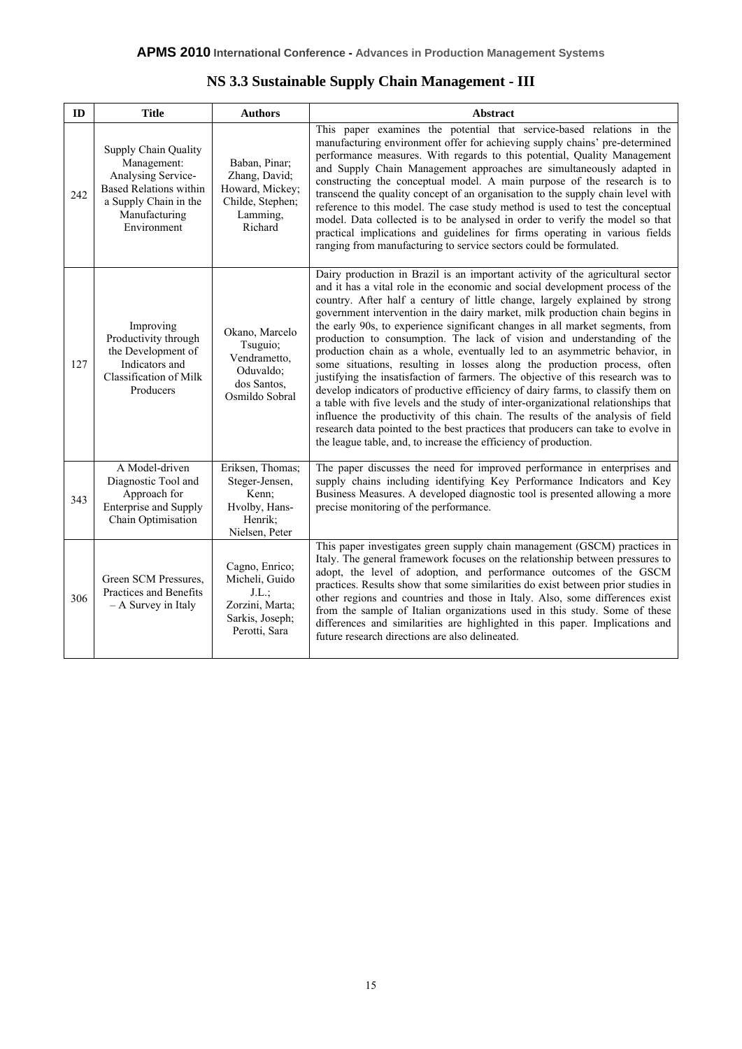## NS 3.3 Sustainable Supply Chain Management - III

| ID | Title | Authors | Abstract |
|---|---|---|---|
| 242 | Supply Chain Quality Management: Analysing Service-Based Relations within a Supply Chain in the Manufacturing Environment | Baban, Pinar; Zhang, David; Howard, Mickey; Childe, Stephen; Lamming, Richard | This paper examines the potential that service-based relations in the manufacturing environment offer for achieving supply chains' pre-determined performance measures. With regards to this potential, Quality Management and Supply Chain Management approaches are simultaneously adapted in constructing the conceptual model. A main purpose of the research is to transcend the quality concept of an organisation to the supply chain level with reference to this model. The case study method is used to test the conceptual model. Data collected is to be analysed in order to verify the model so that practical implications and guidelines for firms operating in various fields ranging from manufacturing to service sectors could be formulated. |
| 127 | Improving Productivity through the Development of Indicators and Classification of Milk Producers | Okano, Marcelo Tsuguio; Vendrametto, Oduvaldo; dos Santos, Osmildo Sobral | Dairy production in Brazil is an important activity of the agricultural sector and it has a vital role in the economic and social development process of the country. After half a century of little change, largely explained by strong government intervention in the dairy market, milk production chain begins in the early 90s, to experience significant changes in all market segments, from production to consumption. The lack of vision and understanding of the production chain as a whole, eventually led to an asymmetric behavior, in some situations, resulting in losses along the production process, often justifying the insatisfaction of farmers. The objective of this research was to develop indicators of productive efficiency of dairy farms, to classify them on a table with five levels and the study of inter-organizational relationships that influence the productivity of this chain. The results of the analysis of field research data pointed to the best practices that producers can take to evolve in the league table, and, to increase the efficiency of production. |
| 343 | A Model-driven Diagnostic Tool and Approach for Enterprise and Supply Chain Optimisation | Eriksen, Thomas; Steger-Jensen, Kenn; Hvolby, Hans-Henrik; Nielsen, Peter | The paper discusses the need for improved performance in enterprises and supply chains including identifying Key Performance Indicators and Key Business Measures. A developed diagnostic tool is presented allowing a more precise monitoring of the performance. |
| 306 | Green SCM Pressures, Practices and Benefits – A Survey in Italy | Cagno, Enrico; Micheli, Guido J.L.; Zorzini, Marta; Sarkis, Joseph; Perotti, Sara | This paper investigates green supply chain management (GSCM) practices in Italy. The general framework focuses on the relationship between pressures to adopt, the level of adoption, and performance outcomes of the GSCM practices. Results show that some similarities do exist between prior studies in other regions and countries and those in Italy. Also, some differences exist from the sample of Italian organizations used in this study. Some of these differences and similarities are highlighted in this paper. Implications and future research directions are also delineated. |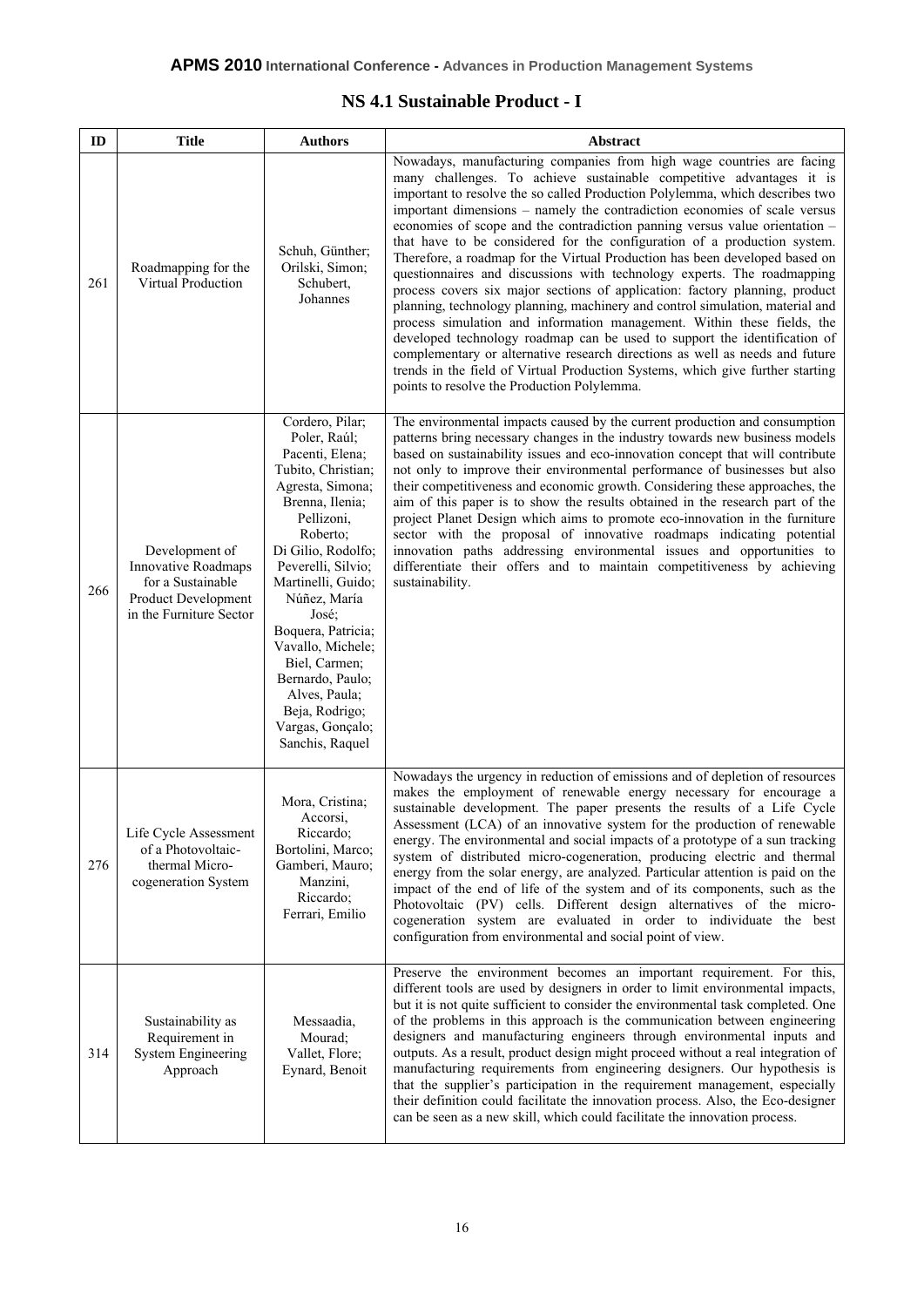## NS 4.1 Sustainable Product - I

| ID | Title | Authors | Abstract |
|---|---|---|---|
| 261 | Roadmapping for the Virtual Production | Schuh, Günther; Orilski, Simon; Schubert, Johannes | Nowadays, manufacturing companies from high wage countries are facing many challenges. To achieve sustainable competitive advantages it is important to resolve the so called Production Polylemma, which describes two important dimensions – namely the contradiction economies of scale versus economies of scope and the contradiction panning versus value orientation – that have to be considered for the configuration of a production system. Therefore, a roadmap for the Virtual Production has been developed based on questionnaires and discussions with technology experts. The roadmapping process covers six major sections of application: factory planning, product planning, technology planning, machinery and control simulation, material and process simulation and information management. Within these fields, the developed technology roadmap can be used to support the identification of complementary or alternative research directions as well as needs and future trends in the field of Virtual Production Systems, which give further starting points to resolve the Production Polylemma. |
| 266 | Development of Innovative Roadmaps for a Sustainable Product Development in the Furniture Sector | Cordero, Pilar; Poler, Raúl; Pacenti, Elena; Tubito, Christian; Agresta, Simona; Brenna, Ilenia; Pellizoni, Roberto; Di Gilio, Rodolfo; Peverelli, Silvio; Martinelli, Guido; Núñez, María José; Boquera, Patricia; Vavallo, Michele; Biel, Carmen; Bernardo, Paulo; Alves, Paula; Beja, Rodrigo; Vargas, Gonçalo; Sanchis, Raquel | The environmental impacts caused by the current production and consumption patterns bring necessary changes in the industry towards new business models based on sustainability issues and eco-innovation concept that will contribute not only to improve their environmental performance of businesses but also their competitiveness and economic growth. Considering these approaches, the aim of this paper is to show the results obtained in the research part of the project Planet Design which aims to promote eco-innovation in the furniture sector with the proposal of innovative roadmaps indicating potential innovation paths addressing environmental issues and opportunities to differentiate their offers and to maintain competitiveness by achieving sustainability. |
| 276 | Life Cycle Assessment of a Photovoltaic-thermal Micro-cogeneration System | Mora, Cristina; Accorsi, Riccardo; Bortolini, Marco; Gamberi, Mauro; Manzini, Riccardo; Ferrari, Emilio | Nowadays the urgency in reduction of emissions and of depletion of resources makes the employment of renewable energy necessary for encourage a sustainable development. The paper presents the results of a Life Cycle Assessment (LCA) of an innovative system for the production of renewable energy. The environmental and social impacts of a prototype of a sun tracking system of distributed micro-cogeneration, producing electric and thermal energy from the solar energy, are analyzed. Particular attention is paid on the impact of the end of life of the system and of its components, such as the Photovoltaic (PV) cells. Different design alternatives of the micro-cogeneration system are evaluated in order to individuate the best configuration from environmental and social point of view. |
| 314 | Sustainability as Requirement in System Engineering Approach | Messaadia, Mourad; Vallet, Flore; Eynard, Benoit | Preserve the environment becomes an important requirement. For this, different tools are used by designers in order to limit environmental impacts, but it is not quite sufficient to consider the environmental task completed. One of the problems in this approach is the communication between engineering designers and manufacturing engineers through environmental inputs and outputs. As a result, product design might proceed without a real integration of manufacturing requirements from engineering designers. Our hypothesis is that the supplier's participation in the requirement management, especially their definition could facilitate the innovation process. Also, the Eco-designer can be seen as a new skill, which could facilitate the innovation process. |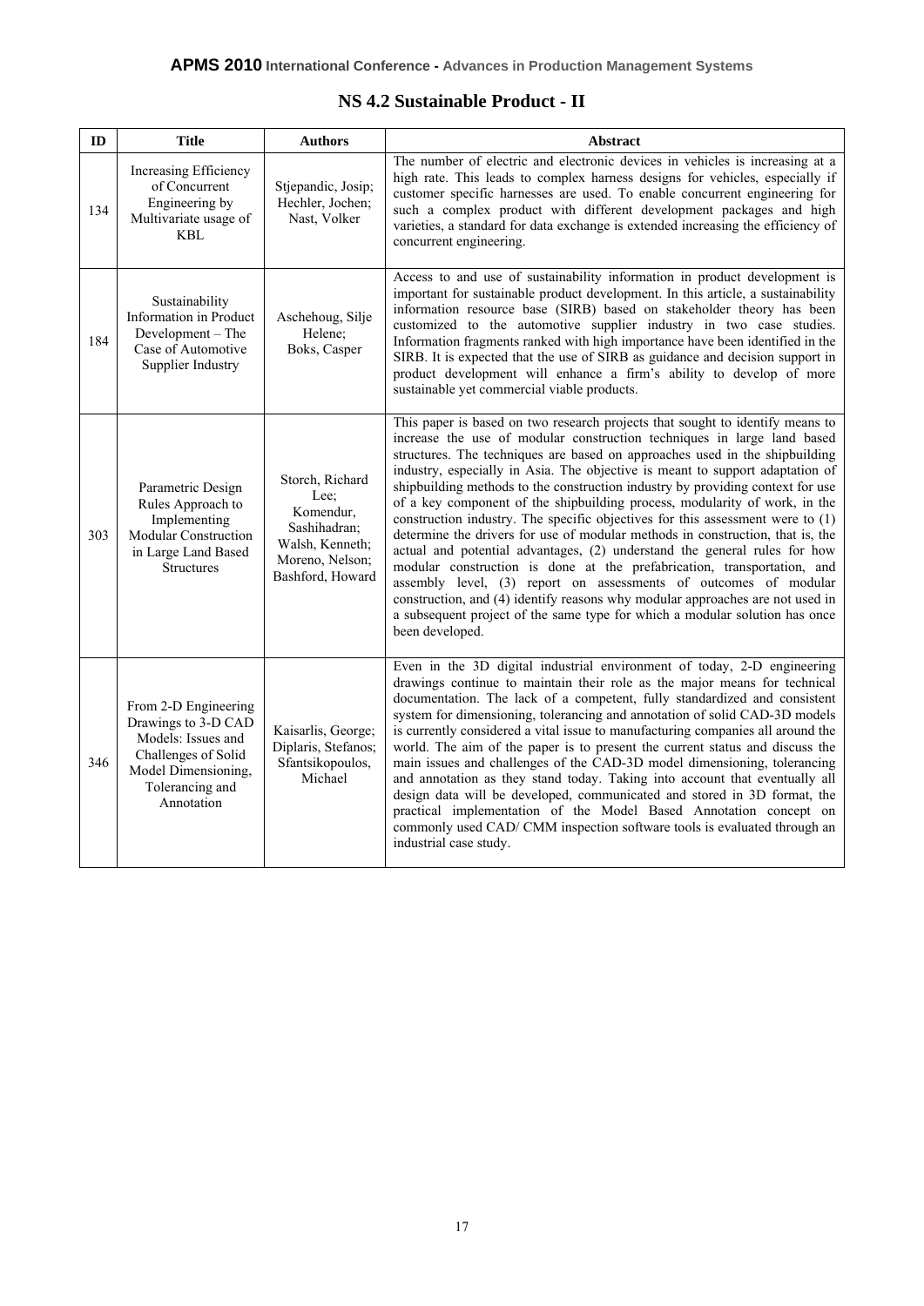## NS 4.2 Sustainable Product - II

| ID | Title | Authors | Abstract |
|---|---|---|---|
| 134 | Increasing Efficiency of Concurrent Engineering by Multivariate usage of KBL | Stjepandic, Josip; Hechler, Jochen; Nast, Volker | The number of electric and electronic devices in vehicles is increasing at a high rate. This leads to complex harness designs for vehicles, especially if customer specific harnesses are used. To enable concurrent engineering for such a complex product with different development packages and high varieties, a standard for data exchange is extended increasing the efficiency of concurrent engineering. |
| 184 | Sustainability Information in Product Development – The Case of Automotive Supplier Industry | Aschehoug, Silje Helene; Boks, Casper | Access to and use of sustainability information in product development is important for sustainable product development. In this article, a sustainability information resource base (SIRB) based on stakeholder theory has been customized to the automotive supplier industry in two case studies. Information fragments ranked with high importance have been identified in the SIRB. It is expected that the use of SIRB as guidance and decision support in product development will enhance a firm's ability to develop of more sustainable yet commercial viable products. |
| 303 | Parametric Design Rules Approach to Implementing Modular Construction in Large Land Based Structures | Storch, Richard Lee; Komendur, Sashihadran; Walsh, Kenneth; Moreno, Nelson; Bashford, Howard | This paper is based on two research projects that sought to identify means to increase the use of modular construction techniques in large land based structures. The techniques are based on approaches used in the shipbuilding industry, especially in Asia. The objective is meant to support adaptation of shipbuilding methods to the construction industry by providing context for use of a key component of the shipbuilding process, modularity of work, in the construction industry. The specific objectives for this assessment were to (1) determine the drivers for use of modular methods in construction, that is, the actual and potential advantages, (2) understand the general rules for how modular construction is done at the prefabrication, transportation, and assembly level, (3) report on assessments of outcomes of modular construction, and (4) identify reasons why modular approaches are not used in a subsequent project of the same type for which a modular solution has once been developed. |
| 346 | From 2-D Engineering Drawings to 3-D CAD Models: Issues and Challenges of Solid Model Dimensioning, Tolerancing and Annotation | Kaisarlis, George; Diplaris, Stefanos; Sfantsikopoulos, Michael | Even in the 3D digital industrial environment of today, 2-D engineering drawings continue to maintain their role as the major means for technical documentation. The lack of a competent, fully standardized and consistent system for dimensioning, tolerancing and annotation of solid CAD-3D models is currently considered a vital issue to manufacturing companies all around the world. The aim of the paper is to present the current status and discuss the main issues and challenges of the CAD-3D model dimensioning, tolerancing and annotation as they stand today. Taking into account that eventually all design data will be developed, communicated and stored in 3D format, the practical implementation of the Model Based Annotation concept on commonly used CAD/ CMM inspection software tools is evaluated through an industrial case study. |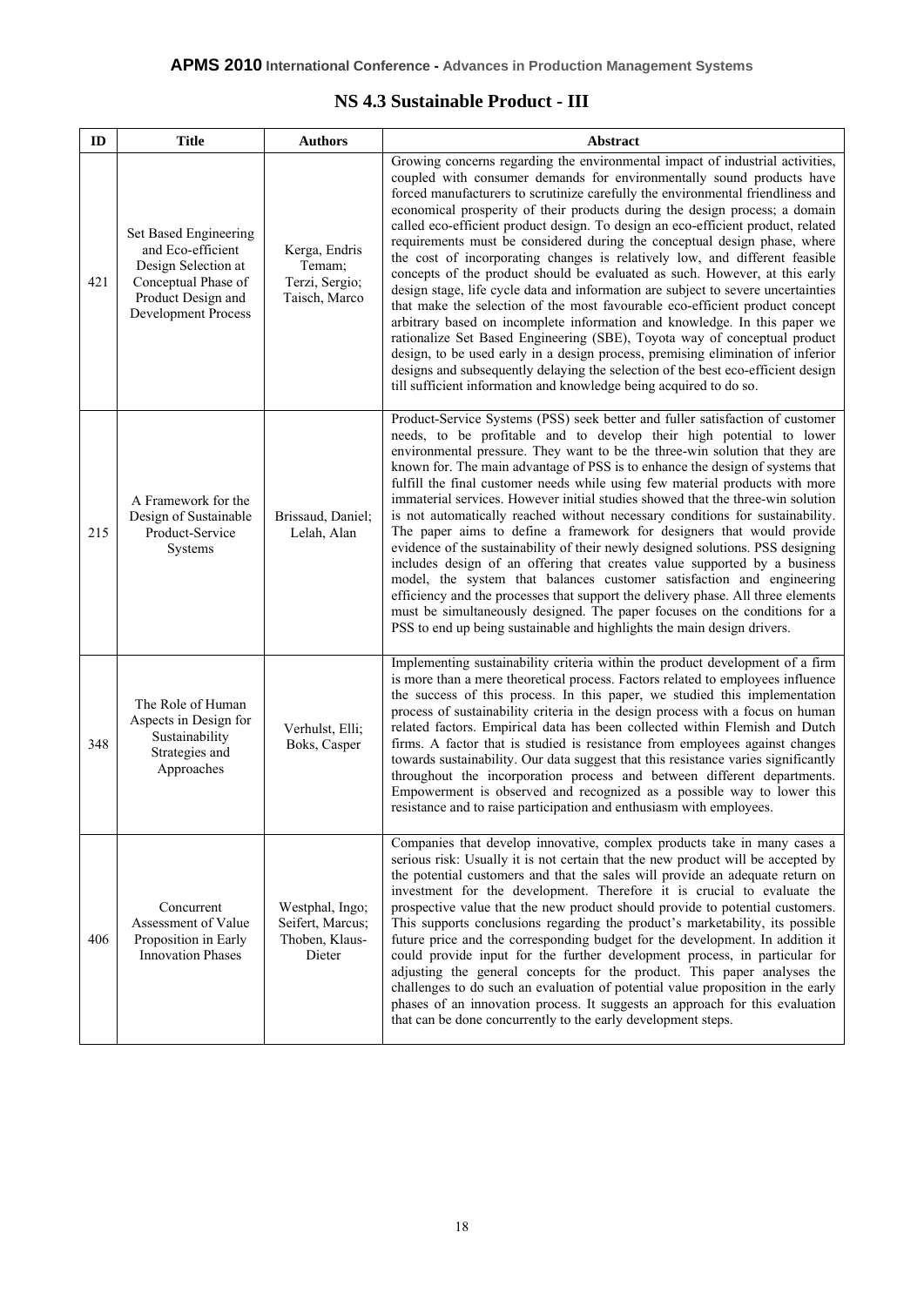## NS 4.3 Sustainable Product - III

| ID | Title | Authors | Abstract |
|---|---|---|---|
| 421 | Set Based Engineering and Eco-efficient Design Selection at Conceptual Phase of Product Design and Development Process | Kerga, Endris Temam; Terzi, Sergio; Taisch, Marco | Growing concerns regarding the environmental impact of industrial activities, coupled with consumer demands for environmentally sound products have forced manufacturers to scrutinize carefully the environmental friendliness and economical prosperity of their products during the design process; a domain called eco-efficient product design. To design an eco-efficient product, related requirements must be considered during the conceptual design phase, where the cost of incorporating changes is relatively low, and different feasible concepts of the product should be evaluated as such. However, at this early design stage, life cycle data and information are subject to severe uncertainties that make the selection of the most favourable eco-efficient product concept arbitrary based on incomplete information and knowledge. In this paper we rationalize Set Based Engineering (SBE), Toyota way of conceptual product design, to be used early in a design process, premising elimination of inferior designs and subsequently delaying the selection of the best eco-efficient design till sufficient information and knowledge being acquired to do so. |
| 215 | A Framework for the Design of Sustainable Product-Service Systems | Brissaud, Daniel; Lelah, Alan | Product-Service Systems (PSS) seek better and fuller satisfaction of customer needs, to be profitable and to develop their high potential to lower environmental pressure. They want to be the three-win solution that they are known for. The main advantage of PSS is to enhance the design of systems that fulfill the final customer needs while using few material products with more immaterial services. However initial studies showed that the three-win solution is not automatically reached without necessary conditions for sustainability. The paper aims to define a framework for designers that would provide evidence of the sustainability of their newly designed solutions. PSS designing includes design of an offering that creates value supported by a business model, the system that balances customer satisfaction and engineering efficiency and the processes that support the delivery phase. All three elements must be simultaneously designed. The paper focuses on the conditions for a PSS to end up being sustainable and highlights the main design drivers. |
| 348 | The Role of Human Aspects in Design for Sustainability Strategies and Approaches | Verhulst, Elli; Boks, Casper | Implementing sustainability criteria within the product development of a firm is more than a mere theoretical process. Factors related to employees influence the success of this process. In this paper, we studied this implementation process of sustainability criteria in the design process with a focus on human related factors. Empirical data has been collected within Flemish and Dutch firms. A factor that is studied is resistance from employees against changes towards sustainability. Our data suggest that this resistance varies significantly throughout the incorporation process and between different departments. Empowerment is observed and recognized as a possible way to lower this resistance and to raise participation and enthusiasm with employees. |
| 406 | Concurrent Assessment of Value Proposition in Early Innovation Phases | Westphal, Ingo; Seifert, Marcus; Thoben, Klaus-Dieter | Companies that develop innovative, complex products take in many cases a serious risk: Usually it is not certain that the new product will be accepted by the potential customers and that the sales will provide an adequate return on investment for the development. Therefore it is crucial to evaluate the prospective value that the new product should provide to potential customers. This supports conclusions regarding the product's marketability, its possible future price and the corresponding budget for the development. In addition it could provide input for the further development process, in particular for adjusting the general concepts for the product. This paper analyses the challenges to do such an evaluation of potential value proposition in the early phases of an innovation process. It suggests an approach for this evaluation that can be done concurrently to the early development steps. |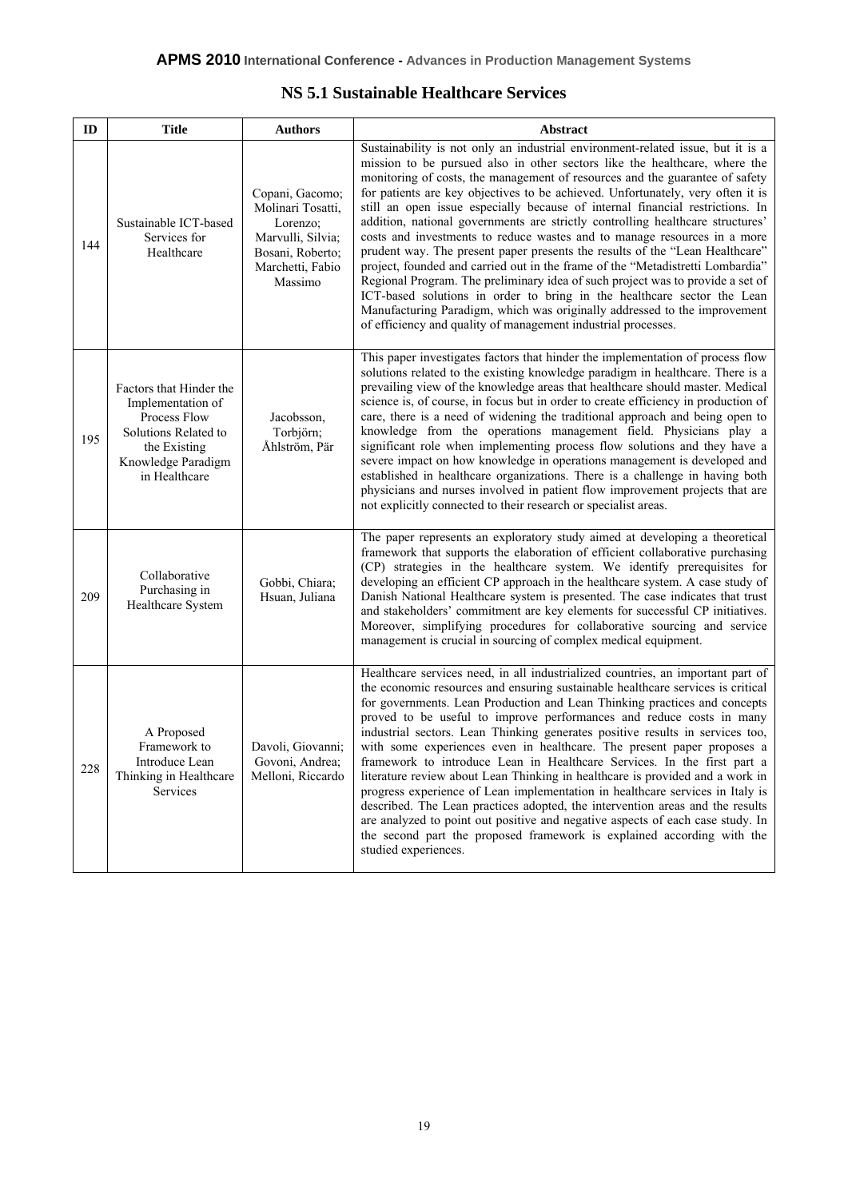## NS 5.1 Sustainable Healthcare Services

| ID | Title | Authors | Abstract |
|---|---|---|---|
| 144 | Sustainable ICT-based Services for Healthcare | Copani, Gacomo; Molinari Tosatti, Lorenzo; Marvulli, Silvia; Bosani, Roberto; Marchetti, Fabio Massimo | Sustainability is not only an industrial environment-related issue, but it is a mission to be pursued also in other sectors like the healthcare, where the monitoring of costs, the management of resources and the guarantee of safety for patients are key objectives to be achieved. Unfortunately, very often it is still an open issue especially because of internal financial restrictions. In addition, national governments are strictly controlling healthcare structures' costs and investments to reduce wastes and to manage resources in a more prudent way. The present paper presents the results of the "Lean Healthcare" project, founded and carried out in the frame of the "Metadistretti Lombardia" Regional Program. The preliminary idea of such project was to provide a set of ICT-based solutions in order to bring in the healthcare sector the Lean Manufacturing Paradigm, which was originally addressed to the improvement of efficiency and quality of management industrial processes. |
| 195 | Factors that Hinder the Implementation of Process Flow Solutions Related to the Existing Knowledge Paradigm in Healthcare | Jacobsson, Torbjörn; Åhlström, Pär | This paper investigates factors that hinder the implementation of process flow solutions related to the existing knowledge paradigm in healthcare. There is a prevailing view of the knowledge areas that healthcare should master. Medical science is, of course, in focus but in order to create efficiency in production of care, there is a need of widening the traditional approach and being open to knowledge from the operations management field. Physicians play a significant role when implementing process flow solutions and they have a severe impact on how knowledge in operations management is developed and established in healthcare organizations. There is a challenge in having both physicians and nurses involved in patient flow improvement projects that are not explicitly connected to their research or specialist areas. |
| 209 | Collaborative Purchasing in Healthcare System | Gobbi, Chiara; Hsuan, Juliana | The paper represents an exploratory study aimed at developing a theoretical framework that supports the elaboration of efficient collaborative purchasing (CP) strategies in the healthcare system. We identify prerequisites for developing an efficient CP approach in the healthcare system. A case study of Danish National Healthcare system is presented. The case indicates that trust and stakeholders' commitment are key elements for successful CP initiatives. Moreover, simplifying procedures for collaborative sourcing and service management is crucial in sourcing of complex medical equipment. |
| 228 | A Proposed Framework to Introduce Lean Thinking in Healthcare Services | Davoli, Giovanni; Govoni, Andrea; Melloni, Riccardo | Healthcare services need, in all industrialized countries, an important part of the economic resources and ensuring sustainable healthcare services is critical for governments. Lean Production and Lean Thinking practices and concepts proved to be useful to improve performances and reduce costs in many industrial sectors. Lean Thinking generates positive results in services too, with some experiences even in healthcare. The present paper proposes a framework to introduce Lean in Healthcare Services. In the first part a literature review about Lean Thinking in healthcare is provided and a work in progress experience of Lean implementation in healthcare services in Italy is described. The Lean practices adopted, the intervention areas and the results are analyzed to point out positive and negative aspects of each case study. In the second part the proposed framework is explained according with the studied experiences. |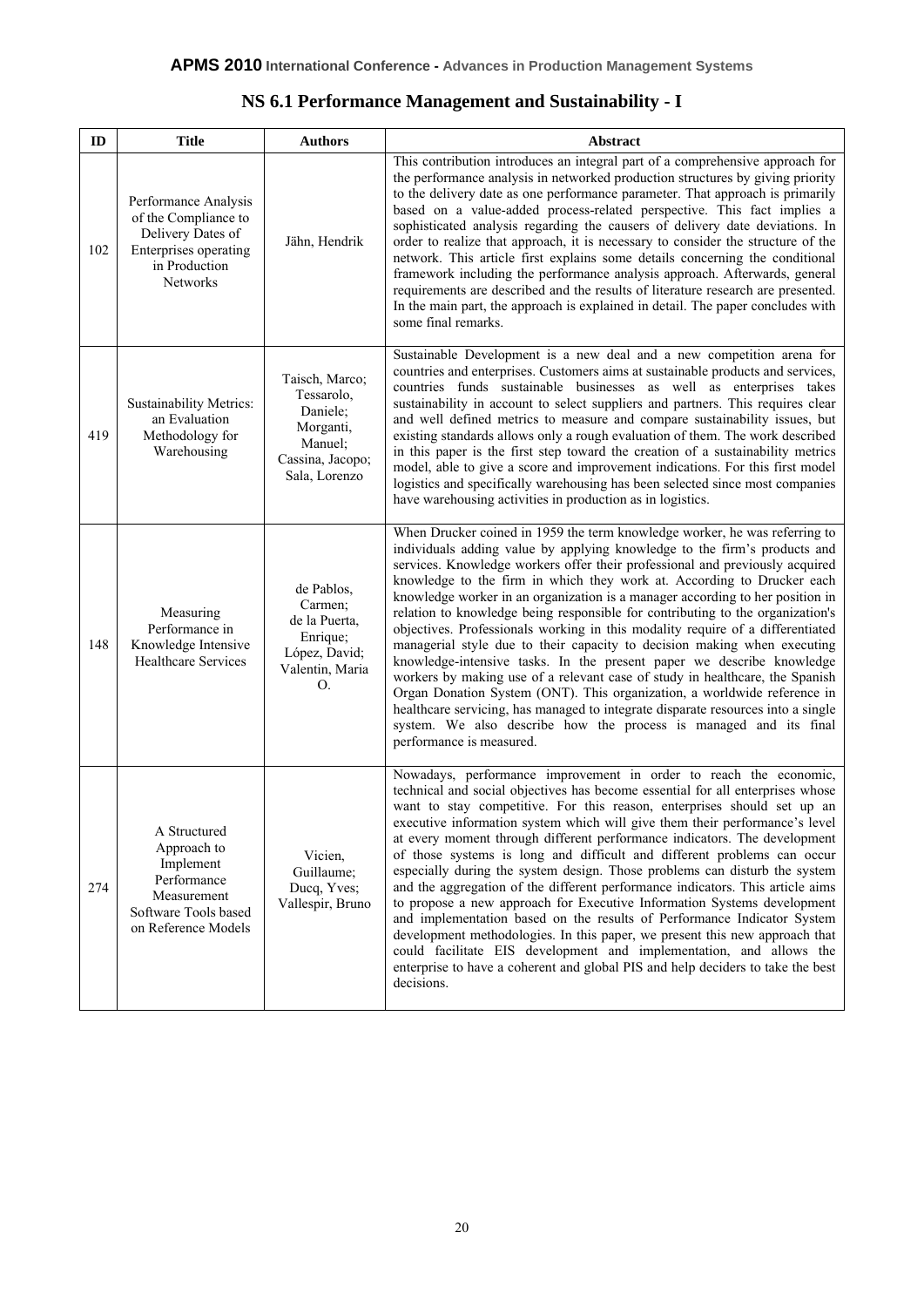## NS 6.1 Performance Management and Sustainability - I

| ID | Title | Authors | Abstract |
|---|---|---|---|
| 102 | Performance Analysis of the Compliance to Delivery Dates of Enterprises operating in Production Networks | Jähn, Hendrik | This contribution introduces an integral part of a comprehensive approach for the performance analysis in networked production structures by giving priority to the delivery date as one performance parameter. That approach is primarily based on a value-added process-related perspective. This fact implies a sophisticated analysis regarding the causers of delivery date deviations. In order to realize that approach, it is necessary to consider the structure of the network. This article first explains some details concerning the conditional framework including the performance analysis approach. Afterwards, general requirements are described and the results of literature research are presented. In the main part, the approach is explained in detail. The paper concludes with some final remarks. |
| 419 | Sustainability Metrics: an Evaluation Methodology for Warehousing | Taisch, Marco; Tessarolo, Daniele; Morganti, Manuel; Cassina, Jacopo; Sala, Lorenzo | Sustainable Development is a new deal and a new competition arena for countries and enterprises. Customers aims at sustainable products and services, countries funds sustainable businesses as well as enterprises takes sustainability in account to select suppliers and partners. This requires clear and well defined metrics to measure and compare sustainability issues, but existing standards allows only a rough evaluation of them. The work described in this paper is the first step toward the creation of a sustainability metrics model, able to give a score and improvement indications. For this first model logistics and specifically warehousing has been selected since most companies have warehousing activities in production as in logistics. |
| 148 | Measuring Performance in Knowledge Intensive Healthcare Services | de Pablos, Carmen; de la Puerta, Enrique; López, David; Valentin, Maria O. | When Drucker coined in 1959 the term knowledge worker, he was referring to individuals adding value by applying knowledge to the firm's products and services. Knowledge workers offer their professional and previously acquired knowledge to the firm in which they work at. According to Drucker each knowledge worker in an organization is a manager according to her position in relation to knowledge being responsible for contributing to the organization's objectives. Professionals working in this modality require of a differentiated managerial style due to their capacity to decision making when executing knowledge-intensive tasks. In the present paper we describe knowledge workers by making use of a relevant case of study in healthcare, the Spanish Organ Donation System (ONT). This organization, a worldwide reference in healthcare servicing, has managed to integrate disparate resources into a single system. We also describe how the process is managed and its final performance is measured. |
| 274 | A Structured Approach to Implement Performance Measurement Software Tools based on Reference Models | Vicien, Guillaume; Ducq, Yves; Vallespir, Bruno | Nowadays, performance improvement in order to reach the economic, technical and social objectives has become essential for all enterprises whose want to stay competitive. For this reason, enterprises should set up an executive information system which will give them their performance's level at every moment through different performance indicators. The development of those systems is long and difficult and different problems can occur especially during the system design. Those problems can disturb the system and the aggregation of the different performance indicators. This article aims to propose a new approach for Executive Information Systems development and implementation based on the results of Performance Indicator System development methodologies. In this paper, we present this new approach that could facilitate EIS development and implementation, and allows the enterprise to have a coherent and global PIS and help deciders to take the best decisions. |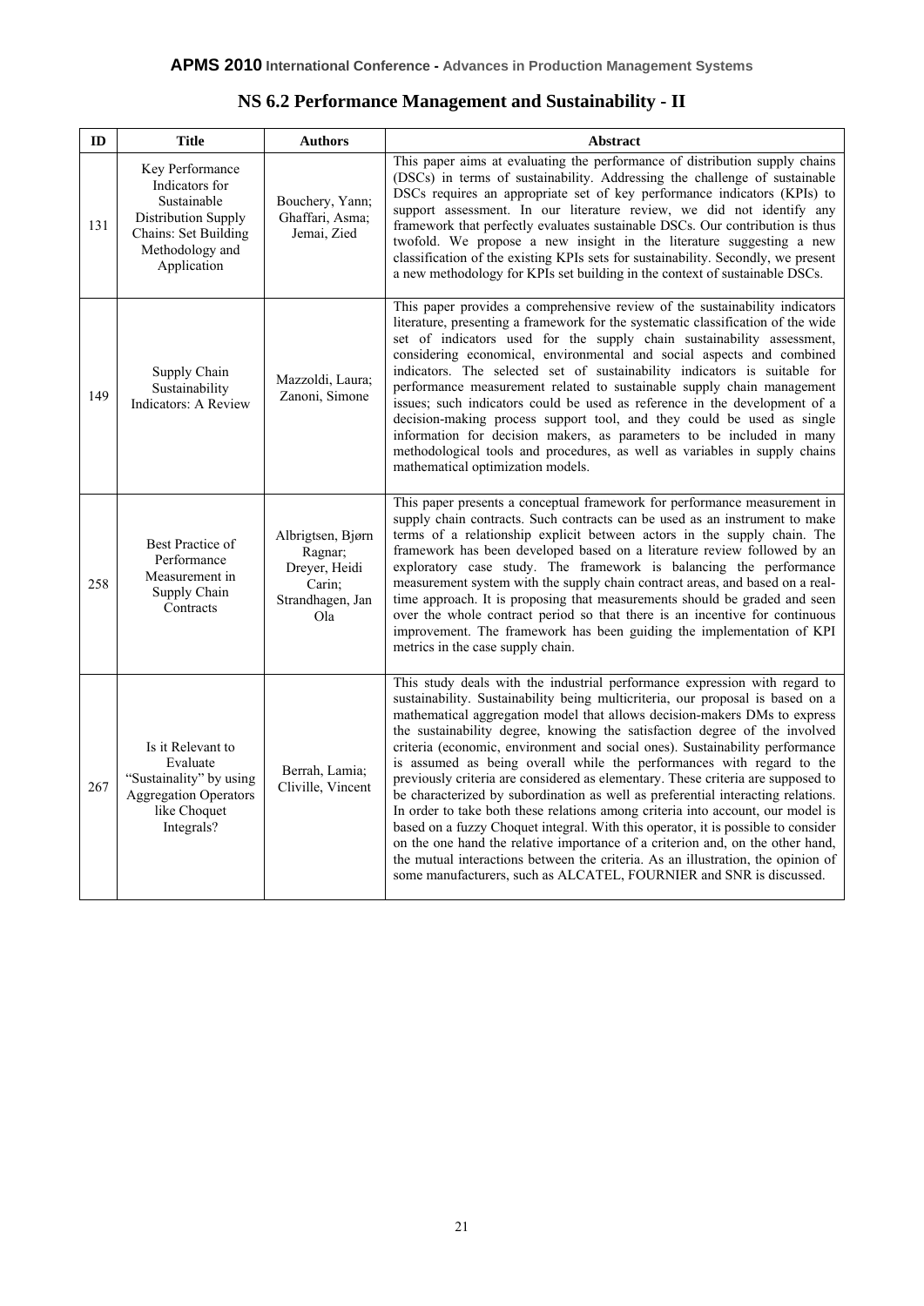## NS 6.2 Performance Management and Sustainability - II

| ID | Title | Authors | Abstract |
|---|---|---|---|
| 131 | Key Performance Indicators for Sustainable Distribution Supply Chains: Set Building Methodology and Application | Bouchery, Yann; Ghaffari, Asma; Jemai, Zied | This paper aims at evaluating the performance of distribution supply chains (DSCs) in terms of sustainability. Addressing the challenge of sustainable DSCs requires an appropriate set of key performance indicators (KPIs) to support assessment. In our literature review, we did not identify any framework that perfectly evaluates sustainable DSCs. Our contribution is thus twofold. We propose a new insight in the literature suggesting a new classification of the existing KPIs sets for sustainability. Secondly, we present a new methodology for KPIs set building in the context of sustainable DSCs. |
| 149 | Supply Chain Sustainability Indicators: A Review | Mazzoldi, Laura; Zanoni, Simone | This paper provides a comprehensive review of the sustainability indicators literature, presenting a framework for the systematic classification of the wide set of indicators used for the supply chain sustainability assessment, considering economical, environmental and social aspects and combined indicators. The selected set of sustainability indicators is suitable for performance measurement related to sustainable supply chain management issues; such indicators could be used as reference in the development of a decision-making process support tool, and they could be used as single information for decision makers, as parameters to be included in many methodological tools and procedures, as well as variables in supply chains mathematical optimization models. |
| 258 | Best Practice of Performance Measurement in Supply Chain Contracts | Albrigtsen, Bjørn Ragnar; Dreyer, Heidi Carin; Strandhagen, Jan Ola | This paper presents a conceptual framework for performance measurement in supply chain contracts. Such contracts can be used as an instrument to make terms of a relationship explicit between actors in the supply chain. The framework has been developed based on a literature review followed by an exploratory case study. The framework is balancing the performance measurement system with the supply chain contract areas, and based on a real-time approach. It is proposing that measurements should be graded and seen over the whole contract period so that there is an incentive for continuous improvement. The framework has been guiding the implementation of KPI metrics in the case supply chain. |
| 267 | Is it Relevant to Evaluate "Sustainability" by using Aggregation Operators like Choquet Integrals? | Berrah, Lamia; Cliville, Vincent | This study deals with the industrial performance expression with regard to sustainability. Sustainability being multicriteria, our proposal is based on a mathematical aggregation model that allows decision-makers DMs to express the sustainability degree, knowing the satisfaction degree of the involved criteria (economic, environment and social ones). Sustainability performance is assumed as being overall while the performances with regard to the previously criteria are considered as elementary. These criteria are supposed to be characterized by subordination as well as preferential interacting relations. In order to take both these relations among criteria into account, our model is based on a fuzzy Choquet integral. With this operator, it is possible to consider on the one hand the relative importance of a criterion and, on the other hand, the mutual interactions between the criteria. As an illustration, the opinion of some manufacturers, such as ALCATEL, FOURNIER and SNR is discussed. |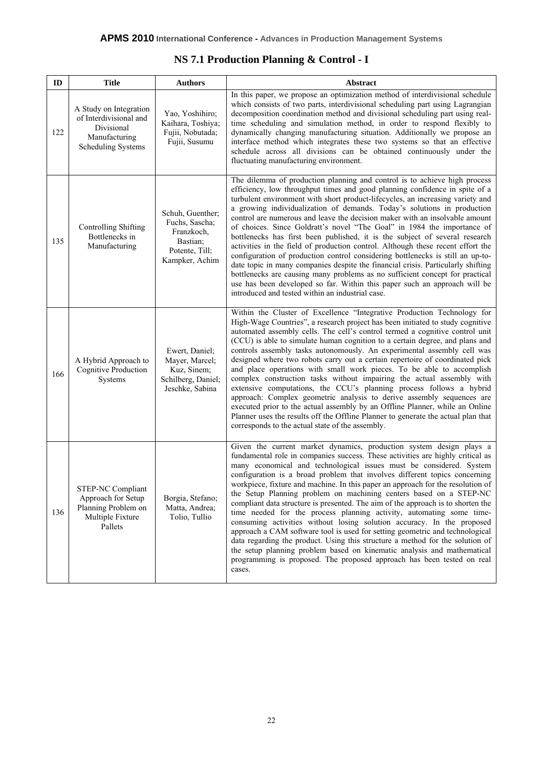## NS 7.1 Production Planning & Control - I

| ID | Title | Authors | Abstract |
|---|---|---|---|
| 122 | A Study on Integration of Interdivisional and Divisional Manufacturing Scheduling Systems | Yao, Yoshihiro; Kaihara, Toshiya; Fujii, Nobutada; Fujii, Susumu | In this paper, we propose an optimization method of interdivisional schedule which consists of two parts, interdivisional scheduling part using Lagrangian decomposition coordination method and divisional scheduling part using real-time scheduling and simulation method, in order to respond flexibly to dynamically changing manufacturing situation. Additionally we propose an interface method which integrates these two systems so that an effective schedule across all divisions can be obtained continuously under the fluctuating manufacturing environment. |
| 135 | Controlling Shifting Bottlenecks in Manufacturing | Schuh, Guenther; Fuchs, Sascha; Franzkoch, Bastian; Potente, Till; Kampker, Achim | The dilemma of production planning and control is to achieve high process efficiency, low throughput times and good planning confidence in spite of a turbulent environment with short product-lifecycles, an increasing variety and a growing individualization of demands. Today's solutions in production control are numerous and leave the decision maker with an insolvable amount of choices. Since Goldratt's novel "The Goal" in 1984 the importance of bottlenecks has first been published, it is the subject of several research activities in the field of production control. Although these recent effort the configuration of production control considering bottlenecks is still an up-to-date topic in many companies despite the financial crisis. Particularly shifting bottlenecks are causing many problems as no sufficient concept for practical use has been developed so far. Within this paper such an approach will be introduced and tested within an industrial case. |
| 166 | A Hybrid Approach to Cognitive Production Systems | Ewert, Daniel; Mayer, Marcel; Kuz, Sinem; Schilberg, Daniel; Jeschke, Sabina | Within the Cluster of Excellence "Integrative Production Technology for High-Wage Countries", a research project has been initiated to study cognitive automated assembly cells. The cell's control termed a cognitive control unit (CCU) is able to simulate human cognition to a certain degree, and plans and controls assembly tasks autonomously. An experimental assembly cell was designed where two robots carry out a certain repertoire of coordinated pick and place operations with small work pieces. To be able to accomplish complex construction tasks without impairing the actual assembly with extensive computations, the CCU's planning process follows a hybrid approach: Complex geometric analysis to derive assembly sequences are executed prior to the actual assembly by an Offline Planner, while an Online Planner uses the results off the Offline Planner to generate the actual plan that corresponds to the actual state of the assembly. |
| 136 | STEP-NC Compliant Approach for Setup Planning Problem on Multiple Fixture Pallets | Borgia, Stefano; Matta, Andrea; Tolio, Tullio | Given the current market dynamics, production system design plays a fundamental role in companies success. These activities are highly critical as many economical and technological issues must be considered. System configuration is a broad problem that involves different topics concerning workpiece, fixture and machine. In this paper an approach for the resolution of the Setup Planning problem on machining centers based on a STEP-NC compliant data structure is presented. The aim of the approach is to shorten the time needed for the process planning activity, automating some time-consuming activities without losing solution accuracy. In the proposed approach a CAM software tool is used for setting geometric and technological data regarding the product. Using this structure a method for the solution of the setup planning problem based on kinematic analysis and mathematical programming is proposed. The proposed approach has been tested on real cases. |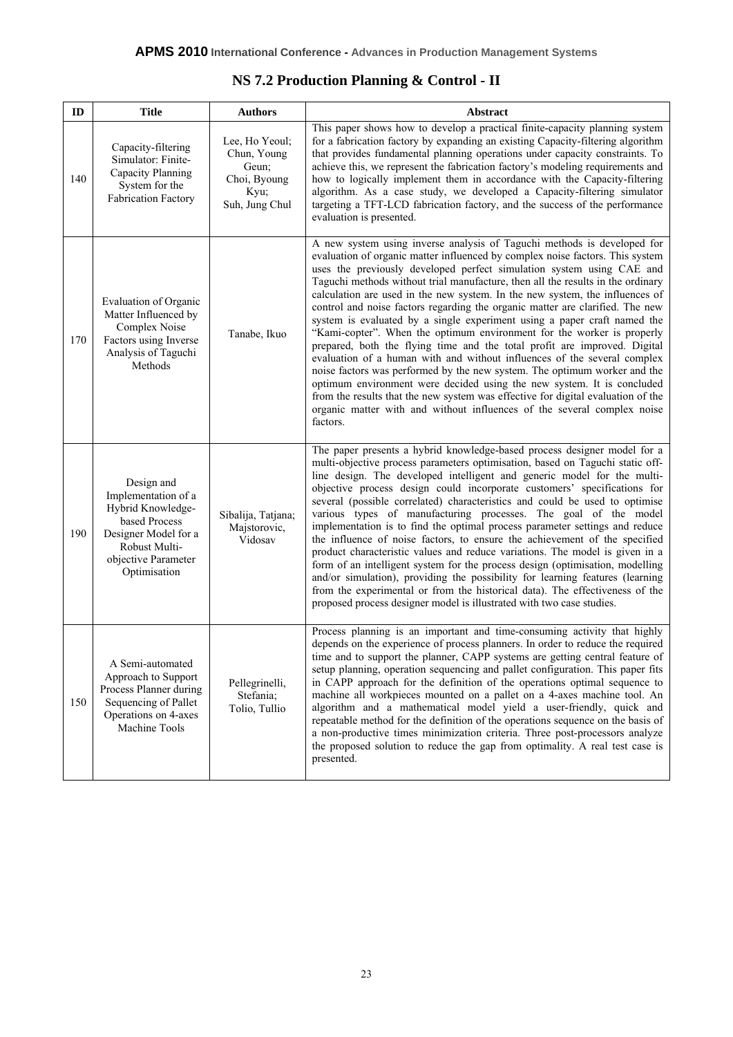## NS 7.2 Production Planning & Control - II

| ID | Title | Authors | Abstract |
|---|---|---|---|
| 140 | Capacity-filtering Simulator: Finite-Capacity Planning System for the Fabrication Factory | Lee, Ho Yeoul; Chun, Young Geun; Choi, Byoung Kyu; Suh, Jung Chul | This paper shows how to develop a practical finite-capacity planning system for a fabrication factory by expanding an existing Capacity-filtering algorithm that provides fundamental planning operations under capacity constraints. To achieve this, we represent the fabrication factory's modeling requirements and how to logically implement them in accordance with the Capacity-filtering algorithm. As a case study, we developed a Capacity-filtering simulator targeting a TFT-LCD fabrication factory, and the success of the performance evaluation is presented. |
| 170 | Evaluation of Organic Matter Influenced by Complex Noise Factors using Inverse Analysis of Taguchi Methods | Tanabe, Ikuo | A new system using inverse analysis of Taguchi methods is developed for evaluation of organic matter influenced by complex noise factors. This system uses the previously developed perfect simulation system using CAE and Taguchi methods without trial manufacture, then all the results in the ordinary calculation are used in the new system. In the new system, the influences of control and noise factors regarding the organic matter are clarified. The new system is evaluated by a single experiment using a paper craft named the "Kami-copter". When the optimum environment for the worker is properly prepared, both the flying time and the total profit are improved. Digital evaluation of a human with and without influences of the several complex noise factors was performed by the new system. The optimum worker and the optimum environment were decided using the new system. It is concluded from the results that the new system was effective for digital evaluation of the organic matter with and without influences of the several complex noise factors. |
| 190 | Design and Implementation of a Hybrid Knowledge-based Process Designer Model for a Robust Multi-objective Parameter Optimisation | Sibalija, Tatjana; Majstorovic, Vidosav | The paper presents a hybrid knowledge-based process designer model for a multi-objective process parameters optimisation, based on Taguchi static off-line design. The developed intelligent and generic model for the multi-objective process design could incorporate customers' specifications for several (possible correlated) characteristics and could be used to optimise various types of manufacturing processes. The goal of the model implementation is to find the optimal process parameter settings and reduce the influence of noise factors, to ensure the achievement of the specified product characteristic values and reduce variations. The model is given in a form of an intelligent system for the process design (optimisation, modelling and/or simulation), providing the possibility for learning features (learning from the experimental or from the historical data). The effectiveness of the proposed process designer model is illustrated with two case studies. |
| 150 | A Semi-automated Approach to Support Process Planner during Sequencing of Pallet Operations on 4-axes Machine Tools | Pellegrinelli, Stefania; Tolio, Tullio | Process planning is an important and time-consuming activity that highly depends on the experience of process planners. In order to reduce the required time and to support the planner, CAPP systems are getting central feature of setup planning, operation sequencing and pallet configuration. This paper fits in CAPP approach for the definition of the operations optimal sequence to machine all workpieces mounted on a pallet on a 4-axes machine tool. An algorithm and a mathematical model yield a user-friendly, quick and repeatable method for the definition of the operations sequence on the basis of a non-productive times minimization criteria. Three post-processors analyze the proposed solution to reduce the gap from optimality. A real test case is presented. |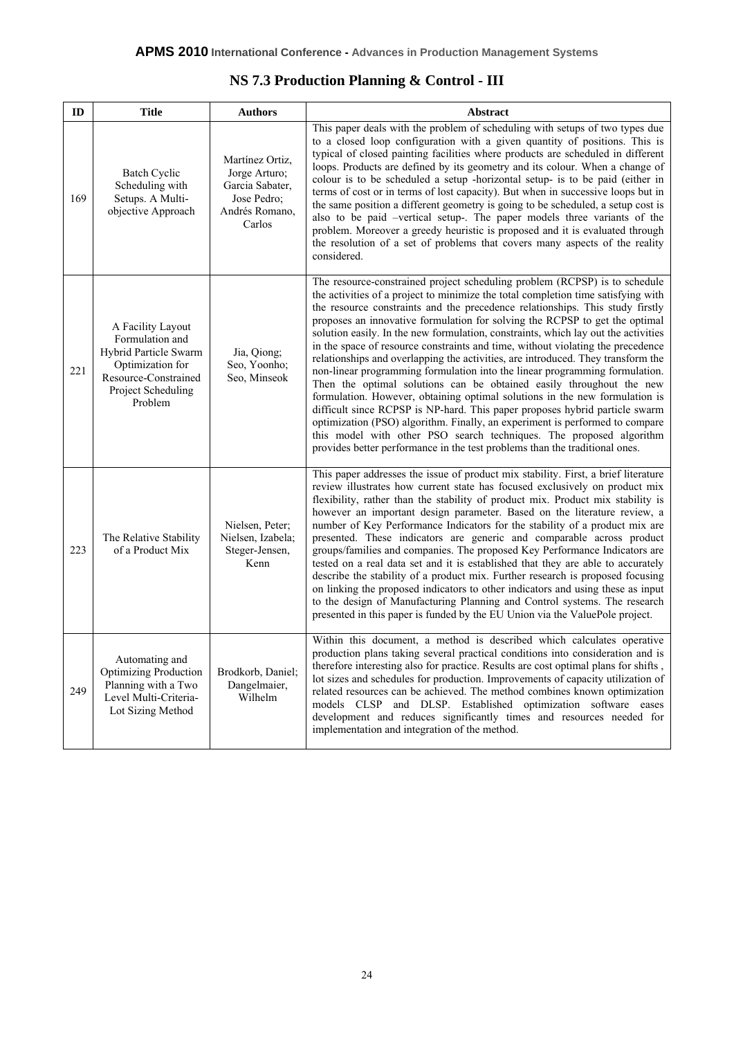## NS 7.3 Production Planning & Control - III

| ID | Title | Authors | Abstract |
|---|---|---|---|
| 169 | Batch Cyclic Scheduling with Setups. A Multi-objective Approach | Martínez Ortiz, Jorge Arturo; Garcia Sabater, Jose Pedro; Andrés Romano, Carlos | This paper deals with the problem of scheduling with setups of two types due to a closed loop configuration with a given quantity of positions. This is typical of closed painting facilities where products are scheduled in different loops. Products are defined by its geometry and its colour. When a change of colour is to be scheduled a setup -horizontal setup- is to be paid (either in terms of cost or in terms of lost capacity). But when in successive loops but in the same position a different geometry is going to be scheduled, a setup cost is also to be paid –vertical setup-. The paper models three variants of the problem. Moreover a greedy heuristic is proposed and it is evaluated through the resolution of a set of problems that covers many aspects of the reality considered. |
| 221 | A Facility Layout Formulation and Hybrid Particle Swarm Optimization for Resource-Constrained Project Scheduling Problem | Jia, Qiong; Seo, Yoonho; Seo, Minseok | The resource-constrained project scheduling problem (RCPSP) is to schedule the activities of a project to minimize the total completion time satisfying with the resource constraints and the precedence relationships. This study firstly proposes an innovative formulation for solving the RCPSP to get the optimal solution easily. In the new formulation, constraints, which lay out the activities in the space of resource constraints and time, without violating the precedence relationships and overlapping the activities, are introduced. They transform the non-linear programming formulation into the linear programming formulation. Then the optimal solutions can be obtained easily throughout the new formulation. However, obtaining optimal solutions in the new formulation is difficult since RCPSP is NP-hard. This paper proposes hybrid particle swarm optimization (PSO) algorithm. Finally, an experiment is performed to compare this model with other PSO search techniques. The proposed algorithm provides better performance in the test problems than the traditional ones. |
| 223 | The Relative Stability of a Product Mix | Nielsen, Peter; Nielsen, Izabela; Steger-Jensen, Kenn | This paper addresses the issue of product mix stability. First, a brief literature review illustrates how current state has focused exclusively on product mix flexibility, rather than the stability of product mix. Product mix stability is however an important design parameter. Based on the literature review, a number of Key Performance Indicators for the stability of a product mix are presented. These indicators are generic and comparable across product groups/families and companies. The proposed Key Performance Indicators are tested on a real data set and it is established that they are able to accurately describe the stability of a product mix. Further research is proposed focusing on linking the proposed indicators to other indicators and using these as input to the design of Manufacturing Planning and Control systems. The research presented in this paper is funded by the EU Union via the ValuePole project. |
| 249 | Automating and Optimizing Production Planning with a Two Level Multi-Criteria-Lot Sizing Method | Brodkorb, Daniel; Dangelmaier, Wilhelm | Within this document, a method is described which calculates operative production plans taking several practical conditions into consideration and is therefore interesting also for practice. Results are cost optimal plans for shifts , lot sizes and schedules for production. Improvements of capacity utilization of related resources can be achieved. The method combines known optimization models CLSP and DLSP. Established optimization software eases development and reduces significantly times and resources needed for implementation and integration of the method. |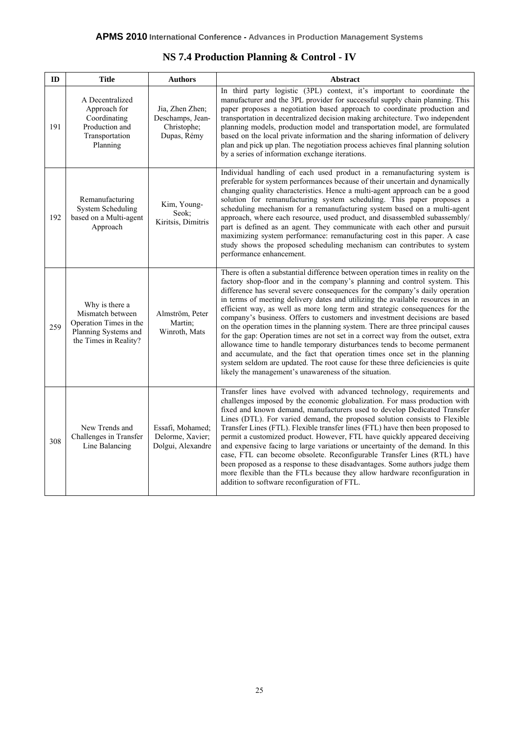## NS 7.4 Production Planning & Control - IV

| ID | Title | Authors | Abstract |
|---|---|---|---|
| 191 | A Decentralized Approach for Coordinating Production and Transportation Planning | Jia, Zhen Zhen; Deschamps, Jean-Christophe; Dupas, Rémy | In third party logistic (3PL) context, it's important to coordinate the manufacturer and the 3PL provider for successful supply chain planning. This paper proposes a negotiation based approach to coordinate production and transportation in decentralized decision making architecture. Two independent planning models, production model and transportation model, are formulated based on the local private information and the sharing information of delivery plan and pick up plan. The negotiation process achieves final planning solution by a series of information exchange iterations. |
| 192 | Remanufacturing System Scheduling based on a Multi-agent Approach | Kim, Young-Seok; Kiritsis, Dimitris | Individual handling of each used product in a remanufacturing system is preferable for system performances because of their uncertain and dynamically changing quality characteristics. Hence a multi-agent approach can be a good solution for remanufacturing system scheduling. This paper proposes a scheduling mechanism for a remanufacturing system based on a multi-agent approach, where each resource, used product, and disassembled subassembly/ part is defined as an agent. They communicate with each other and pursuit maximizing system performance: remanufacturing cost in this paper. A case study shows the proposed scheduling mechanism can contributes to system performance enhancement. |
| 259 | Why is there a Mismatch between Operation Times in the Planning Systems and the Times in Reality? | Almström, Peter Martin; Winroth, Mats | There is often a substantial difference between operation times in reality on the factory shop-floor and in the company's planning and control system. This difference has several severe consequences for the company's daily operation in terms of meeting delivery dates and utilizing the available resources in an efficient way, as well as more long term and strategic consequences for the company's business. Offers to customers and investment decisions are based on the operation times in the planning system. There are three principal causes for the gap: Operation times are not set in a correct way from the outset, extra allowance time to handle temporary disturbances tends to become permanent and accumulate, and the fact that operation times once set in the planning system seldom are updated. The root cause for these three deficiencies is quite likely the management's unawareness of the situation. |
| 308 | New Trends and Challenges in Transfer Line Balancing | Essafi, Mohamed; Delorme, Xavier; Dolgui, Alexandre | Transfer lines have evolved with advanced technology, requirements and challenges imposed by the economic globalization. For mass production with fixed and known demand, manufacturers used to develop Dedicated Transfer Lines (DTL). For varied demand, the proposed solution consists to Flexible Transfer Lines (FTL). Flexible transfer lines (FTL) have then been proposed to permit a customized product. However, FTL have quickly appeared deceiving and expensive facing to large variations or uncertainty of the demand. In this case, FTL can become obsolete. Reconfigurable Transfer Lines (RTL) have been proposed as a response to these disadvantages. Some authors judge them more flexible than the FTLs because they allow hardware reconfiguration in addition to software reconfiguration of FTL. |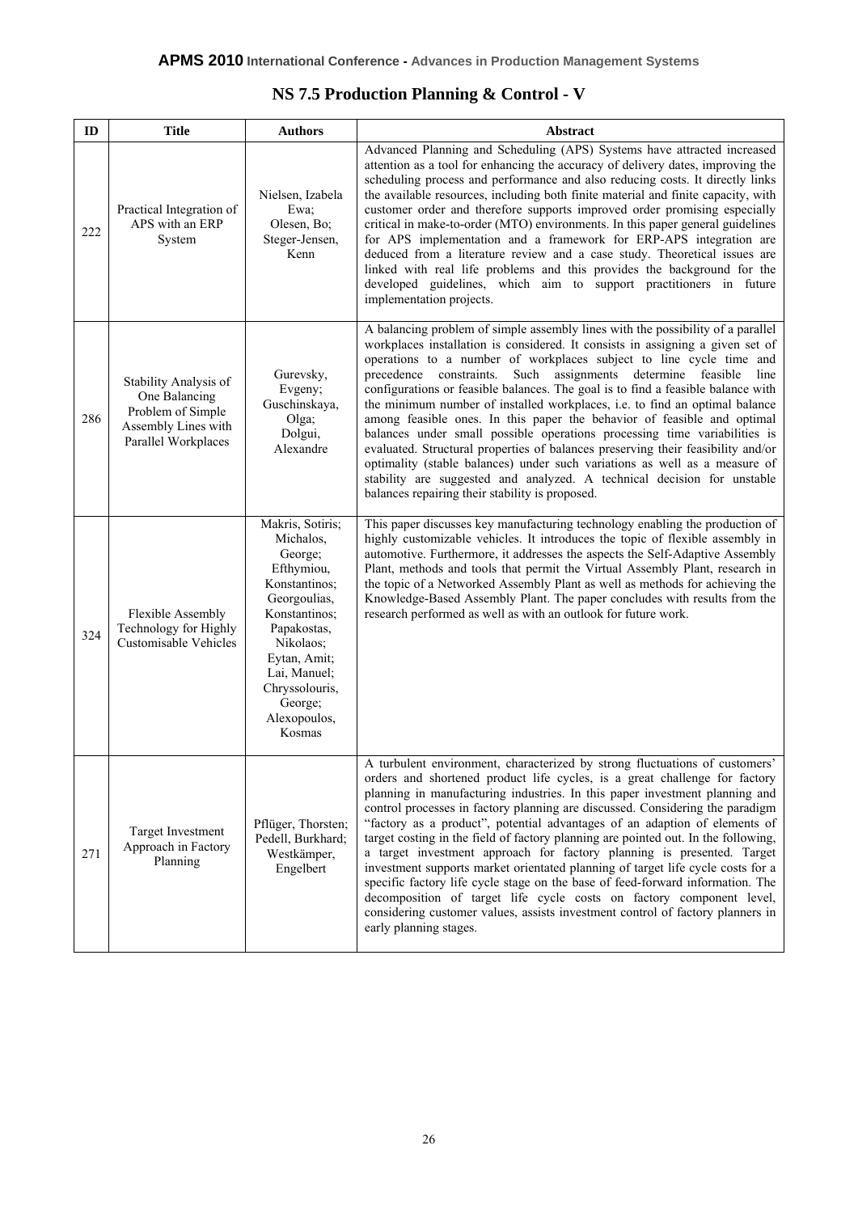## NS 7.5 Production Planning & Control - V

| ID | Title | Authors | Abstract |
|---|---|---|---|
| 222 | Practical Integration of APS with an ERP System | Nielsen, Izabela Ewa; Olesen, Bo; Steger-Jensen, Kenn | Advanced Planning and Scheduling (APS) Systems have attracted increased attention as a tool for enhancing the accuracy of delivery dates, improving the scheduling process and performance and also reducing costs. It directly links the available resources, including both finite material and finite capacity, with customer order and therefore supports improved order promising especially critical in make-to-order (MTO) environments. In this paper general guidelines for APS implementation and a framework for ERP-APS integration are deduced from a literature review and a case study. Theoretical issues are linked with real life problems and this provides the background for the developed guidelines, which aim to support practitioners in future implementation projects. |
| 286 | Stability Analysis of One Balancing Problem of Simple Assembly Lines with Parallel Workplaces | Gurevsky, Evgeny; Guschinskaya, Olga; Dolgui, Alexandre | A balancing problem of simple assembly lines with the possibility of a parallel workplaces installation is considered. It consists in assigning a given set of operations to a number of workplaces subject to line cycle time and precedence constraints. Such assignments determine feasible line configurations or feasible balances. The goal is to find a feasible balance with the minimum number of installed workplaces, i.e. to find an optimal balance among feasible ones. In this paper the behavior of feasible and optimal balances under small possible operations processing time variabilities is evaluated. Structural properties of balances preserving their feasibility and/or optimality (stable balances) under such variations as well as a measure of stability are suggested and analyzed. A technical decision for unstable balances repairing their stability is proposed. |
| 324 | Flexible Assembly Technology for Highly Customisable Vehicles | Makris, Sotiris; Michalos, George; Efthymiou, Konstantinos; Georgoulias, Konstantinos; Papakostas, Nikolaos; Eytan, Amit; Lai, Manuel; Chryssolouris, George; Alexopoulos, Kosmas | This paper discusses key manufacturing technology enabling the production of highly customizable vehicles. It introduces the topic of flexible assembly in automotive. Furthermore, it addresses the aspects the Self-Adaptive Assembly Plant, methods and tools that permit the Virtual Assembly Plant, research in the topic of a Networked Assembly Plant as well as methods for achieving the Knowledge-Based Assembly Plant. The paper concludes with results from the research performed as well as with an outlook for future work. |
| 271 | Target Investment Approach in Factory Planning | Pflüger, Thorsten; Pedell, Burkhard; Westkämper, Engelbert | A turbulent environment, characterized by strong fluctuations of customers' orders and shortened product life cycles, is a great challenge for factory planning in manufacturing industries. In this paper investment planning and control processes in factory planning are discussed. Considering the paradigm "factory as a product", potential advantages of an adaption of elements of target costing in the field of factory planning are pointed out. In the following, a target investment approach for factory planning is presented. Target investment supports market orientated planning of target life cycle costs for a specific factory life cycle stage on the base of feed-forward information. The decomposition of target life cycle costs on factory component level, considering customer values, assists investment control of factory planners in early planning stages. |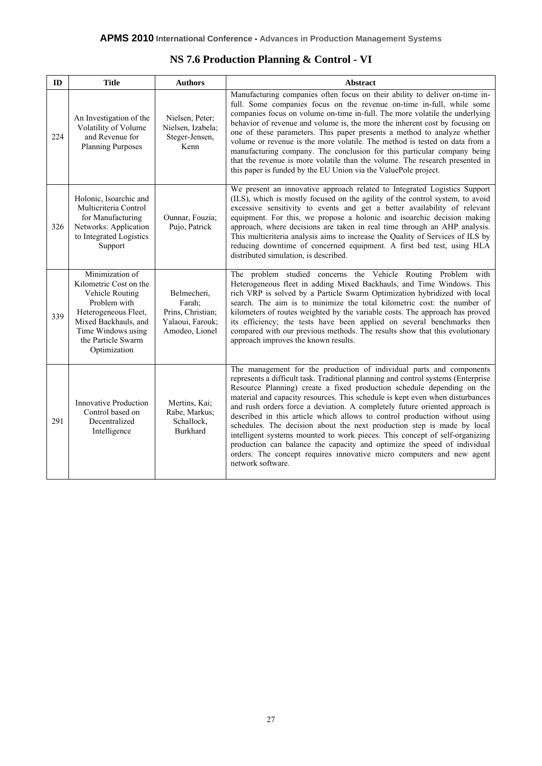## NS 7.6 Production Planning & Control - VI

| ID | Title | Authors | Abstract |
|---|---|---|---|
| 224 | An Investigation of the Volatility of Volume and Revenue for Planning Purposes | Nielsen, Peter; Nielsen, Izabela; Steger-Jensen, Kenn | Manufacturing companies often focus on their ability to deliver on-time in-full. Some companies focus on the revenue on-time in-full, while some companies focus on volume on-time in-full. The more volatile the underlying behavior of revenue and volume is, the more the inherent cost by focusing on one of these parameters. This paper presents a method to analyze whether volume or revenue is the more volatile. The method is tested on data from a manufacturing company. The conclusion for this particular company being that the revenue is more volatile than the volume. The research presented in this paper is funded by the EU Union via the ValuePole project. |
| 326 | Holonic, Isoarchic and Multicriteria Control for Manufacturing Networks: Application to Integrated Logistics Support | Ounnar, Fouzia; Pujo, Patrick | We present an innovative approach related to Integrated Logistics Support (ILS), which is mostly focused on the agility of the control system, to avoid excessive sensitivity to events and get a better availability of relevant equipment. For this, we propose a holonic and isoarchic decision making approach, where decisions are taken in real time through an AHP analysis. This multicriteria analysis aims to increase the Quality of Services of ILS by reducing downtime of concerned equipment. A first bed test, using HLA distributed simulation, is described. |
| 339 | Minimization of Kilometric Cost on the Vehicle Routing Problem with Heterogeneous Fleet, Mixed Backhauls, and Time Windows using the Particle Swarm Optimization | Belmecheri, Farah; Prins, Christian; Yalaoui, Farouk; Amodeo, Lionel | The problem studied concerns the Vehicle Routing Problem with Heterogeneous fleet in adding Mixed Backhauls, and Time Windows. This rich VRP is solved by a Particle Swarm Optimization hybridized with local search. The aim is to minimize the total kilometric cost: the number of kilometers of routes weighted by the variable costs. The approach has proved its efficiency; the tests have been applied on several benchmarks then compared with our previous methods. The results show that this evolutionary approach improves the known results. |
| 291 | Innovative Production Control based on Decentralized Intelligence | Mertins, Kai; Rabe, Markus; Schallock, Burkhard | The management for the production of individual parts and components represents a difficult task. Traditional planning and control systems (Enterprise Resource Planning) create a fixed production schedule depending on the material and capacity resources. This schedule is kept even when disturbances and rush orders force a deviation. A completely future oriented approach is described in this article which allows to control production without using schedules. The decision about the next production step is made by local intelligent systems mounted to work pieces. This concept of self-organizing production can balance the capacity and optimize the speed of individual orders. The concept requires innovative micro computers and new agent network software. |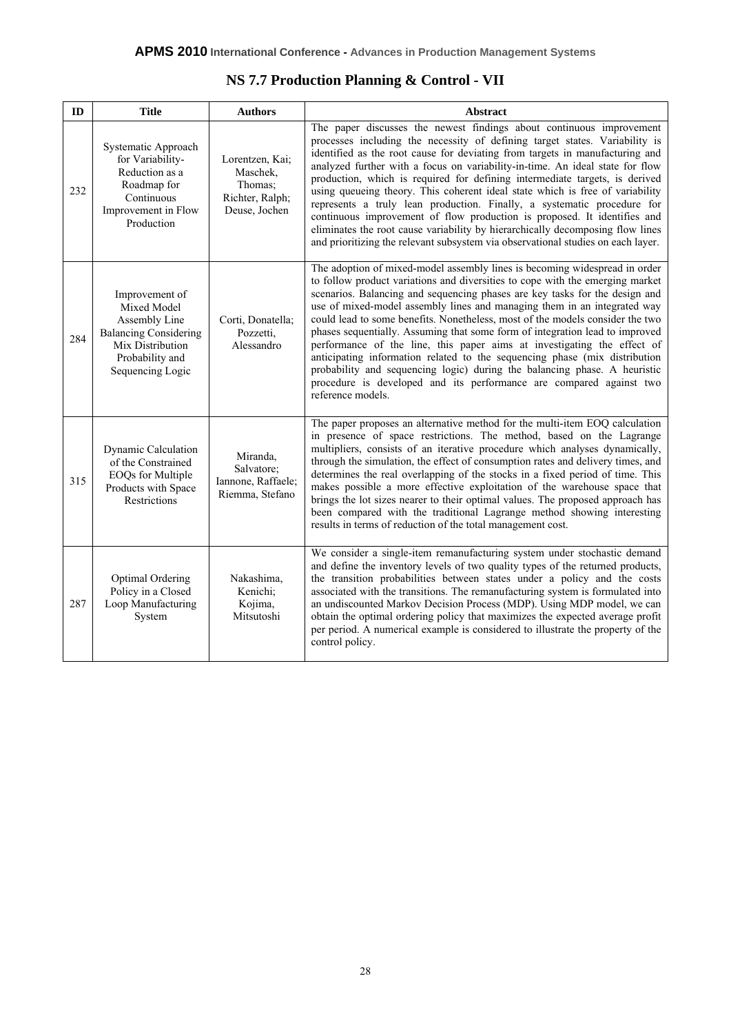## NS 7.7 Production Planning & Control - VII

| ID | Title | Authors | Abstract |
|---|---|---|---|
| 232 | Systematic Approach for Variability-Reduction as a Roadmap for Continuous Improvement in Flow Production | Lorentzen, Kai; Maschek, Thomas; Richter, Ralph; Deuse, Jochen | The paper discusses the newest findings about continuous improvement processes including the necessity of defining target states. Variability is identified as the root cause for deviating from targets in manufacturing and analyzed further with a focus on variability-in-time. An ideal state for flow production, which is required for defining intermediate targets, is derived using queueing theory. This coherent ideal state which is free of variability represents a truly lean production. Finally, a systematic procedure for continuous improvement of flow production is proposed. It identifies and eliminates the root cause variability by hierarchically decomposing flow lines and prioritizing the relevant subsystem via observational studies on each layer. |
| 284 | Improvement of Mixed Model Assembly Line Balancing Considering Mix Distribution Probability and Sequencing Logic | Corti, Donatella; Pozzetti, Alessandro | The adoption of mixed-model assembly lines is becoming widespread in order to follow product variations and diversities to cope with the emerging market scenarios. Balancing and sequencing phases are key tasks for the design and use of mixed-model assembly lines and managing them in an integrated way could lead to some benefits. Nonetheless, most of the models consider the two phases sequentially. Assuming that some form of integration lead to improved performance of the line, this paper aims at investigating the effect of anticipating information related to the sequencing phase (mix distribution probability and sequencing logic) during the balancing phase. A heuristic procedure is developed and its performance are compared against two reference models. |
| 315 | Dynamic Calculation of the Constrained EOQs for Multiple Products with Space Restrictions | Miranda, Salvatore; Iannone, Raffaele; Riemma, Stefano | The paper proposes an alternative method for the multi-item EOQ calculation in presence of space restrictions. The method, based on the Lagrange multipliers, consists of an iterative procedure which analyses dynamically, through the simulation, the effect of consumption rates and delivery times, and determines the real overlapping of the stocks in a fixed period of time. This makes possible a more effective exploitation of the warehouse space that brings the lot sizes nearer to their optimal values. The proposed approach has been compared with the traditional Lagrange method showing interesting results in terms of reduction of the total management cost. |
| 287 | Optimal Ordering Policy in a Closed Loop Manufacturing System | Nakashima, Kenichi; Kojima, Mitsutoshi | We consider a single-item remanufacturing system under stochastic demand and define the inventory levels of two quality types of the returned products, the transition probabilities between states under a policy and the costs associated with the transitions. The remanufacturing system is formulated into an undiscounted Markov Decision Process (MDP). Using MDP model, we can obtain the optimal ordering policy that maximizes the expected average profit per period. A numerical example is considered to illustrate the property of the control policy. |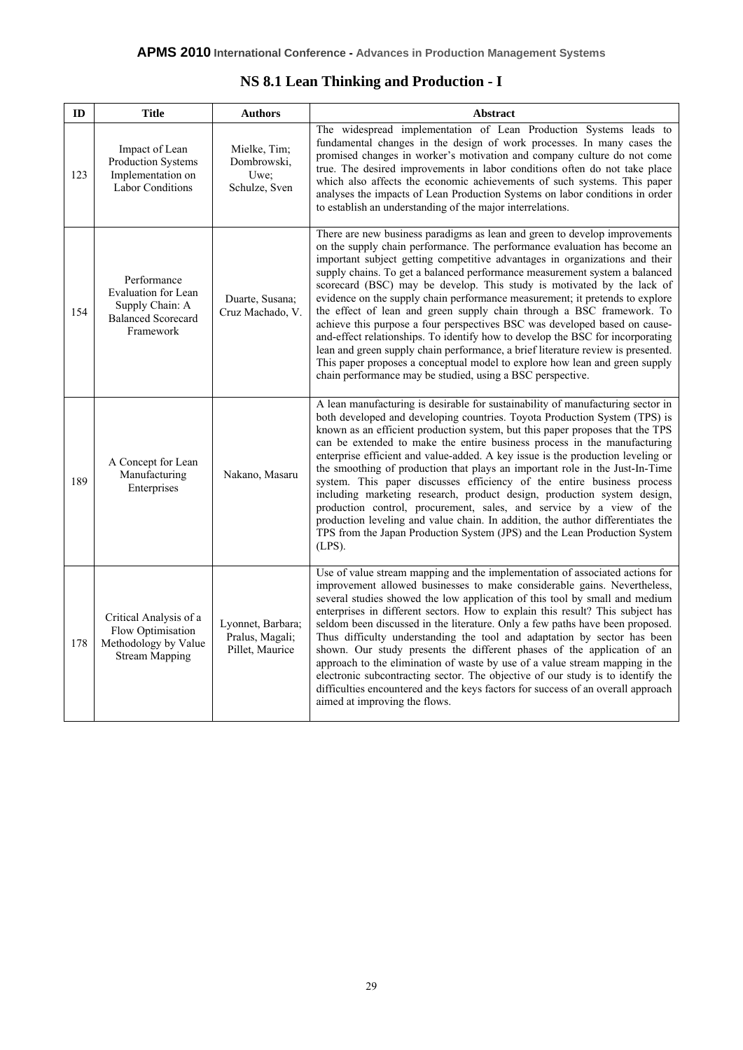## NS 8.1 Lean Thinking and Production - I

| ID | Title | Authors | Abstract |
|---|---|---|---|
| 123 | Impact of Lean Production Systems Implementation on Labor Conditions | Mielke, Tim; Dombrowski, Uwe; Schulze, Sven | The widespread implementation of Lean Production Systems leads to fundamental changes in the design of work processes. In many cases the promised changes in worker's motivation and company culture do not come true. The desired improvements in labor conditions often do not take place which also affects the economic achievements of such systems. This paper analyses the impacts of Lean Production Systems on labor conditions in order to establish an understanding of the major interrelations. |
| 154 | Performance Evaluation for Lean Supply Chain: A Balanced Scorecard Framework | Duarte, Susana; Cruz Machado, V. | There are new business paradigms as lean and green to develop improvements on the supply chain performance. The performance evaluation has become an important subject getting competitive advantages in organizations and their supply chains. To get a balanced performance measurement system a balanced scorecard (BSC) may be develop. This study is motivated by the lack of evidence on the supply chain performance measurement; it pretends to explore the effect of lean and green supply chain through a BSC framework. To achieve this purpose a four perspectives BSC was developed based on cause-and-effect relationships. To identify how to develop the BSC for incorporating lean and green supply chain performance, a brief literature review is presented. This paper proposes a conceptual model to explore how lean and green supply chain performance may be studied, using a BSC perspective. |
| 189 | A Concept for Lean Manufacturing Enterprises | Nakano, Masaru | A lean manufacturing is desirable for sustainability of manufacturing sector in both developed and developing countries. Toyota Production System (TPS) is known as an efficient production system, but this paper proposes that the TPS can be extended to make the entire business process in the manufacturing enterprise efficient and value-added. A key issue is the production leveling or the smoothing of production that plays an important role in the Just-In-Time system. This paper discusses efficiency of the entire business process including marketing research, product design, production system design, production control, procurement, sales, and service by a view of the production leveling and value chain. In addition, the author differentiates the TPS from the Japan Production System (JPS) and the Lean Production System (LPS). |
| 178 | Critical Analysis of a Flow Optimisation Methodology by Value Stream Mapping | Lyonnet, Barbara; Pralus, Magali; Pillet, Maurice | Use of value stream mapping and the implementation of associated actions for improvement allowed businesses to make considerable gains. Nevertheless, several studies showed the low application of this tool by small and medium enterprises in different sectors. How to explain this result? This subject has seldom been discussed in the literature. Only a few paths have been proposed. Thus difficulty understanding the tool and adaptation by sector has been shown. Our study presents the different phases of the application of an approach to the elimination of waste by use of a value stream mapping in the electronic subcontracting sector. The objective of our study is to identify the difficulties encountered and the keys factors for success of an overall approach aimed at improving the flows. |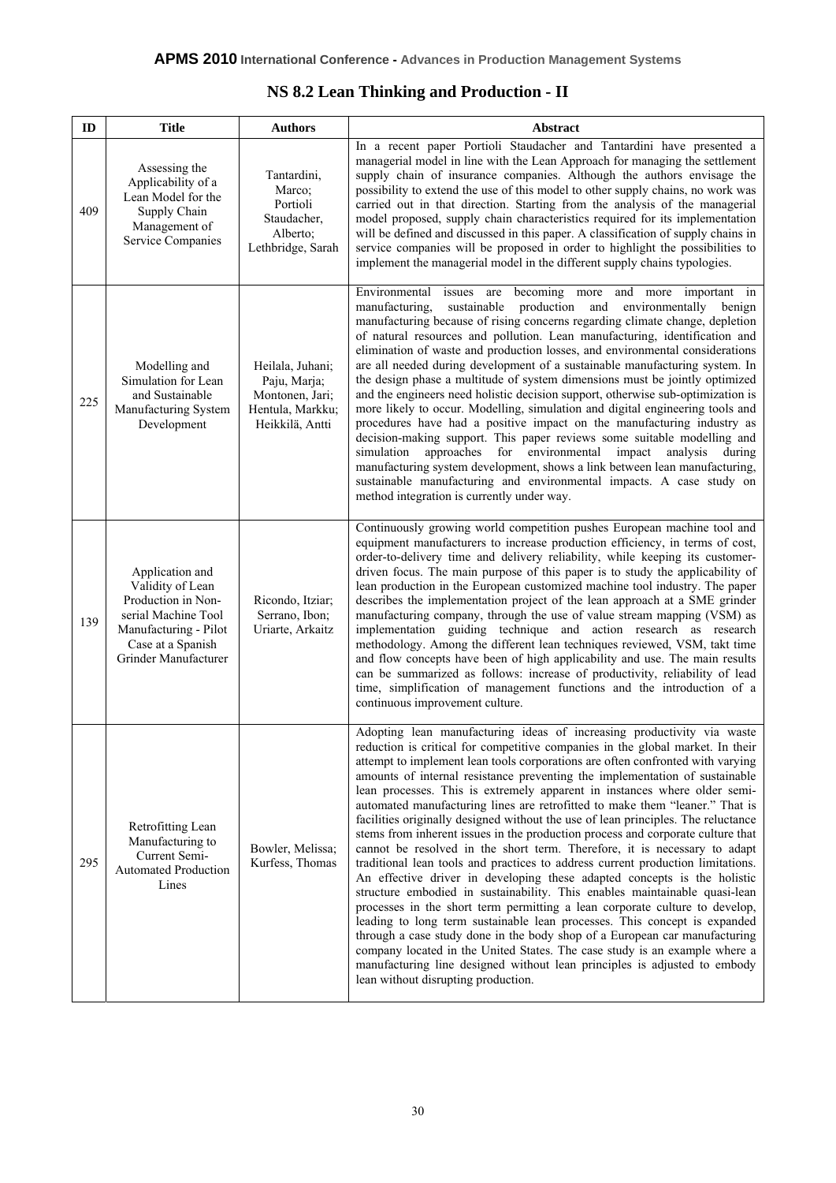## NS 8.2 Lean Thinking and Production - II

| ID | Title | Authors | Abstract |
|---|---|---|---|
| 409 | Assessing the Applicability of a Lean Model for the Supply Chain Management of Service Companies | Tantardini, Marco; Portioli Staudacher, Alberto; Lethbridge, Sarah | In a recent paper Portioli Staudacher and Tantardini have presented a managerial model in line with the Lean Approach for managing the settlement supply chain of insurance companies. Although the authors envisage the possibility to extend the use of this model to other supply chains, no work was carried out in that direction. Starting from the analysis of the managerial model proposed, supply chain characteristics required for its implementation will be defined and discussed in this paper. A classification of supply chains in service companies will be proposed in order to highlight the possibilities to implement the managerial model in the different supply chains typologies. |
| 225 | Modelling and Simulation for Lean and Sustainable Manufacturing System Development | Heilala, Juhani; Paju, Marja; Montonen, Jari; Hentula, Markku; Heikkilä, Antti | Environmental issues are becoming more and more important in manufacturing, sustainable production and environmentally benign manufacturing because of rising concerns regarding climate change, depletion of natural resources and pollution. Lean manufacturing, identification and elimination of waste and production losses, and environmental considerations are all needed during development of a sustainable manufacturing system. In the design phase a multitude of system dimensions must be jointly optimized and the engineers need holistic decision support, otherwise sub-optimization is more likely to occur. Modelling, simulation and digital engineering tools and procedures have had a positive impact on the manufacturing industry as decision-making support. This paper reviews some suitable modelling and simulation approaches for environmental impact analysis during manufacturing system development, shows a link between lean manufacturing, sustainable manufacturing and environmental impacts. A case study on method integration is currently under way. |
| 139 | Application and Validity of Lean Production in Non-serial Machine Tool Manufacturing - Pilot Case at a Spanish Grinder Manufacturer | Ricondo, Itziar; Serrano, Ibon; Uriarte, Arkaitz | Continuously growing world competition pushes European machine tool and equipment manufacturers to increase production efficiency, in terms of cost, order-to-delivery time and delivery reliability, while keeping its customer-driven focus. The main purpose of this paper is to study the applicability of lean production in the European customized machine tool industry. The paper describes the implementation project of the lean approach at a SME grinder manufacturing company, through the use of value stream mapping (VSM) as implementation guiding technique and action research as research methodology. Among the different lean techniques reviewed, VSM, takt time and flow concepts have been of high applicability and use. The main results can be summarized as follows: increase of productivity, reliability of lead time, simplification of management functions and the introduction of a continuous improvement culture. |
| 295 | Retrofitting Lean Manufacturing to Current Semi-Automated Production Lines | Bowler, Melissa; Kurfess, Thomas | Adopting lean manufacturing ideas of increasing productivity via waste reduction is critical for competitive companies in the global market. In their attempt to implement lean tools corporations are often confronted with varying amounts of internal resistance preventing the implementation of sustainable lean processes. This is extremely apparent in instances where older semi-automated manufacturing lines are retrofitted to make them "leaner." That is facilities originally designed without the use of lean principles. The reluctance stems from inherent issues in the production process and corporate culture that cannot be resolved in the short term. Therefore, it is necessary to adapt traditional lean tools and practices to address current production limitations. An effective driver in developing these adapted concepts is the holistic structure embodied in sustainability. This enables maintainable quasi-lean processes in the short term permitting a lean corporate culture to develop, leading to long term sustainable lean processes. This concept is expanded through a case study done in the body shop of a European car manufacturing company located in the United States. The case study is an example where a manufacturing line designed without lean principles is adjusted to embody lean without disrupting production. |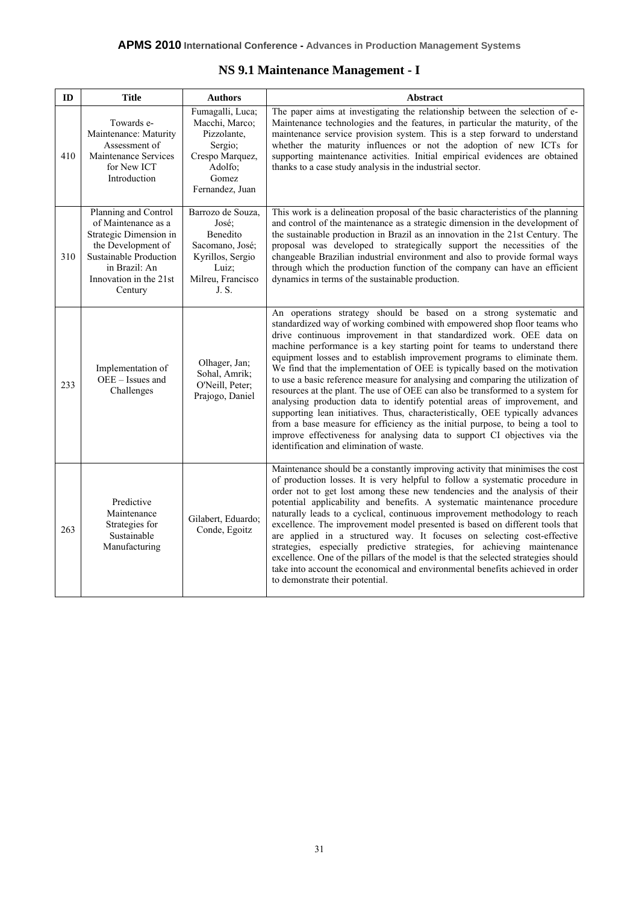## NS 9.1 Maintenance Management - I

| ID | Title | Authors | Abstract |
|---|---|---|---|
| 410 | Towards e-Maintenance: Maturity Assessment of Maintenance Services for New ICT Introduction | Fumagalli, Luca; Macchi, Marco; Pizzolante, Sergio; Crespo Marquez, Adolfo; Gomez Fernandez, Juan | The paper aims at investigating the relationship between the selection of e-Maintenance technologies and the features, in particular the maturity, of the maintenance service provision system. This is a step forward to understand whether the maturity influences or not the adoption of new ICTs for supporting maintenance activities. Initial empirical evidences are obtained thanks to a case study analysis in the industrial sector. |
| 310 | Planning and Control of Maintenance as a Strategic Dimension in the Development of Sustainable Production in Brazil: An Innovation in the 21st Century | Barrozo de Souza, José; Benedito Sacomano, José; Kyrillos, Sergio Luiz; Milreu, Francisco J. S. | This work is a delineation proposal of the basic characteristics of the planning and control of the maintenance as a strategic dimension in the development of the sustainable production in Brazil as an innovation in the 21st Century. The proposal was developed to strategically support the necessities of the changeable Brazilian industrial environment and also to provide formal ways through which the production function of the company can have an efficient dynamics in terms of the sustainable production. |
| 233 | Implementation of OEE – Issues and Challenges | Olhager, Jan; Sohal, Amrik; O'Neill, Peter; Prajogo, Daniel | An operations strategy should be based on a strong systematic and standardized way of working combined with empowered shop floor teams who drive continuous improvement in that standardized work. OEE data on machine performance is a key starting point for teams to understand there equipment losses and to establish improvement programs to eliminate them. We find that the implementation of OEE is typically based on the motivation to use a basic reference measure for analysing and comparing the utilization of resources at the plant. The use of OEE can also be transformed to a system for analysing production data to identify potential areas of improvement, and supporting lean initiatives. Thus, characteristically, OEE typically advances from a base measure for efficiency as the initial purpose, to being a tool to improve effectiveness for analysing data to support CI objectives via the identification and elimination of waste. |
| 263 | Predictive Maintenance Strategies for Sustainable Manufacturing | Gilabert, Eduardo; Conde, Egoitz | Maintenance should be a constantly improving activity that minimises the cost of production losses. It is very helpful to follow a systematic procedure in order not to get lost among these new tendencies and the analysis of their potential applicability and benefits. A systematic maintenance procedure naturally leads to a cyclical, continuous improvement methodology to reach excellence. The improvement model presented is based on different tools that are applied in a structured way. It focuses on selecting cost-effective strategies, especially predictive strategies, for achieving maintenance excellence. One of the pillars of the model is that the selected strategies should take into account the economical and environmental benefits achieved in order to demonstrate their potential. |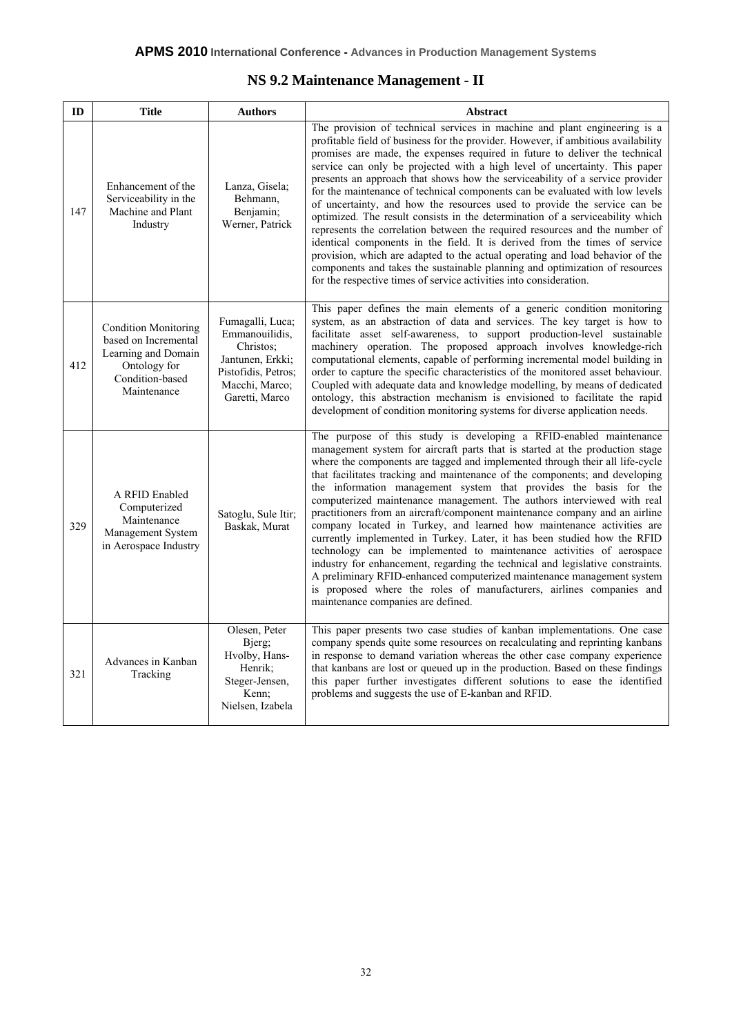## NS 9.2 Maintenance Management - II

| ID | Title | Authors | Abstract |
|---|---|---|---|
| 147 | Enhancement of the Serviceability in the Machine and Plant Industry | Lanza, Gisela; Behmann, Benjamin; Werner, Patrick | The provision of technical services in machine and plant engineering is a profitable field of business for the provider. However, if ambitious availability promises are made, the expenses required in future to deliver the technical service can only be projected with a high level of uncertainty. This paper presents an approach that shows how the serviceability of a service provider for the maintenance of technical components can be evaluated with low levels of uncertainty, and how the resources used to provide the service can be optimized. The result consists in the determination of a serviceability which represents the correlation between the required resources and the number of identical components in the field. It is derived from the times of service provision, which are adapted to the actual operating and load behavior of the components and takes the sustainable planning and optimization of resources for the respective times of service activities into consideration. |
| 412 | Condition Monitoring based on Incremental Learning and Domain Ontology for Condition-based Maintenance | Fumagalli, Luca; Emmanouilidis, Christos; Jantunen, Erkki; Pistofidis, Petros; Macchi, Marco; Garetti, Marco | This paper defines the main elements of a generic condition monitoring system, as an abstraction of data and services. The key target is how to facilitate asset self-awareness, to support production-level sustainable machinery operation. The proposed approach involves knowledge-rich computational elements, capable of performing incremental model building in order to capture the specific characteristics of the monitored asset behaviour. Coupled with adequate data and knowledge modelling, by means of dedicated ontology, this abstraction mechanism is envisioned to facilitate the rapid development of condition monitoring systems for diverse application needs. |
| 329 | A RFID Enabled Computerized Maintenance Management System in Aerospace Industry | Satoglu, Sule Itir; Baskak, Murat | The purpose of this study is developing a RFID-enabled maintenance management system for aircraft parts that is started at the production stage where the components are tagged and implemented through their all life-cycle that facilitates tracking and maintenance of the components; and developing the information management system that provides the basis for the computerized maintenance management. The authors interviewed with real practitioners from an aircraft/component maintenance company and an airline company located in Turkey, and learned how maintenance activities are currently implemented in Turkey. Later, it has been studied how the RFID technology can be implemented to maintenance activities of aerospace industry for enhancement, regarding the technical and legislative constraints. A preliminary RFID-enhanced computerized maintenance management system is proposed where the roles of manufacturers, airlines companies and maintenance companies are defined. |
| 321 | Advances in Kanban Tracking | Olesen, Peter Bjerg; Hvolby, Hans-Henrik; Steger-Jensen, Kenn; Nielsen, Izabela | This paper presents two case studies of kanban implementations. One case company spends quite some resources on recalculating and reprinting kanbans in response to demand variation whereas the other case company experience that kanbans are lost or queued up in the production. Based on these findings this paper further investigates different solutions to ease the identified problems and suggests the use of E-kanban and RFID. |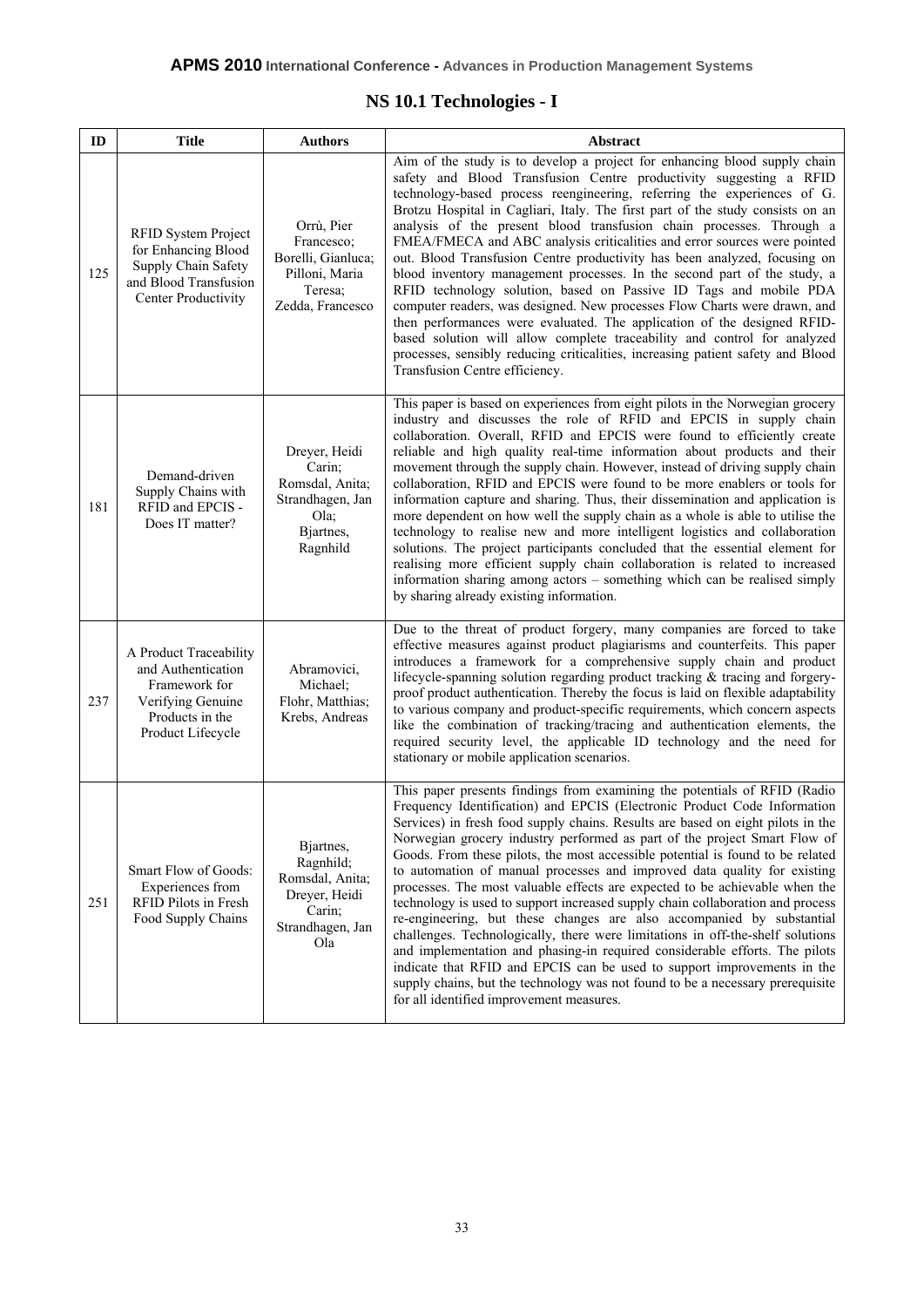## NS 10.1 Technologies - I

| ID | Title | Authors | Abstract |
|---|---|---|---|
| 125 | RFID System Project for Enhancing Blood Supply Chain Safety and Blood Transfusion Center Productivity | Orrù, Pier Francesco; Borelli, Gianluca; Pilloni, Maria Teresa; Zedda, Francesco | Aim of the study is to develop a project for enhancing blood supply chain safety and Blood Transfusion Centre productivity suggesting a RFID technology-based process reengineering, referring the experiences of G. Brotzu Hospital in Cagliari, Italy. The first part of the study consists on an analysis of the present blood transfusion chain processes. Through a FMEA/FMECA and ABC analysis criticalities and error sources were pointed out. Blood Transfusion Centre productivity has been analyzed, focusing on blood inventory management processes. In the second part of the study, a RFID technology solution, based on Passive ID Tags and mobile PDA computer readers, was designed. New processes Flow Charts were drawn, and then performances were evaluated. The application of the designed RFID-based solution will allow complete traceability and control for analyzed processes, sensibly reducing criticalities, increasing patient safety and Blood Transfusion Centre efficiency. |
| 181 | Demand-driven Supply Chains with RFID and EPCIS - Does IT matter? | Dreyer, Heidi Carin; Romsdal, Anita; Strandhagen, Jan Ola; Bjartnes, Ragnhild | This paper is based on experiences from eight pilots in the Norwegian grocery industry and discusses the role of RFID and EPCIS in supply chain collaboration. Overall, RFID and EPCIS were found to efficiently create reliable and high quality real-time information about products and their movement through the supply chain. However, instead of driving supply chain collaboration, RFID and EPCIS were found to be more enablers or tools for information capture and sharing. Thus, their dissemination and application is more dependent on how well the supply chain as a whole is able to utilise the technology to realise new and more intelligent logistics and collaboration solutions. The project participants concluded that the essential element for realising more efficient supply chain collaboration is related to increased information sharing among actors – something which can be realised simply by sharing already existing information. |
| 237 | A Product Traceability and Authentication Framework for Verifying Genuine Products in the Product Lifecycle | Abramovici, Michael; Flohr, Matthias; Krebs, Andreas | Due to the threat of product forgery, many companies are forced to take effective measures against product plagiarisms and counterfeits. This paper introduces a framework for a comprehensive supply chain and product lifecycle-spanning solution regarding product tracking & tracing and forgery-proof product authentication. Thereby the focus is laid on flexible adaptability to various company and product-specific requirements, which concern aspects like the combination of tracking/tracing and authentication elements, the required security level, the applicable ID technology and the need for stationary or mobile application scenarios. |
| 251 | Smart Flow of Goods: Experiences from RFID Pilots in Fresh Food Supply Chains | Bjartnes, Ragnhild; Romsdal, Anita; Dreyer, Heidi Carin; Strandhagen, Jan Ola | This paper presents findings from examining the potentials of RFID (Radio Frequency Identification) and EPCIS (Electronic Product Code Information Services) in fresh food supply chains. Results are based on eight pilots in the Norwegian grocery industry performed as part of the project Smart Flow of Goods. From these pilots, the most accessible potential is found to be related to automation of manual processes and improved data quality for existing processes. The most valuable effects are expected to be achievable when the technology is used to support increased supply chain collaboration and process re-engineering, but these changes are also accompanied by substantial challenges. Technologically, there were limitations in off-the-shelf solutions and implementation and phasing-in required considerable efforts. The pilots indicate that RFID and EPCIS can be used to support improvements in the supply chains, but the technology was not found to be a necessary prerequisite for all identified improvement measures. |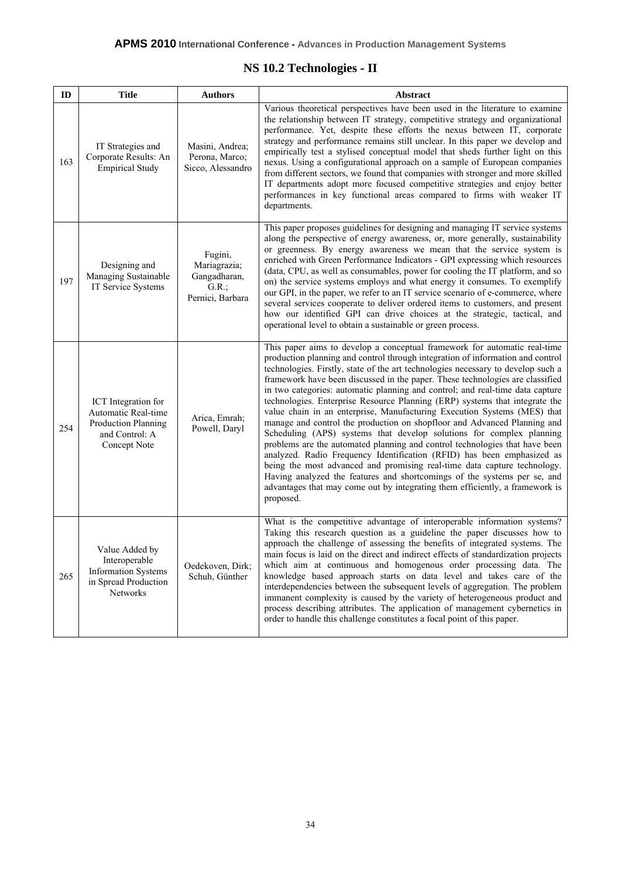## NS 10.2 Technologies - II

| ID | Title | Authors | Abstract |
|---|---|---|---|
| 163 | IT Strategies and Corporate Results: An Empirical Study | Masini, Andrea; Perona, Marco; Sicco, Alessandro | Various theoretical perspectives have been used in the literature to examine the relationship between IT strategy, competitive strategy and organizational performance. Yet, despite these efforts the nexus between IT, corporate strategy and performance remains still unclear. In this paper we develop and empirically test a stylised conceptual model that sheds further light on this nexus. Using a configurational approach on a sample of European companies from different sectors, we found that companies with stronger and more skilled IT departments adopt more focused competitive strategies and enjoy better performances in key functional areas compared to firms with weaker IT departments. |
| 197 | Designing and Managing Sustainable IT Service Systems | Fugini, Mariagrazia; Gangadharan, G.R.; Pernici, Barbara | This paper proposes guidelines for designing and managing IT service systems along the perspective of energy awareness, or, more generally, sustainability or greenness. By energy awareness we mean that the service system is enriched with Green Performance Indicators - GPI expressing which resources (data, CPU, as well as consumables, power for cooling the IT platform, and so on) the service systems employs and what energy it consumes. To exemplify our GPI, in the paper, we refer to an IT service scenario of e-commerce, where several services cooperate to deliver ordered items to customers, and present how our identified GPI can drive choices at the strategic, tactical, and operational level to obtain a sustainable or green process. |
| 254 | ICT Integration for Automatic Real-time Production Planning and Control: A Concept Note | Arica, Emrah; Powell, Daryl | This paper aims to develop a conceptual framework for automatic real-time production planning and control through integration of information and control technologies. Firstly, state of the art technologies necessary to develop such a framework have been discussed in the paper. These technologies are classified in two categories: automatic planning and control; and real-time data capture technologies. Enterprise Resource Planning (ERP) systems that integrate the value chain in an enterprise, Manufacturing Execution Systems (MES) that manage and control the production on shopfloor and Advanced Planning and Scheduling (APS) systems that develop solutions for complex planning problems are the automated planning and control technologies that have been analyzed. Radio Frequency Identification (RFID) has been emphasized as being the most advanced and promising real-time data capture technology. Having analyzed the features and shortcomings of the systems per se, and advantages that may come out by integrating them efficiently, a framework is proposed. |
| 265 | Value Added by Interoperable Information Systems in Spread Production Networks | Oedekoven, Dirk; Schuh, Günther | What is the competitive advantage of interoperable information systems? Taking this research question as a guideline the paper discusses how to approach the challenge of assessing the benefits of integrated systems. The main focus is laid on the direct and indirect effects of standardization projects which aim at continuous and homogenous order processing data. The knowledge based approach starts on data level and takes care of the interdependencies between the subsequent levels of aggregation. The problem immanent complexity is caused by the variety of heterogeneous product and process describing attributes. The application of management cybernetics in order to handle this challenge constitutes a focal point of this paper. |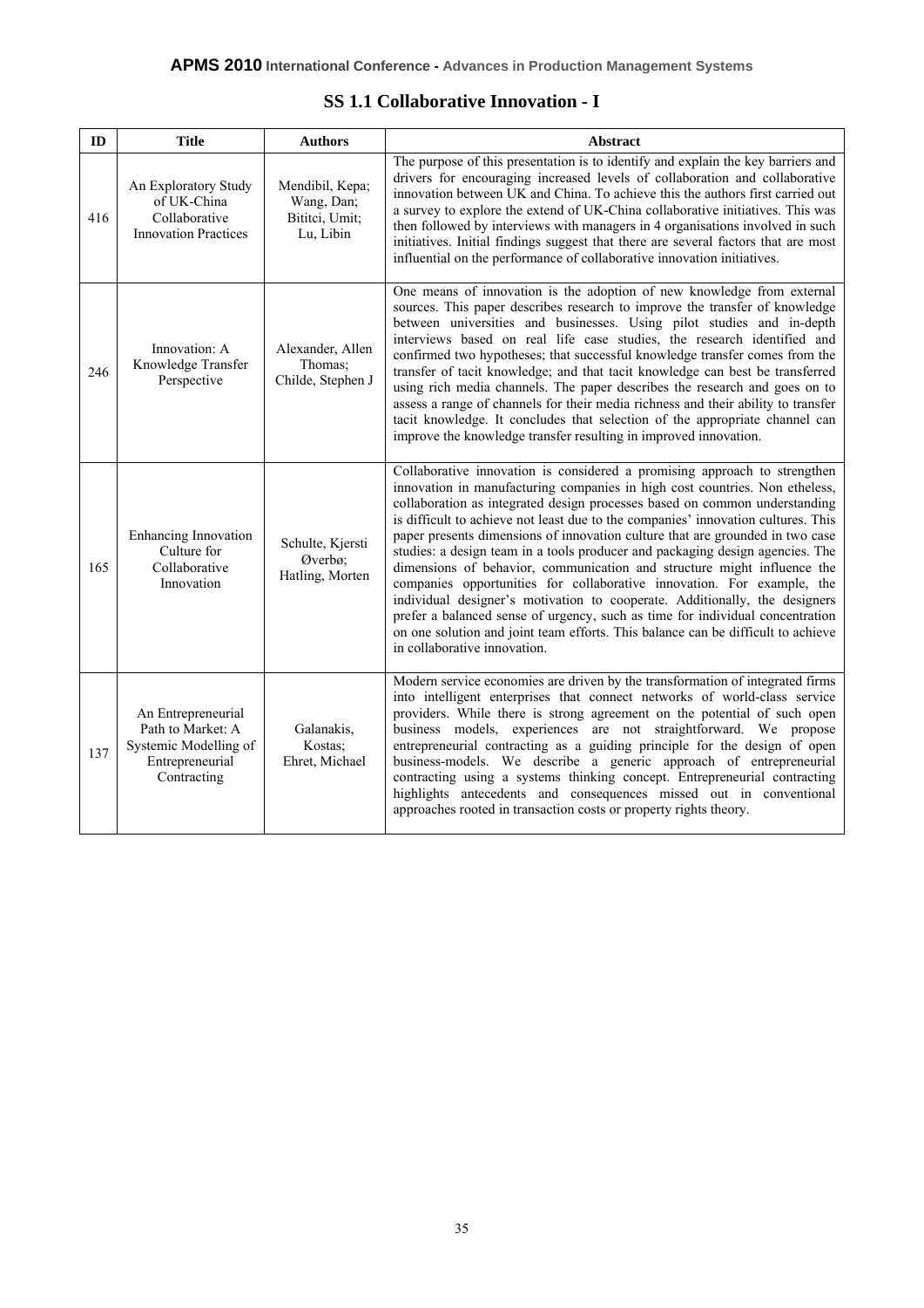## SS 1.1 Collaborative Innovation - I

| ID | Title | Authors | Abstract |
|---|---|---|---|
| 416 | An Exploratory Study of UK-China Collaborative Innovation Practices | Mendibil, Kepa; Wang, Dan; Bititci, Umit; Lu, Libin | The purpose of this presentation is to identify and explain the key barriers and drivers for encouraging increased levels of collaboration and collaborative innovation between UK and China. To achieve this the authors first carried out a survey to explore the extend of UK-China collaborative initiatives. This was then followed by interviews with managers in 4 organisations involved in such initiatives. Initial findings suggest that there are several factors that are most influential on the performance of collaborative innovation initiatives. |
| 246 | Innovation: A Knowledge Transfer Perspective | Alexander, Allen Thomas; Childe, Stephen J | One means of innovation is the adoption of new knowledge from external sources. This paper describes research to improve the transfer of knowledge between universities and businesses. Using pilot studies and in-depth interviews based on real life case studies, the research identified and confirmed two hypotheses; that successful knowledge transfer comes from the transfer of tacit knowledge; and that tacit knowledge can best be transferred using rich media channels. The paper describes the research and goes on to assess a range of channels for their media richness and their ability to transfer tacit knowledge. It concludes that selection of the appropriate channel can improve the knowledge transfer resulting in improved innovation. |
| 165 | Enhancing Innovation Culture for Collaborative Innovation | Schulte, Kjersti Øverbø; Hatling, Morten | Collaborative innovation is considered a promising approach to strengthen innovation in manufacturing companies in high cost countries. Non etheless, collaboration as integrated design processes based on common understanding is difficult to achieve not least due to the companies' innovation cultures. This paper presents dimensions of innovation culture that are grounded in two case studies: a design team in a tools producer and packaging design agencies. The dimensions of behavior, communication and structure might influence the companies opportunities for collaborative innovation. For example, the individual designer's motivation to cooperate. Additionally, the designers prefer a balanced sense of urgency, such as time for individual concentration on one solution and joint team efforts. This balance can be difficult to achieve in collaborative innovation. |
| 137 | An Entrepreneurial Path to Market: A Systemic Modelling of Entrepreneurial Contracting | Galanakis, Kostas; Ehret, Michael | Modern service economies are driven by the transformation of integrated firms into intelligent enterprises that connect networks of world-class service providers. While there is strong agreement on the potential of such open business models, experiences are not straightforward. We propose entrepreneurial contracting as a guiding principle for the design of open business-models. We describe a generic approach of entrepreneurial contracting using a systems thinking concept. Entrepreneurial contracting highlights antecedents and consequences missed out in conventional approaches rooted in transaction costs or property rights theory. |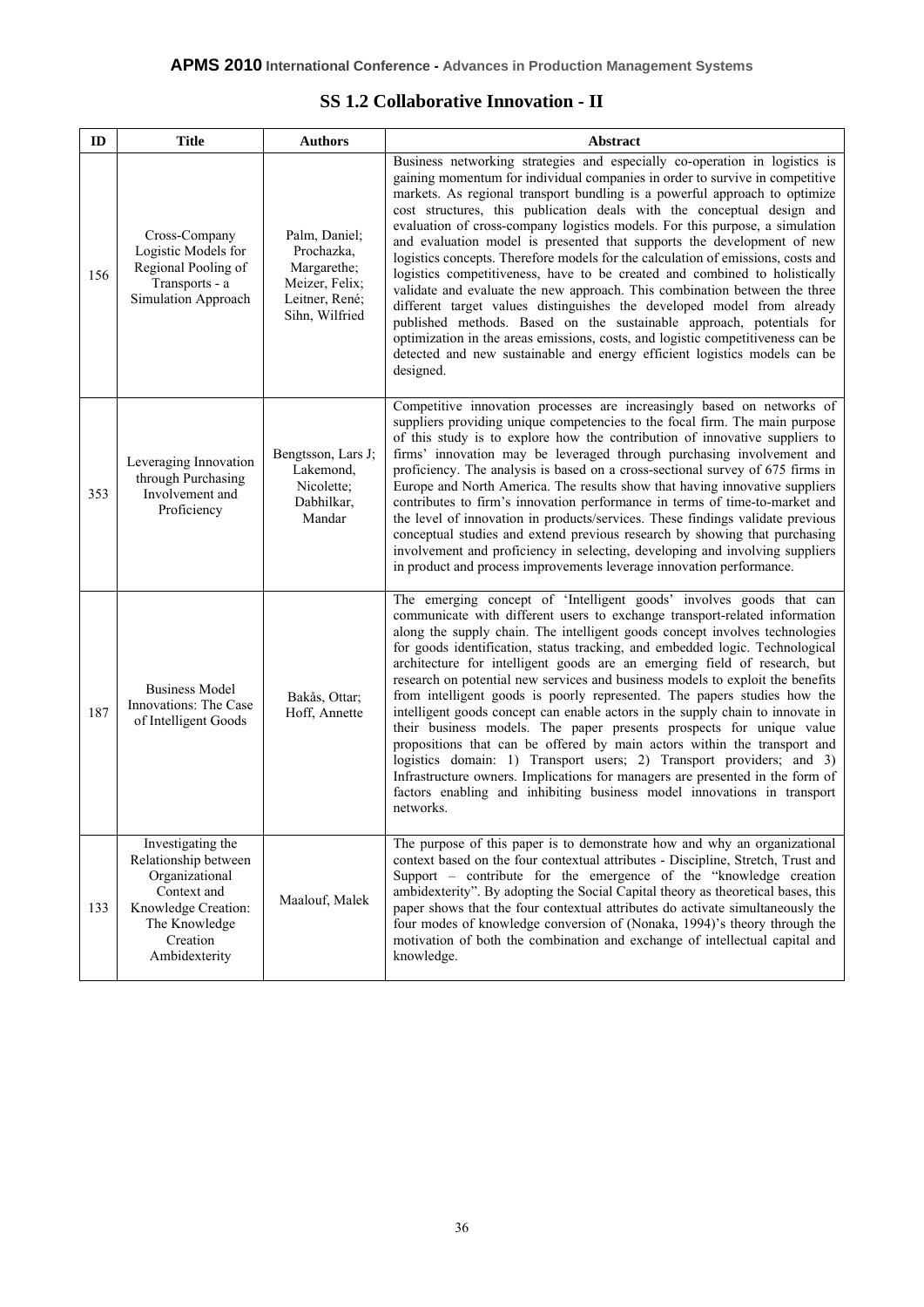## SS 1.2 Collaborative Innovation - II

| ID | Title | Authors | Abstract |
|---|---|---|---|
| 156 | Cross-Company Logistic Models for Regional Pooling of Transports - a Simulation Approach | Palm, Daniel; Prochazka, Margarethe; Meizer, Felix; Leitner, René; Sihn, Wilfried | Business networking strategies and especially co-operation in logistics is gaining momentum for individual companies in order to survive in competitive markets. As regional transport bundling is a powerful approach to optimize cost structures, this publication deals with the conceptual design and evaluation of cross-company logistics models. For this purpose, a simulation and evaluation model is presented that supports the development of new logistics concepts. Therefore models for the calculation of emissions, costs and logistics competitiveness, have to be created and combined to holistically validate and evaluate the new approach. This combination between the three different target values distinguishes the developed model from already published methods. Based on the sustainable approach, potentials for optimization in the areas emissions, costs, and logistic competitiveness can be detected and new sustainable and energy efficient logistics models can be designed. |
| 353 | Leveraging Innovation through Purchasing Involvement and Proficiency | Bengtsson, Lars J; Lakemond, Nicolette; Dabhilkar, Mandar | Competitive innovation processes are increasingly based on networks of suppliers providing unique competencies to the focal firm. The main purpose of this study is to explore how the contribution of innovative suppliers to firms' innovation may be leveraged through purchasing involvement and proficiency. The analysis is based on a cross-sectional survey of 675 firms in Europe and North America. The results show that having innovative suppliers contributes to firm's innovation performance in terms of time-to-market and the level of innovation in products/services. These findings validate previous conceptual studies and extend previous research by showing that purchasing involvement and proficiency in selecting, developing and involving suppliers in product and process improvements leverage innovation performance. |
| 187 | Business Model Innovations: The Case of Intelligent Goods | Bakås, Ottar; Hoff, Annette | The emerging concept of 'Intelligent goods' involves goods that can communicate with different users to exchange transport-related information along the supply chain. The intelligent goods concept involves technologies for goods identification, status tracking, and embedded logic. Technological architecture for intelligent goods are an emerging field of research, but research on potential new services and business models to exploit the benefits from intelligent goods is poorly represented. The papers studies how the intelligent goods concept can enable actors in the supply chain to innovate in their business models. The paper presents prospects for unique value propositions that can be offered by main actors within the transport and logistics domain: 1) Transport users; 2) Transport providers; and 3) Infrastructure owners. Implications for managers are presented in the form of factors enabling and inhibiting business model innovations in transport networks. |
| 133 | Investigating the Relationship between Organizational Context and Knowledge Creation: The Knowledge Creation Ambidexterity | Maalouf, Malek | The purpose of this paper is to demonstrate how and why an organizational context based on the four contextual attributes - Discipline, Stretch, Trust and Support – contribute for the emergence of the "knowledge creation ambidexterity". By adopting the Social Capital theory as theoretical bases, this paper shows that the four contextual attributes do activate simultaneously the four modes of knowledge conversion of (Nonaka, 1994)'s theory through the motivation of both the combination and exchange of intellectual capital and knowledge. |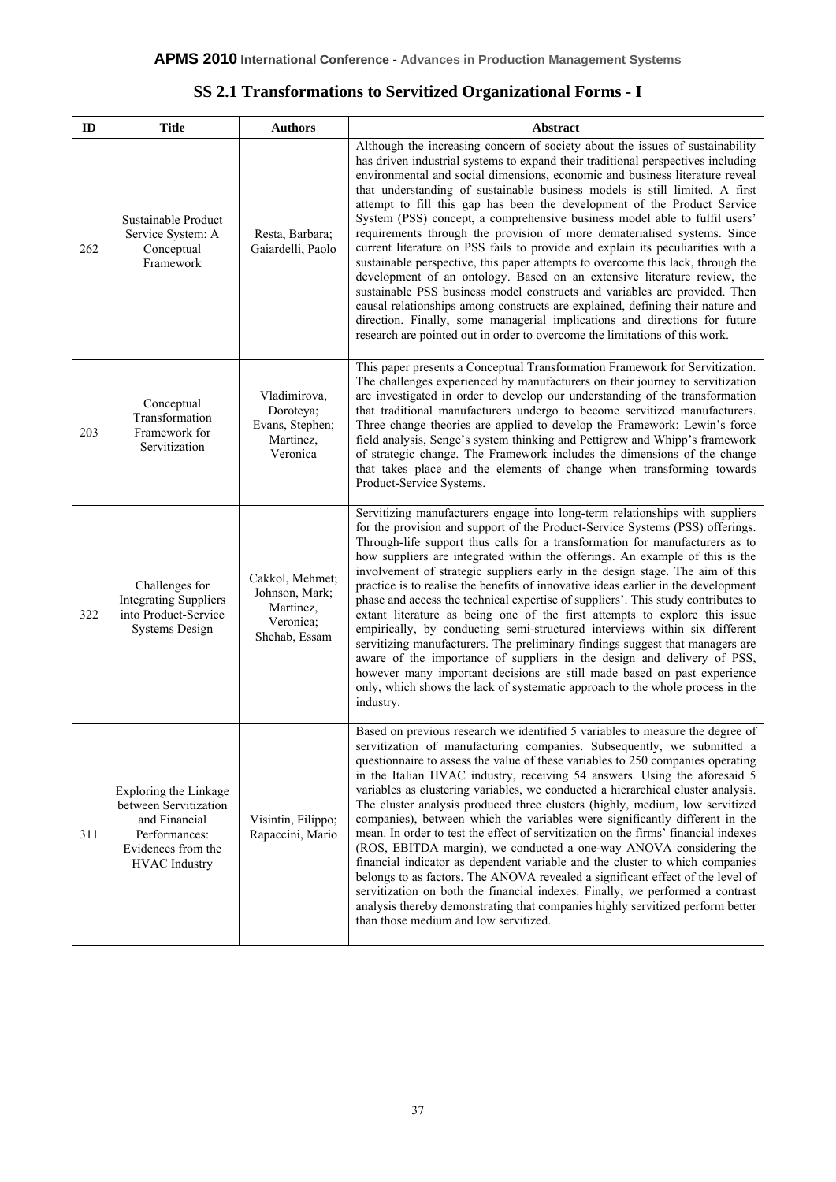## SS 2.1 Transformations to Servitized Organizational Forms - I

| ID | Title | Authors | Abstract |
|---|---|---|---|
| 262 | Sustainable Product Service System: A Conceptual Framework | Resta, Barbara; Gaiardelli, Paolo | Although the increasing concern of society about the issues of sustainability has driven industrial systems to expand their traditional perspectives including environmental and social dimensions, economic and business literature reveal that understanding of sustainable business models is still limited. A first attempt to fill this gap has been the development of the Product Service System (PSS) concept, a comprehensive business model able to fulfil users' requirements through the provision of more dematerialised systems. Since current literature on PSS fails to provide and explain its peculiarities with a sustainable perspective, this paper attempts to overcome this lack, through the development of an ontology. Based on an extensive literature review, the sustainable PSS business model constructs and variables are provided. Then causal relationships among constructs are explained, defining their nature and direction. Finally, some managerial implications and directions for future research are pointed out in order to overcome the limitations of this work. |
| 203 | Conceptual Transformation Framework for Servitization | Vladimirova, Doroteya; Evans, Stephen; Martinez, Veronica | This paper presents a Conceptual Transformation Framework for Servitization. The challenges experienced by manufacturers on their journey to servitization are investigated in order to develop our understanding of the transformation that traditional manufacturers undergo to become servitized manufacturers. Three change theories are applied to develop the Framework: Lewin's force field analysis, Senge's system thinking and Pettigrew and Whipp's framework of strategic change. The Framework includes the dimensions of the change that takes place and the elements of change when transforming towards Product-Service Systems. |
| 322 | Challenges for Integrating Suppliers into Product-Service Systems Design | Cakkol, Mehmet; Johnson, Mark; Martinez, Veronica; Shehab, Essam | Servitizing manufacturers engage into long-term relationships with suppliers for the provision and support of the Product-Service Systems (PSS) offerings. Through-life support thus calls for a transformation for manufacturers as to how suppliers are integrated within the offerings. An example of this is the involvement of strategic suppliers early in the design stage. The aim of this practice is to realise the benefits of innovative ideas earlier in the development phase and access the technical expertise of suppliers'. This study contributes to extant literature as being one of the first attempts to explore this issue empirically, by conducting semi-structured interviews within six different servitizing manufacturers. The preliminary findings suggest that managers are aware of the importance of suppliers in the design and delivery of PSS, however many important decisions are still made based on past experience only, which shows the lack of systematic approach to the whole process in the industry. |
| 311 | Exploring the Linkage between Servitization and Financial Performances: Evidences from the HVAC Industry | Visintin, Filippo; Rapaccini, Mario | Based on previous research we identified 5 variables to measure the degree of servitization of manufacturing companies. Subsequently, we submitted a questionnaire to assess the value of these variables to 250 companies operating in the Italian HVAC industry, receiving 54 answers. Using the aforesaid 5 variables as clustering variables, we conducted a hierarchical cluster analysis. The cluster analysis produced three clusters (highly, medium, low servitized companies), between which the variables were significantly different in the mean. In order to test the effect of servitization on the firms' financial indexes (ROS, EBITDA margin), we conducted a one-way ANOVA considering the financial indicator as dependent variable and the cluster to which companies belongs to as factors. The ANOVA revealed a significant effect of the level of servitization on both the financial indexes. Finally, we performed a contrast analysis thereby demonstrating that companies highly servitized perform better than those medium and low servitized. |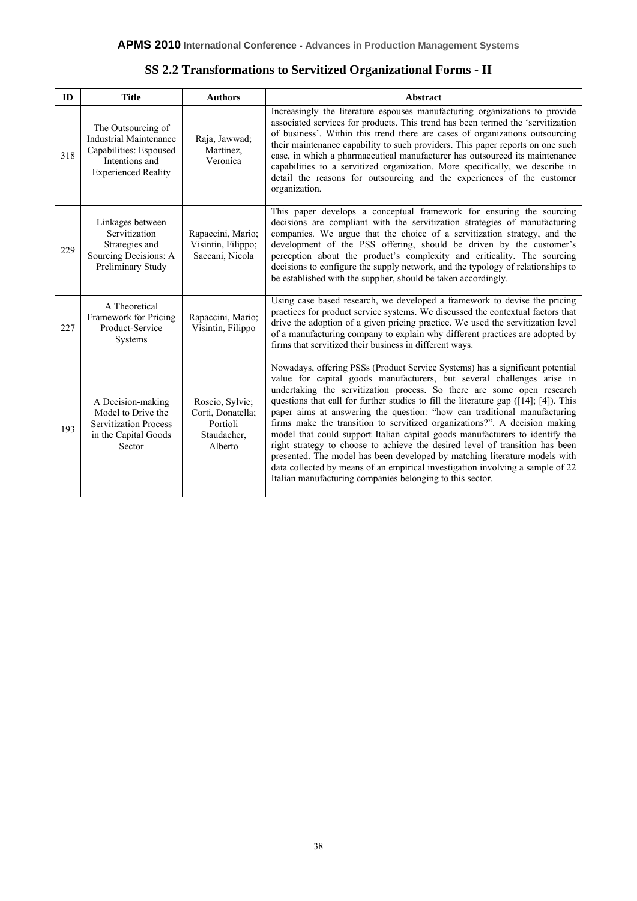## SS 2.2 Transformations to Servitized Organizational Forms - II

| ID | Title | Authors | Abstract |
|---|---|---|---|
| 318 | The Outsourcing of Industrial Maintenance Capabilities: Espoused Intentions and Experienced Reality | Raja, Jawwad; Martinez, Veronica | Increasingly the literature espouses manufacturing organizations to provide associated services for products. This trend has been termed the 'servitization of business'. Within this trend there are cases of organizations outsourcing their maintenance capability to such providers. This paper reports on one such case, in which a pharmaceutical manufacturer has outsourced its maintenance capabilities to a servitized organization. More specifically, we describe in detail the reasons for outsourcing and the experiences of the customer organization. |
| 229 | Linkages between Servitization Strategies and Sourcing Decisions: A Preliminary Study | Rapaccini, Mario; Visintin, Filippo; Saccani, Nicola | This paper develops a conceptual framework for ensuring the sourcing decisions are compliant with the servitization strategies of manufacturing companies. We argue that the choice of a servitization strategy, and the development of the PSS offering, should be driven by the customer's perception about the product's complexity and criticality. The sourcing decisions to configure the supply network, and the typology of relationships to be established with the supplier, should be taken accordingly. |
| 227 | A Theoretical Framework for Pricing Product-Service Systems | Rapaccini, Mario; Visintin, Filippo | Using case based research, we developed a framework to devise the pricing practices for product service systems. We discussed the contextual factors that drive the adoption of a given pricing practice. We used the servitization level of a manufacturing company to explain why different practices are adopted by firms that servitized their business in different ways. |
| 193 | A Decision-making Model to Drive the Servitization Process in the Capital Goods Sector | Roscio, Sylvie; Corti, Donatella; Portioli Staudacher, Alberto | Nowadays, offering PSSs (Product Service Systems) has a significant potential value for capital goods manufacturers, but several challenges arise in undertaking the servitization process. So there are some open research questions that call for further studies to fill the literature gap ([14]; [4]). This paper aims at answering the question: "how can traditional manufacturing firms make the transition to servitized organizations?". A decision making model that could support Italian capital goods manufacturers to identify the right strategy to choose to achieve the desired level of transition has been presented. The model has been developed by matching literature models with data collected by means of an empirical investigation involving a sample of 22 Italian manufacturing companies belonging to this sector. |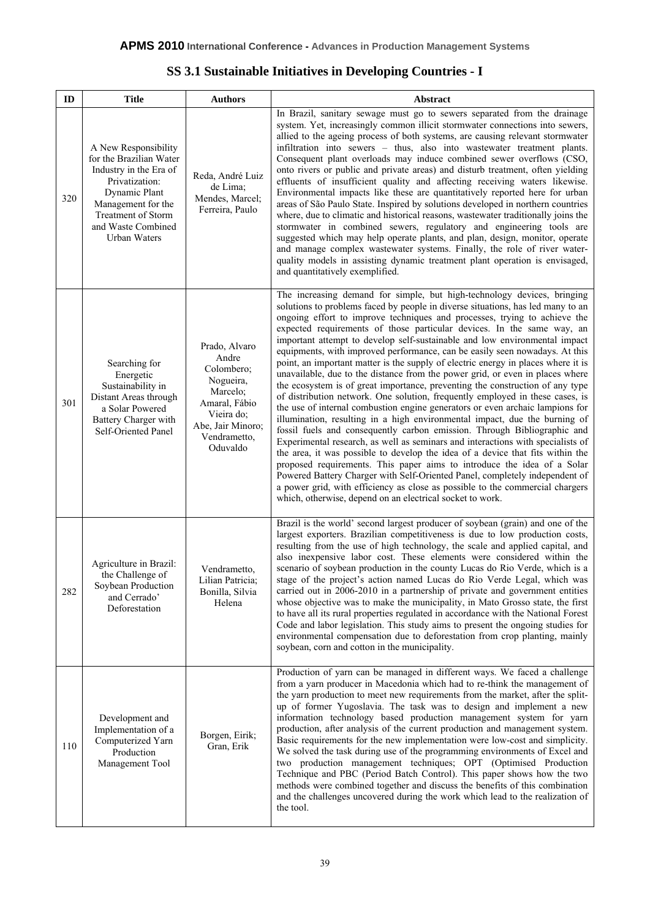## SS 3.1 Sustainable Initiatives in Developing Countries - I

| ID | Title | Authors | Abstract |
|---|---|---|---|
| 320 | A New Responsibility for the Brazilian Water Industry in the Era of Privatization: Dynamic Plant Management for the Treatment of Storm and Waste Combined Urban Waters | Reda, André Luiz de Lima; Mendes, Marcel; Ferreira, Paulo | In Brazil, sanitary sewage must go to sewers separated from the drainage system. Yet, increasingly common illicit stormwater connections into sewers, allied to the ageing process of both systems, are causing relevant stormwater infiltration into sewers – thus, also into wastewater treatment plants. Consequent plant overloads may induce combined sewer overflows (CSO, onto rivers or public and private areas) and disturb treatment, often yielding effluents of insufficient quality and affecting receiving waters likewise. Environmental impacts like these are quantitatively reported here for urban areas of São Paulo State. Inspired by solutions developed in northern countries where, due to climatic and historical reasons, wastewater traditionally joins the stormwater in combined sewers, regulatory and engineering tools are suggested which may help operate plants, and plan, design, monitor, operate and manage complex wastewater systems. Finally, the role of river water-quality models in assisting dynamic treatment plant operation is envisaged, and quantitatively exemplified. |
| 301 | Searching for Energetic Sustainability in Distant Areas through a Solar Powered Battery Charger with Self-Oriented Panel | Prado, Alvaro Andre Colombero; Nogueira, Marcelo; Amaral, Fábio Vieira do; Abe, Jair Minoro; Vendrametto, Oduvaldo | The increasing demand for simple, but high-technology devices, bringing solutions to problems faced by people in diverse situations, has led many to an ongoing effort to improve techniques and processes, trying to achieve the expected requirements of those particular devices. In the same way, an important attempt to develop self-sustainable and low environmental impact equipments, with improved performance, can be easily seen nowadays. At this point, an important matter is the supply of electric energy in places where it is unavailable, due to the distance from the power grid, or even in places where the ecosystem is of great importance, preventing the construction of any type of distribution network. One solution, frequently employed in these cases, is the use of internal combustion engine generators or even archaic lampions for illumination, resulting in a high environmental impact, due the burning of fossil fuels and consequently carbon emission. Through Bibliographic and Experimental research, as well as seminars and interactions with specialists of the area, it was possible to develop the idea of a device that fits within the proposed requirements. This paper aims to introduce the idea of a Solar Powered Battery Charger with Self-Oriented Panel, completely independent of a power grid, with efficiency as close as possible to the commercial chargers which, otherwise, depend on an electrical socket to work. |
| 282 | Agriculture in Brazil: the Challenge of Soybean Production and Cerrado' Deforestation | Vendrametto, Lilian Patricia; Bonilla, Silvia Helena | Brazil is the world' second largest producer of soybean (grain) and one of the largest exporters. Brazilian competitiveness is due to low production costs, resulting from the use of high technology, the scale and applied capital, and also inexpensive labor cost. These elements were considered within the scenario of soybean production in the county Lucas do Rio Verde, which is a stage of the project's action named Lucas do Rio Verde Legal, which was carried out in 2006-2010 in a partnership of private and government entities whose objective was to make the municipality, in Mato Grosso state, the first to have all its rural properties regulated in accordance with the National Forest Code and labor legislation. This study aims to present the ongoing studies for environmental compensation due to deforestation from crop planting, mainly soybean, corn and cotton in the municipality. |
| 110 | Development and Implementation of a Computerized Yarn Production Management Tool | Borgen, Eirik; Gran, Erik | Production of yarn can be managed in different ways. We faced a challenge from a yarn producer in Macedonia which had to re-think the management of the yarn production to meet new requirements from the market, after the split-up of former Yugoslavia. The task was to design and implement a new information technology based production management system for yarn production, after analysis of the current production and management system. Basic requirements for the new implementation were low-cost and simplicity. We solved the task during use of the programming environments of Excel and two production management techniques; OPT (Optimised Production Technique and PBC (Period Batch Control). This paper shows how the two methods were combined together and discuss the benefits of this combination and the challenges uncovered during the work which lead to the realization of the tool. |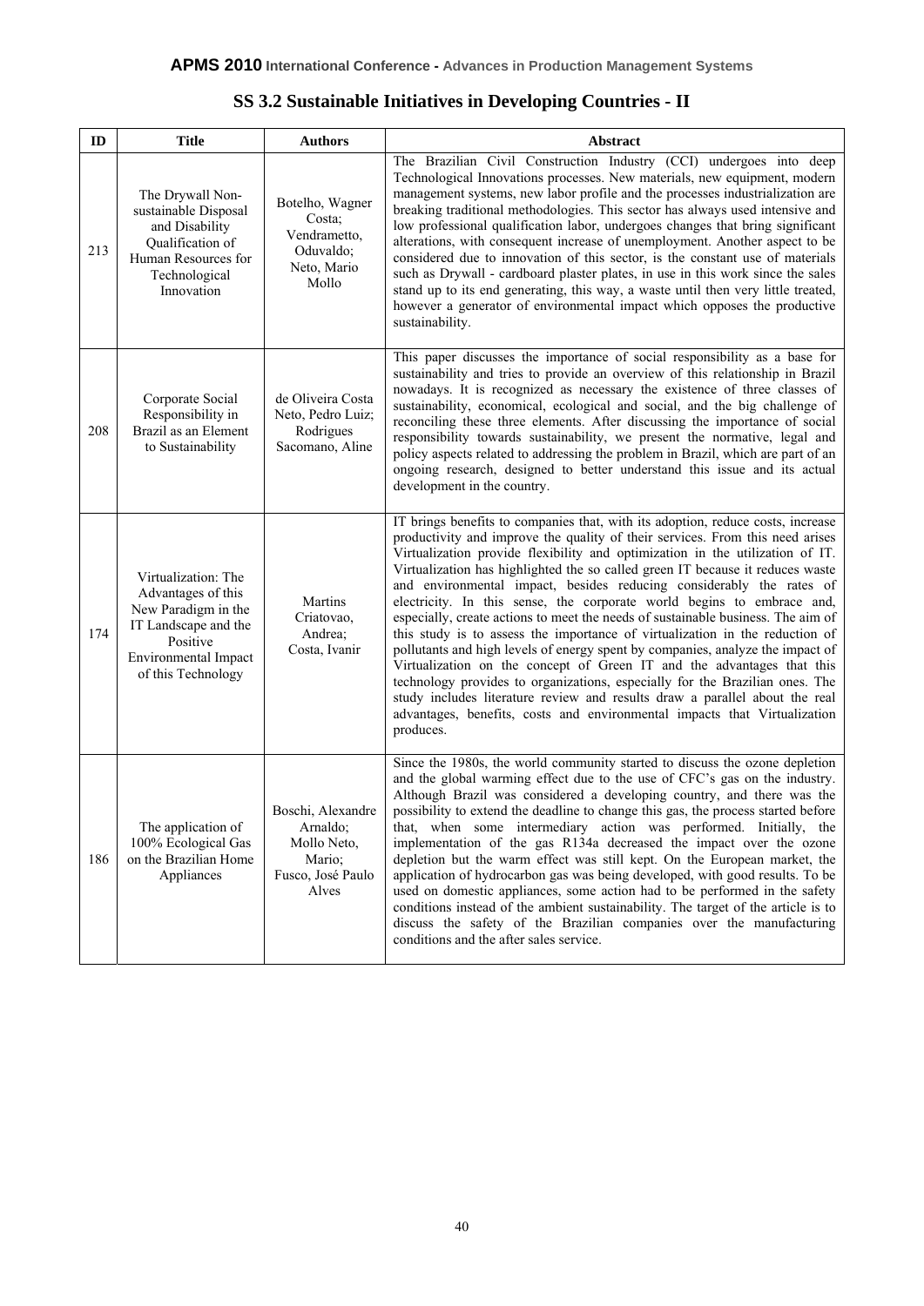## SS 3.2 Sustainable Initiatives in Developing Countries - II

| ID | Title | Authors | Abstract |
|---|---|---|---|
| 213 | The Drywall Non-sustainable Disposal and Disability Qualification of Human Resources for Technological Innovation | Botelho, Wagner Costa; Vendrametto, Oduvaldo; Neto, Mario Mollo | The Brazilian Civil Construction Industry (CCI) undergoes into deep Technological Innovations processes. New materials, new equipment, modern management systems, new labor profile and the processes industrialization are breaking traditional methodologies. This sector has always used intensive and low professional qualification labor, undergoes changes that bring significant alterations, with consequent increase of unemployment. Another aspect to be considered due to innovation of this sector, is the constant use of materials such as Drywall - cardboard plaster plates, in use in this work since the sales stand up to its end generating, this way, a waste until then very little treated, however a generator of environmental impact which opposes the productive sustainability. |
| 208 | Corporate Social Responsibility in Brazil as an Element to Sustainability | de Oliveira Costa Neto, Pedro Luiz; Rodrigues Sacomano, Aline | This paper discusses the importance of social responsibility as a base for sustainability and tries to provide an overview of this relationship in Brazil nowadays. It is recognized as necessary the existence of three classes of sustainability, economical, ecological and social, and the big challenge of reconciling these three elements. After discussing the importance of social responsibility towards sustainability, we present the normative, legal and policy aspects related to addressing the problem in Brazil, which are part of an ongoing research, designed to better understand this issue and its actual development in the country. |
| 174 | Virtualization: The Advantages of this New Paradigm in the IT Landscape and the Positive Environmental Impact of this Technology | Martins Criatovao, Andrea; Costa, Ivanir | IT brings benefits to companies that, with its adoption, reduce costs, increase productivity and improve the quality of their services. From this need arises Virtualization provide flexibility and optimization in the utilization of IT. Virtualization has highlighted the so called green IT because it reduces waste and environmental impact, besides reducing considerably the rates of electricity. In this sense, the corporate world begins to embrace and, especially, create actions to meet the needs of sustainable business. The aim of this study is to assess the importance of virtualization in the reduction of pollutants and high levels of energy spent by companies, analyze the impact of Virtualization on the concept of Green IT and the advantages that this technology provides to organizations, especially for the Brazilian ones. The study includes literature review and results draw a parallel about the real advantages, benefits, costs and environmental impacts that Virtualization produces. |
| 186 | The application of 100% Ecological Gas on the Brazilian Home Appliances | Boschi, Alexandre Arnaldo; Mollo Neto, Mario; Fusco, José Paulo Alves | Since the 1980s, the world community started to discuss the ozone depletion and the global warming effect due to the use of CFC's gas on the industry. Although Brazil was considered a developing country, and there was the possibility to extend the deadline to change this gas, the process started before that, when some intermediary action was performed. Initially, the implementation of the gas R134a decreased the impact over the ozone depletion but the warm effect was still kept. On the European market, the application of hydrocarbon gas was being developed, with good results. To be used on domestic appliances, some action had to be performed in the safety conditions instead of the ambient sustainability. The target of the article is to discuss the safety of the Brazilian companies over the manufacturing conditions and the after sales service. |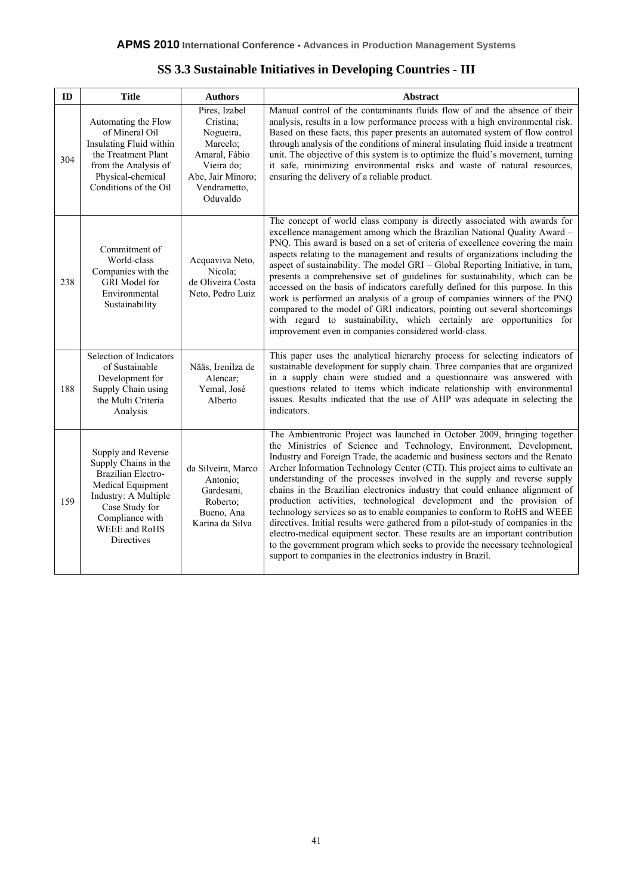## SS 3.3 Sustainable Initiatives in Developing Countries - III

| ID | Title | Authors | Abstract |
|---|---|---|---|
| 304 | Automating the Flow of Mineral Oil Insulating Fluid within the Treatment Plant from the Analysis of Physical-chemical Conditions of the Oil | Pires, Izabel Cristina; Nogueira, Marcelo; Amaral, Fábio Vieira do; Abe, Jair Minoro; Vendrametto, Oduvaldo | Manual control of the contaminants fluids flow of and the absence of their analysis, results in a low performance process with a high environmental risk. Based on these facts, this paper presents an automated system of flow control through analysis of the conditions of mineral insulating fluid inside a treatment unit. The objective of this system is to optimize the fluid's movement, turning it safe, minimizing environmental risks and waste of natural resources, ensuring the delivery of a reliable product. |
| 238 | Commitment of World-class Companies with the GRI Model for Environmental Sustainability | Acquaviva Neto, Nicola; de Oliveira Costa Neto, Pedro Luiz | The concept of world class company is directly associated with awards for excellence management among which the Brazilian National Quality Award – PNQ. This award is based on a set of criteria of excellence covering the main aspects relating to the management and results of organizations including the aspect of sustainability. The model GRI – Global Reporting Initiative, in turn, presents a comprehensive set of guidelines for sustainability, which can be accessed on the basis of indicators carefully defined for this purpose. In this work is performed an analysis of a group of companies winners of the PNQ compared to the model of GRI indicators, pointing out several shortcomings with regard to sustainability, which certainly are opportunities for improvement even in companies considered world-class. |
| 188 | Selection of Indicators of Sustainable Development for Supply Chain using the Multi Criteria Analysis | Nääs, Irenilza de Alencar; Yemal, José Alberto | This paper uses the analytical hierarchy process for selecting indicators of sustainable development for supply chain. Three companies that are organized in a supply chain were studied and a questionnaire was answered with questions related to items which indicate relationship with environmental issues. Results indicated that the use of AHP was adequate in selecting the indicators. |
| 159 | Supply and Reverse Supply Chains in the Brazilian Electro-Medical Equipment Industry: A Multiple Case Study for Compliance with WEEE and RoHS Directives | da Silveira, Marco Antonio; Gardesani, Roberto; Bueno, Ana Karina da Silva | The Ambientronic Project was launched in October 2009, bringing together the Ministries of Science and Technology, Environment, Development, Industry and Foreign Trade, the academic and business sectors and the Renato Archer Information Technology Center (CTI). This project aims to cultivate an understanding of the processes involved in the supply and reverse supply chains in the Brazilian electronics industry that could enhance alignment of production activities, technological development and the provision of technology services so as to enable companies to conform to RoHS and WEEE directives. Initial results were gathered from a pilot-study of companies in the electro-medical equipment sector. These results are an important contribution to the government program which seeks to provide the necessary technological support to companies in the electronics industry in Brazil. |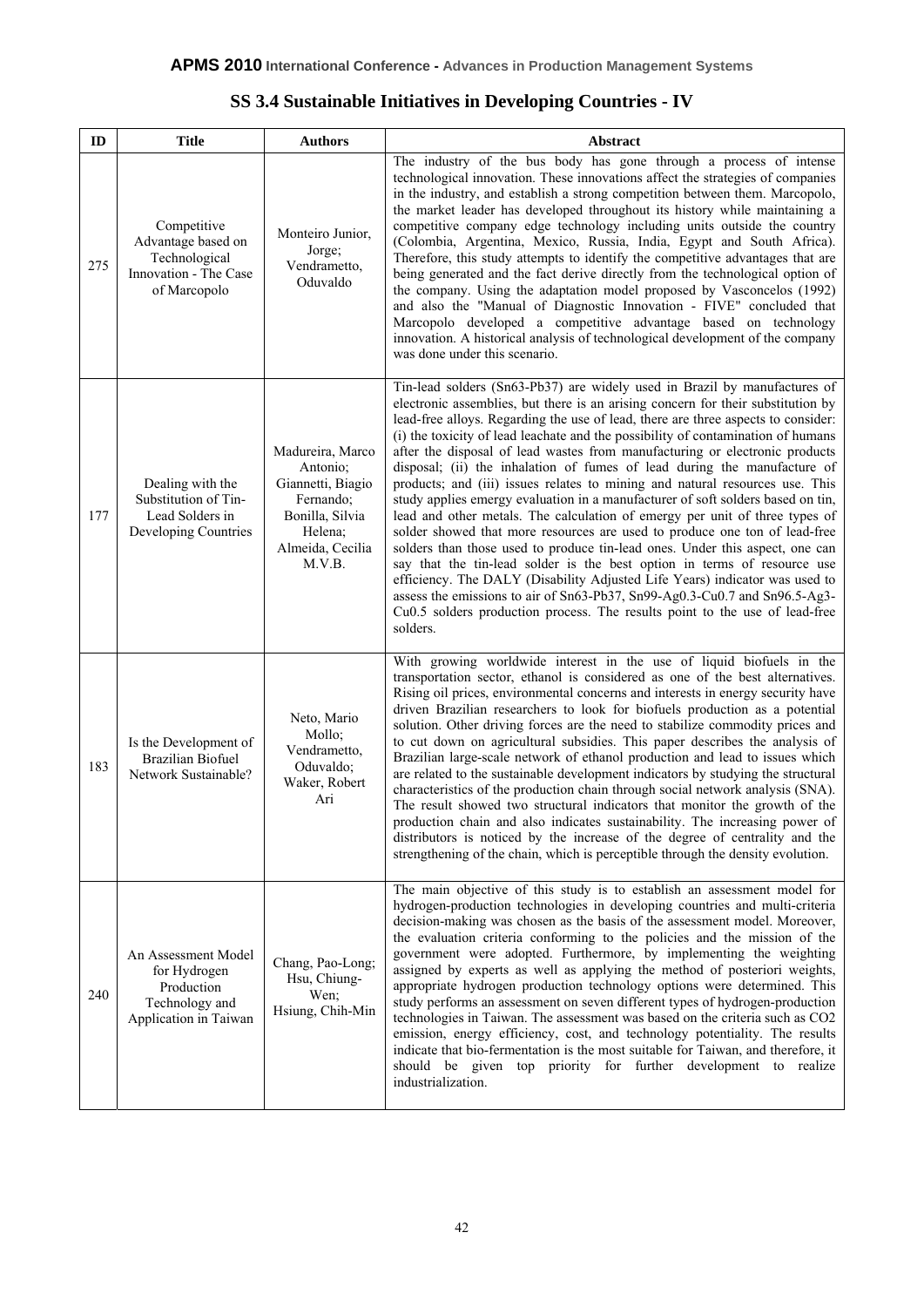## SS 3.4 Sustainable Initiatives in Developing Countries - IV

| ID | Title | Authors | Abstract |
|---|---|---|---|
| 275 | Competitive Advantage based on Technological Innovation - The Case of Marcopolo | Monteiro Junior, Jorge; Vendrametto, Oduvaldo | The industry of the bus body has gone through a process of intense technological innovation. These innovations affect the strategies of companies in the industry, and establish a strong competition between them. Marcopolo, the market leader has developed throughout its history while maintaining a competitive company edge technology including units outside the country (Colombia, Argentina, Mexico, Russia, India, Egypt and South Africa). Therefore, this study attempts to identify the competitive advantages that are being generated and the fact derive directly from the technological option of the company. Using the adaptation model proposed by Vasconcelos (1992) and also the "Manual of Diagnostic Innovation - FIVE" concluded that Marcopolo developed a competitive advantage based on technology innovation. A historical analysis of technological development of the company was done under this scenario. |
| 177 | Dealing with the Substitution of Tin-Lead Solders in Developing Countries | Madureira, Marco Antonio; Giannetti, Biagio Fernando; Bonilla, Silvia Helena; Almeida, Cecilia M.V.B. | Tin-lead solders (Sn63-Pb37) are widely used in Brazil by manufactures of electronic assemblies, but there is an arising concern for their substitution by lead-free alloys. Regarding the use of lead, there are three aspects to consider: (i) the toxicity of lead leachate and the possibility of contamination of humans after the disposal of lead wastes from manufacturing or electronic products disposal; (ii) the inhalation of fumes of lead during the manufacture of products; and (iii) issues relates to mining and natural resources use. This study applies emergy evaluation in a manufacturer of soft solders based on tin, lead and other metals. The calculation of emergy per unit of three types of solder showed that more resources are used to produce one ton of lead-free solders than those used to produce tin-lead ones. Under this aspect, one can say that the tin-lead solder is the best option in terms of resource use efficiency. The DALY (Disability Adjusted Life Years) indicator was used to assess the emissions to air of Sn63-Pb37, Sn99-Ag0.3-Cu0.7 and Sn96.5-Ag3-Cu0.5 solders production process. The results point to the use of lead-free solders. |
| 183 | Is the Development of Brazilian Biofuel Network Sustainable? | Neto, Mario Mollo; Vendrametto, Oduvaldo; Waker, Robert Ari | With growing worldwide interest in the use of liquid biofuels in the transportation sector, ethanol is considered as one of the best alternatives. Rising oil prices, environmental concerns and interests in energy security have driven Brazilian researchers to look for biofuels production as a potential solution. Other driving forces are the need to stabilize commodity prices and to cut down on agricultural subsidies. This paper describes the analysis of Brazilian large-scale network of ethanol production and lead to issues which are related to the sustainable development indicators by studying the structural characteristics of the production chain through social network analysis (SNA). The result showed two structural indicators that monitor the growth of the production chain and also indicates sustainability. The increasing power of distributors is noticed by the increase of the degree of centrality and the strengthening of the chain, which is perceptible through the density evolution. |
| 240 | An Assessment Model for Hydrogen Production Technology and Application in Taiwan | Chang, Pao-Long; Hsu, Chiung-Wen; Hsiung, Chih-Min | The main objective of this study is to establish an assessment model for hydrogen-production technologies in developing countries and multi-criteria decision-making was chosen as the basis of the assessment model. Moreover, the evaluation criteria conforming to the policies and the mission of the government were adopted. Furthermore, by implementing the weighting assigned by experts as well as applying the method of posteriori weights, appropriate hydrogen production technology options were determined. This study performs an assessment on seven different types of hydrogen-production technologies in Taiwan. The assessment was based on the criteria such as CO2 emission, energy efficiency, cost, and technology potentiality. The results indicate that bio-fermentation is the most suitable for Taiwan, and therefore, it should be given top priority for further development to realize industrialization. |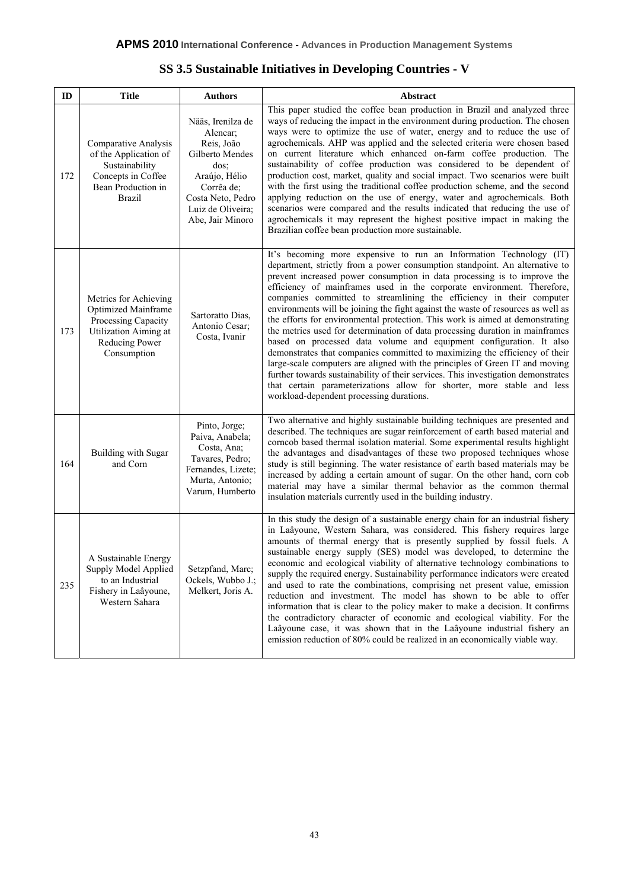## SS 3.5 Sustainable Initiatives in Developing Countries - V

| ID | Title | Authors | Abstract |
|---|---|---|---|
| 172 | Comparative Analysis of the Application of Sustainability Concepts in Coffee Bean Production in Brazil | Nääs, Irenilza de Alencar; Reis, João Gilberto Mendes dos; Araújo, Hélio Corrêa de; Costa Neto, Pedro Luiz de Oliveira; Abe, Jair Minoro | This paper studied the coffee bean production in Brazil and analyzed three ways of reducing the impact in the environment during production. The chosen ways were to optimize the use of water, energy and to reduce the use of agrochemicals. AHP was applied and the selected criteria were chosen based on current literature which enhanced on-farm coffee production. The sustainability of coffee production was considered to be dependent of production cost, market, quality and social impact. Two scenarios were built with the first using the traditional coffee production scheme, and the second applying reduction on the use of energy, water and agrochemicals. Both scenarios were compared and the results indicated that reducing the use of agrochemicals it may represent the highest positive impact in making the Brazilian coffee bean production more sustainable. |
| 173 | Metrics for Achieving Optimized Mainframe Processing Capacity Utilization Aiming at Reducing Power Consumption | Sartoratto Dias, Antonio Cesar; Costa, Ivanir | It's becoming more expensive to run an Information Technology (IT) department, strictly from a power consumption standpoint. An alternative to prevent increased power consumption in data processing is to improve the efficiency of mainframes used in the corporate environment. Therefore, companies committed to streamlining the efficiency in their computer environments will be joining the fight against the waste of resources as well as the efforts for environmental protection. This work is aimed at demonstrating the metrics used for determination of data processing duration in mainframes based on processed data volume and equipment configuration. It also demonstrates that companies committed to maximizing the efficiency of their large-scale computers are aligned with the principles of Green IT and moving further towards sustainability of their services. This investigation demonstrates that certain parameterizations allow for shorter, more stable and less workload-dependent processing durations. |
| 164 | Building with Sugar and Corn | Pinto, Jorge; Paiva, Anabela; Costa, Ana; Tavares, Pedro; Fernandes, Lizete; Murta, Antonio; Varum, Humberto | Two alternative and highly sustainable building techniques are presented and described. The techniques are sugar reinforcement of earth based material and corncob based thermal isolation material. Some experimental results highlight the advantages and disadvantages of these two proposed techniques whose study is still beginning. The water resistance of earth based materials may be increased by adding a certain amount of sugar. On the other hand, corn cob material may have a similar thermal behavior as the common thermal insulation materials currently used in the building industry. |
| 235 | A Sustainable Energy Supply Model Applied to an Industrial Fishery in Laâyoune, Western Sahara | Setzpfand, Marc; Ockels, Wubbo J.; Melkert, Joris A. | In this study the design of a sustainable energy chain for an industrial fishery in Laâyoune, Western Sahara, was considered. This fishery requires large amounts of thermal energy that is presently supplied by fossil fuels. A sustainable energy supply (SES) model was developed, to determine the economic and ecological viability of alternative technology combinations to supply the required energy. Sustainability performance indicators were created and used to rate the combinations, comprising net present value, emission reduction and investment. The model has shown to be able to offer information that is clear to the policy maker to make a decision. It confirms the contradictory character of economic and ecological viability. For the Laâyoune case, it was shown that in the Laâyoune industrial fishery an emission reduction of 80% could be realized in an economically viable way. |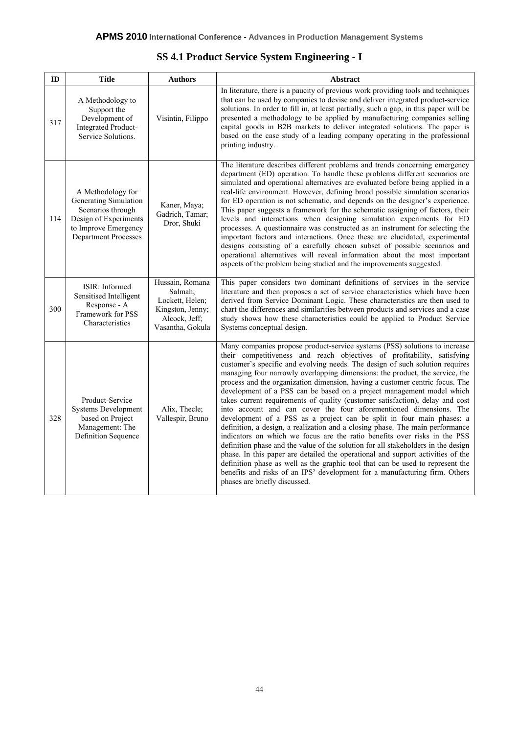## SS 4.1 Product Service System Engineering - I

| ID | Title | Authors | Abstract |
|---|---|---|---|
| 317 | A Methodology to Support the Development of Integrated Product-Service Solutions. | Visintin, Filippo | In literature, there is a paucity of previous work providing tools and techniques that can be used by companies to devise and deliver integrated product-service solutions. In order to fill in, at least partially, such a gap, in this paper will be presented a methodology to be applied by manufacturing companies selling capital goods in B2B markets to deliver integrated solutions. The paper is based on the case study of a leading company operating in the professional printing industry. |
| 114 | A Methodology for Generating Simulation Scenarios through Design of Experiments to Improve Emergency Department Processes | Kaner, Maya; Gadrich, Tamar; Dror, Shuki | The literature describes different problems and trends concerning emergency department (ED) operation. To handle these problems different scenarios are simulated and operational alternatives are evaluated before being applied in a real-life environment. However, defining broad possible simulation scenarios for ED operation is not schematic, and depends on the designer's experience. This paper suggests a framework for the schematic assigning of factors, their levels and interactions when designing simulation experiments for ED processes. A questionnaire was constructed as an instrument for selecting the important factors and interactions. Once these are elucidated, experimental designs consisting of a carefully chosen subset of possible scenarios and operational alternatives will reveal information about the most important aspects of the problem being studied and the improvements suggested. |
| 300 | ISIR: Informed Sensitised Intelligent Response - A Framework for PSS Characteristics | Hussain, Romana Salmah; Lockett, Helen; Kingston, Jenny; Alcock, Jeff; Vasantha, Gokula | This paper considers two dominant definitions of services in the service literature and then proposes a set of service characteristics which have been derived from Service Dominant Logic. These characteristics are then used to chart the differences and similarities between products and services and a case study shows how these characteristics could be applied to Product Service Systems conceptual design. |
| 328 | Product-Service Systems Development based on Project Management: The Definition Sequence | Alix, Thecle; Vallespir, Bruno | Many companies propose product-service systems (PSS) solutions to increase their competitiveness and reach objectives of profitability, satisfying customer's specific and evolving needs. The design of such solution requires managing four narrowly overlapping dimensions: the product, the service, the process and the organization dimension, having a customer centric focus. The development of a PSS can be based on a project management model which takes current requirements of quality (customer satisfaction), delay and cost into account and can cover the four aforementioned dimensions. The development of a PSS as a project can be split in four main phases: a definition, a design, a realization and a closing phase. The main performance indicators on which we focus are the ratio benefits over risks in the PSS definition phase and the value of the solution for all stakeholders in the design phase. In this paper are detailed the operational and support activities of the definition phase as well as the graphic tool that can be used to represent the benefits and risks of an IPS² development for a manufacturing firm. Others phases are briefly discussed. |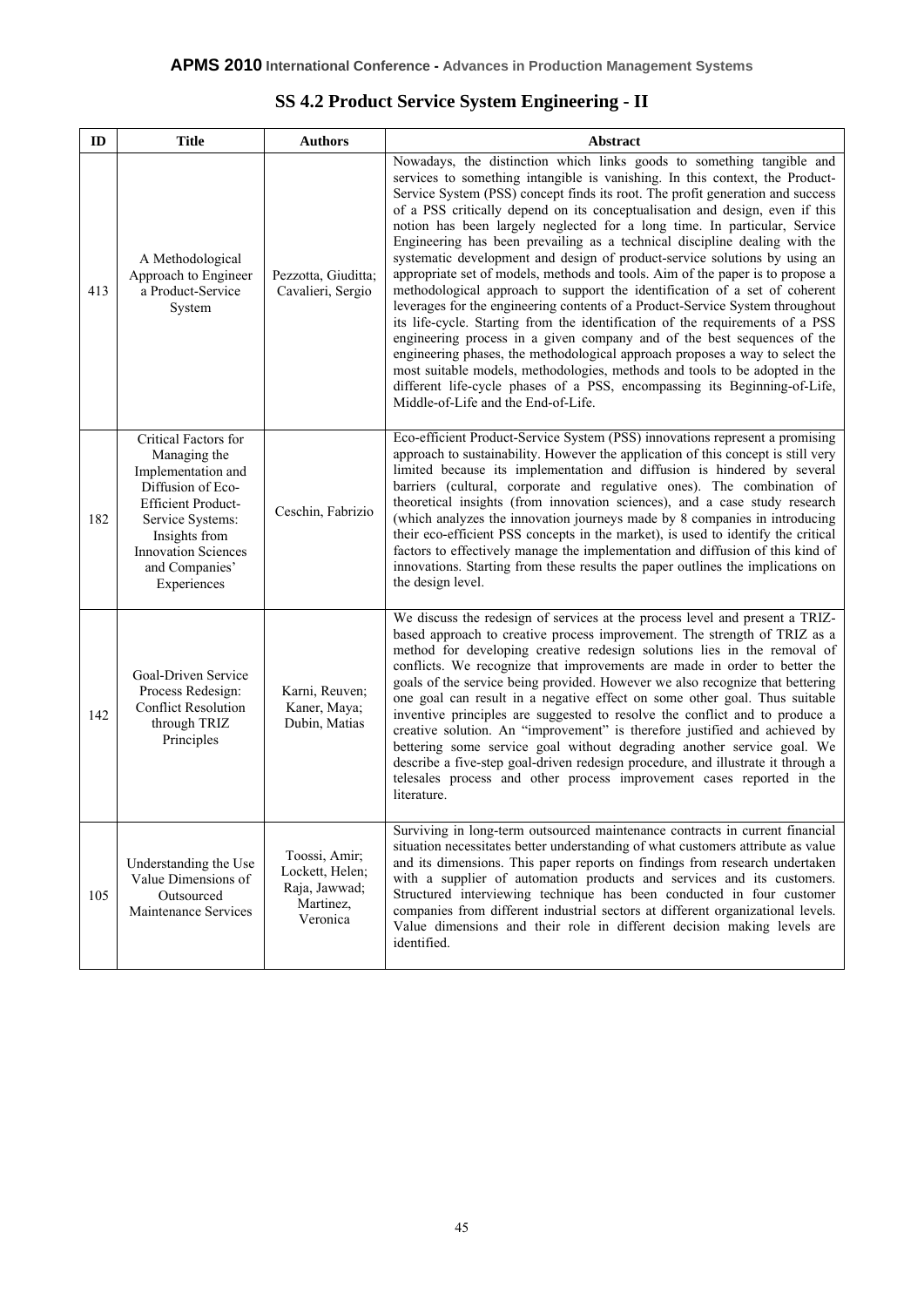## SS 4.2 Product Service System Engineering - II

| ID | Title | Authors | Abstract |
|---|---|---|---|
| 413 | A Methodological Approach to Engineer a Product-Service System | Pezzotta, Giuditta; Cavalieri, Sergio | Nowadays, the distinction which links goods to something tangible and services to something intangible is vanishing. In this context, the Product-Service System (PSS) concept finds its root. The profit generation and success of a PSS critically depend on its conceptualisation and design, even if this notion has been largely neglected for a long time. In particular, Service Engineering has been prevailing as a technical discipline dealing with the systematic development and design of product-service solutions by using an appropriate set of models, methods and tools. Aim of the paper is to propose a methodological approach to support the identification of a set of coherent leverages for the engineering contents of a Product-Service System throughout its life-cycle. Starting from the identification of the requirements of a PSS engineering process in a given company and of the best sequences of the engineering phases, the methodological approach proposes a way to select the most suitable models, methodologies, methods and tools to be adopted in the different life-cycle phases of a PSS, encompassing its Beginning-of-Life, Middle-of-Life and the End-of-Life. |
| 182 | Critical Factors for Managing the Implementation and Diffusion of Eco-Efficient Product-Service Systems: Insights from Innovation Sciences and Companies' Experiences | Ceschin, Fabrizio | Eco-efficient Product-Service System (PSS) innovations represent a promising approach to sustainability. However the application of this concept is still very limited because its implementation and diffusion is hindered by several barriers (cultural, corporate and regulative ones). The combination of theoretical insights (from innovation sciences), and a case study research (which analyzes the innovation journeys made by 8 companies in introducing their eco-efficient PSS concepts in the market), is used to identify the critical factors to effectively manage the implementation and diffusion of this kind of innovations. Starting from these results the paper outlines the implications on the design level. |
| 142 | Goal-Driven Service Process Redesign: Conflict Resolution through TRIZ Principles | Karni, Reuven; Kaner, Maya; Dubin, Matias | We discuss the redesign of services at the process level and present a TRIZ-based approach to creative process improvement. The strength of TRIZ as a method for developing creative redesign solutions lies in the removal of conflicts. We recognize that improvements are made in order to better the goals of the service being provided. However we also recognize that bettering one goal can result in a negative effect on some other goal. Thus suitable inventive principles are suggested to resolve the conflict and to produce a creative solution. An "improvement" is therefore justified and achieved by bettering some service goal without degrading another service goal. We describe a five-step goal-driven redesign procedure, and illustrate it through a telesales process and other process improvement cases reported in the literature. |
| 105 | Understanding the Use Value Dimensions of Outsourced Maintenance Services | Toossi, Amir; Lockett, Helen; Raja, Jawwad; Martinez, Veronica | Surviving in long-term outsourced maintenance contracts in current financial situation necessitates better understanding of what customers attribute as value and its dimensions. This paper reports on findings from research undertaken with a supplier of automation products and services and its customers. Structured interviewing technique has been conducted in four customer companies from different industrial sectors at different organizational levels. Value dimensions and their role in different decision making levels are identified. |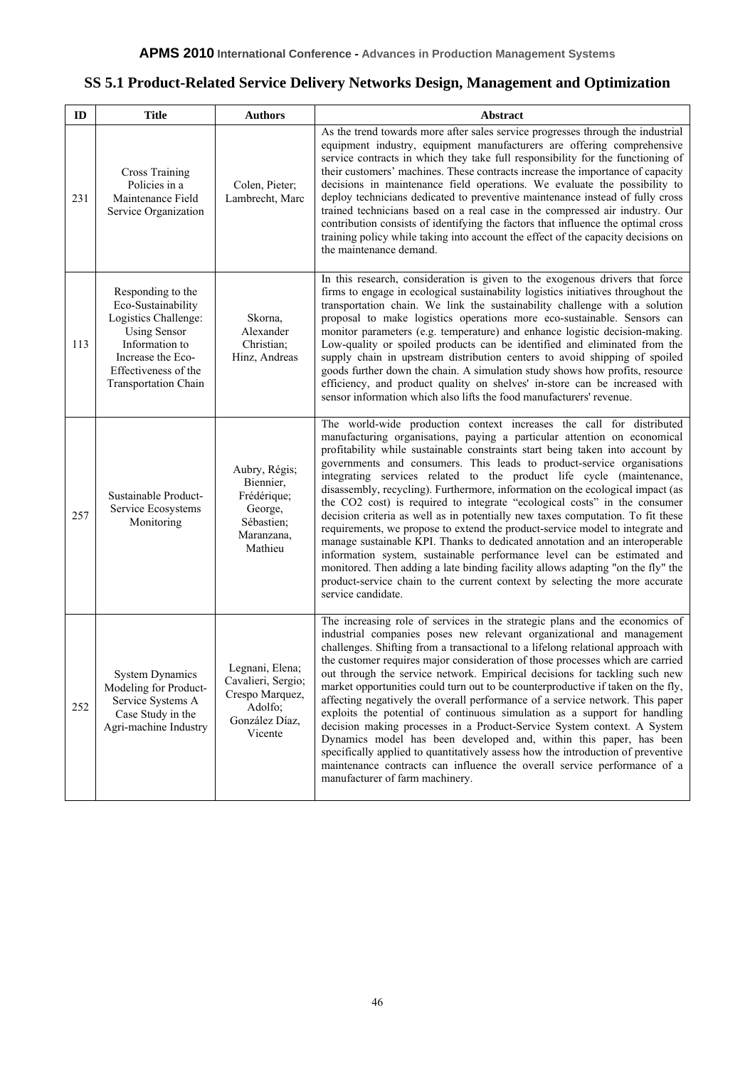## SS 5.1 Product-Related Service Delivery Networks Design, Management and Optimization

| ID | Title | Authors | Abstract |
|---|---|---|---|
| 231 | Cross Training Policies in a Maintenance Field Service Organization | Colen, Pieter; Lambrecht, Marc | As the trend towards more after sales service progresses through the industrial equipment industry, equipment manufacturers are offering comprehensive service contracts in which they take full responsibility for the functioning of their customers' machines. These contracts increase the importance of capacity decisions in maintenance field operations. We evaluate the possibility to deploy technicians dedicated to preventive maintenance instead of fully cross trained technicians based on a real case in the compressed air industry. Our contribution consists of identifying the factors that influence the optimal cross training policy while taking into account the effect of the capacity decisions on the maintenance demand. |
| 113 | Responding to the Eco-Sustainability Logistics Challenge: Using Sensor Information to Increase the Eco-Effectiveness of the Transportation Chain | Skorna, Alexander Christian; Hinz, Andreas | In this research, consideration is given to the exogenous drivers that force firms to engage in ecological sustainability logistics initiatives throughout the transportation chain. We link the sustainability challenge with a solution proposal to make logistics operations more eco-sustainable. Sensors can monitor parameters (e.g. temperature) and enhance logistic decision-making. Low-quality or spoiled products can be identified and eliminated from the supply chain in upstream distribution centers to avoid shipping of spoiled goods further down the chain. A simulation study shows how profits, resource efficiency, and product quality on shelves' in-store can be increased with sensor information which also lifts the food manufacturers' revenue. |
| 257 | Sustainable Product-Service Ecosystems Monitoring | Aubry, Régis; Biennier, Frédérique; George, Sébastien; Maranzana, Mathieu | The world-wide production context increases the call for distributed manufacturing organisations, paying a particular attention on economical profitability while sustainable constraints start being taken into account by governments and consumers. This leads to product-service organisations integrating services related to the product life cycle (maintenance, disassembly, recycling). Furthermore, information on the ecological impact (as the CO2 cost) is required to integrate "ecological costs" in the consumer decision criteria as well as in potentially new taxes computation. To fit these requirements, we propose to extend the product-service model to integrate and manage sustainable KPI. Thanks to dedicated annotation and an interoperable information system, sustainable performance level can be estimated and monitored. Then adding a late binding facility allows adapting "on the fly" the product-service chain to the current context by selecting the more accurate service candidate. |
| 252 | System Dynamics Modeling for Product-Service Systems A Case Study in the Agri-machine Industry | Legnani, Elena; Cavalieri, Sergio; Crespo Marquez, Adolfo; González Díaz, Vicente | The increasing role of services in the strategic plans and the economics of industrial companies poses new relevant organizational and management challenges. Shifting from a transactional to a lifelong relational approach with the customer requires major consideration of those processes which are carried out through the service network. Empirical decisions for tackling such new market opportunities could turn out to be counterproductive if taken on the fly, affecting negatively the overall performance of a service network. This paper exploits the potential of continuous simulation as a support for handling decision making processes in a Product-Service System context. A System Dynamics model has been developed and, within this paper, has been specifically applied to quantitatively assess how the introduction of preventive maintenance contracts can influence the overall service performance of a manufacturer of farm machinery. |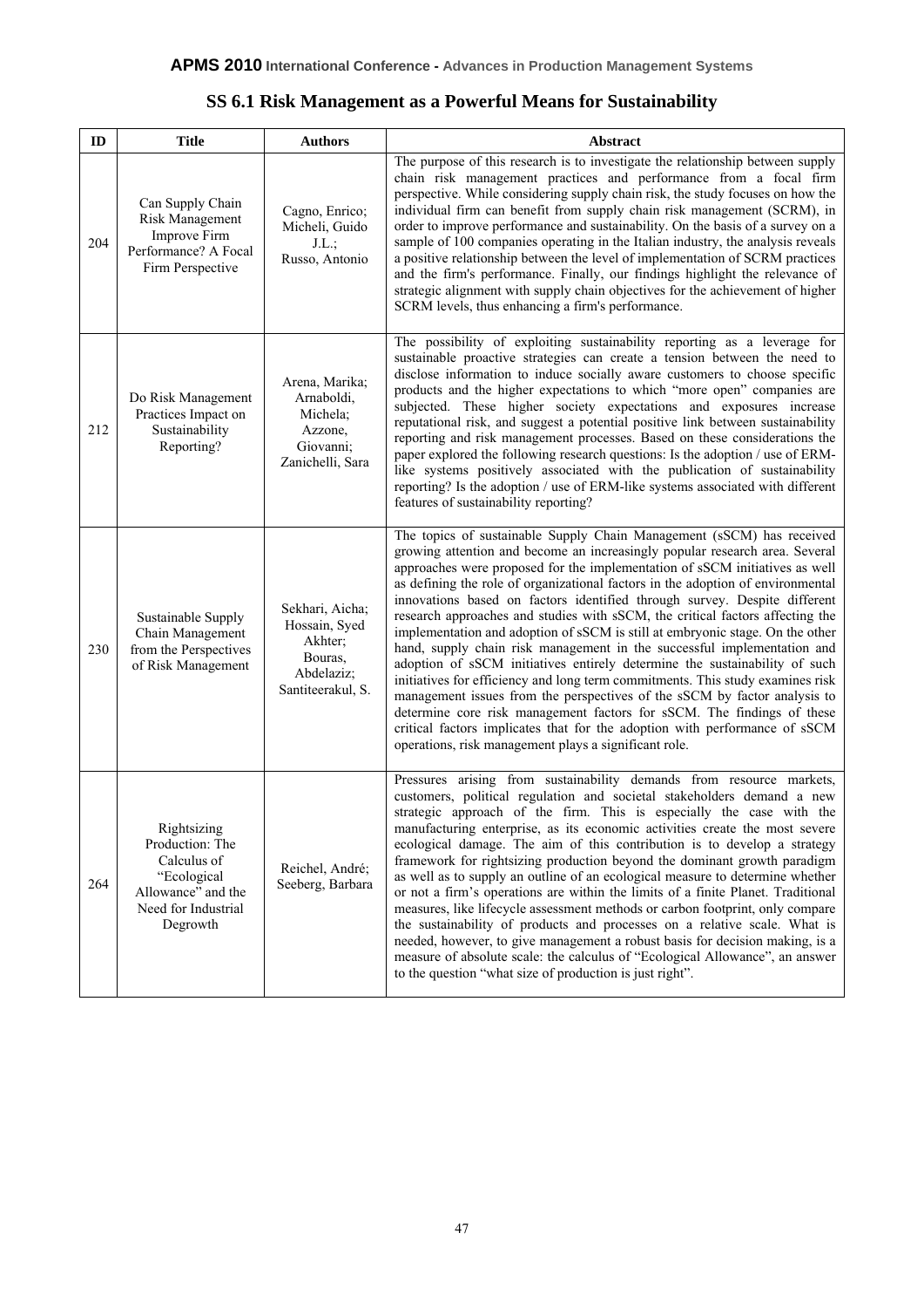## SS 6.1 Risk Management as a Powerful Means for Sustainability

| ID | Title | Authors | Abstract |
|---|---|---|---|
| 204 | Can Supply Chain Risk Management Improve Firm Performance? A Focal Firm Perspective | Cagno, Enrico; Micheli, Guido J.L.; Russo, Antonio | The purpose of this research is to investigate the relationship between supply chain risk management practices and performance from a focal firm perspective. While considering supply chain risk, the study focuses on how the individual firm can benefit from supply chain risk management (SCRM), in order to improve performance and sustainability. On the basis of a survey on a sample of 100 companies operating in the Italian industry, the analysis reveals a positive relationship between the level of implementation of SCRM practices and the firm's performance. Finally, our findings highlight the relevance of strategic alignment with supply chain objectives for the achievement of higher SCRM levels, thus enhancing a firm's performance. |
| 212 | Do Risk Management Practices Impact on Sustainability Reporting? | Arena, Marika; Arnaboldi, Michela; Azzone, Giovanni; Zanichelli, Sara | The possibility of exploiting sustainability reporting as a leverage for sustainable proactive strategies can create a tension between the need to disclose information to induce socially aware customers to choose specific products and the higher expectations to which "more open" companies are subjected. These higher society expectations and exposures increase reputational risk, and suggest a potential positive link between sustainability reporting and risk management processes. Based on these considerations the paper explored the following research questions: Is the adoption / use of ERM-like systems positively associated with the publication of sustainability reporting? Is the adoption / use of ERM-like systems associated with different features of sustainability reporting? |
| 230 | Sustainable Supply Chain Management from the Perspectives of Risk Management | Sekhari, Aicha; Hossain, Syed Akhter; Bouras, Abdelaziz; Santiteerakul, S. | The topics of sustainable Supply Chain Management (sSCM) has received growing attention and become an increasingly popular research area. Several approaches were proposed for the implementation of sSCM initiatives as well as defining the role of organizational factors in the adoption of environmental innovations based on factors identified through survey. Despite different research approaches and studies with sSCM, the critical factors affecting the implementation and adoption of sSCM is still at embryonic stage. On the other hand, supply chain risk management in the successful implementation and adoption of sSCM initiatives entirely determine the sustainability of such initiatives for efficiency and long term commitments. This study examines risk management issues from the perspectives of the sSCM by factor analysis to determine core risk management factors for sSCM. The findings of these critical factors implicates that for the adoption with performance of sSCM operations, risk management plays a significant role. |
| 264 | Rightsizing Production: The Calculus of "Ecological Allowance" and the Need for Industrial Degrowth | Reichel, André; Seeberg, Barbara | Pressures arising from sustainability demands from resource markets, customers, political regulation and societal stakeholders demand a new strategic approach of the firm. This is especially the case with the manufacturing enterprise, as its economic activities create the most severe ecological damage. The aim of this contribution is to develop a strategy framework for rightsizing production beyond the dominant growth paradigm as well as to supply an outline of an ecological measure to determine whether or not a firm's operations are within the limits of a finite Planet. Traditional measures, like lifecycle assessment methods or carbon footprint, only compare the sustainability of products and processes on a relative scale. What is needed, however, to give management a robust basis for decision making, is a measure of absolute scale: the calculus of "Ecological Allowance", an answer to the question "what size of production is just right". |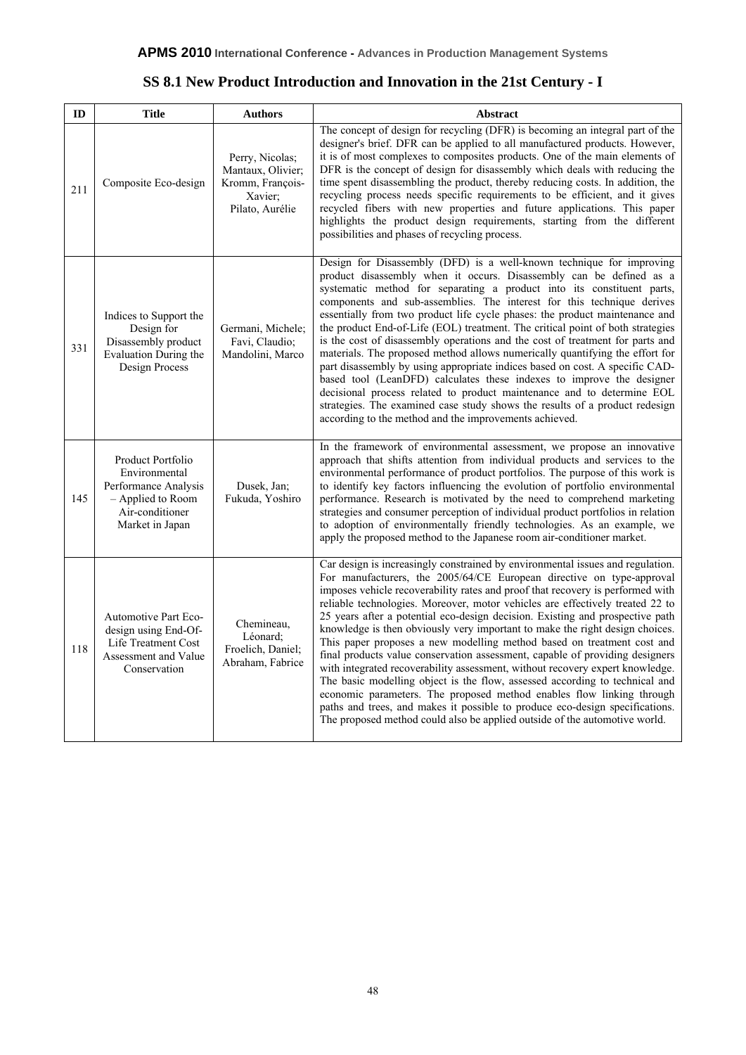## SS 8.1 New Product Introduction and Innovation in the 21st Century - I

| ID | Title | Authors | Abstract |
|---|---|---|---|
| 211 | Composite Eco-design | Perry, Nicolas; Mantaux, Olivier; Kromm, François-Xavier; Pilato, Aurélie | The concept of design for recycling (DFR) is becoming an integral part of the designer's brief. DFR can be applied to all manufactured products. However, it is of most complexes to composites products. One of the main elements of DFR is the concept of design for disassembly which deals with reducing the time spent disassembling the product, thereby reducing costs. In addition, the recycling process needs specific requirements to be efficient, and it gives recycled fibers with new properties and future applications. This paper highlights the product design requirements, starting from the different possibilities and phases of recycling process. |
| 331 | Indices to Support the Design for Disassembly product Evaluation During the Design Process | Germani, Michele; Favi, Claudio; Mandolini, Marco | Design for Disassembly (DFD) is a well-known technique for improving product disassembly when it occurs. Disassembly can be defined as a systematic method for separating a product into its constituent parts, components and sub-assemblies. The interest for this technique derives essentially from two product life cycle phases: the product maintenance and the product End-of-Life (EOL) treatment. The critical point of both strategies is the cost of disassembly operations and the cost of treatment for parts and materials. The proposed method allows numerically quantifying the effort for part disassembly by using appropriate indices based on cost. A specific CAD-based tool (LeanDFD) calculates these indexes to improve the designer decisional process related to product maintenance and to determine EOL strategies. The examined case study shows the results of a product redesign according to the method and the improvements achieved. |
| 145 | Product Portfolio Environmental Performance Analysis – Applied to Room Air-conditioner Market in Japan | Dusek, Jan; Fukuda, Yoshiro | In the framework of environmental assessment, we propose an innovative approach that shifts attention from individual products and services to the environmental performance of product portfolios. The purpose of this work is to identify key factors influencing the evolution of portfolio environmental performance. Research is motivated by the need to comprehend marketing strategies and consumer perception of individual product portfolios in relation to adoption of environmentally friendly technologies. As an example, we apply the proposed method to the Japanese room air-conditioner market. |
| 118 | Automotive Part Eco-design using End-Of-Life Treatment Cost Assessment and Value Conservation | Chemineau, Léonard; Froelich, Daniel; Abraham, Fabrice | Car design is increasingly constrained by environmental issues and regulation. For manufacturers, the 2005/64/CE European directive on type-approval imposes vehicle recoverability rates and proof that recovery is performed with reliable technologies. Moreover, motor vehicles are effectively treated 22 to 25 years after a potential eco-design decision. Existing and prospective path knowledge is then obviously very important to make the right design choices. This paper proposes a new modelling method based on treatment cost and final products value conservation assessment, capable of providing designers with integrated recoverability assessment, without recovery expert knowledge. The basic modelling object is the flow, assessed according to technical and economic parameters. The proposed method enables flow linking through paths and trees, and makes it possible to produce eco-design specifications. The proposed method could also be applied outside of the automotive world. |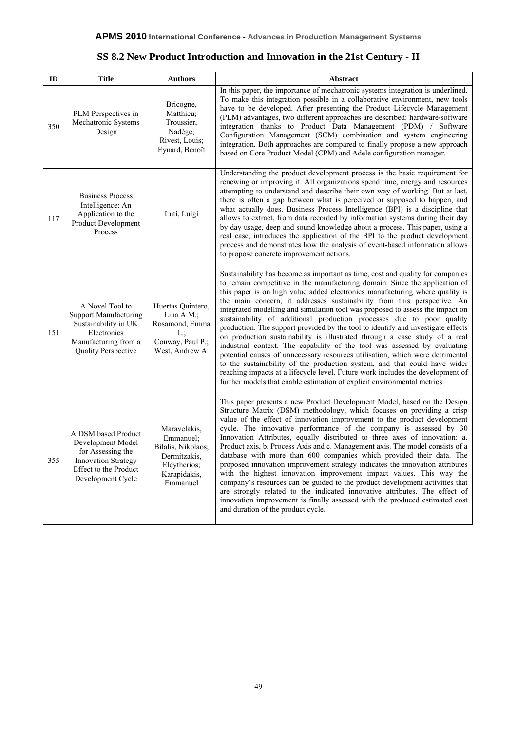## SS 8.2 New Product Introduction and Innovation in the 21st Century - II

| ID | Title | Authors | Abstract |
|---|---|---|---|
| 350 | PLM Perspectives in Mechatronic Systems Design | Bricogne, Matthieu; Troussier, Nadège; Rivest, Louis; Eynard, Benoît | In this paper, the importance of mechatronic systems integration is underlined. To make this integration possible in a collaborative environment, new tools have to be developed. After presenting the Product Lifecycle Management (PLM) advantages, two different approaches are described: hardware/software integration thanks to Product Data Management (PDM) / Software Configuration Management (SCM) combination and system engineering integration. Both approaches are compared to finally propose a new approach based on Core Product Model (CPM) and Adele configuration manager. |
| 117 | Business Process Intelligence: An Application to the Product Development Process | Luti, Luigi | Understanding the product development process is the basic requirement for renewing or improving it. All organizations spend time, energy and resources attempting to understand and describe their own way of working. But at last, there is often a gap between what is perceived or supposed to happen, and what actually does. Business Process Intelligence (BPI) is a discipline that allows to extract, from data recorded by information systems during their day by day usage, deep and sound knowledge about a process. This paper, using a real case, introduces the application of the BPI to the product development process and demonstrates how the analysis of event-based information allows to propose concrete improvement actions. |
| 151 | A Novel Tool to Support Manufacturing Sustainability in UK Electronics Manufacturing from a Quality Perspective | Huertas Quintero, Lina A.M.; Rosamond, Emma L.; Conway, Paul P.; West, Andrew A. | Sustainability has become as important as time, cost and quality for companies to remain competitive in the manufacturing domain. Since the application of this paper is on high value added electronics manufacturing where quality is the main concern, it addresses sustainability from this perspective. An integrated modelling and simulation tool was proposed to assess the impact on sustainability of additional production processes due to poor quality production. The support provided by the tool to identify and investigate effects on production sustainability is illustrated through a case study of a real industrial context. The capability of the tool was assessed by evaluating potential causes of unnecessary resources utilisation, which were detrimental to the sustainability of the production system, and that could have wider reaching impacts at a lifecycle level. Future work includes the development of further models that enable estimation of explicit environmental metrics. |
| 355 | A DSM based Product Development Model for Assessing the Innovation Strategy Effect to the Product Development Cycle | Maravelakis, Emmanuel; Bilalis, Nikolaos; Dermitzakis, Eleytherios; Karapidakis, Emmanuel | This paper presents a new Product Development Model, based on the Design Structure Matrix (DSM) methodology, which focuses on providing a crisp value of the effect of innovation improvement to the product development cycle. The innovative performance of the company is assessed by 30 Innovation Attributes, equally distributed to three axes of innovation: a. Product axis, b. Process Axis and c. Management axis. The model consists of a database with more than 600 companies which provided their data. The proposed innovation improvement strategy indicates the innovation attributes with the highest innovation improvement impact values. This way the company's resources can be guided to the product development activities that are strongly related to the indicated innovative attributes. The effect of innovation improvement is finally assessed with the produced estimated cost and duration of the product cycle. |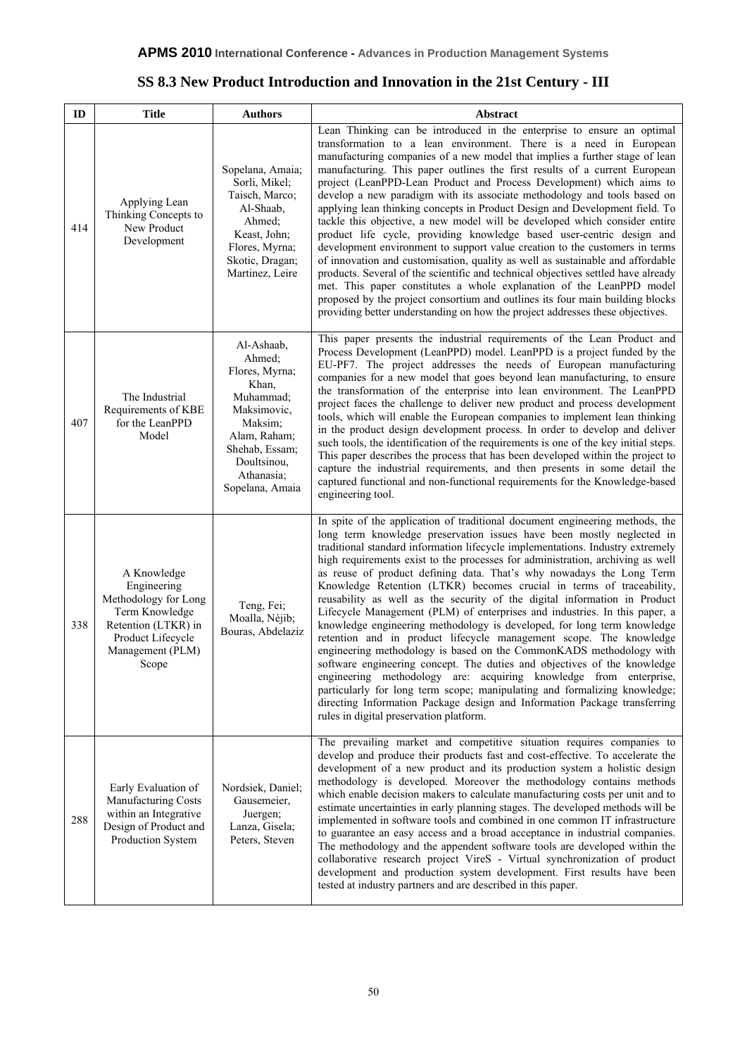## SS 8.3 New Product Introduction and Innovation in the 21st Century - III

| ID | Title | Authors | Abstract |
|---|---|---|---|
| 414 | Applying Lean Thinking Concepts to New Product Development | Sopelana, Amaia; Sorli, Mikel; Taisch, Marco; Al-Shaab, Ahmed; Keast, John; Flores, Myrna; Skotic, Dragan; Martinez, Leire | Lean Thinking can be introduced in the enterprise to ensure an optimal transformation to a lean environment. There is a need in European manufacturing companies of a new model that implies a further stage of lean manufacturing. This paper outlines the first results of a current European project (LeanPPD-Lean Product and Process Development) which aims to develop a new paradigm with its associate methodology and tools based on applying lean thinking concepts in Product Design and Development field. To tackle this objective, a new model will be developed which consider entire product life cycle, providing knowledge based user-centric design and development environment to support value creation to the customers in terms of innovation and customisation, quality as well as sustainable and affordable products. Several of the scientific and technical objectives settled have already met. This paper constitutes a whole explanation of the LeanPPD model proposed by the project consortium and outlines its four main building blocks providing better understanding on how the project addresses these objectives. |
| 407 | The Industrial Requirements of KBE for the LeanPPD Model | Al-Ashaab, Ahmed; Flores, Myrna; Khan, Muhammad; Maksimovic, Maksim; Alam, Raham; Shehab, Essam; Doultsinou, Athanasia; Sopelana, Amaia | This paper presents the industrial requirements of the Lean Product and Process Development (LeanPPD) model. LeanPPD is a project funded by the EU-PF7. The project addresses the needs of European manufacturing companies for a new model that goes beyond lean manufacturing, to ensure the transformation of the enterprise into lean environment. The LeanPPD project faces the challenge to deliver new product and process development tools, which will enable the European companies to implement lean thinking in the product design development process. In order to develop and deliver such tools, the identification of the requirements is one of the key initial steps. This paper describes the process that has been developed within the project to capture the industrial requirements, and then presents in some detail the captured functional and non-functional requirements for the Knowledge-based engineering tool. |
| 338 | A Knowledge Engineering Methodology for Long Term Knowledge Retention (LTKR) in Product Lifecycle Management (PLM) Scope | Teng, Fei; Moalla, Néjib; Bouras, Abdelaziz | In spite of the application of traditional document engineering methods, the long term knowledge preservation issues have been mostly neglected in traditional standard information lifecycle implementations. Industry extremely high requirements exist to the processes for administration, archiving as well as reuse of product defining data. That's why nowadays the Long Term Knowledge Retention (LTKR) becomes crucial in terms of traceability, reusability as well as the security of the digital information in Product Lifecycle Management (PLM) of enterprises and industries. In this paper, a knowledge engineering methodology is developed, for long term knowledge retention and in product lifecycle management scope. The knowledge engineering methodology is based on the CommonKADS methodology with software engineering concept. The duties and objectives of the knowledge engineering methodology are: acquiring knowledge from enterprise, particularly for long term scope; manipulating and formalizing knowledge; directing Information Package design and Information Package transferring rules in digital preservation platform. |
| 288 | Early Evaluation of Manufacturing Costs within an Integrative Design of Product and Production System | Nordsiek, Daniel; Gausemeier, Juergen; Lanza, Gisela; Peters, Steven | The prevailing market and competitive situation requires companies to develop and produce their products fast and cost-effective. To accelerate the development of a new product and its production system a holistic design methodology is developed. Moreover the methodology contains methods which enable decision makers to calculate manufacturing costs per unit and to estimate uncertainties in early planning stages. The developed methods will be implemented in software tools and combined in one common IT infrastructure to guarantee an easy access and a broad acceptance in industrial companies. The methodology and the appendent software tools are developed within the collaborative research project VireS - Virtual synchronization of product development and production system development. First results have been tested at industry partners and are described in this paper. |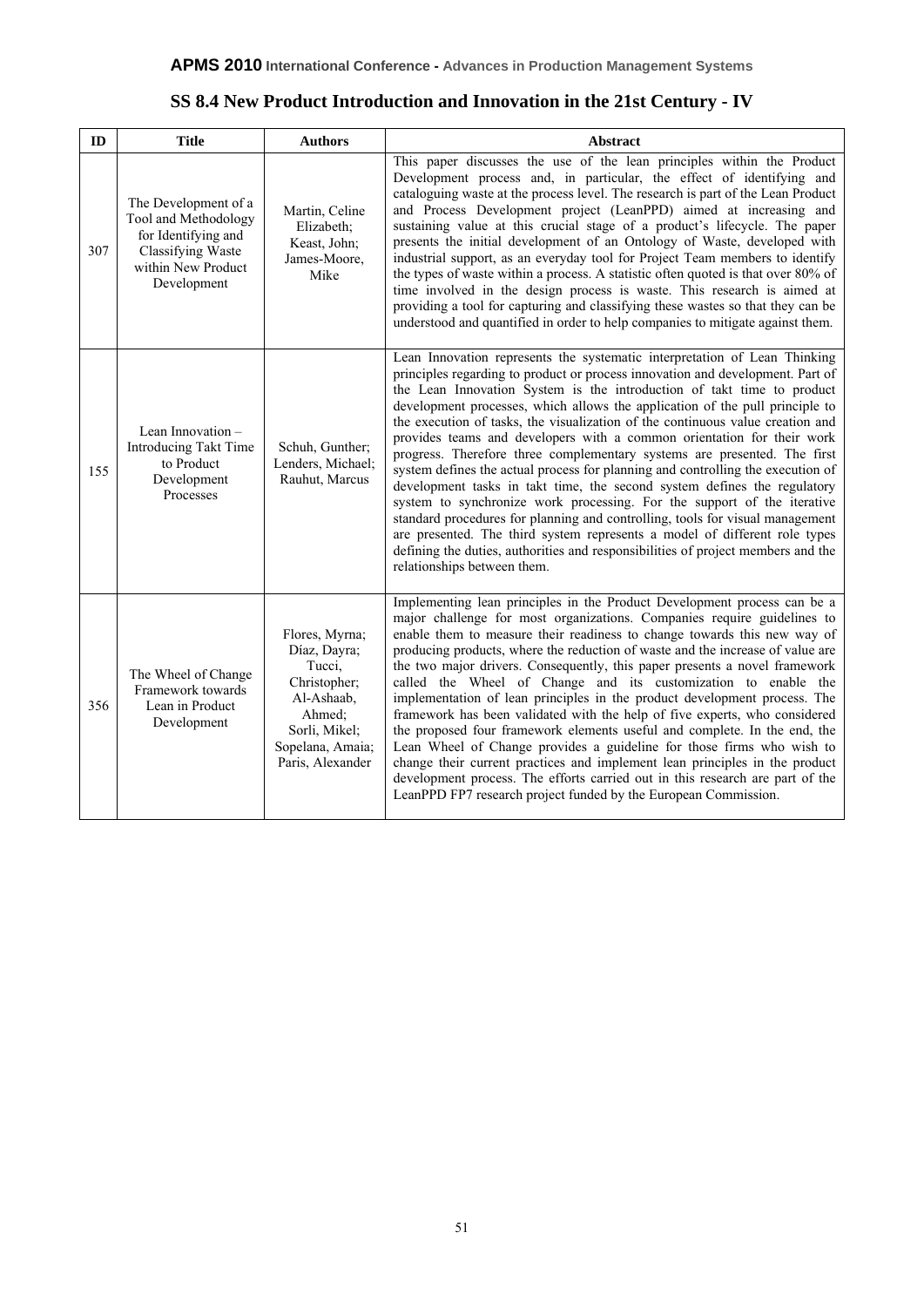## SS 8.4 New Product Introduction and Innovation in the 21st Century - IV

| ID | Title | Authors | Abstract |
|---|---|---|---|
| 307 | The Development of a Tool and Methodology for Identifying and Classifying Waste within New Product Development | Martin, Celine Elizabeth; Keast, John; James-Moore, Mike | This paper discusses the use of the lean principles within the Product Development process and, in particular, the effect of identifying and cataloguing waste at the process level. The research is part of the Lean Product and Process Development project (LeanPPD) aimed at increasing and sustaining value at this crucial stage of a product's lifecycle. The paper presents the initial development of an Ontology of Waste, developed with industrial support, as an everyday tool for Project Team members to identify the types of waste within a process. A statistic often quoted is that over 80% of time involved in the design process is waste. This research is aimed at providing a tool for capturing and classifying these wastes so that they can be understood and quantified in order to help companies to mitigate against them. |
| 155 | Lean Innovation – Introducing Takt Time to Product Development Processes | Schuh, Gunther; Lenders, Michael; Rauhut, Marcus | Lean Innovation represents the systematic interpretation of Lean Thinking principles regarding to product or process innovation and development. Part of the Lean Innovation System is the introduction of takt time to product development processes, which allows the application of the pull principle to the execution of tasks, the visualization of the continuous value creation and provides teams and developers with a common orientation for their work progress. Therefore three complementary systems are presented. The first system defines the actual process for planning and controlling the execution of development tasks in takt time, the second system defines the regulatory system to synchronize work processing. For the support of the iterative standard procedures for planning and controlling, tools for visual management are presented. The third system represents a model of different role types defining the duties, authorities and responsibilities of project members and the relationships between them. |
| 356 | The Wheel of Change Framework towards Lean in Product Development | Flores, Myrna; Díaz, Dayra; Tucci, Christopher; Al-Ashaab, Ahmed; Sorli, Mikel; Sopelana, Amaia; Paris, Alexander | Implementing lean principles in the Product Development process can be a major challenge for most organizations. Companies require guidelines to enable them to measure their readiness to change towards this new way of producing products, where the reduction of waste and the increase of value are the two major drivers. Consequently, this paper presents a novel framework called the Wheel of Change and its customization to enable the implementation of lean principles in the product development process. The framework has been validated with the help of five experts, who considered the proposed four framework elements useful and complete. In the end, the Lean Wheel of Change provides a guideline for those firms who wish to change their current practices and implement lean principles in the product development process. The efforts carried out in this research are part of the LeanPPD FP7 research project funded by the European Commission. |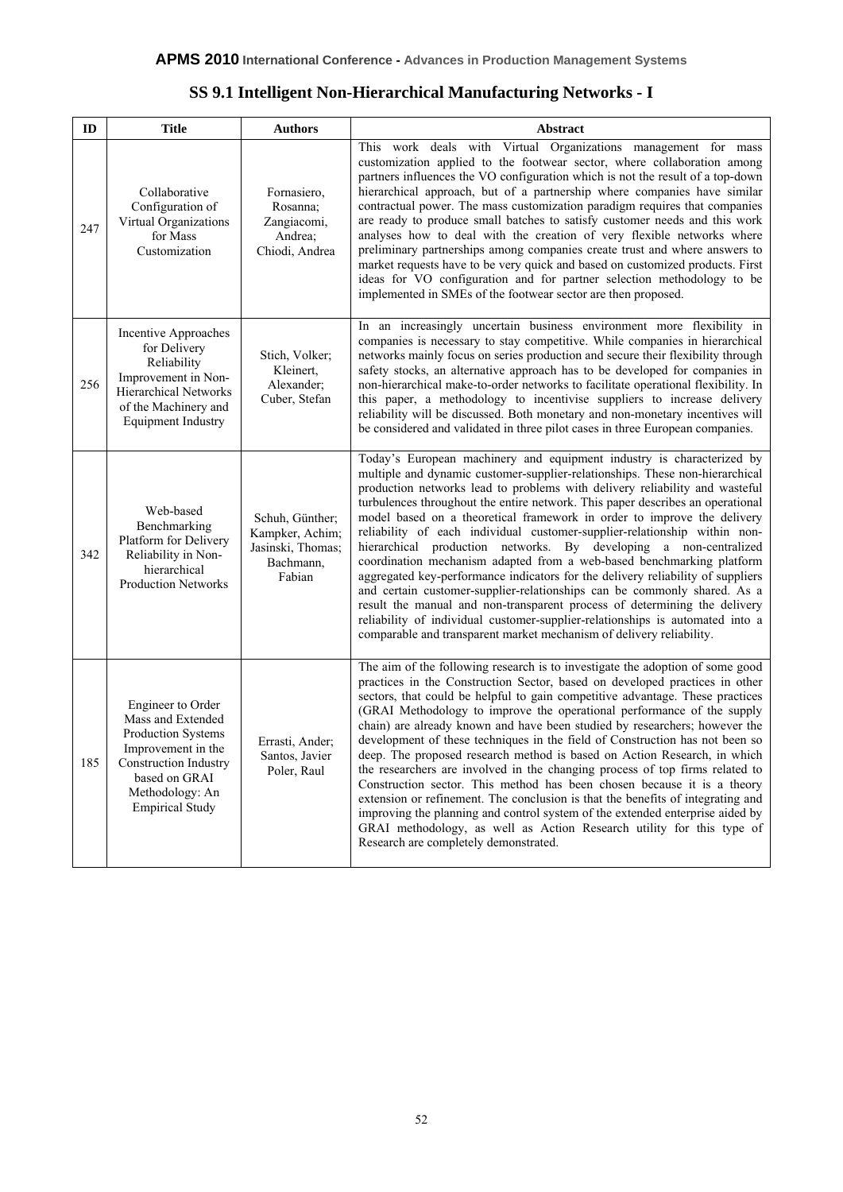## SS 9.1 Intelligent Non-Hierarchical Manufacturing Networks - I

| ID | Title | Authors | Abstract |
|---|---|---|---|
| 247 | Collaborative Configuration of Virtual Organizations for Mass Customization | Fornasiero, Rosanna; Zangiacomi, Andrea; Chiodi, Andrea | This work deals with Virtual Organizations management for mass customization applied to the footwear sector, where collaboration among partners influences the VO configuration which is not the result of a top-down hierarchical approach, but of a partnership where companies have similar contractual power. The mass customization paradigm requires that companies are ready to produce small batches to satisfy customer needs and this work analyses how to deal with the creation of very flexible networks where preliminary partnerships among companies create trust and where answers to market requests have to be very quick and based on customized products. First ideas for VO configuration and for partner selection methodology to be implemented in SMEs of the footwear sector are then proposed. |
| 256 | Incentive Approaches for Delivery Reliability Improvement in Non-Hierarchical Networks of the Machinery and Equipment Industry | Stich, Volker; Kleinert, Alexander; Cuber, Stefan | In an increasingly uncertain business environment more flexibility in companies is necessary to stay competitive. While companies in hierarchical networks mainly focus on series production and secure their flexibility through safety stocks, an alternative approach has to be developed for companies in non-hierarchical make-to-order networks to facilitate operational flexibility. In this paper, a methodology to incentivise suppliers to increase delivery reliability will be discussed. Both monetary and non-monetary incentives will be considered and validated in three pilot cases in three European companies. |
| 342 | Web-based Benchmarking Platform for Delivery Reliability in Non-hierarchical Production Networks | Schuh, Günther; Kampker, Achim; Jasinski, Thomas; Bachmann, Fabian | Today's European machinery and equipment industry is characterized by multiple and dynamic customer-supplier-relationships. These non-hierarchical production networks lead to problems with delivery reliability and wasteful turbulences throughout the entire network. This paper describes an operational model based on a theoretical framework in order to improve the delivery reliability of each individual customer-supplier-relationship within non-hierarchical production networks. By developing a non-centralized coordination mechanism adapted from a web-based benchmarking platform aggregated key-performance indicators for the delivery reliability of suppliers and certain customer-supplier-relationships can be commonly shared. As a result the manual and non-transparent process of determining the delivery reliability of individual customer-supplier-relationships is automated into a comparable and transparent market mechanism of delivery reliability. |
| 185 | Engineer to Order Mass and Extended Production Systems Improvement in the Construction Industry based on GRAI Methodology: An Empirical Study | Errasti, Ander; Santos, Javier Poler, Raul | The aim of the following research is to investigate the adoption of some good practices in the Construction Sector, based on developed practices in other sectors, that could be helpful to gain competitive advantage. These practices (GRAI Methodology to improve the operational performance of the supply chain) are already known and have been studied by researchers; however the development of these techniques in the field of Construction has not been so deep. The proposed research method is based on Action Research, in which the researchers are involved in the changing process of top firms related to Construction sector. This method has been chosen because it is a theory extension or refinement. The conclusion is that the benefits of integrating and improving the planning and control system of the extended enterprise aided by GRAI methodology, as well as Action Research utility for this type of Research are completely demonstrated. |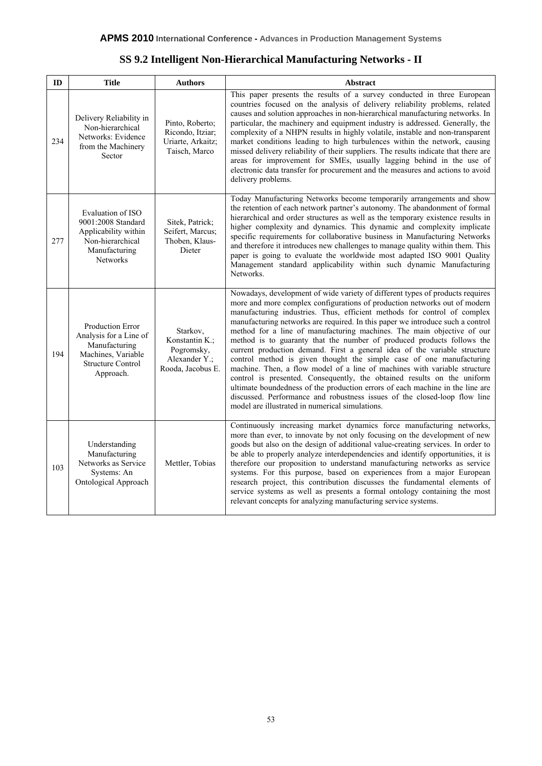## SS 9.2 Intelligent Non-Hierarchical Manufacturing Networks - II

| ID | Title | Authors | Abstract |
|---|---|---|---|
| 234 | Delivery Reliability in Non-hierarchical Networks: Evidence from the Machinery Sector | Pinto, Roberto; Ricondo, Itziar; Uriarte, Arkaitz; Taisch, Marco | This paper presents the results of a survey conducted in three European countries focused on the analysis of delivery reliability problems, related causes and solution approaches in non-hierarchical manufacturing networks. In particular, the machinery and equipment industry is addressed. Generally, the complexity of a NHPN results in highly volatile, instable and non-transparent market conditions leading to high turbulences within the network, causing missed delivery reliability of their suppliers. The results indicate that there are areas for improvement for SMEs, usually lagging behind in the use of electronic data transfer for procurement and the measures and actions to avoid delivery problems. |
| 277 | Evaluation of ISO 9001:2008 Standard Applicability within Non-hierarchical Manufacturing Networks | Sitek, Patrick; Seifert, Marcus; Thoben, Klaus-Dieter | Today Manufacturing Networks become temporarily arrangements and show the retention of each network partner's autonomy. The abandonment of formal hierarchical and order structures as well as the temporary existence results in higher complexity and dynamics. This dynamic and complexity implicate specific requirements for collaborative business in Manufacturing Networks and therefore it introduces new challenges to manage quality within them. This paper is going to evaluate the worldwide most adapted ISO 9001 Quality Management standard applicability within such dynamic Manufacturing Networks. |
| 194 | Production Error Analysis for a Line of Manufacturing Machines, Variable Structure Control Approach. | Starkov, Konstantin K.; Pogromsky, Alexander Y.; Rooda, Jacobus E. | Nowadays, development of wide variety of different types of products requires more and more complex configurations of production networks out of modern manufacturing industries. Thus, efficient methods for control of complex manufacturing networks are required. In this paper we introduce such a control method for a line of manufacturing machines. The main objective of our method is to guaranty that the number of produced products follows the current production demand. First a general idea of the variable structure control method is given thought the simple case of one manufacturing machine. Then, a flow model of a line of machines with variable structure control is presented. Consequently, the obtained results on the uniform ultimate boundedness of the production errors of each machine in the line are discussed. Performance and robustness issues of the closed-loop flow line model are illustrated in numerical simulations. |
| 103 | Understanding Manufacturing Networks as Service Systems: An Ontological Approach | Mettler, Tobias | Continuously increasing market dynamics force manufacturing networks, more than ever, to innovate by not only focusing on the development of new goods but also on the design of additional value-creating services. In order to be able to properly analyze interdependencies and identify opportunities, it is therefore our proposition to understand manufacturing networks as service systems. For this purpose, based on experiences from a major European research project, this contribution discusses the fundamental elements of service systems as well as presents a formal ontology containing the most relevant concepts for analyzing manufacturing service systems. |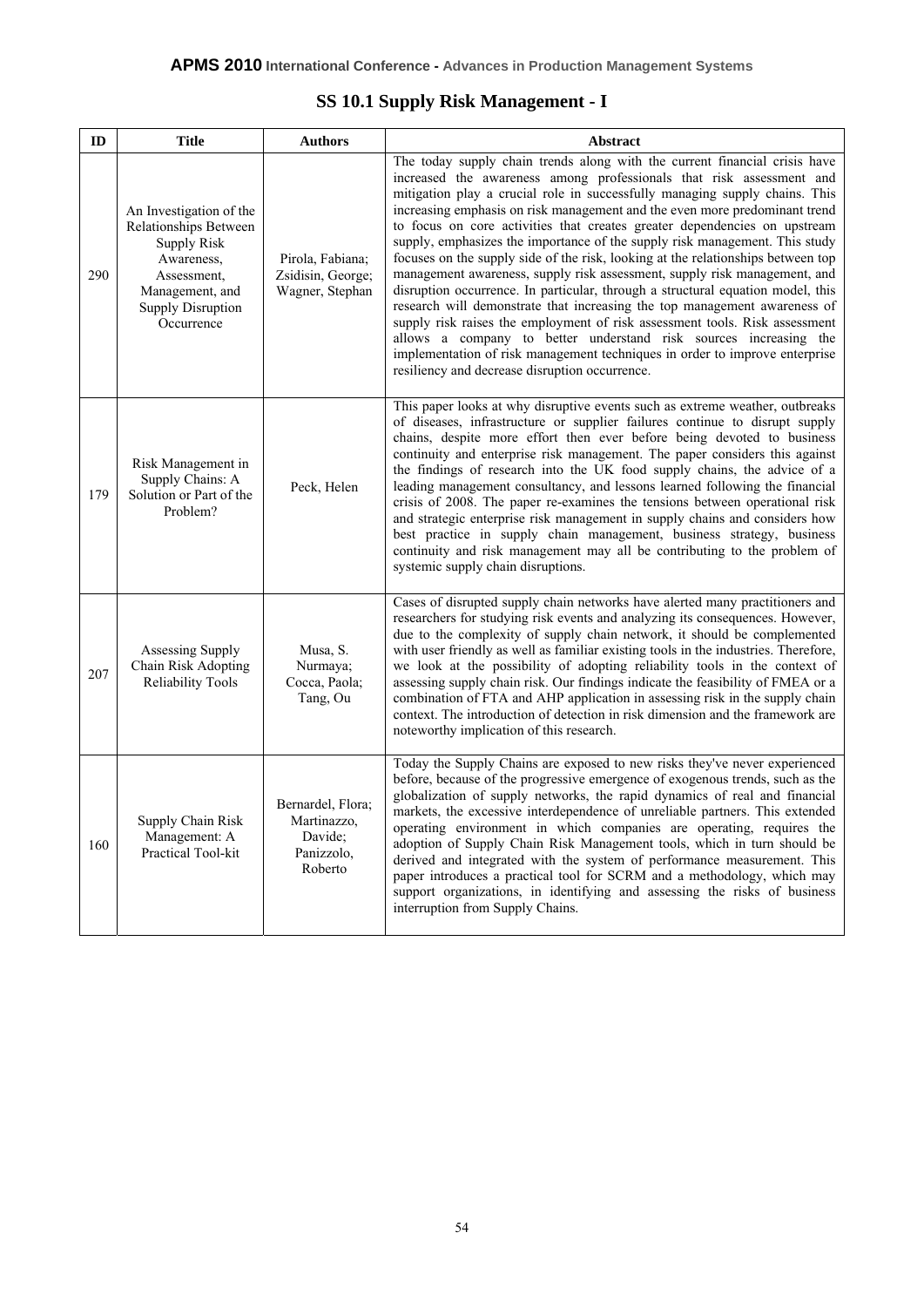## SS 10.1 Supply Risk Management - I

| ID | Title | Authors | Abstract |
|---|---|---|---|
| 290 | An Investigation of the Relationships Between Supply Risk Awareness, Assessment, Management, and Supply Disruption Occurrence | Pirola, Fabiana; Zsidisin, George; Wagner, Stephan | The today supply chain trends along with the current financial crisis have increased the awareness among professionals that risk assessment and mitigation play a crucial role in successfully managing supply chains. This increasing emphasis on risk management and the even more predominant trend to focus on core activities that creates greater dependencies on upstream supply, emphasizes the importance of the supply risk management. This study focuses on the supply side of the risk, looking at the relationships between top management awareness, supply risk assessment, supply risk management, and disruption occurrence. In particular, through a structural equation model, this research will demonstrate that increasing the top management awareness of supply risk raises the employment of risk assessment tools. Risk assessment allows a company to better understand risk sources increasing the implementation of risk management techniques in order to improve enterprise resiliency and decrease disruption occurrence. |
| 179 | Risk Management in Supply Chains: A Solution or Part of the Problem? | Peck, Helen | This paper looks at why disruptive events such as extreme weather, outbreaks of diseases, infrastructure or supplier failures continue to disrupt supply chains, despite more effort then ever before being devoted to business continuity and enterprise risk management. The paper considers this against the findings of research into the UK food supply chains, the advice of a leading management consultancy, and lessons learned following the financial crisis of 2008. The paper re-examines the tensions between operational risk and strategic enterprise risk management in supply chains and considers how best practice in supply chain management, business strategy, business continuity and risk management may all be contributing to the problem of systemic supply chain disruptions. |
| 207 | Assessing Supply Chain Risk Adopting Reliability Tools | Musa, S. Nurmaya; Cocca, Paola; Tang, Ou | Cases of disrupted supply chain networks have alerted many practitioners and researchers for studying risk events and analyzing its consequences. However, due to the complexity of supply chain network, it should be complemented with user friendly as well as familiar existing tools in the industries. Therefore, we look at the possibility of adopting reliability tools in the context of assessing supply chain risk. Our findings indicate the feasibility of FMEA or a combination of FTA and AHP application in assessing risk in the supply chain context. The introduction of detection in risk dimension and the framework are noteworthy implication of this research. |
| 160 | Supply Chain Risk Management: A Practical Tool-kit | Bernardel, Flora; Martinazzo, Davide; Panizzolo, Roberto | Today the Supply Chains are exposed to new risks they've never experienced before, because of the progressive emergence of exogenous trends, such as the globalization of supply networks, the rapid dynamics of real and financial markets, the excessive interdependence of unreliable partners. This extended operating environment in which companies are operating, requires the adoption of Supply Chain Risk Management tools, which in turn should be derived and integrated with the system of performance measurement. This paper introduces a practical tool for SCRM and a methodology, which may support organizations, in identifying and assessing the risks of business interruption from Supply Chains. |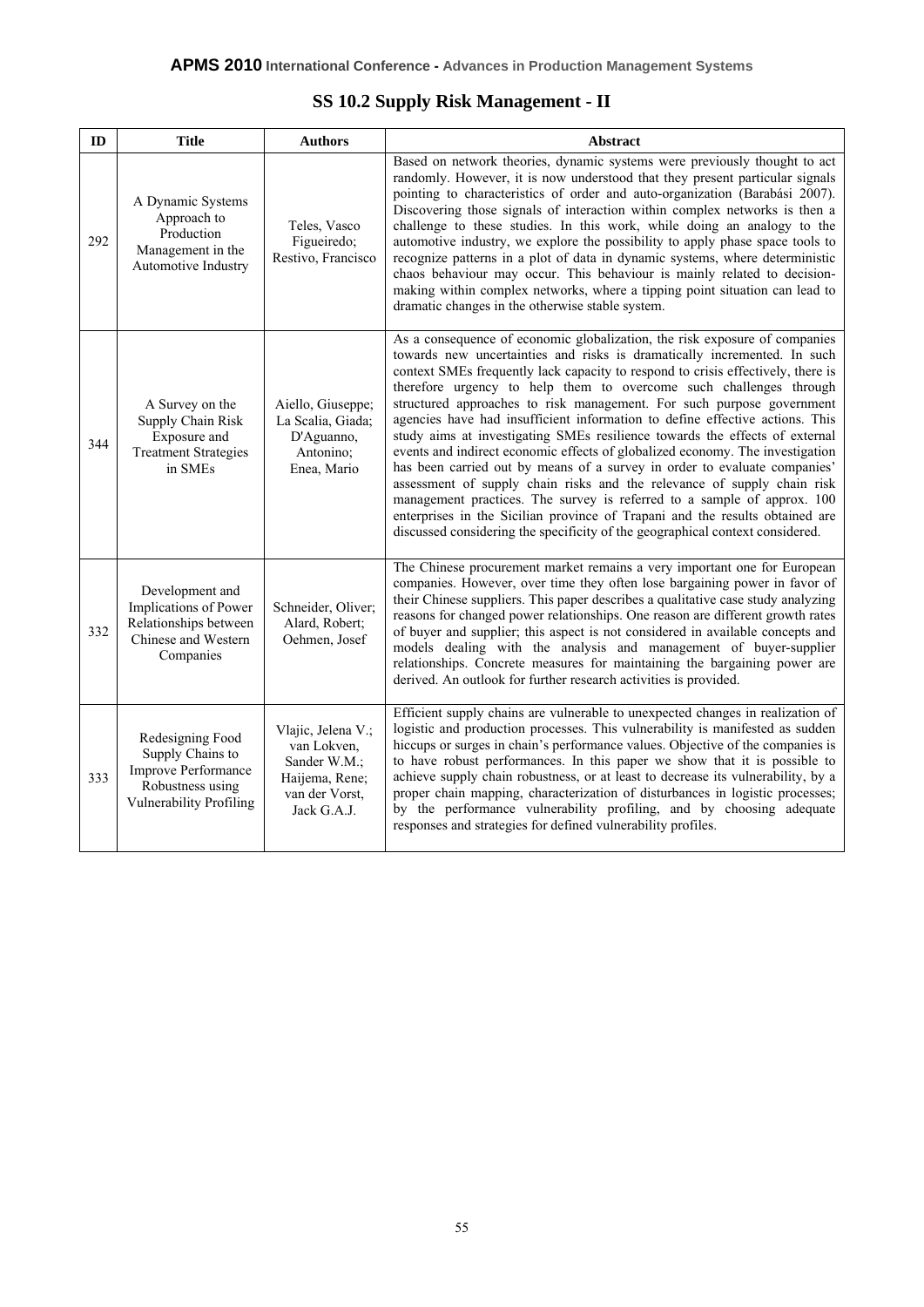## SS 10.2 Supply Risk Management - II

| ID | Title | Authors | Abstract |
|---|---|---|---|
| 292 | A Dynamic Systems Approach to Production Management in the Automotive Industry | Teles, Vasco Figueiredo; Restivo, Francisco | Based on network theories, dynamic systems were previously thought to act randomly. However, it is now understood that they present particular signals pointing to characteristics of order and auto-organization (Barabási 2007). Discovering those signals of interaction within complex networks is then a challenge to these studies. In this work, while doing an analogy to the automotive industry, we explore the possibility to apply phase space tools to recognize patterns in a plot of data in dynamic systems, where deterministic chaos behaviour may occur. This behaviour is mainly related to decision-making within complex networks, where a tipping point situation can lead to dramatic changes in the otherwise stable system. |
| 344 | A Survey on the Supply Chain Risk Exposure and Treatment Strategies in SMEs | Aiello, Giuseppe; La Scalia, Giada; D'Aguanno, Antonino; Enea, Mario | As a consequence of economic globalization, the risk exposure of companies towards new uncertainties and risks is dramatically incremented. In such context SMEs frequently lack capacity to respond to crisis effectively, there is therefore urgency to help them to overcome such challenges through structured approaches to risk management. For such purpose government agencies have had insufficient information to define effective actions. This study aims at investigating SMEs resilience towards the effects of external events and indirect economic effects of globalized economy. The investigation has been carried out by means of a survey in order to evaluate companies' assessment of supply chain risks and the relevance of supply chain risk management practices. The survey is referred to a sample of approx. 100 enterprises in the Sicilian province of Trapani and the results obtained are discussed considering the specificity of the geographical context considered. |
| 332 | Development and Implications of Power Relationships between Chinese and Western Companies | Schneider, Oliver; Alard, Robert; Oehmen, Josef | The Chinese procurement market remains a very important one for European companies. However, over time they often lose bargaining power in favor of their Chinese suppliers. This paper describes a qualitative case study analyzing reasons for changed power relationships. One reason are different growth rates of buyer and supplier; this aspect is not considered in available concepts and models dealing with the analysis and management of buyer-supplier relationships. Concrete measures for maintaining the bargaining power are derived. An outlook for further research activities is provided. |
| 333 | Redesigning Food Supply Chains to Improve Performance Robustness using Vulnerability Profiling | Vlajic, Jelena V.; van Lokven, Sander W.M.; Haijema, Rene; van der Vorst, Jack G.A.J. | Efficient supply chains are vulnerable to unexpected changes in realization of logistic and production processes. This vulnerability is manifested as sudden hiccups or surges in chain's performance values. Objective of the companies is to have robust performances. In this paper we show that it is possible to achieve supply chain robustness, or at least to decrease its vulnerability, by a proper chain mapping, characterization of disturbances in logistic processes; by the performance vulnerability profiling, and by choosing adequate responses and strategies for defined vulnerability profiles. |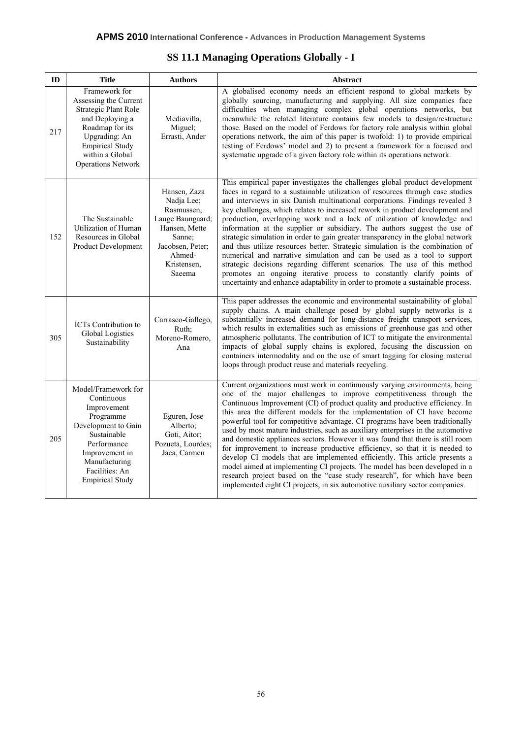## SS 11.1 Managing Operations Globally - I

| ID | Title | Authors | Abstract |
|---|---|---|---|
| 217 | Framework for Assessing the Current Strategic Plant Role and Deploying a Roadmap for its Upgrading: An Empirical Study within a Global Operations Network | Mediavilla, Miguel; Errasti, Ander | A globalised economy needs an efficient respond to global markets by globally sourcing, manufacturing and supplying. All size companies face difficulties when managing complex global operations networks, but meanwhile the related literature contains few models to design/restructure those. Based on the model of Ferdows for factory role analysis within global operations network, the aim of this paper is twofold: 1) to provide empirical testing of Ferdows' model and 2) to present a framework for a focused and systematic upgrade of a given factory role within its operations network. |
| 152 | The Sustainable Utilization of Human Resources in Global Product Development | Hansen, Zaza Nadja Lee; Rasmussen, Lauge Baungaard; Hansen, Mette Sanne; Jacobsen, Peter; Ahmed-Kristensen, Saeema | This empirical paper investigates the challenges global product development faces in regard to a sustainable utilization of resources through case studies and interviews in six Danish multinational corporations. Findings revealed 3 key challenges, which relates to increased rework in product development and production, overlapping work and a lack of utilization of knowledge and information at the supplier or subsidiary. The authors suggest the use of strategic simulation in order to gain greater transparency in the global network and thus utilize resources better. Strategic simulation is the combination of numerical and narrative simulation and can be used as a tool to support strategic decisions regarding different scenarios. The use of this method promotes an ongoing iterative process to constantly clarify points of uncertainty and enhance adaptability in order to promote a sustainable process. |
| 305 | ICTs Contribution to Global Logistics Sustainability | Carrasco-Gallego, Ruth; Moreno-Romero, Ana | This paper addresses the economic and environmental sustainability of global supply chains. A main challenge posed by global supply networks is a substantially increased demand for long-distance freight transport services, which results in externalities such as emissions of greenhouse gas and other atmospheric pollutants. The contribution of ICT to mitigate the environmental impacts of global supply chains is explored, focusing the discussion on containers intermodality and on the use of smart tagging for closing material loops through product reuse and materials recycling. |
| 205 | Model/Framework for Continuous Improvement Programme Development to Gain Sustainable Performance Improvement in Manufacturing Facilities: An Empirical Study | Eguren, Jose Alberto; Goti, Aitor; Pozueta, Lourdes; Jaca, Carmen | Current organizations must work in continuously varying environments, being one of the major challenges to improve competitiveness through the Continuous Improvement (CI) of product quality and productive efficiency. In this area the different models for the implementation of CI have become powerful tool for competitive advantage. CI programs have been traditionally used by most mature industries, such as auxiliary enterprises in the automotive and domestic appliances sectors. However it was found that there is still room for improvement to increase productive efficiency, so that it is needed to develop CI models that are implemented efficiently. This article presents a model aimed at implementing CI projects. The model has been developed in a research project based on the "case study research", for which have been implemented eight CI projects, in six automotive auxiliary sector companies. |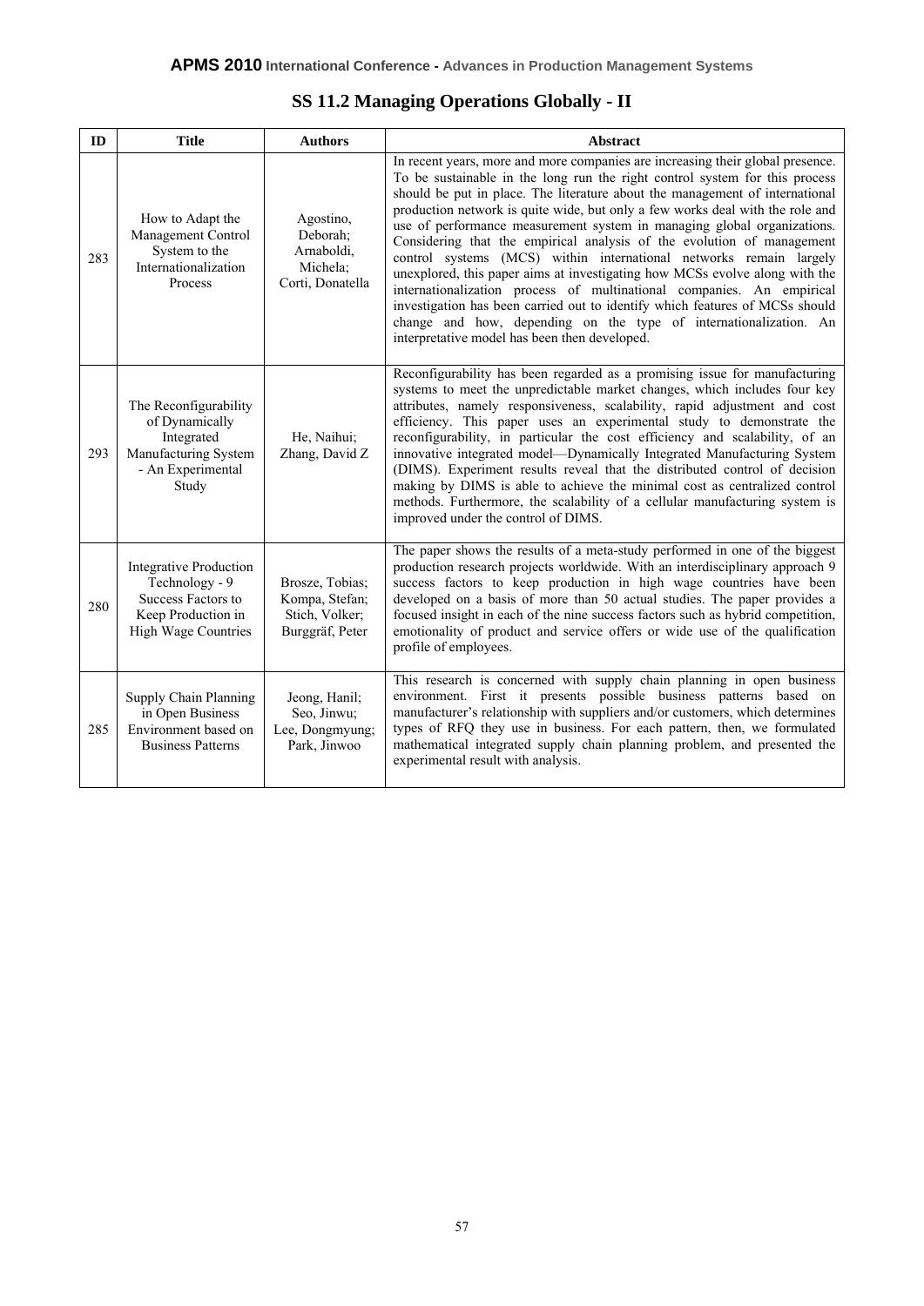## SS 11.2 Managing Operations Globally - II

| ID | Title | Authors | Abstract |
|---|---|---|---|
| 283 | How to Adapt the Management Control System to the Internationalization Process | Agostino, Deborah; Arnaboldi, Michela; Corti, Donatella | In recent years, more and more companies are increasing their global presence. To be sustainable in the long run the right control system for this process should be put in place. The literature about the management of international production network is quite wide, but only a few works deal with the role and use of performance measurement system in managing global organizations. Considering that the empirical analysis of the evolution of management control systems (MCS) within international networks remain largely unexplored, this paper aims at investigating how MCSs evolve along with the internationalization process of multinational companies. An empirical investigation has been carried out to identify which features of MCSs should change and how, depending on the type of internationalization. An interpretative model has been then developed. |
| 293 | The Reconfigurability of Dynamically Integrated Manufacturing System - An Experimental Study | He, Naihui; Zhang, David Z | Reconfigurability has been regarded as a promising issue for manufacturing systems to meet the unpredictable market changes, which includes four key attributes, namely responsiveness, scalability, rapid adjustment and cost efficiency. This paper uses an experimental study to demonstrate the reconfigurability, in particular the cost efficiency and scalability, of an innovative integrated model—Dynamically Integrated Manufacturing System (DIMS). Experiment results reveal that the distributed control of decision making by DIMS is able to achieve the minimal cost as centralized control methods. Furthermore, the scalability of a cellular manufacturing system is improved under the control of DIMS. |
| 280 | Integrative Production Technology - 9 Success Factors to Keep Production in High Wage Countries | Brosze, Tobias; Kompa, Stefan; Stich, Volker; Burggräf, Peter | The paper shows the results of a meta-study performed in one of the biggest production research projects worldwide. With an interdisciplinary approach 9 success factors to keep production in high wage countries have been developed on a basis of more than 50 actual studies. The paper provides a focused insight in each of the nine success factors such as hybrid competition, emotionality of product and service offers or wide use of the qualification profile of employees. |
| 285 | Supply Chain Planning in Open Business Environment based on Business Patterns | Jeong, Hanil; Seo, Jinwu; Lee, Dongmyung; Park, Jinwoo | This research is concerned with supply chain planning in open business environment. First it presents possible business patterns based on manufacturer's relationship with suppliers and/or customers, which determines types of RFQ they use in business. For each pattern, then, we formulated mathematical integrated supply chain planning problem, and presented the experimental result with analysis. |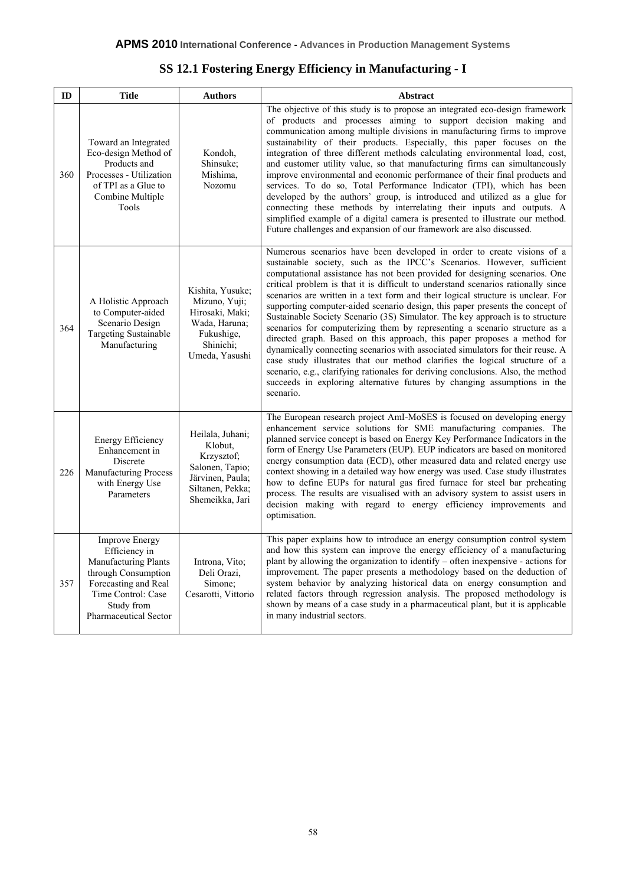## SS 12.1 Fostering Energy Efficiency in Manufacturing - I

| ID | Title | Authors | Abstract |
|---|---|---|---|
| 360 | Toward an Integrated Eco-design Method of Products and Processes - Utilization of TPI as a Glue to Combine Multiple Tools | Kondoh, Shinsuke; Mishima, Nozomu | The objective of this study is to propose an integrated eco-design framework of products and processes aiming to support decision making and communication among multiple divisions in manufacturing firms to improve sustainability of their products. Especially, this paper focuses on the integration of three different methods calculating environmental load, cost, and customer utility value, so that manufacturing firms can simultaneously improve environmental and economic performance of their final products and services. To do so, Total Performance Indicator (TPI), which has been developed by the authors' group, is introduced and utilized as a glue for connecting these methods by interrelating their inputs and outputs. A simplified example of a digital camera is presented to illustrate our method. Future challenges and expansion of our framework are also discussed. |
| 364 | A Holistic Approach to Computer-aided Scenario Design Targeting Sustainable Manufacturing | Kishita, Yusuke; Mizuno, Yuji; Hirosaki, Maki; Wada, Haruna; Fukushige, Shinichi; Umeda, Yasushi | Numerous scenarios have been developed in order to create visions of a sustainable society, such as the IPCC's Scenarios. However, sufficient computational assistance has not been provided for designing scenarios. One critical problem is that it is difficult to understand scenarios rationally since scenarios are written in a text form and their logical structure is unclear. For supporting computer-aided scenario design, this paper presents the concept of Sustainable Society Scenario (3S) Simulator. The key approach is to structure scenarios for computerizing them by representing a scenario structure as a directed graph. Based on this approach, this paper proposes a method for dynamically connecting scenarios with associated simulators for their reuse. A case study illustrates that our method clarifies the logical structure of a scenario, e.g., clarifying rationales for deriving conclusions. Also, the method succeeds in exploring alternative futures by changing assumptions in the scenario. |
| 226 | Energy Efficiency Enhancement in Discrete Manufacturing Process with Energy Use Parameters | Heilala, Juhani; Klobut, Krzysztof; Salonen, Tapio; Järvinen, Paula; Siltanen, Pekka; Shemeikka, Jari | The European research project AmI-MoSES is focused on developing energy enhancement service solutions for SME manufacturing companies. The planned service concept is based on Energy Key Performance Indicators in the form of Energy Use Parameters (EUP). EUP indicators are based on monitored energy consumption data (ECD), other measured data and related energy use context showing in a detailed way how energy was used. Case study illustrates how to define EUPs for natural gas fired furnace for steel bar preheating process. The results are visualised with an advisory system to assist users in decision making with regard to energy efficiency improvements and optimisation. |
| 357 | Improve Energy Efficiency in Manufacturing Plants through Consumption Forecasting and Real Time Control: Case Study from Pharmaceutical Sector | Introna, Vito; Deli Orazi, Simone; Cesarotti, Vittorio | This paper explains how to introduce an energy consumption control system and how this system can improve the energy efficiency of a manufacturing plant by allowing the organization to identify – often inexpensive - actions for improvement. The paper presents a methodology based on the deduction of system behavior by analyzing historical data on energy consumption and related factors through regression analysis. The proposed methodology is shown by means of a case study in a pharmaceutical plant, but it is applicable in many industrial sectors. |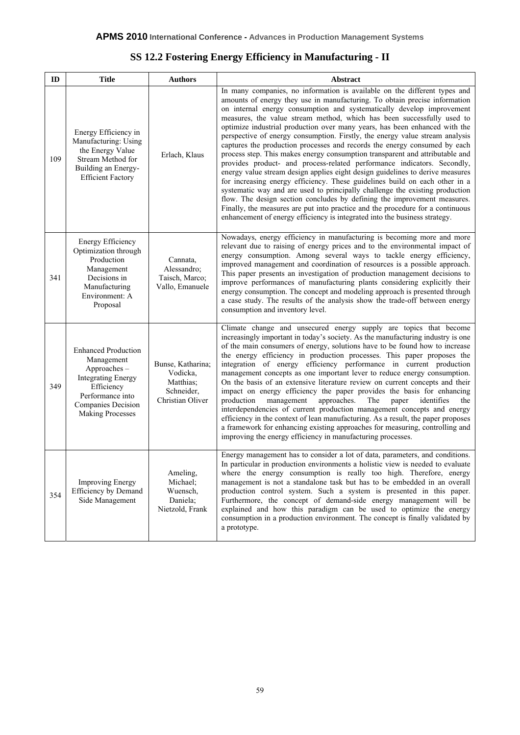## SS 12.2 Fostering Energy Efficiency in Manufacturing - II

| ID | Title | Authors | Abstract |
|---|---|---|---|
| 109 | Energy Efficiency in Manufacturing: Using the Energy Value Stream Method for Building an Energy-Efficient Factory | Erlach, Klaus | In many companies, no information is available on the different types and amounts of energy they use in manufacturing. To obtain precise information on internal energy consumption and systematically develop improvement measures, the value stream method, which has been successfully used to optimize industrial production over many years, has been enhanced with the perspective of energy consumption. Firstly, the energy value stream analysis captures the production processes and records the energy consumed by each process step. This makes energy consumption transparent and attributable and provides product- and process-related performance indicators. Secondly, energy value stream design applies eight design guidelines to derive measures for increasing energy efficiency. These guidelines build on each other in a systematic way and are used to principally challenge the existing production flow. The design section concludes by defining the improvement measures. Finally, the measures are put into practice and the procedure for a continuous enhancement of energy efficiency is integrated into the business strategy. |
| 341 | Energy Efficiency Optimization through Production Management Decisions in Manufacturing Environment: A Proposal | Cannata, Alessandro; Taisch, Marco; Vallo, Emanuele | Nowadays, energy efficiency in manufacturing is becoming more and more relevant due to raising of energy prices and to the environmental impact of energy consumption. Among several ways to tackle energy efficiency, improved management and coordination of resources is a possible approach. This paper presents an investigation of production management decisions to improve performances of manufacturing plants considering explicitly their energy consumption. The concept and modeling approach is presented through a case study. The results of the analysis show the trade-off between energy consumption and inventory level. |
| 349 | Enhanced Production Management Approaches – Integrating Energy Efficiency Performance into Companies Decision Making Processes | Bunse, Katharina; Vodicka, Matthias; Schneider, Christian Oliver | Climate change and unsecured energy supply are topics that become increasingly important in today's society. As the manufacturing industry is one of the main consumers of energy, solutions have to be found how to increase the energy efficiency in production processes. This paper proposes the integration of energy efficiency performance in current production management concepts as one important lever to reduce energy consumption. On the basis of an extensive literature review on current concepts and their impact on energy efficiency the paper provides the basis for enhancing production management approaches. The paper identifies the interdependencies of current production management concepts and energy efficiency in the context of lean manufacturing. As a result, the paper proposes a framework for enhancing existing approaches for measuring, controlling and improving the energy efficiency in manufacturing processes. |
| 354 | Improving Energy Efficiency by Demand Side Management | Ameling, Michael; Wuensch, Daniela; Nietzold, Frank | Energy management has to consider a lot of data, parameters, and conditions. In particular in production environments a holistic view is needed to evaluate where the energy consumption is really too high. Therefore, energy management is not a standalone task but has to be embedded in an overall production control system. Such a system is presented in this paper. Furthermore, the concept of demand-side energy management will be explained and how this paradigm can be used to optimize the energy consumption in a production environment. The concept is finally validated by a prototype. |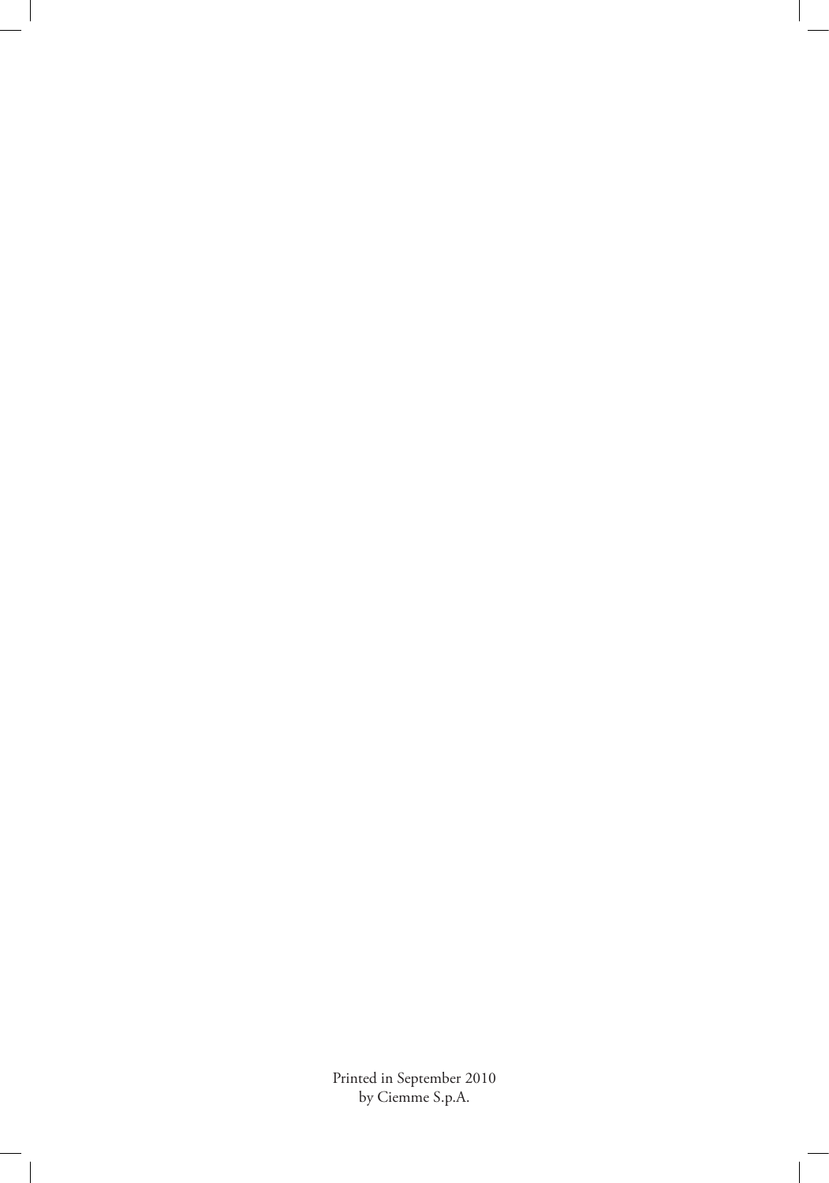Printed in September 2010
by Ciemme S.p.A.